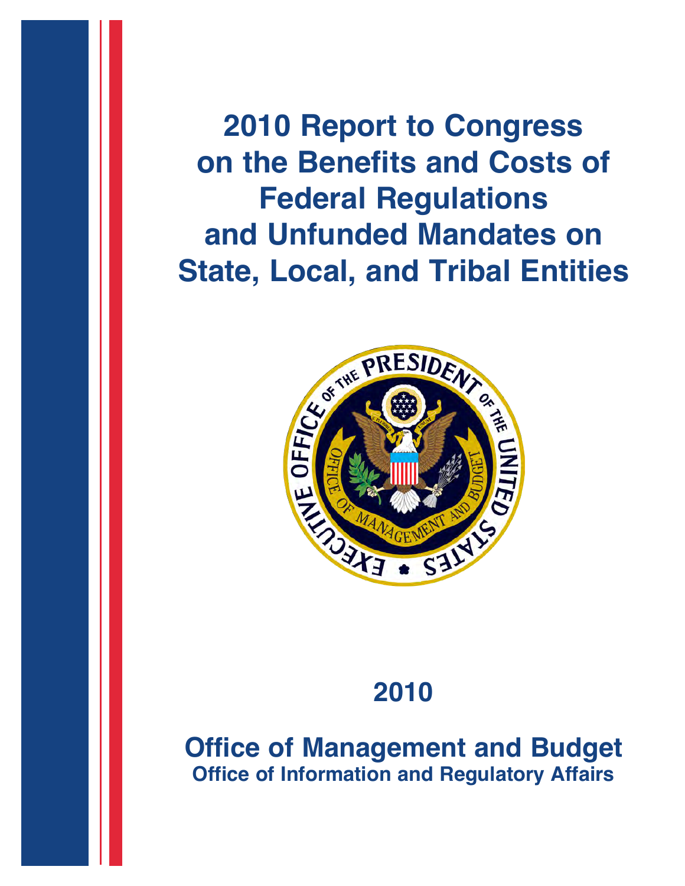# 2010 Report to Congress on the Benefits and Costs of Federal Regulations and Unfunded Mandates on State, Local, and Tribal Entities

2010

**Office of Management and Budget**
**Office of Information and Regulatory Affairs**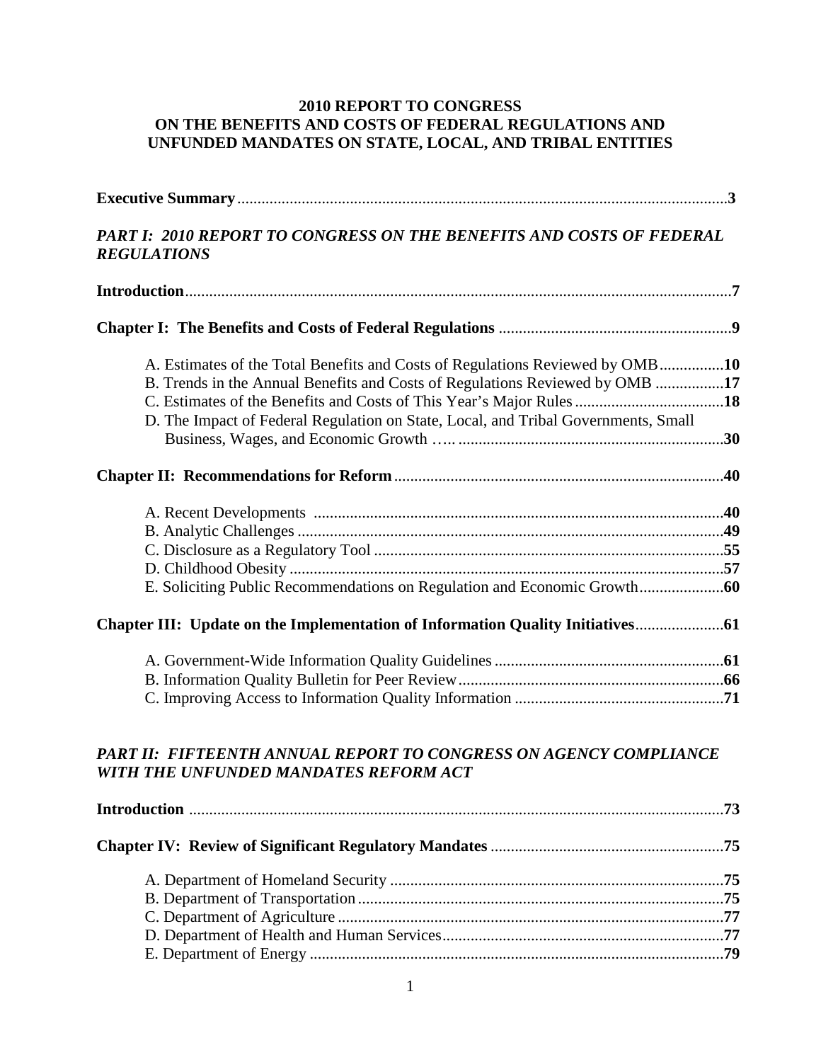# 2010 REPORT TO CONGRESS ON THE BENEFITS AND COSTS OF FEDERAL REGULATIONS AND UNFUNDED MANDATES ON STATE, LOCAL, AND TRIBAL ENTITIES

**Executive Summary**......................................................................................................**3**

***PART I: 2010 REPORT TO CONGRESS ON THE BENEFITS AND COSTS OF FEDERAL REGULATIONS***

**Introduction**......................................................................................................................**7**

**Chapter I: The Benefits and Costs of Federal Regulations** ........................................**9**

- A. Estimates of the Total Benefits and Costs of Regulations Reviewed by OMB...............**10**
- B. Trends in the Annual Benefits and Costs of Regulations Reviewed by OMB ................**17**
- C. Estimates of the Benefits and Costs of This Year's Major Rules....................................**18**
- D. The Impact of Federal Regulation on State, Local, and Tribal Governments, Small Business, Wages, and Economic Growth ….. ...............................................................**30**

**Chapter II: Recommendations for Reform**..................................................................**40**

- A. Recent Developments ....................................................................................................**40**
- B. Analytic Challenges .......................................................................................................**49**
- C. Disclosure as a Regulatory Tool ....................................................................................**55**
- D. Childhood Obesity .........................................................................................................**57**
- E. Soliciting Public Recommendations on Regulation and Economic Growth....................**60**

**Chapter III: Update on the Implementation of Information Quality Initiatives**.....................**61**

- A. Government-Wide Information Quality Guidelines .......................................................**61**
- B. Information Quality Bulletin for Peer Review.................................................................**66**
- C. Improving Access to Information Quality Information ...................................................**71**

***PART II: FIFTEENTH ANNUAL REPORT TO CONGRESS ON AGENCY COMPLIANCE WITH THE UNFUNDED MANDATES REFORM ACT***

**Introduction** ....................................................................................................................**73**

**Chapter IV: Review of Significant Regulatory Mandates** .........................................**75**

- A. Department of Homeland Security .................................................................................**75**
- B. Department of Transportation.........................................................................................**75**
- C. Department of Agriculture ..............................................................................................**77**
- D. Department of Health and Human Services....................................................................**77**
- E. Department of Energy .....................................................................................................**79**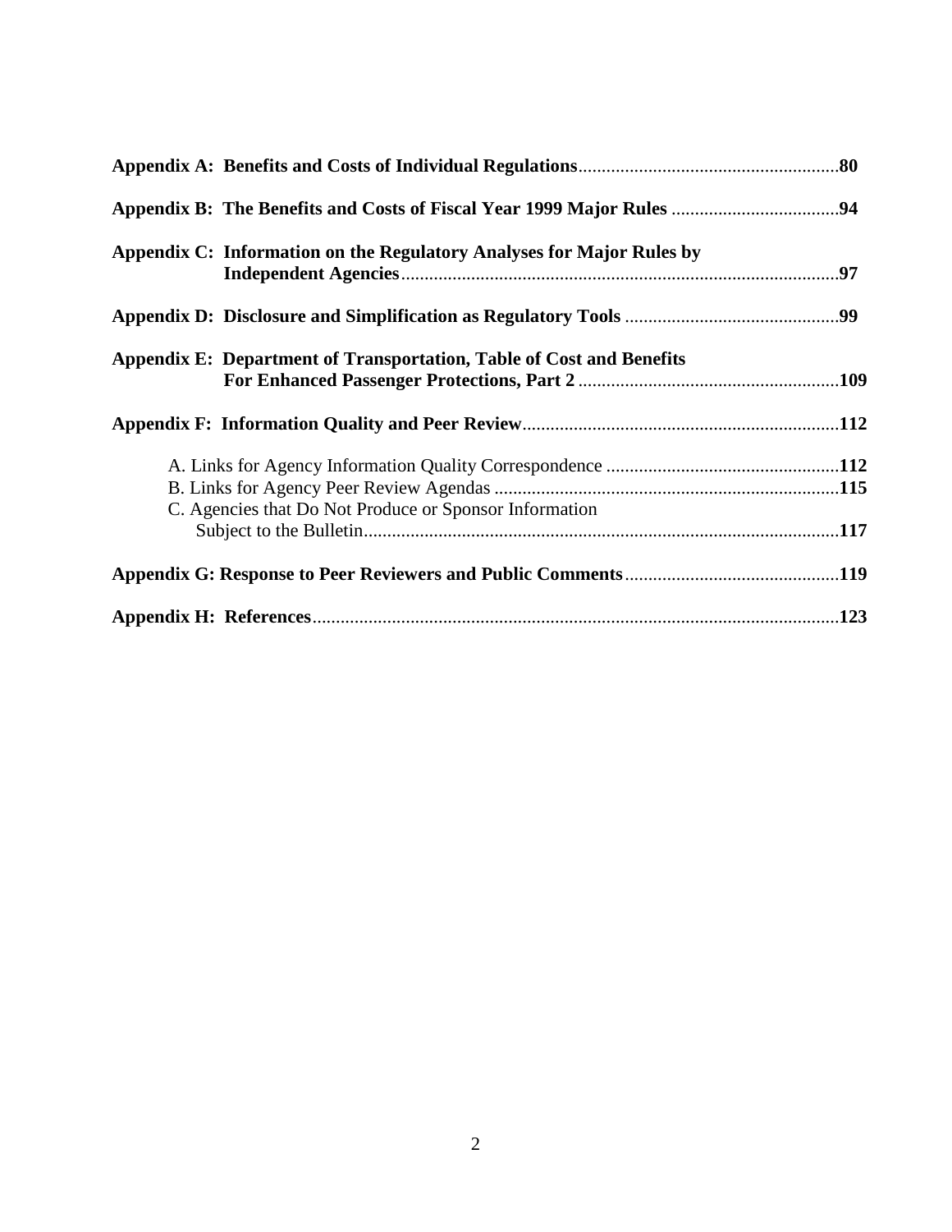**Appendix A: Benefits and Costs of Individual Regulations**......................................................**80**

**Appendix B: The Benefits and Costs of Fiscal Year 1999 Major Rules** ...................................**94**

**Appendix C: Information on the Regulatory Analyses for Major Rules by Independent Agencies**..............................................................................................**97**

**Appendix D: Disclosure and Simplification as Regulatory Tools** .............................................**99**

**Appendix E: Department of Transportation, Table of Cost and Benefits For Enhanced Passenger Protections, Part 2** .......................................................**109**

**Appendix F: Information Quality and Peer Review**...................................................................**112**

A. Links for Agency Information Quality Correspondence .................................................**112**
B. Links for Agency Peer Review Agendas .........................................................................**115**
C. Agencies that Do Not Produce or Sponsor Information Subject to the Bulletin.....................................................................................................**117**

**Appendix G: Response to Peer Reviewers and Public Comments**.............................................**119**

**Appendix H: References**................................................................................................................**123**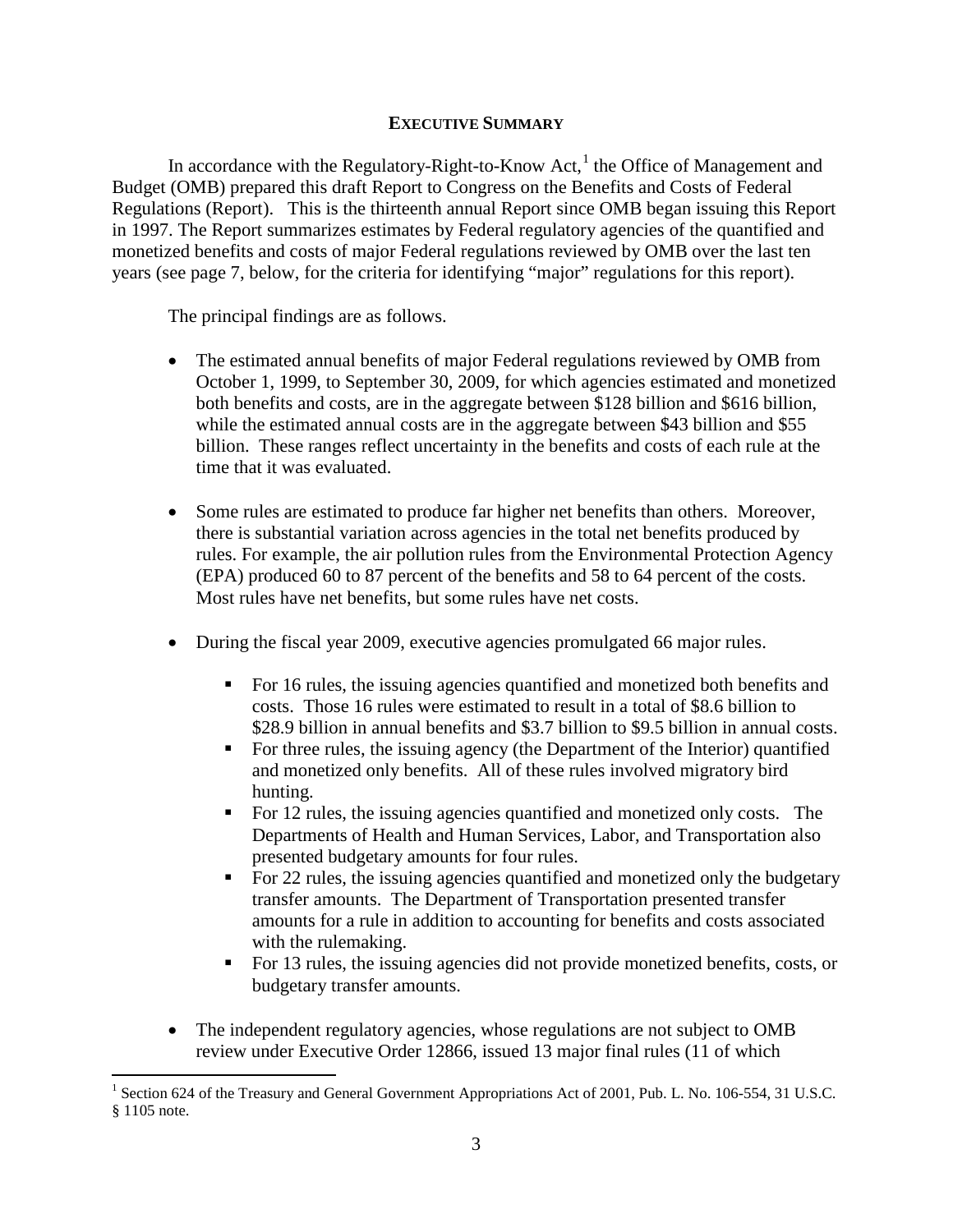## EXECUTIVE SUMMARY

In accordance with the Regulatory-Right-to-Know Act,[1] the Office of Management and Budget (OMB) prepared this draft Report to Congress on the Benefits and Costs of Federal Regulations (Report). This is the thirteenth annual Report since OMB began issuing this Report in 1997. The Report summarizes estimates by Federal regulatory agencies of the quantified and monetized benefits and costs of major Federal regulations reviewed by OMB over the last ten years (see page 7, below, for the criteria for identifying "major" regulations for this report).

The principal findings are as follows.

- The estimated annual benefits of major Federal regulations reviewed by OMB from October 1, 1999, to September 30, 2009, for which agencies estimated and monetized both benefits and costs, are in the aggregate between \$128 billion and \$616 billion, while the estimated annual costs are in the aggregate between \$43 billion and \$55 billion. These ranges reflect uncertainty in the benefits and costs of each rule at the time that it was evaluated.

- Some rules are estimated to produce far higher net benefits than others. Moreover, there is substantial variation across agencies in the total net benefits produced by rules. For example, the air pollution rules from the Environmental Protection Agency (EPA) produced 60 to 87 percent of the benefits and 58 to 64 percent of the costs. Most rules have net benefits, but some rules have net costs.

- During the fiscal year 2009, executive agencies promulgated 66 major rules.
  - For 16 rules, the issuing agencies quantified and monetized both benefits and costs. Those 16 rules were estimated to result in a total of \$8.6 billion to \$28.9 billion in annual benefits and \$3.7 billion to \$9.5 billion in annual costs.
  - For three rules, the issuing agency (the Department of the Interior) quantified and monetized only benefits. All of these rules involved migratory bird hunting.
  - For 12 rules, the issuing agencies quantified and monetized only costs. The Departments of Health and Human Services, Labor, and Transportation also presented budgetary amounts for four rules.
  - For 22 rules, the issuing agencies quantified and monetized only the budgetary transfer amounts. The Department of Transportation presented transfer amounts for a rule in addition to accounting for benefits and costs associated with the rulemaking.
  - For 13 rules, the issuing agencies did not provide monetized benefits, costs, or budgetary transfer amounts.

- The independent regulatory agencies, whose regulations are not subject to OMB review under Executive Order 12866, issued 13 major final rules (11 of which

---

[1] Section 624 of the Treasury and General Government Appropriations Act of 2001, Pub. L. No. 106-554, 31 U.S.C. § 1105 note.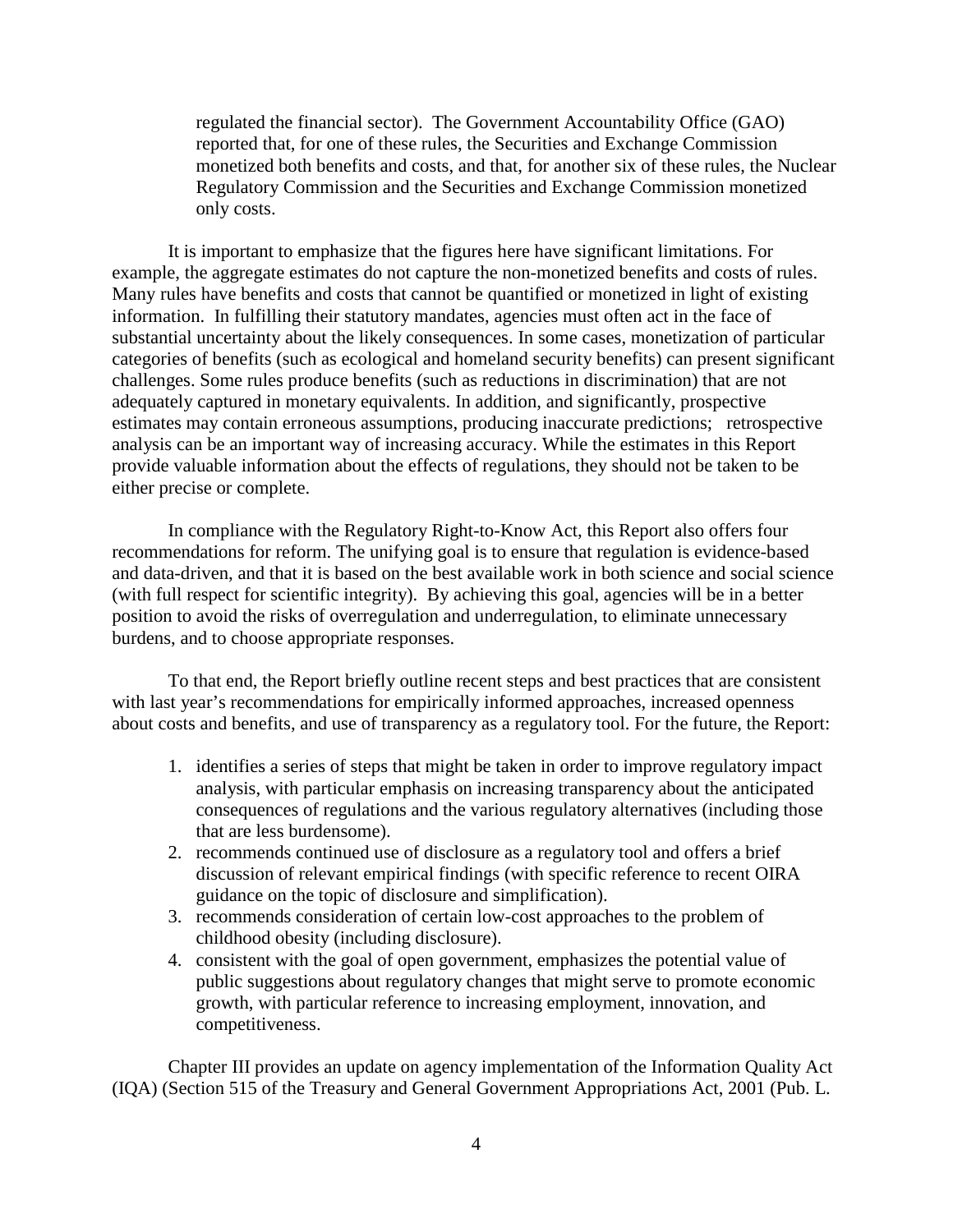regulated the financial sector). The Government Accountability Office (GAO) reported that, for one of these rules, the Securities and Exchange Commission monetized both benefits and costs, and that, for another six of these rules, the Nuclear Regulatory Commission and the Securities and Exchange Commission monetized only costs.

It is important to emphasize that the figures here have significant limitations. For example, the aggregate estimates do not capture the non-monetized benefits and costs of rules. Many rules have benefits and costs that cannot be quantified or monetized in light of existing information. In fulfilling their statutory mandates, agencies must often act in the face of substantial uncertainty about the likely consequences. In some cases, monetization of particular categories of benefits (such as ecological and homeland security benefits) can present significant challenges. Some rules produce benefits (such as reductions in discrimination) that are not adequately captured in monetary equivalents. In addition, and significantly, prospective estimates may contain erroneous assumptions, producing inaccurate predictions; retrospective analysis can be an important way of increasing accuracy. While the estimates in this Report provide valuable information about the effects of regulations, they should not be taken to be either precise or complete.

In compliance with the Regulatory Right-to-Know Act, this Report also offers four recommendations for reform. The unifying goal is to ensure that regulation is evidence-based and data-driven, and that it is based on the best available work in both science and social science (with full respect for scientific integrity). By achieving this goal, agencies will be in a better position to avoid the risks of overregulation and underregulation, to eliminate unnecessary burdens, and to choose appropriate responses.

To that end, the Report briefly outline recent steps and best practices that are consistent with last year's recommendations for empirically informed approaches, increased openness about costs and benefits, and use of transparency as a regulatory tool. For the future, the Report:

1. identifies a series of steps that might be taken in order to improve regulatory impact analysis, with particular emphasis on increasing transparency about the anticipated consequences of regulations and the various regulatory alternatives (including those that are less burdensome).
2. recommends continued use of disclosure as a regulatory tool and offers a brief discussion of relevant empirical findings (with specific reference to recent OIRA guidance on the topic of disclosure and simplification).
3. recommends consideration of certain low-cost approaches to the problem of childhood obesity (including disclosure).
4. consistent with the goal of open government, emphasizes the potential value of public suggestions about regulatory changes that might serve to promote economic growth, with particular reference to increasing employment, innovation, and competitiveness.

Chapter III provides an update on agency implementation of the Information Quality Act (IQA) (Section 515 of the Treasury and General Government Appropriations Act, 2001 (Pub. L.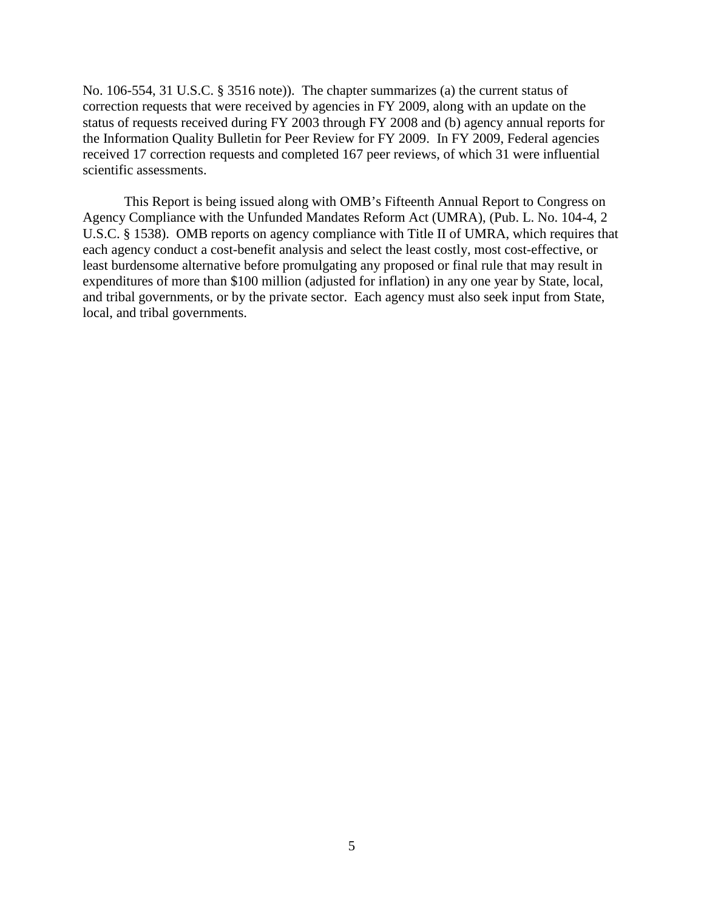No. 106-554, 31 U.S.C. § 3516 note)). The chapter summarizes (a) the current status of correction requests that were received by agencies in FY 2009, along with an update on the status of requests received during FY 2003 through FY 2008 and (b) agency annual reports for the Information Quality Bulletin for Peer Review for FY 2009. In FY 2009, Federal agencies received 17 correction requests and completed 167 peer reviews, of which 31 were influential scientific assessments.

This Report is being issued along with OMB's Fifteenth Annual Report to Congress on Agency Compliance with the Unfunded Mandates Reform Act (UMRA), (Pub. L. No. 104-4, 2 U.S.C. § 1538). OMB reports on agency compliance with Title II of UMRA, which requires that each agency conduct a cost-benefit analysis and select the least costly, most cost-effective, or least burdensome alternative before promulgating any proposed or final rule that may result in expenditures of more than $100 million (adjusted for inflation) in any one year by State, local, and tribal governments, or by the private sector. Each agency must also seek input from State, local, and tribal governments.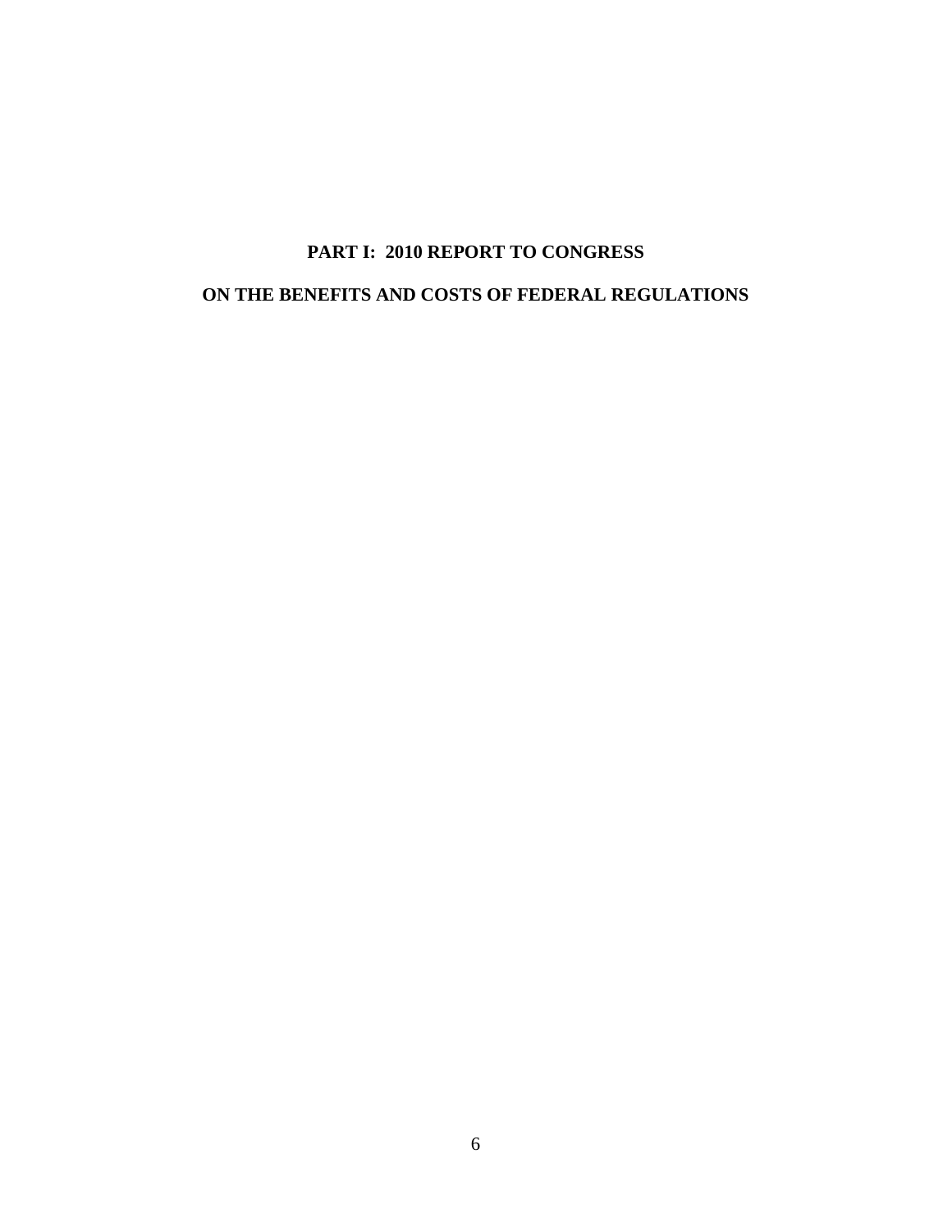# PART I: 2010 REPORT TO CONGRESS

# ON THE BENEFITS AND COSTS OF FEDERAL REGULATIONS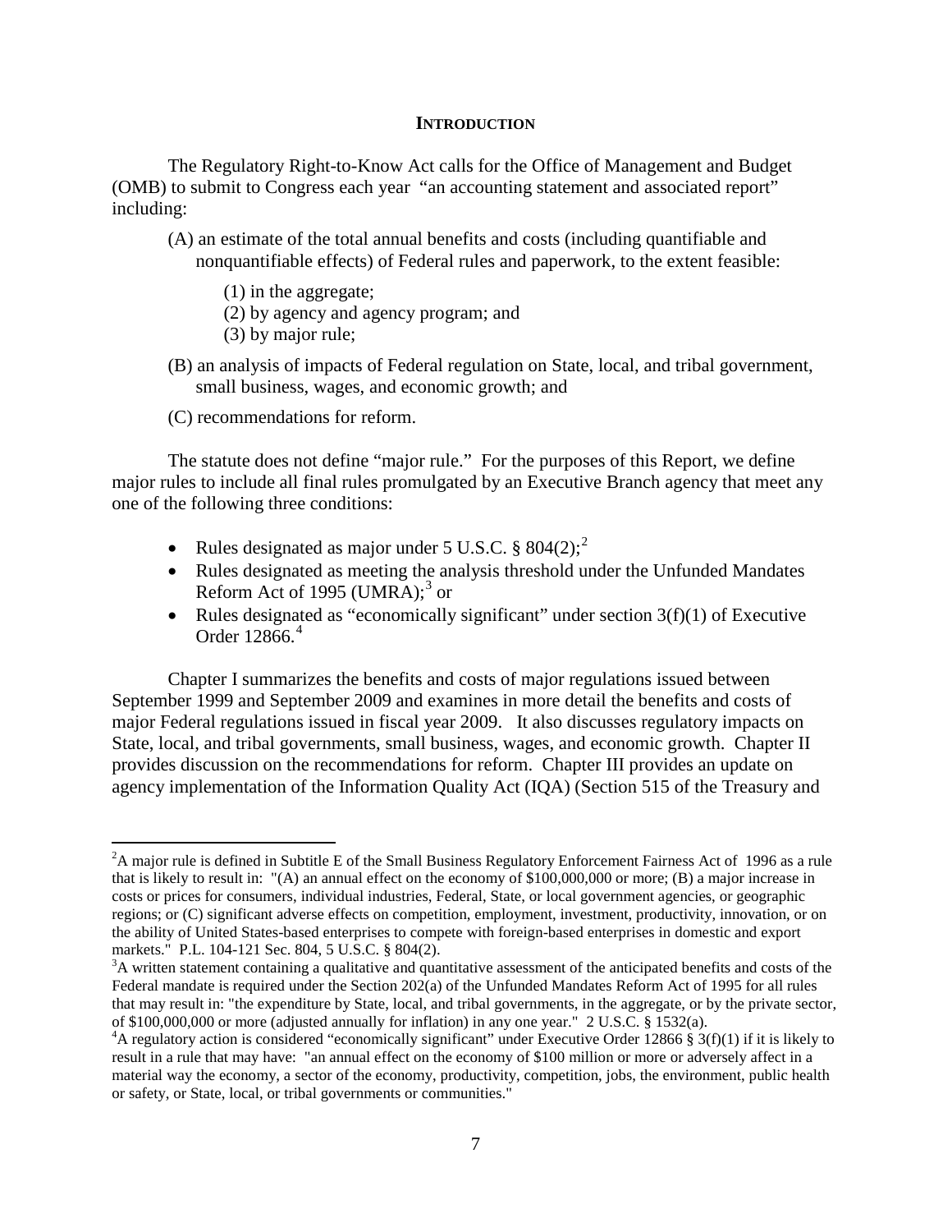## INTRODUCTION

The Regulatory Right-to-Know Act calls for the Office of Management and Budget (OMB) to submit to Congress each year "an accounting statement and associated report" including:

(A) an estimate of the total annual benefits and costs (including quantifiable and nonquantifiable effects) of Federal rules and paperwork, to the extent feasible:

(1) in the aggregate;
(2) by agency and agency program; and
(3) by major rule;

(B) an analysis of impacts of Federal regulation on State, local, and tribal government, small business, wages, and economic growth; and

(C) recommendations for reform.

The statute does not define "major rule." For the purposes of this Report, we define major rules to include all final rules promulgated by an Executive Branch agency that meet any one of the following three conditions:

- Rules designated as major under 5 U.S.C. § 804(2);[2]
- Rules designated as meeting the analysis threshold under the Unfunded Mandates Reform Act of 1995 (UMRA);[3] or
- Rules designated as "economically significant" under section 3(f)(1) of Executive Order 12866.[4]

Chapter I summarizes the benefits and costs of major regulations issued between September 1999 and September 2009 and examines in more detail the benefits and costs of major Federal regulations issued in fiscal year 2009. It also discusses regulatory impacts on State, local, and tribal governments, small business, wages, and economic growth. Chapter II provides discussion on the recommendations for reform. Chapter III provides an update on agency implementation of the Information Quality Act (IQA) (Section 515 of the Treasury and

---

[2] A major rule is defined in Subtitle E of the Small Business Regulatory Enforcement Fairness Act of 1996 as a rule that is likely to result in: "(A) an annual effect on the economy of $100,000,000 or more; (B) a major increase in costs or prices for consumers, individual industries, Federal, State, or local government agencies, or geographic regions; or (C) significant adverse effects on competition, employment, investment, productivity, innovation, or on the ability of United States-based enterprises to compete with foreign-based enterprises in domestic and export markets." P.L. 104-121 Sec. 804, 5 U.S.C. § 804(2).

[3] A written statement containing a qualitative and quantitative assessment of the anticipated benefits and costs of the Federal mandate is required under the Section 202(a) of the Unfunded Mandates Reform Act of 1995 for all rules that may result in: "the expenditure by State, local, and tribal governments, in the aggregate, or by the private sector, of $100,000,000 or more (adjusted annually for inflation) in any one year." 2 U.S.C. § 1532(a).

[4] A regulatory action is considered "economically significant" under Executive Order 12866 § 3(f)(1) if it is likely to result in a rule that may have: "an annual effect on the economy of $100 million or more or adversely affect in a material way the economy, a sector of the economy, productivity, competition, jobs, the environment, public health or safety, or State, local, or tribal governments or communities."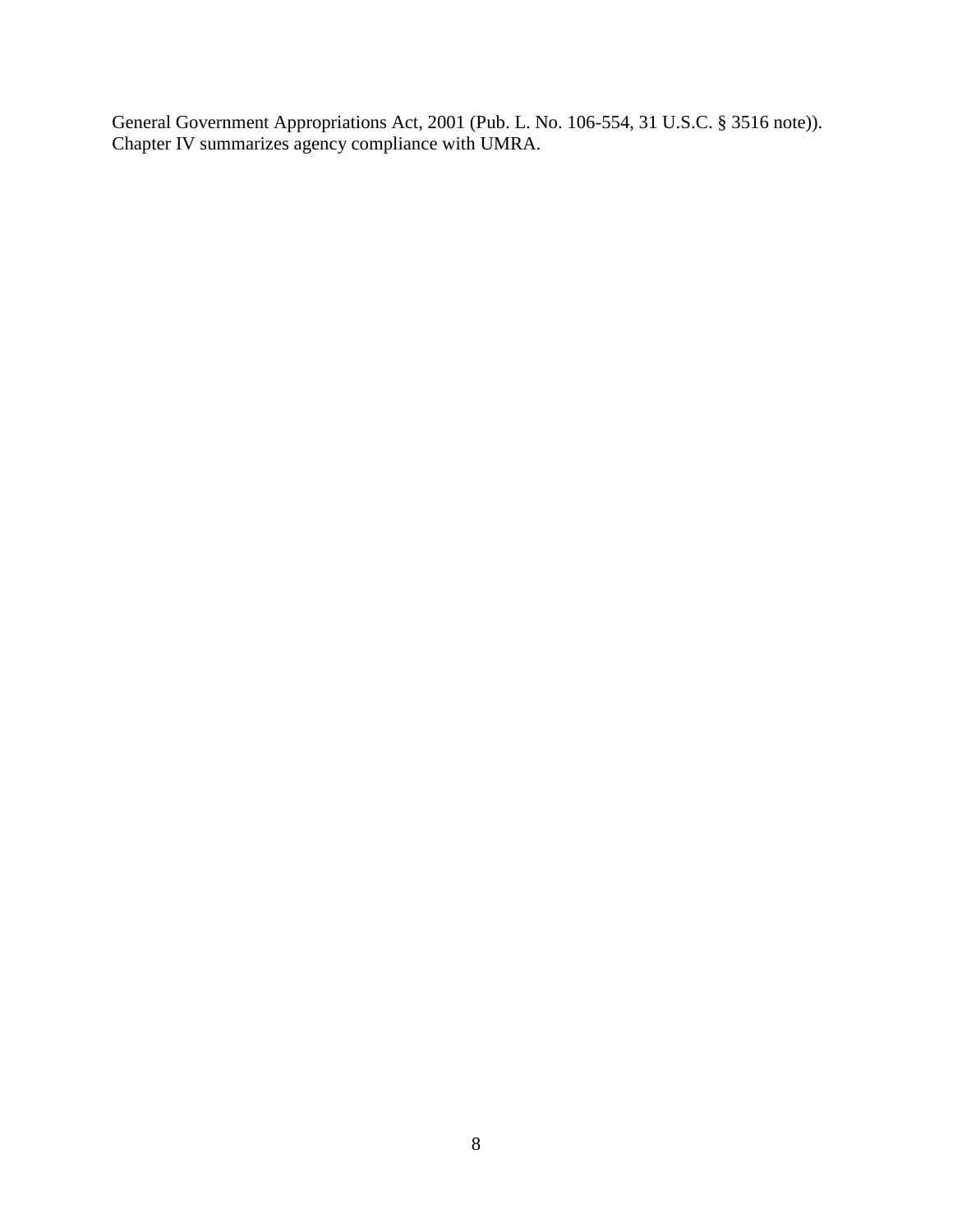General Government Appropriations Act, 2001 (Pub. L. No. 106-554, 31 U.S.C. § 3516 note)). Chapter IV summarizes agency compliance with UMRA.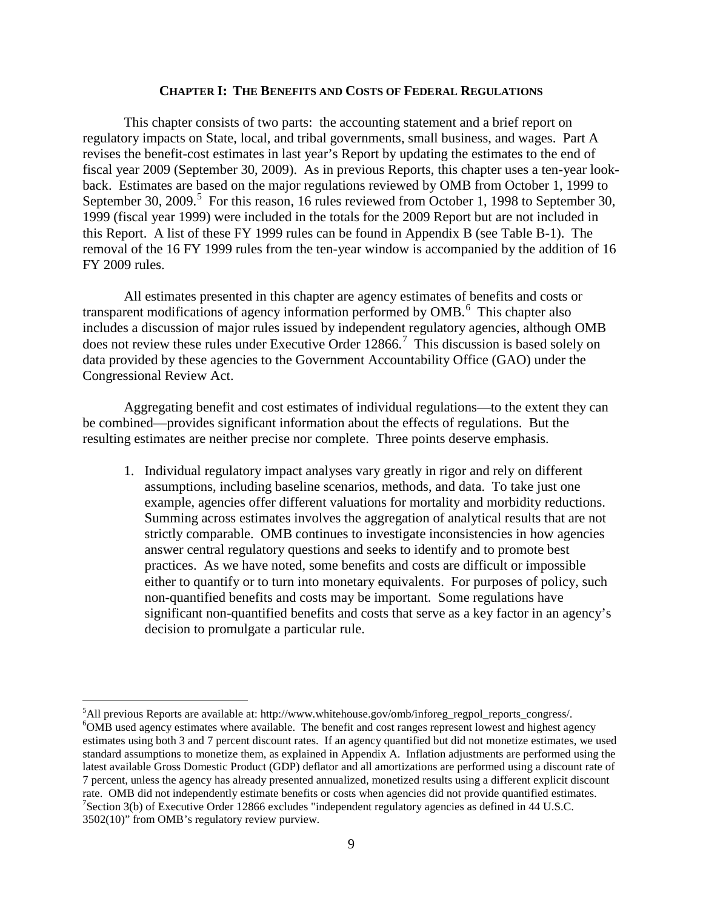# CHAPTER I: THE BENEFITS AND COSTS OF FEDERAL REGULATIONS

This chapter consists of two parts: the accounting statement and a brief report on regulatory impacts on State, local, and tribal governments, small business, and wages. Part A revises the benefit-cost estimates in last year's Report by updating the estimates to the end of fiscal year 2009 (September 30, 2009). As in previous Reports, this chapter uses a ten-year look-back. Estimates are based on the major regulations reviewed by OMB from October 1, 1999 to September 30, 2009.[5] For this reason, 16 rules reviewed from October 1, 1998 to September 30, 1999 (fiscal year 1999) were included in the totals for the 2009 Report but are not included in this Report. A list of these FY 1999 rules can be found in Appendix B (see Table B-1). The removal of the 16 FY 1999 rules from the ten-year window is accompanied by the addition of 16 FY 2009 rules.

All estimates presented in this chapter are agency estimates of benefits and costs or transparent modifications of agency information performed by OMB.[6] This chapter also includes a discussion of major rules issued by independent regulatory agencies, although OMB does not review these rules under Executive Order 12866.[7] This discussion is based solely on data provided by these agencies to the Government Accountability Office (GAO) under the Congressional Review Act.

Aggregating benefit and cost estimates of individual regulations—to the extent they can be combined—provides significant information about the effects of regulations. But the resulting estimates are neither precise nor complete. Three points deserve emphasis.

1. Individual regulatory impact analyses vary greatly in rigor and rely on different assumptions, including baseline scenarios, methods, and data. To take just one example, agencies offer different valuations for mortality and morbidity reductions. Summing across estimates involves the aggregation of analytical results that are not strictly comparable. OMB continues to investigate inconsistencies in how agencies answer central regulatory questions and seeks to identify and to promote best practices. As we have noted, some benefits and costs are difficult or impossible either to quantify or to turn into monetary equivalents. For purposes of policy, such non-quantified benefits and costs may be important. Some regulations have significant non-quantified benefits and costs that serve as a key factor in an agency's decision to promulgate a particular rule.

---

[5] All previous Reports are available at: http://www.whitehouse.gov/omb/inforeg_regpol_reports_congress/.

[6] OMB used agency estimates where available. The benefit and cost ranges represent lowest and highest agency estimates using both 3 and 7 percent discount rates. If an agency quantified but did not monetize estimates, we used standard assumptions to monetize them, as explained in Appendix A. Inflation adjustments are performed using the latest available Gross Domestic Product (GDP) deflator and all amortizations are performed using a discount rate of 7 percent, unless the agency has already presented annualized, monetized results using a different explicit discount rate. OMB did not independently estimate benefits or costs when agencies did not provide quantified estimates.

[7] Section 3(b) of Executive Order 12866 excludes "independent regulatory agencies as defined in 44 U.S.C. 3502(10)" from OMB's regulatory review purview.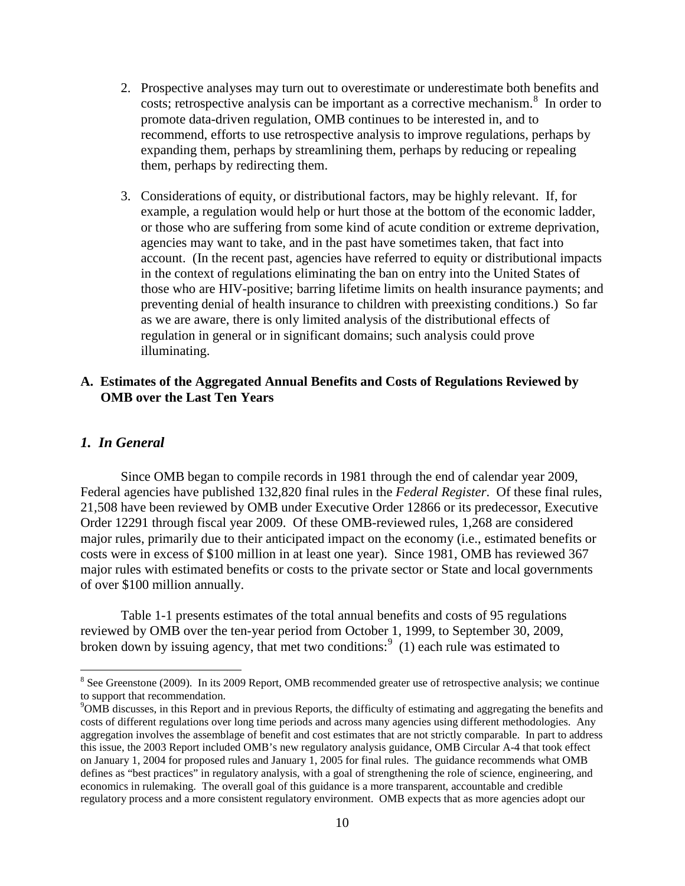2. Prospective analyses may turn out to overestimate or underestimate both benefits and costs; retrospective analysis can be important as a corrective mechanism.[8] In order to promote data-driven regulation, OMB continues to be interested in, and to recommend, efforts to use retrospective analysis to improve regulations, perhaps by expanding them, perhaps by streamlining them, perhaps by reducing or repealing them, perhaps by redirecting them.

3. Considerations of equity, or distributional factors, may be highly relevant. If, for example, a regulation would help or hurt those at the bottom of the economic ladder, or those who are suffering from some kind of acute condition or extreme deprivation, agencies may want to take, and in the past have sometimes taken, that fact into account. (In the recent past, agencies have referred to equity or distributional impacts in the context of regulations eliminating the ban on entry into the United States of those who are HIV-positive; barring lifetime limits on health insurance payments; and preventing denial of health insurance to children with preexisting conditions.) So far as we are aware, there is only limited analysis of the distributional effects of regulation in general or in significant domains; such analysis could prove illuminating.

## A. Estimates of the Aggregated Annual Benefits and Costs of Regulations Reviewed by OMB over the Last Ten Years

### *1. In General*

Since OMB began to compile records in 1981 through the end of calendar year 2009, Federal agencies have published 132,820 final rules in the *Federal Register*. Of these final rules, 21,508 have been reviewed by OMB under Executive Order 12866 or its predecessor, Executive Order 12291 through fiscal year 2009. Of these OMB-reviewed rules, 1,268 are considered major rules, primarily due to their anticipated impact on the economy (i.e., estimated benefits or costs were in excess of $100 million in at least one year). Since 1981, OMB has reviewed 367 major rules with estimated benefits or costs to the private sector or State and local governments of over $100 million annually.

Table 1-1 presents estimates of the total annual benefits and costs of 95 regulations reviewed by OMB over the ten-year period from October 1, 1999, to September 30, 2009, broken down by issuing agency, that met two conditions:[9] (1) each rule was estimated to

---

[8] See Greenstone (2009). In its 2009 Report, OMB recommended greater use of retrospective analysis; we continue to support that recommendation.

[9] OMB discusses, in this Report and in previous Reports, the difficulty of estimating and aggregating the benefits and costs of different regulations over long time periods and across many agencies using different methodologies. Any aggregation involves the assemblage of benefit and cost estimates that are not strictly comparable. In part to address this issue, the 2003 Report included OMB's new regulatory analysis guidance, OMB Circular A-4 that took effect on January 1, 2004 for proposed rules and January 1, 2005 for final rules. The guidance recommends what OMB defines as "best practices" in regulatory analysis, with a goal of strengthening the role of science, engineering, and economics in rulemaking. The overall goal of this guidance is a more transparent, accountable and credible regulatory process and a more consistent regulatory environment. OMB expects that as more agencies adopt our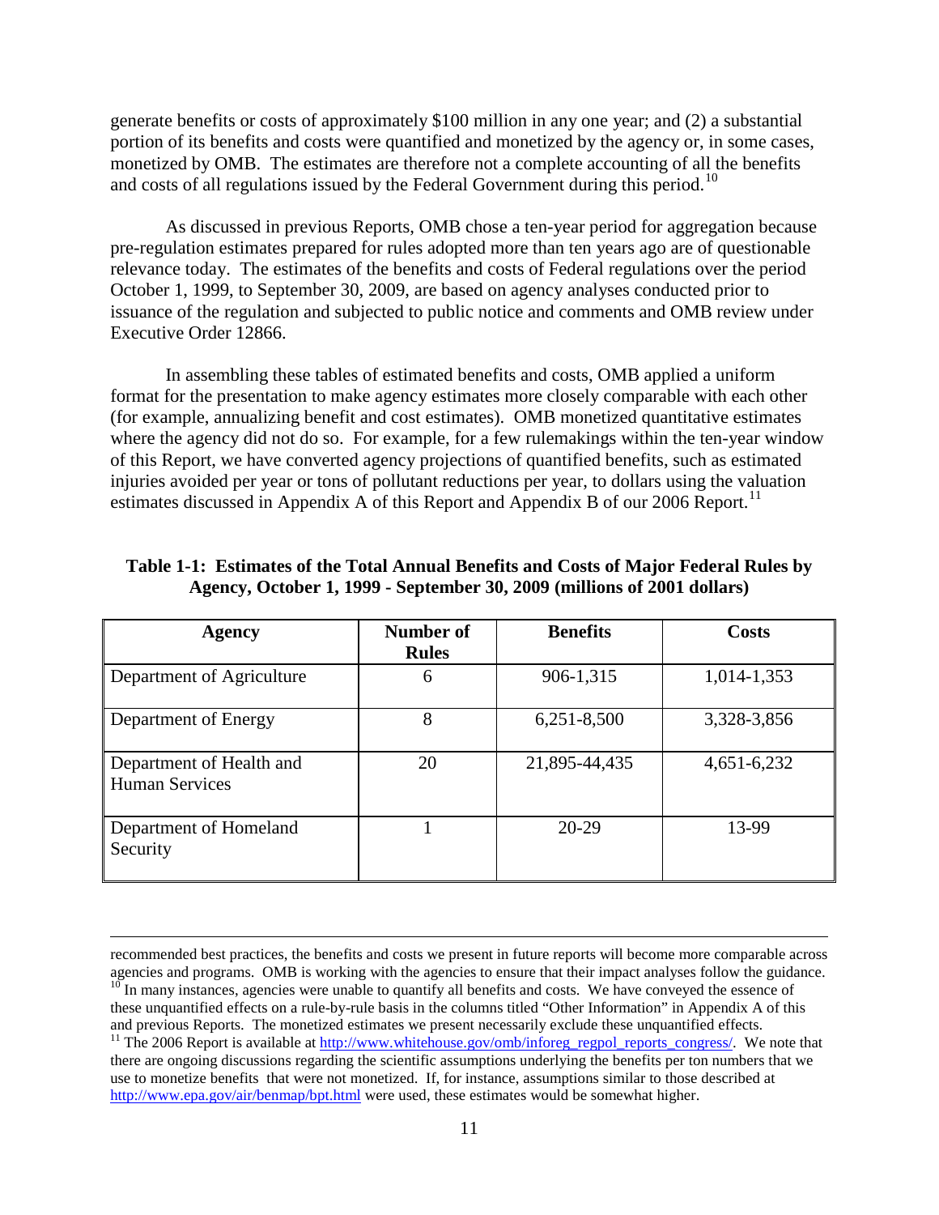generate benefits or costs of approximately $100 million in any one year; and (2) a substantial portion of its benefits and costs were quantified and monetized by the agency or, in some cases, monetized by OMB. The estimates are therefore not a complete accounting of all the benefits and costs of all regulations issued by the Federal Government during this period.[10]

As discussed in previous Reports, OMB chose a ten-year period for aggregation because pre-regulation estimates prepared for rules adopted more than ten years ago are of questionable relevance today. The estimates of the benefits and costs of Federal regulations over the period October 1, 1999, to September 30, 2009, are based on agency analyses conducted prior to issuance of the regulation and subjected to public notice and comments and OMB review under Executive Order 12866.

In assembling these tables of estimated benefits and costs, OMB applied a uniform format for the presentation to make agency estimates more closely comparable with each other (for example, annualizing benefit and cost estimates). OMB monetized quantitative estimates where the agency did not do so. For example, for a few rulemakings within the ten-year window of this Report, we have converted agency projections of quantified benefits, such as estimated injuries avoided per year or tons of pollutant reductions per year, to dollars using the valuation estimates discussed in Appendix A of this Report and Appendix B of our 2006 Report.[11]

**Table 1-1: Estimates of the Total Annual Benefits and Costs of Major Federal Rules by Agency, October 1, 1999 - September 30, 2009 (millions of 2001 dollars)**

| Agency | Number of Rules | Benefits | Costs |
|---|---|---|---|
| Department of Agriculture | 6 | 906-1,315 | 1,014-1,353 |
| Department of Energy | 8 | 6,251-8,500 | 3,328-3,856 |
| Department of Health and Human Services | 20 | 21,895-44,435 | 4,651-6,232 |
| Department of Homeland Security | 1 | 20-29 | 13-99 |

---

recommended best practices, the benefits and costs we present in future reports will become more comparable across agencies and programs. OMB is working with the agencies to ensure that their impact analyses follow the guidance.

[10] In many instances, agencies were unable to quantify all benefits and costs. We have conveyed the essence of these unquantified effects on a rule-by-rule basis in the columns titled "Other Information" in Appendix A of this and previous Reports. The monetized estimates we present necessarily exclude these unquantified effects.

[11] The 2006 Report is available at http://www.whitehouse.gov/omb/inforeg_regpol_reports_congress/. We note that there are ongoing discussions regarding the scientific assumptions underlying the benefits per ton numbers that we use to monetize benefits that were not monetized. If, for instance, assumptions similar to those described at http://www.epa.gov/air/benmap/bpt.html were used, these estimates would be somewhat higher.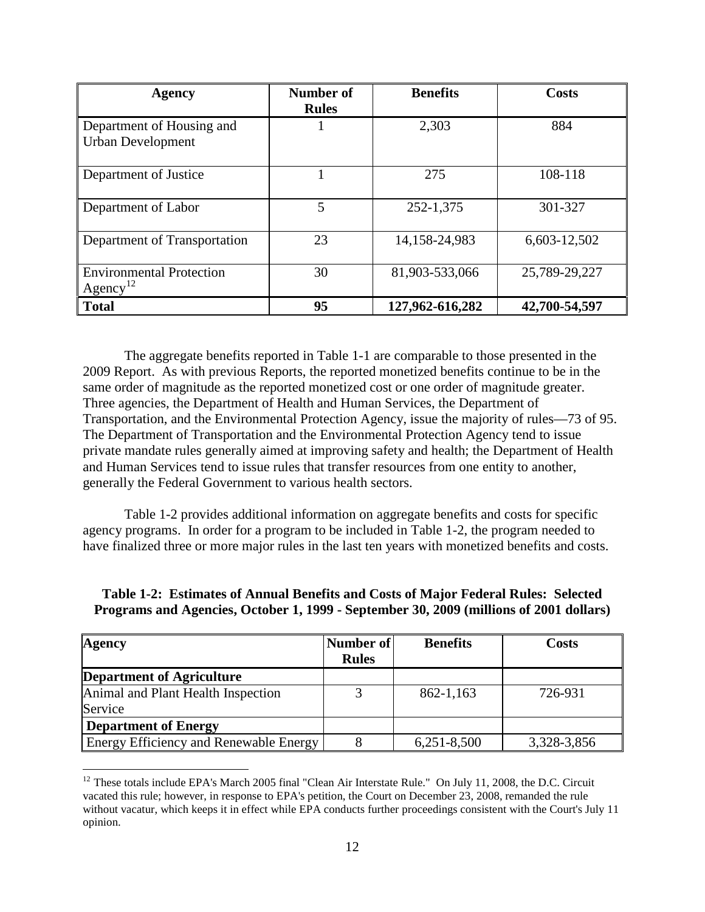| Agency | Number of Rules | Benefits | Costs |
| --- | --- | --- | --- |
| Department of Housing and Urban Development | 1 | 2,303 | 884 |
| Department of Justice | 1 | 275 | 108-118 |
| Department of Labor | 5 | 252-1,375 | 301-327 |
| Department of Transportation | 23 | 14,158-24,983 | 6,603-12,502 |
| Environmental Protection Agency[12] | 30 | 81,903-533,066 | 25,789-29,227 |
| **Total** | **95** | **127,962-616,282** | **42,700-54,597** |

The aggregate benefits reported in Table 1-1 are comparable to those presented in the 2009 Report. As with previous Reports, the reported monetized benefits continue to be in the same order of magnitude as the reported monetized cost or one order of magnitude greater. Three agencies, the Department of Health and Human Services, the Department of Transportation, and the Environmental Protection Agency, issue the majority of rules—73 of 95. The Department of Transportation and the Environmental Protection Agency tend to issue private mandate rules generally aimed at improving safety and health; the Department of Health and Human Services tend to issue rules that transfer resources from one entity to another, generally the Federal Government to various health sectors.

Table 1-2 provides additional information on aggregate benefits and costs for specific agency programs. In order for a program to be included in Table 1-2, the program needed to have finalized three or more major rules in the last ten years with monetized benefits and costs.

**Table 1-2: Estimates of Annual Benefits and Costs of Major Federal Rules: Selected Programs and Agencies, October 1, 1999 - September 30, 2009 (millions of 2001 dollars)**

| Agency | Number of Rules | Benefits | Costs |
| --- | --- | --- | --- |
| **Department of Agriculture** | | | |
| Animal and Plant Health Inspection Service | 3 | 862-1,163 | 726-931 |
| **Department of Energy** | | | |
| Energy Efficiency and Renewable Energy | 8 | 6,251-8,500 | 3,328-3,856 |

[12] These totals include EPA's March 2005 final "Clean Air Interstate Rule." On July 11, 2008, the D.C. Circuit vacated this rule; however, in response to EPA's petition, the Court on December 23, 2008, remanded the rule without vacatur, which keeps it in effect while EPA conducts further proceedings consistent with the Court's July 11 opinion.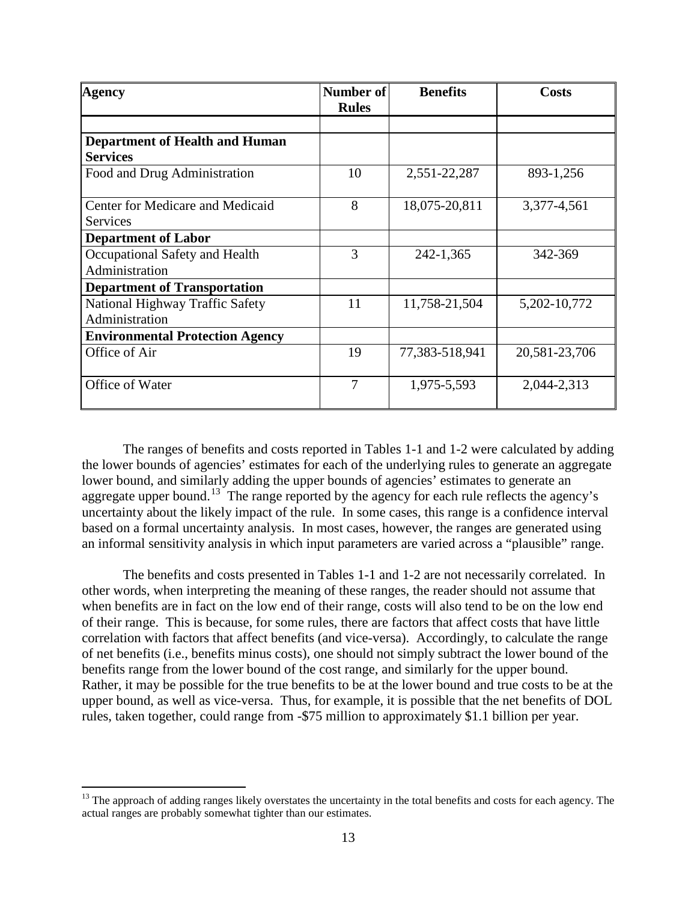| Agency | Number of Rules | Benefits | Costs |
|---|---|---|---|
| | | | |
| **Department of Health and Human Services** | | | |
| Food and Drug Administration | 10 | 2,551-22,287 | 893-1,256 |
| Center for Medicare and Medicaid Services | 8 | 18,075-20,811 | 3,377-4,561 |
| **Department of Labor** | | | |
| Occupational Safety and Health Administration | 3 | 242-1,365 | 342-369 |
| **Department of Transportation** | | | |
| National Highway Traffic Safety Administration | 11 | 11,758-21,504 | 5,202-10,772 |
| **Environmental Protection Agency** | | | |
| Office of Air | 19 | 77,383-518,941 | 20,581-23,706 |
| Office of Water | 7 | 1,975-5,593 | 2,044-2,313 |

The ranges of benefits and costs reported in Tables 1-1 and 1-2 were calculated by adding the lower bounds of agencies' estimates for each of the underlying rules to generate an aggregate lower bound, and similarly adding the upper bounds of agencies' estimates to generate an aggregate upper bound.[13] The range reported by the agency for each rule reflects the agency's uncertainty about the likely impact of the rule. In some cases, this range is a confidence interval based on a formal uncertainty analysis. In most cases, however, the ranges are generated using an informal sensitivity analysis in which input parameters are varied across a "plausible" range.

The benefits and costs presented in Tables 1-1 and 1-2 are not necessarily correlated. In other words, when interpreting the meaning of these ranges, the reader should not assume that when benefits are in fact on the low end of their range, costs will also tend to be on the low end of their range. This is because, for some rules, there are factors that affect costs that have little correlation with factors that affect benefits (and vice-versa). Accordingly, to calculate the range of net benefits (i.e., benefits minus costs), one should not simply subtract the lower bound of the benefits range from the lower bound of the cost range, and similarly for the upper bound. Rather, it may be possible for the true benefits to be at the lower bound and true costs to be at the upper bound, as well as vice-versa. Thus, for example, it is possible that the net benefits of DOL rules, taken together, could range from -$75 million to approximately $1.1 billion per year.

[13] The approach of adding ranges likely overstates the uncertainty in the total benefits and costs for each agency. The actual ranges are probably somewhat tighter than our estimates.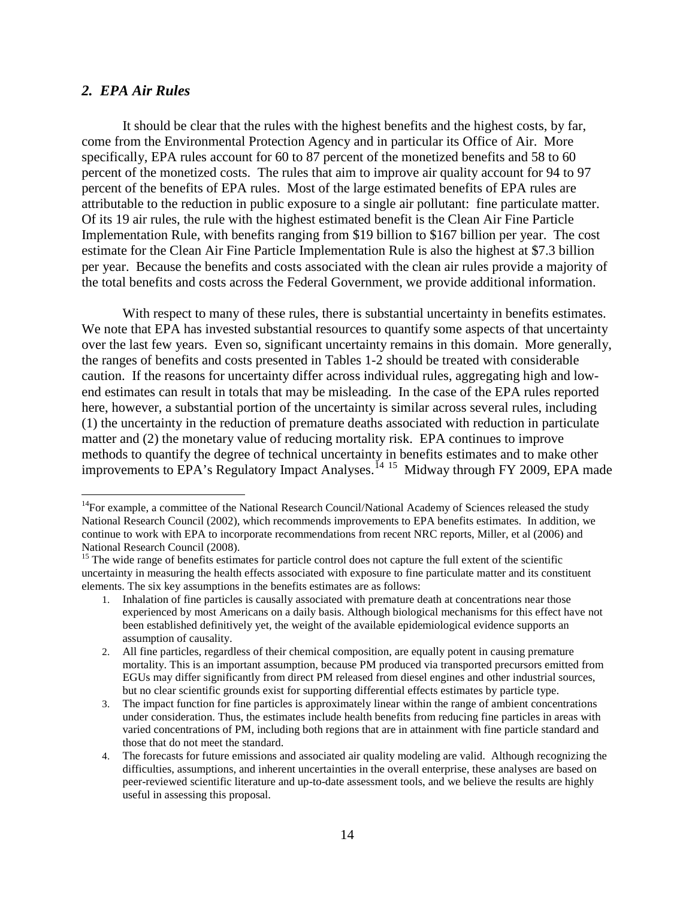## *2. EPA Air Rules*

It should be clear that the rules with the highest benefits and the highest costs, by far, come from the Environmental Protection Agency and in particular its Office of Air. More specifically, EPA rules account for 60 to 87 percent of the monetized benefits and 58 to 60 percent of the monetized costs. The rules that aim to improve air quality account for 94 to 97 percent of the benefits of EPA rules. Most of the large estimated benefits of EPA rules are attributable to the reduction in public exposure to a single air pollutant: fine particulate matter. Of its 19 air rules, the rule with the highest estimated benefit is the Clean Air Fine Particle Implementation Rule, with benefits ranging from \$19 billion to \$167 billion per year. The cost estimate for the Clean Air Fine Particle Implementation Rule is also the highest at \$7.3 billion per year. Because the benefits and costs associated with the clean air rules provide a majority of the total benefits and costs across the Federal Government, we provide additional information.

With respect to many of these rules, there is substantial uncertainty in benefits estimates. We note that EPA has invested substantial resources to quantify some aspects of that uncertainty over the last few years. Even so, significant uncertainty remains in this domain. More generally, the ranges of benefits and costs presented in Tables 1-2 should be treated with considerable caution. If the reasons for uncertainty differ across individual rules, aggregating high and low-end estimates can result in totals that may be misleading. In the case of the EPA rules reported here, however, a substantial portion of the uncertainty is similar across several rules, including (1) the uncertainty in the reduction of premature deaths associated with reduction in particulate matter and (2) the monetary value of reducing mortality risk. EPA continues to improve methods to quantify the degree of technical uncertainty in benefits estimates and to make other improvements to EPA's Regulatory Impact Analyses.[14] [15] Midway through FY 2009, EPA made

---

[14] For example, a committee of the National Research Council/National Academy of Sciences released the study National Research Council (2002), which recommends improvements to EPA benefits estimates. In addition, we continue to work with EPA to incorporate recommendations from recent NRC reports, Miller, et al (2006) and National Research Council (2008).

[15] The wide range of benefits estimates for particle control does not capture the full extent of the scientific uncertainty in measuring the health effects associated with exposure to fine particulate matter and its constituent elements. The six key assumptions in the benefits estimates are as follows:

1. Inhalation of fine particles is causally associated with premature death at concentrations near those experienced by most Americans on a daily basis. Although biological mechanisms for this effect have not been established definitively yet, the weight of the available epidemiological evidence supports an assumption of causality.
2. All fine particles, regardless of their chemical composition, are equally potent in causing premature mortality. This is an important assumption, because PM produced via transported precursors emitted from EGUs may differ significantly from direct PM released from diesel engines and other industrial sources, but no clear scientific grounds exist for supporting differential effects estimates by particle type.
3. The impact function for fine particles is approximately linear within the range of ambient concentrations under consideration. Thus, the estimates include health benefits from reducing fine particles in areas with varied concentrations of PM, including both regions that are in attainment with fine particle standard and those that do not meet the standard.
4. The forecasts for future emissions and associated air quality modeling are valid. Although recognizing the difficulties, assumptions, and inherent uncertainties in the overall enterprise, these analyses are based on peer-reviewed scientific literature and up-to-date assessment tools, and we believe the results are highly useful in assessing this proposal.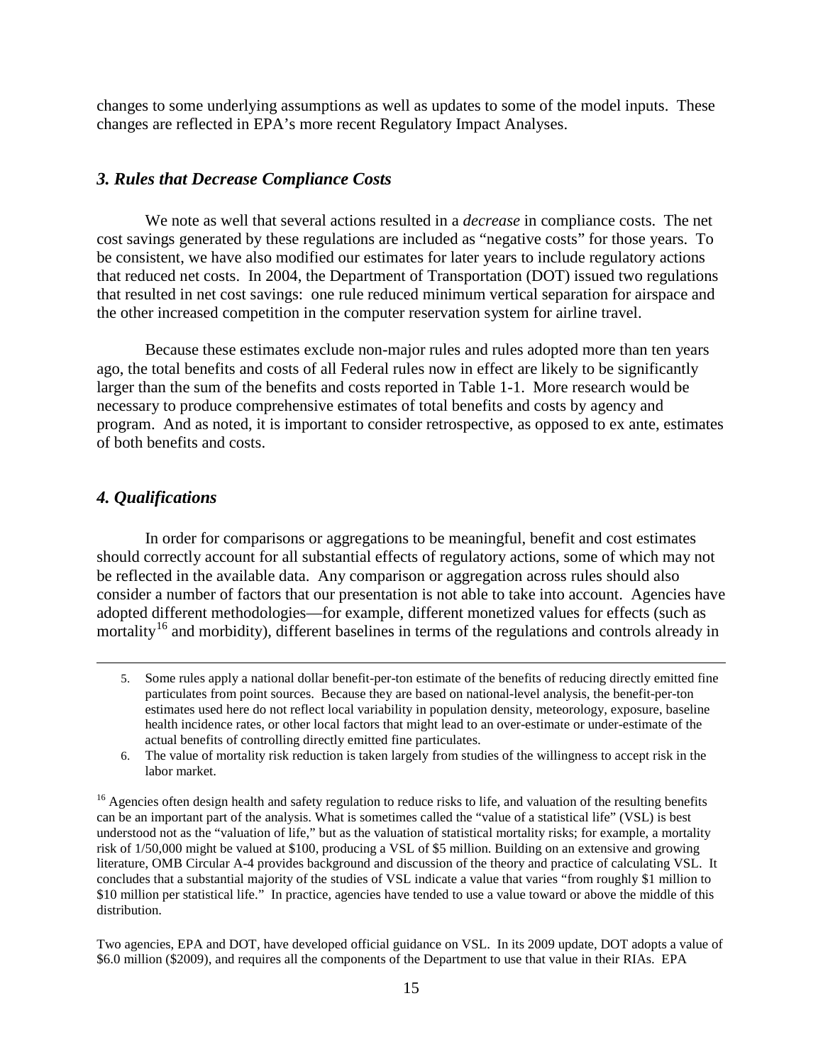changes to some underlying assumptions as well as updates to some of the model inputs. These changes are reflected in EPA's more recent Regulatory Impact Analyses.

### *3. Rules that Decrease Compliance Costs*

We note as well that several actions resulted in a *decrease* in compliance costs. The net cost savings generated by these regulations are included as "negative costs" for those years. To be consistent, we have also modified our estimates for later years to include regulatory actions that reduced net costs. In 2004, the Department of Transportation (DOT) issued two regulations that resulted in net cost savings: one rule reduced minimum vertical separation for airspace and the other increased competition in the computer reservation system for airline travel.

Because these estimates exclude non-major rules and rules adopted more than ten years ago, the total benefits and costs of all Federal rules now in effect are likely to be significantly larger than the sum of the benefits and costs reported in Table 1-1. More research would be necessary to produce comprehensive estimates of total benefits and costs by agency and program. And as noted, it is important to consider retrospective, as opposed to ex ante, estimates of both benefits and costs.

### *4. Qualifications*

In order for comparisons or aggregations to be meaningful, benefit and cost estimates should correctly account for all substantial effects of regulatory actions, some of which may not be reflected in the available data. Any comparison or aggregation across rules should also consider a number of factors that our presentation is not able to take into account. Agencies have adopted different methodologies—for example, different monetized values for effects (such as mortality[16] and morbidity), different baselines in terms of the regulations and controls already in

---

5. Some rules apply a national dollar benefit-per-ton estimate of the benefits of reducing directly emitted fine particulates from point sources. Because they are based on national-level analysis, the benefit-per-ton estimates used here do not reflect local variability in population density, meteorology, exposure, baseline health incidence rates, or other local factors that might lead to an over-estimate or under-estimate of the actual benefits of controlling directly emitted fine particulates.
6. The value of mortality risk reduction is taken largely from studies of the willingness to accept risk in the labor market.

[16] Agencies often design health and safety regulation to reduce risks to life, and valuation of the resulting benefits can be an important part of the analysis. What is sometimes called the "value of a statistical life" (VSL) is best understood not as the "valuation of life," but as the valuation of statistical mortality risks; for example, a mortality risk of 1/50,000 might be valued at $100, producing a VSL of $5 million. Building on an extensive and growing literature, OMB Circular A-4 provides background and discussion of the theory and practice of calculating VSL. It concludes that a substantial majority of the studies of VSL indicate a value that varies "from roughly $1 million to $10 million per statistical life." In practice, agencies have tended to use a value toward or above the middle of this distribution.

Two agencies, EPA and DOT, have developed official guidance on VSL. In its 2009 update, DOT adopts a value of $6.0 million ($2009), and requires all the components of the Department to use that value in their RIAs. EPA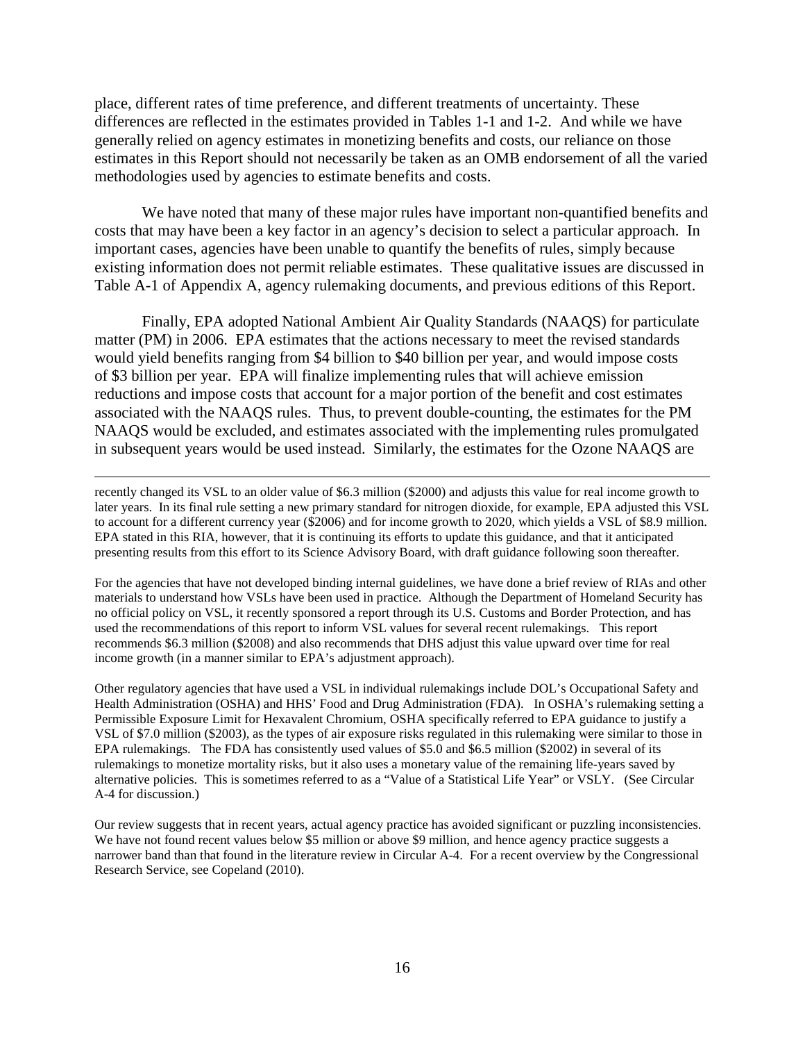place, different rates of time preference, and different treatments of uncertainty. These differences are reflected in the estimates provided in Tables 1-1 and 1-2. And while we have generally relied on agency estimates in monetizing benefits and costs, our reliance on those estimates in this Report should not necessarily be taken as an OMB endorsement of all the varied methodologies used by agencies to estimate benefits and costs.

We have noted that many of these major rules have important non-quantified benefits and costs that may have been a key factor in an agency's decision to select a particular approach. In important cases, agencies have been unable to quantify the benefits of rules, simply because existing information does not permit reliable estimates. These qualitative issues are discussed in Table A-1 of Appendix A, agency rulemaking documents, and previous editions of this Report.

Finally, EPA adopted National Ambient Air Quality Standards (NAAQS) for particulate matter (PM) in 2006. EPA estimates that the actions necessary to meet the revised standards would yield benefits ranging from $4 billion to $40 billion per year, and would impose costs of $3 billion per year. EPA will finalize implementing rules that will achieve emission reductions and impose costs that account for a major portion of the benefit and cost estimates associated with the NAAQS rules. Thus, to prevent double-counting, the estimates for the PM NAAQS would be excluded, and estimates associated with the implementing rules promulgated in subsequent years would be used instead. Similarly, the estimates for the Ozone NAAQS are

---

recently changed its VSL to an older value of $6.3 million ($2000) and adjusts this value for real income growth to later years. In its final rule setting a new primary standard for nitrogen dioxide, for example, EPA adjusted this VSL to account for a different currency year ($2006) and for income growth to 2020, which yields a VSL of $8.9 million. EPA stated in this RIA, however, that it is continuing its efforts to update this guidance, and that it anticipated presenting results from this effort to its Science Advisory Board, with draft guidance following soon thereafter.

For the agencies that have not developed binding internal guidelines, we have done a brief review of RIAs and other materials to understand how VSLs have been used in practice. Although the Department of Homeland Security has no official policy on VSL, it recently sponsored a report through its U.S. Customs and Border Protection, and has used the recommendations of this report to inform VSL values for several recent rulemakings. This report recommends $6.3 million ($2008) and also recommends that DHS adjust this value upward over time for real income growth (in a manner similar to EPA's adjustment approach).

Other regulatory agencies that have used a VSL in individual rulemakings include DOL's Occupational Safety and Health Administration (OSHA) and HHS' Food and Drug Administration (FDA). In OSHA's rulemaking setting a Permissible Exposure Limit for Hexavalent Chromium, OSHA specifically referred to EPA guidance to justify a VSL of $7.0 million ($2003), as the types of air exposure risks regulated in this rulemaking were similar to those in EPA rulemakings. The FDA has consistently used values of $5.0 and $6.5 million ($2002) in several of its rulemakings to monetize mortality risks, but it also uses a monetary value of the remaining life-years saved by alternative policies. This is sometimes referred to as a "Value of a Statistical Life Year" or VSLY. (See Circular A-4 for discussion.)

Our review suggests that in recent years, actual agency practice has avoided significant or puzzling inconsistencies. We have not found recent values below $5 million or above $9 million, and hence agency practice suggests a narrower band than that found in the literature review in Circular A-4. For a recent overview by the Congressional Research Service, see Copeland (2010).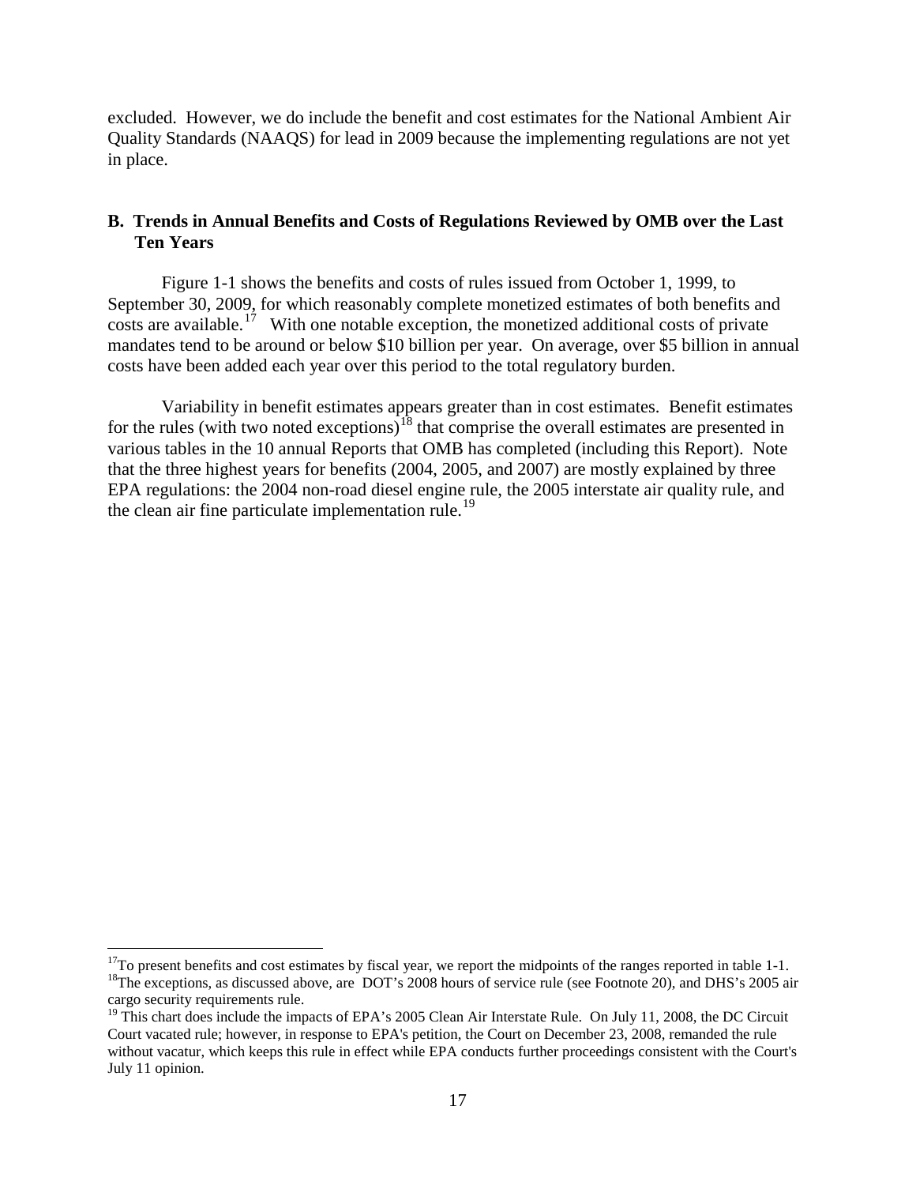excluded. However, we do include the benefit and cost estimates for the National Ambient Air Quality Standards (NAAQS) for lead in 2009 because the implementing regulations are not yet in place.

### B. Trends in Annual Benefits and Costs of Regulations Reviewed by OMB over the Last Ten Years

Figure 1-1 shows the benefits and costs of rules issued from October 1, 1999, to September 30, 2009, for which reasonably complete monetized estimates of both benefits and costs are available.[17] With one notable exception, the monetized additional costs of private mandates tend to be around or below \$10 billion per year. On average, over \$5 billion in annual costs have been added each year over this period to the total regulatory burden.

Variability in benefit estimates appears greater than in cost estimates. Benefit estimates for the rules (with two noted exceptions)[18] that comprise the overall estimates are presented in various tables in the 10 annual Reports that OMB has completed (including this Report). Note that the three highest years for benefits (2004, 2005, and 2007) are mostly explained by three EPA regulations: the 2004 non-road diesel engine rule, the 2005 interstate air quality rule, and the clean air fine particulate implementation rule.[19]

---

[17]To present benefits and cost estimates by fiscal year, we report the midpoints of the ranges reported in table 1-1.

[18]The exceptions, as discussed above, are DOT's 2008 hours of service rule (see Footnote 20), and DHS's 2005 air cargo security requirements rule.

[19] This chart does include the impacts of EPA's 2005 Clean Air Interstate Rule. On July 11, 2008, the DC Circuit Court vacated rule; however, in response to EPA's petition, the Court on December 23, 2008, remanded the rule without vacatur, which keeps this rule in effect while EPA conducts further proceedings consistent with the Court's July 11 opinion.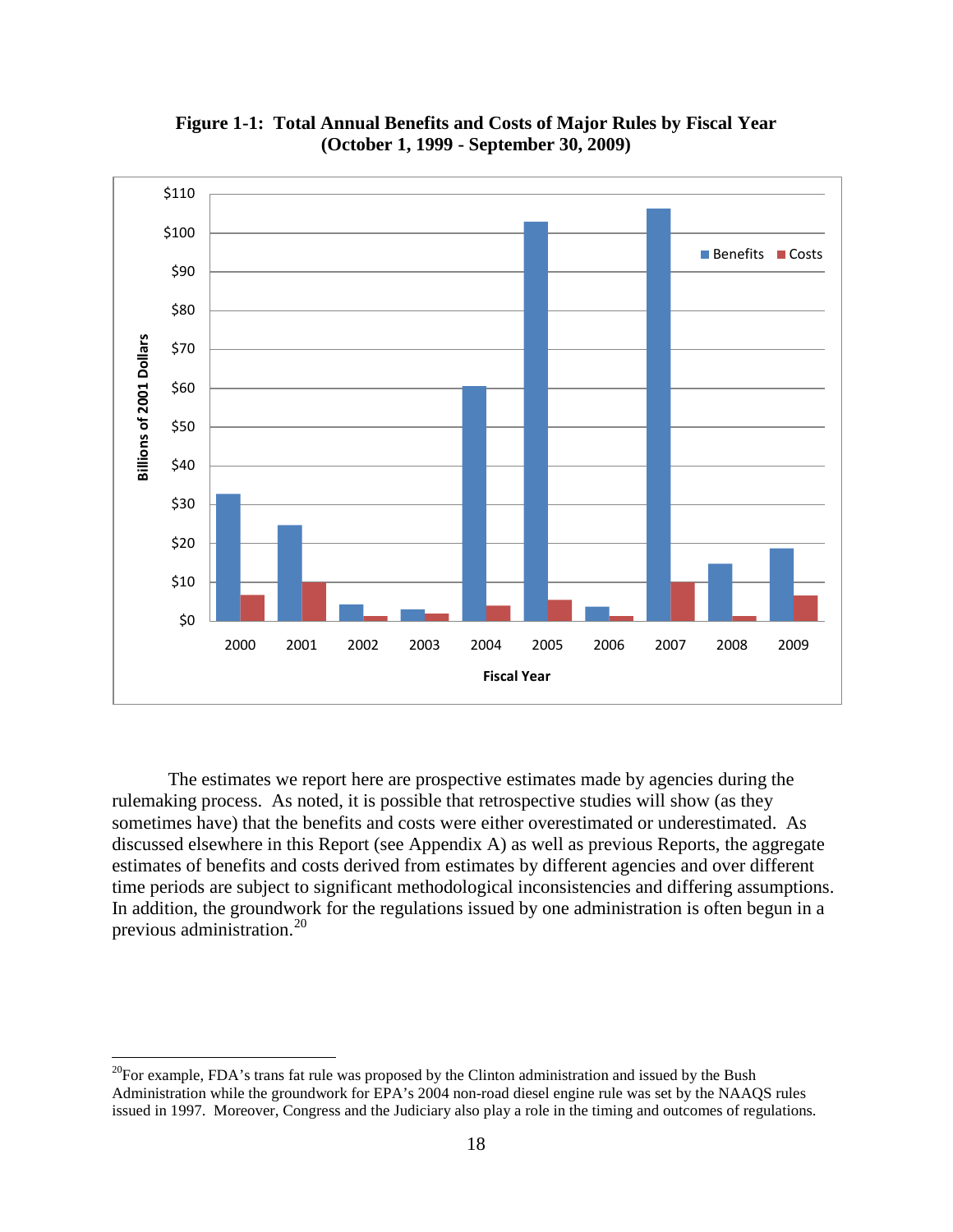**Figure 1-1: Total Annual Benefits and Costs of Major Rules by Fiscal Year (October 1, 1999 - September 30, 2009)**

The estimates we report here are prospective estimates made by agencies during the rulemaking process. As noted, it is possible that retrospective studies will show (as they sometimes have) that the benefits and costs were either overestimated or underestimated. As discussed elsewhere in this Report (see Appendix A) as well as previous Reports, the aggregate estimates of benefits and costs derived from estimates by different agencies and over different time periods are subject to significant methodological inconsistencies and differing assumptions. In addition, the groundwork for the regulations issued by one administration is often begun in a previous administration.[20]

---

[20] For example, FDA's trans fat rule was proposed by the Clinton administration and issued by the Bush Administration while the groundwork for EPA's 2004 non-road diesel engine rule was set by the NAAQS rules issued in 1997. Moreover, Congress and the Judiciary also play a role in the timing and outcomes of regulations.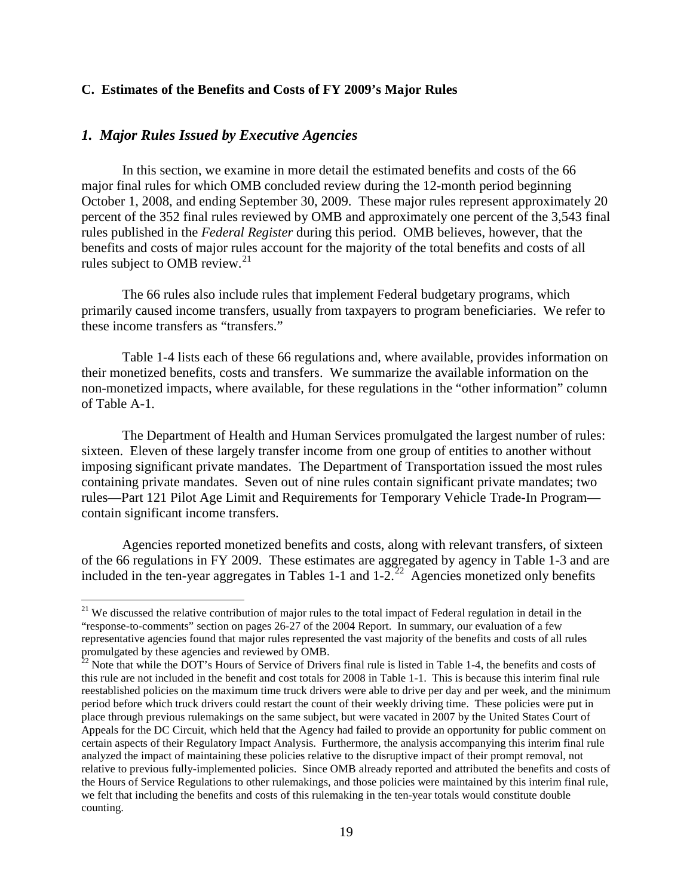### C. Estimates of the Benefits and Costs of FY 2009's Major Rules

#### *1. Major Rules Issued by Executive Agencies*

In this section, we examine in more detail the estimated benefits and costs of the 66 major final rules for which OMB concluded review during the 12-month period beginning October 1, 2008, and ending September 30, 2009. These major rules represent approximately 20 percent of the 352 final rules reviewed by OMB and approximately one percent of the 3,543 final rules published in the *Federal Register* during this period. OMB believes, however, that the benefits and costs of major rules account for the majority of the total benefits and costs of all rules subject to OMB review.[21]

The 66 rules also include rules that implement Federal budgetary programs, which primarily caused income transfers, usually from taxpayers to program beneficiaries. We refer to these income transfers as "transfers."

Table 1-4 lists each of these 66 regulations and, where available, provides information on their monetized benefits, costs and transfers. We summarize the available information on the non-monetized impacts, where available, for these regulations in the "other information" column of Table A-1.

The Department of Health and Human Services promulgated the largest number of rules: sixteen. Eleven of these largely transfer income from one group of entities to another without imposing significant private mandates. The Department of Transportation issued the most rules containing private mandates. Seven out of nine rules contain significant private mandates; two rules—Part 121 Pilot Age Limit and Requirements for Temporary Vehicle Trade-In Program—contain significant income transfers.

Agencies reported monetized benefits and costs, along with relevant transfers, of sixteen of the 66 regulations in FY 2009. These estimates are aggregated by agency in Table 1-3 and are included in the ten-year aggregates in Tables 1-1 and 1-2.[22] Agencies monetized only benefits

---

[21] We discussed the relative contribution of major rules to the total impact of Federal regulation in detail in the "response-to-comments" section on pages 26-27 of the 2004 Report. In summary, our evaluation of a few representative agencies found that major rules represented the vast majority of the benefits and costs of all rules promulgated by these agencies and reviewed by OMB.

[22] Note that while the DOT's Hours of Service of Drivers final rule is listed in Table 1-4, the benefits and costs of this rule are not included in the benefit and cost totals for 2008 in Table 1-1. This is because this interim final rule reestablished policies on the maximum time truck drivers were able to drive per day and per week, and the minimum period before which truck drivers could restart the count of their weekly driving time. These policies were put in place through previous rulemakings on the same subject, but were vacated in 2007 by the United States Court of Appeals for the DC Circuit, which held that the Agency had failed to provide an opportunity for public comment on certain aspects of their Regulatory Impact Analysis. Furthermore, the analysis accompanying this interim final rule analyzed the impact of maintaining these policies relative to the disruptive impact of their prompt removal, not relative to previous fully-implemented policies. Since OMB already reported and attributed the benefits and costs of the Hours of Service Regulations to other rulemakings, and those policies were maintained by this interim final rule, we felt that including the benefits and costs of this rulemaking in the ten-year totals would constitute double counting.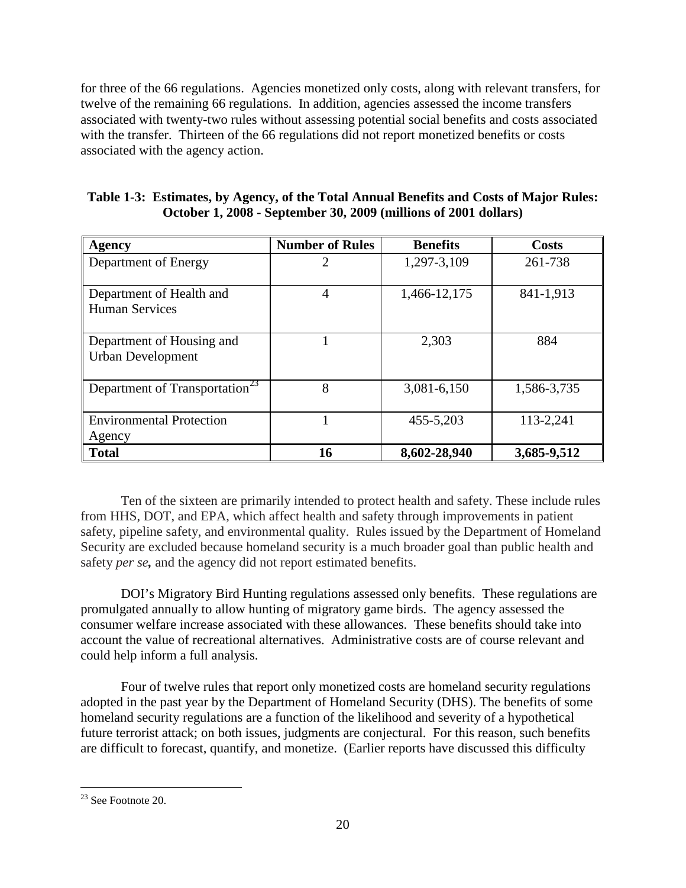for three of the 66 regulations. Agencies monetized only costs, along with relevant transfers, for twelve of the remaining 66 regulations. In addition, agencies assessed the income transfers associated with twenty-two rules without assessing potential social benefits and costs associated with the transfer. Thirteen of the 66 regulations did not report monetized benefits or costs associated with the agency action.

**Table 1-3: Estimates, by Agency, of the Total Annual Benefits and Costs of Major Rules: October 1, 2008 - September 30, 2009 (millions of 2001 dollars)**

| Agency | Number of Rules | Benefits | Costs |
|---|---|---|---|
| Department of Energy | 2 | 1,297-3,109 | 261-738 |
| Department of Health and Human Services | 4 | 1,466-12,175 | 841-1,913 |
| Department of Housing and Urban Development | 1 | 2,303 | 884 |
| Department of Transportation[23] | 8 | 3,081-6,150 | 1,586-3,735 |
| Environmental Protection Agency | 1 | 455-5,203 | 113-2,241 |
| **Total** | **16** | **8,602-28,940** | **3,685-9,512** |

Ten of the sixteen are primarily intended to protect health and safety. These include rules from HHS, DOT, and EPA, which affect health and safety through improvements in patient safety, pipeline safety, and environmental quality. Rules issued by the Department of Homeland Security are excluded because homeland security is a much broader goal than public health and safety *per se***,** and the agency did not report estimated benefits.

DOI's Migratory Bird Hunting regulations assessed only benefits. These regulations are promulgated annually to allow hunting of migratory game birds. The agency assessed the consumer welfare increase associated with these allowances. These benefits should take into account the value of recreational alternatives. Administrative costs are of course relevant and could help inform a full analysis.

Four of twelve rules that report only monetized costs are homeland security regulations adopted in the past year by the Department of Homeland Security (DHS). The benefits of some homeland security regulations are a function of the likelihood and severity of a hypothetical future terrorist attack; on both issues, judgments are conjectural. For this reason, such benefits are difficult to forecast, quantify, and monetize. (Earlier reports have discussed this difficulty

[23] See Footnote 20.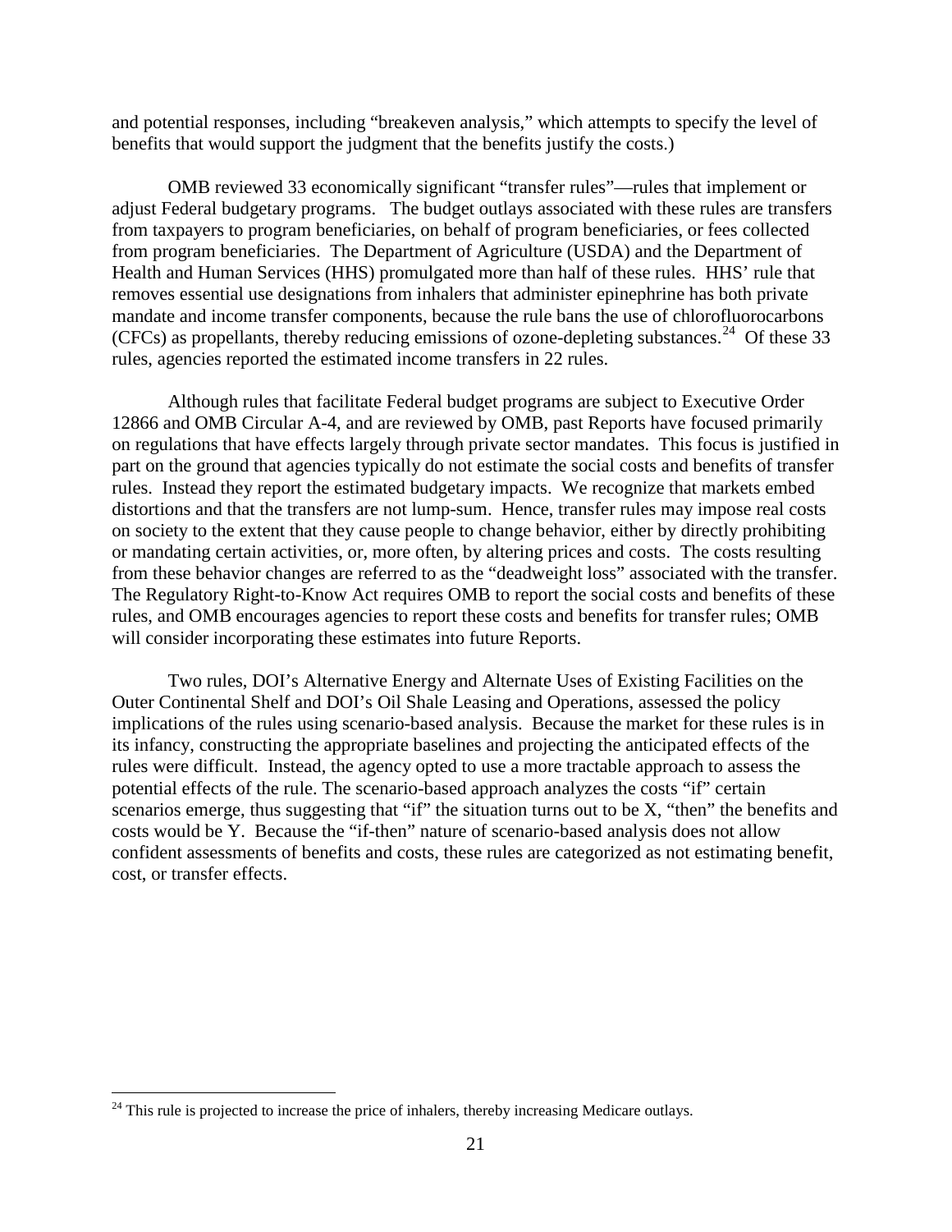and potential responses, including "breakeven analysis," which attempts to specify the level of benefits that would support the judgment that the benefits justify the costs.)

OMB reviewed 33 economically significant "transfer rules"—rules that implement or adjust Federal budgetary programs. The budget outlays associated with these rules are transfers from taxpayers to program beneficiaries, on behalf of program beneficiaries, or fees collected from program beneficiaries. The Department of Agriculture (USDA) and the Department of Health and Human Services (HHS) promulgated more than half of these rules. HHS' rule that removes essential use designations from inhalers that administer epinephrine has both private mandate and income transfer components, because the rule bans the use of chlorofluorocarbons (CFCs) as propellants, thereby reducing emissions of ozone-depleting substances.[24] Of these 33 rules, agencies reported the estimated income transfers in 22 rules.

Although rules that facilitate Federal budget programs are subject to Executive Order 12866 and OMB Circular A-4, and are reviewed by OMB, past Reports have focused primarily on regulations that have effects largely through private sector mandates. This focus is justified in part on the ground that agencies typically do not estimate the social costs and benefits of transfer rules. Instead they report the estimated budgetary impacts. We recognize that markets embed distortions and that the transfers are not lump-sum. Hence, transfer rules may impose real costs on society to the extent that they cause people to change behavior, either by directly prohibiting or mandating certain activities, or, more often, by altering prices and costs. The costs resulting from these behavior changes are referred to as the "deadweight loss" associated with the transfer. The Regulatory Right-to-Know Act requires OMB to report the social costs and benefits of these rules, and OMB encourages agencies to report these costs and benefits for transfer rules; OMB will consider incorporating these estimates into future Reports.

Two rules, DOI's Alternative Energy and Alternate Uses of Existing Facilities on the Outer Continental Shelf and DOI's Oil Shale Leasing and Operations, assessed the policy implications of the rules using scenario-based analysis. Because the market for these rules is in its infancy, constructing the appropriate baselines and projecting the anticipated effects of the rules were difficult. Instead, the agency opted to use a more tractable approach to assess the potential effects of the rule. The scenario-based approach analyzes the costs "if" certain scenarios emerge, thus suggesting that "if" the situation turns out to be X, "then" the benefits and costs would be Y. Because the "if-then" nature of scenario-based analysis does not allow confident assessments of benefits and costs, these rules are categorized as not estimating benefit, cost, or transfer effects.

[24] This rule is projected to increase the price of inhalers, thereby increasing Medicare outlays.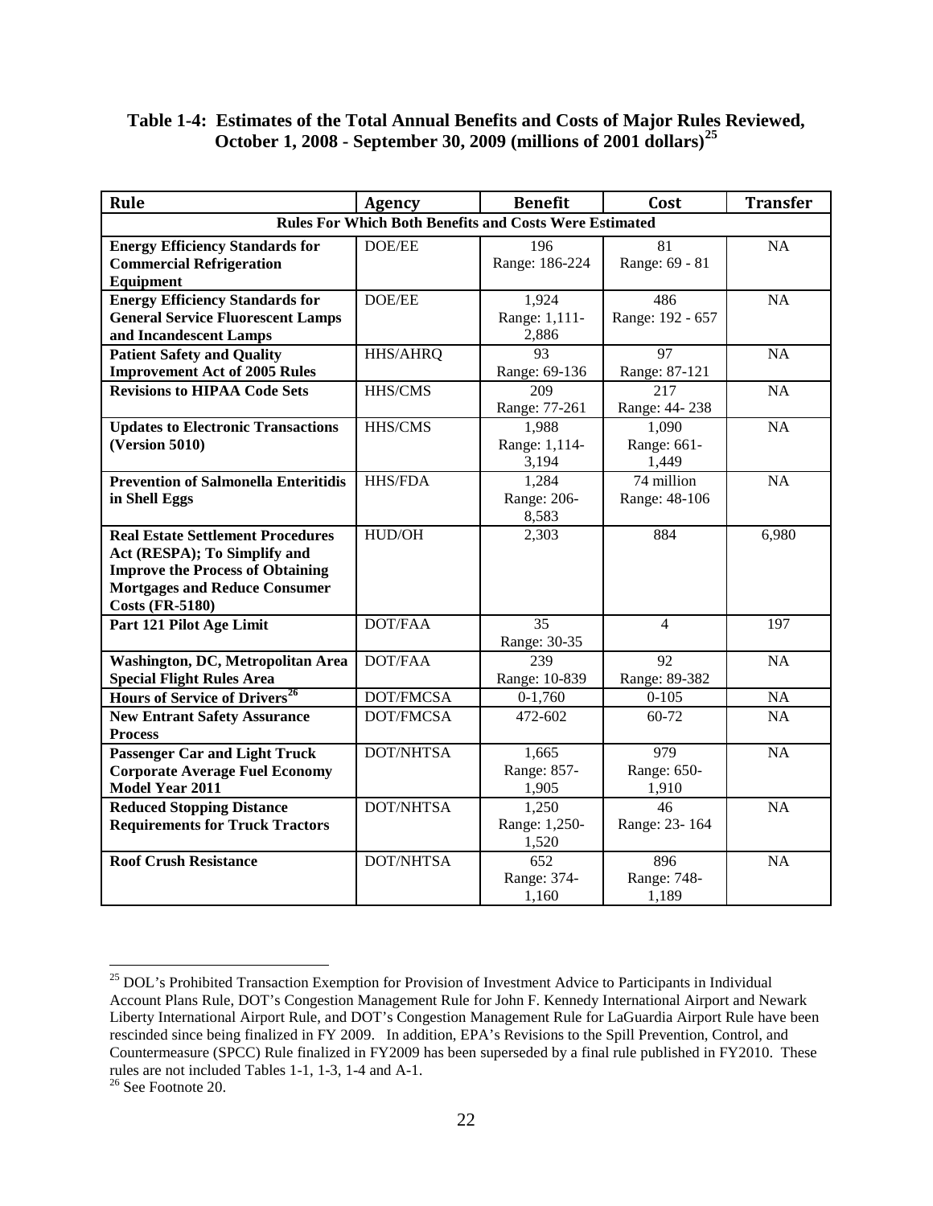**Table 1-4: Estimates of the Total Annual Benefits and Costs of Major Rules Reviewed, October 1, 2008 - September 30, 2009 (millions of 2001 dollars)[25]**

| Rule | Agency | Benefit | Cost | Transfer |
|---|---|---|---|---|
| **Rules For Which Both Benefits and Costs Were Estimated** | | | | |
| **Energy Efficiency Standards for Commercial Refrigeration Equipment** | DOE/EE | 196 Range: 186-224 | 81 Range: 69 - 81 | NA |
| **Energy Efficiency Standards for General Service Fluorescent Lamps and Incandescent Lamps** | DOE/EE | 1,924 Range: 1,111-2,886 | 486 Range: 192 - 657 | NA |
| **Patient Safety and Quality Improvement Act of 2005 Rules** | HHS/AHRQ | 93 Range: 69-136 | 97 Range: 87-121 | NA |
| **Revisions to HIPAA Code Sets** | HHS/CMS | 209 Range: 77-261 | 217 Range: 44- 238 | NA |
| **Updates to Electronic Transactions (Version 5010)** | HHS/CMS | 1,988 Range: 1,114-3,194 | 1,090 Range: 661-1,449 | NA |
| **Prevention of Salmonella Enteritidis in Shell Eggs** | HHS/FDA | 1,284 Range: 206-8,583 | 74 million Range: 48-106 | NA |
| **Real Estate Settlement Procedures Act (RESPA); To Simplify and Improve the Process of Obtaining Mortgages and Reduce Consumer Costs (FR-5180)** | HUD/OH | 2,303 | 884 | 6,980 |
| **Part 121 Pilot Age Limit** | DOT/FAA | 35 Range: 30-35 | 4 | 197 |
| **Washington, DC, Metropolitan Area Special Flight Rules Area** | DOT/FAA | 239 Range: 10-839 | 92 Range: 89-382 | NA |
| **Hours of Service of Drivers[26]** | DOT/FMCSA | 0-1,760 | 0-105 | NA |
| **New Entrant Safety Assurance Process** | DOT/FMCSA | 472-602 | 60-72 | NA |
| **Passenger Car and Light Truck Corporate Average Fuel Economy Model Year 2011** | DOT/NHTSA | 1,665 Range: 857-1,905 | 979 Range: 650-1,910 | NA |
| **Reduced Stopping Distance Requirements for Truck Tractors** | DOT/NHTSA | 1,250 Range: 1,250-1,520 | 46 Range: 23- 164 | NA |
| **Roof Crush Resistance** | DOT/NHTSA | 652 Range: 374-1,160 | 896 Range: 748-1,189 | NA |

[25] DOL's Prohibited Transaction Exemption for Provision of Investment Advice to Participants in Individual Account Plans Rule, DOT's Congestion Management Rule for John F. Kennedy International Airport and Newark Liberty International Airport Rule, and DOT's Congestion Management Rule for LaGuardia Airport Rule have been rescinded since being finalized in FY 2009. In addition, EPA's Revisions to the Spill Prevention, Control, and Countermeasure (SPCC) Rule finalized in FY2009 has been superseded by a final rule published in FY2010. These rules are not included Tables 1-1, 1-3, 1-4 and A-1.

[26] See Footnote 20.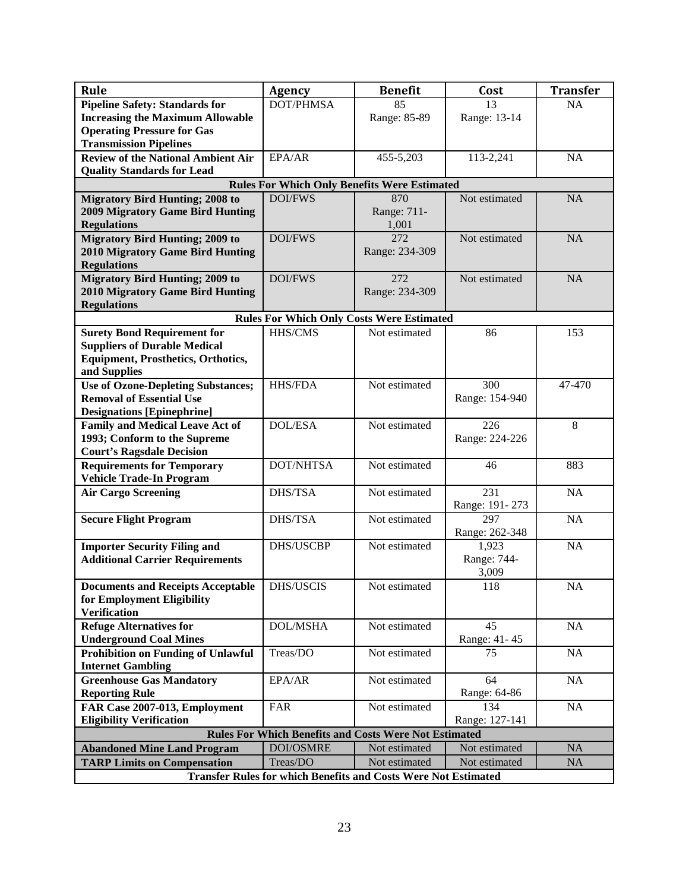| Rule | Agency | Benefit | Cost | Transfer |
|---|---|---|---|---|
| **Pipeline Safety: Standards for Increasing the Maximum Allowable Operating Pressure for Gas Transmission Pipelines** | DOT/PHMSA | 85 Range: 85-89 | 13 Range: 13-14 | NA |
| **Review of the National Ambient Air Quality Standards for Lead** | EPA/AR | 455-5,203 | 113-2,241 | NA |
| **Rules For Which Only Benefits Were Estimated** | | | | |
| **Migratory Bird Hunting; 2008 to 2009 Migratory Game Bird Hunting Regulations** | DOI/FWS | 870 Range: 711-1,001 | Not estimated | NA |
| **Migratory Bird Hunting; 2009 to 2010 Migratory Game Bird Hunting Regulations** | DOI/FWS | 272 Range: 234-309 | Not estimated | NA |
| **Migratory Bird Hunting; 2009 to 2010 Migratory Game Bird Hunting Regulations** | DOI/FWS | 272 Range: 234-309 | Not estimated | NA |
| **Rules For Which Only Costs Were Estimated** | | | | |
| **Surety Bond Requirement for Suppliers of Durable Medical Equipment, Prosthetics, Orthotics, and Supplies** | HHS/CMS | Not estimated | 86 | 153 |
| **Use of Ozone-Depleting Substances; Removal of Essential Use Designations [Epinephrine]** | HHS/FDA | Not estimated | 300 Range: 154-940 | 47-470 |
| **Family and Medical Leave Act of 1993; Conform to the Supreme Court's Ragsdale Decision** | DOL/ESA | Not estimated | 226 Range: 224-226 | 8 |
| **Requirements for Temporary Vehicle Trade-In Program** | DOT/NHTSA | Not estimated | 46 | 883 |
| **Air Cargo Screening** | DHS/TSA | Not estimated | 231 Range: 191- 273 | NA |
| **Secure Flight Program** | DHS/TSA | Not estimated | 297 Range: 262-348 | NA |
| **Importer Security Filing and Additional Carrier Requirements** | DHS/USCBP | Not estimated | 1,923 Range: 744-3,009 | NA |
| **Documents and Receipts Acceptable for Employment Eligibility Verification** | DHS/USCIS | Not estimated | 118 | NA |
| **Refuge Alternatives for Underground Coal Mines** | DOL/MSHA | Not estimated | 45 Range: 41- 45 | NA |
| **Prohibition on Funding of Unlawful Internet Gambling** | Treas/DO | Not estimated | 75 | NA |
| **Greenhouse Gas Mandatory Reporting Rule** | EPA/AR | Not estimated | 64 Range: 64-86 | NA |
| **FAR Case 2007-013, Employment Eligibility Verification** | FAR | Not estimated | 134 Range: 127-141 | NA |
| **Rules For Which Benefits and Costs Were Not Estimated** | | | | |
| **Abandoned Mine Land Program** | DOI/OSMRE | Not estimated | Not estimated | NA |
| **TARP Limits on Compensation** | Treas/DO | Not estimated | Not estimated | NA |
| **Transfer Rules for which Benefits and Costs Were Not Estimated** | | | | |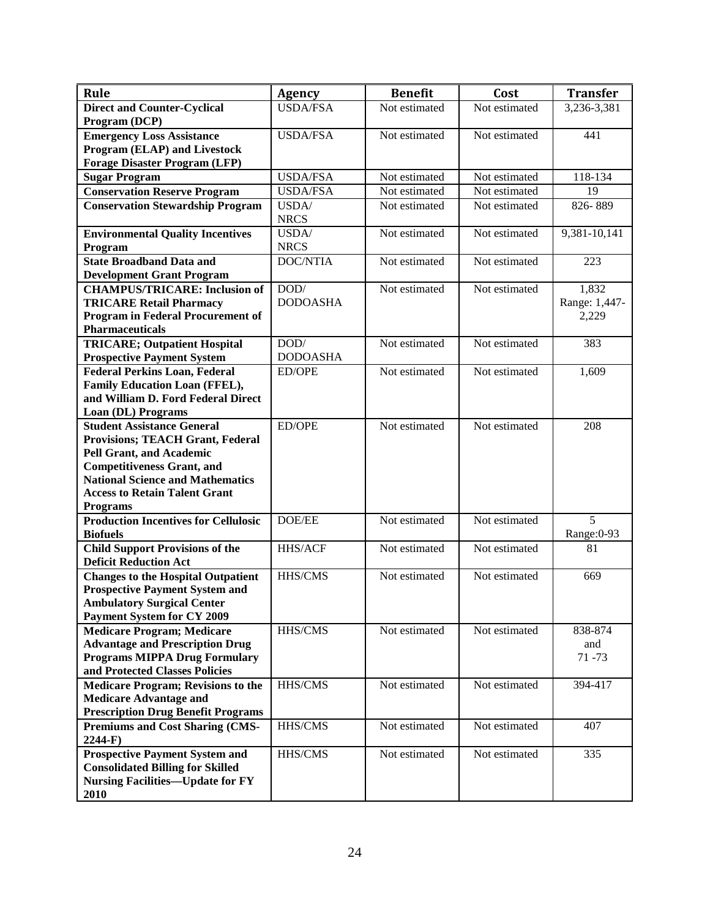| Rule | Agency | Benefit | Cost | Transfer |
|---|---|---|---|---|
| **Direct and Counter-Cyclical Program (DCP)** | USDA/FSA | Not estimated | Not estimated | 3,236-3,381 |
| **Emergency Loss Assistance Program (ELAP) and Livestock Forage Disaster Program (LFP)** | USDA/FSA | Not estimated | Not estimated | 441 |
| **Sugar Program** | USDA/FSA | Not estimated | Not estimated | 118-134 |
| **Conservation Reserve Program** | USDA/FSA | Not estimated | Not estimated | 19 |
| **Conservation Stewardship Program** | USDA/ NRCS | Not estimated | Not estimated | 826- 889 |
| **Environmental Quality Incentives Program** | USDA/ NRCS | Not estimated | Not estimated | 9,381-10,141 |
| **State Broadband Data and Development Grant Program** | DOC/NTIA | Not estimated | Not estimated | 223 |
| **CHAMPUS/TRICARE: Inclusion of TRICARE Retail Pharmacy Program in Federal Procurement of Pharmaceuticals** | DOD/ DODOASHA | Not estimated | Not estimated | 1,832 Range: 1,447-2,229 |
| **TRICARE; Outpatient Hospital Prospective Payment System** | DOD/ DODOASHA | Not estimated | Not estimated | 383 |
| **Federal Perkins Loan, Federal Family Education Loan (FFEL), and William D. Ford Federal Direct Loan (DL) Programs** | ED/OPE | Not estimated | Not estimated | 1,609 |
| **Student Assistance General Provisions; TEACH Grant, Federal Pell Grant, and Academic Competitiveness Grant, and National Science and Mathematics Access to Retain Talent Grant Programs** | ED/OPE | Not estimated | Not estimated | 208 |
| **Production Incentives for Cellulosic Biofuels** | DOE/EE | Not estimated | Not estimated | 5 Range:0-93 |
| **Child Support Provisions of the Deficit Reduction Act** | HHS/ACF | Not estimated | Not estimated | 81 |
| **Changes to the Hospital Outpatient Prospective Payment System and Ambulatory Surgical Center Payment System for CY 2009** | HHS/CMS | Not estimated | Not estimated | 669 |
| **Medicare Program; Medicare Advantage and Prescription Drug Programs MIPPA Drug Formulary and Protected Classes Policies** | HHS/CMS | Not estimated | Not estimated | 838-874 and 71 -73 |
| **Medicare Program; Revisions to the Medicare Advantage and Prescription Drug Benefit Programs** | HHS/CMS | Not estimated | Not estimated | 394-417 |
| **Premiums and Cost Sharing (CMS-2244-F)** | HHS/CMS | Not estimated | Not estimated | 407 |
| **Prospective Payment System and Consolidated Billing for Skilled Nursing Facilities—Update for FY 2010** | HHS/CMS | Not estimated | Not estimated | 335 |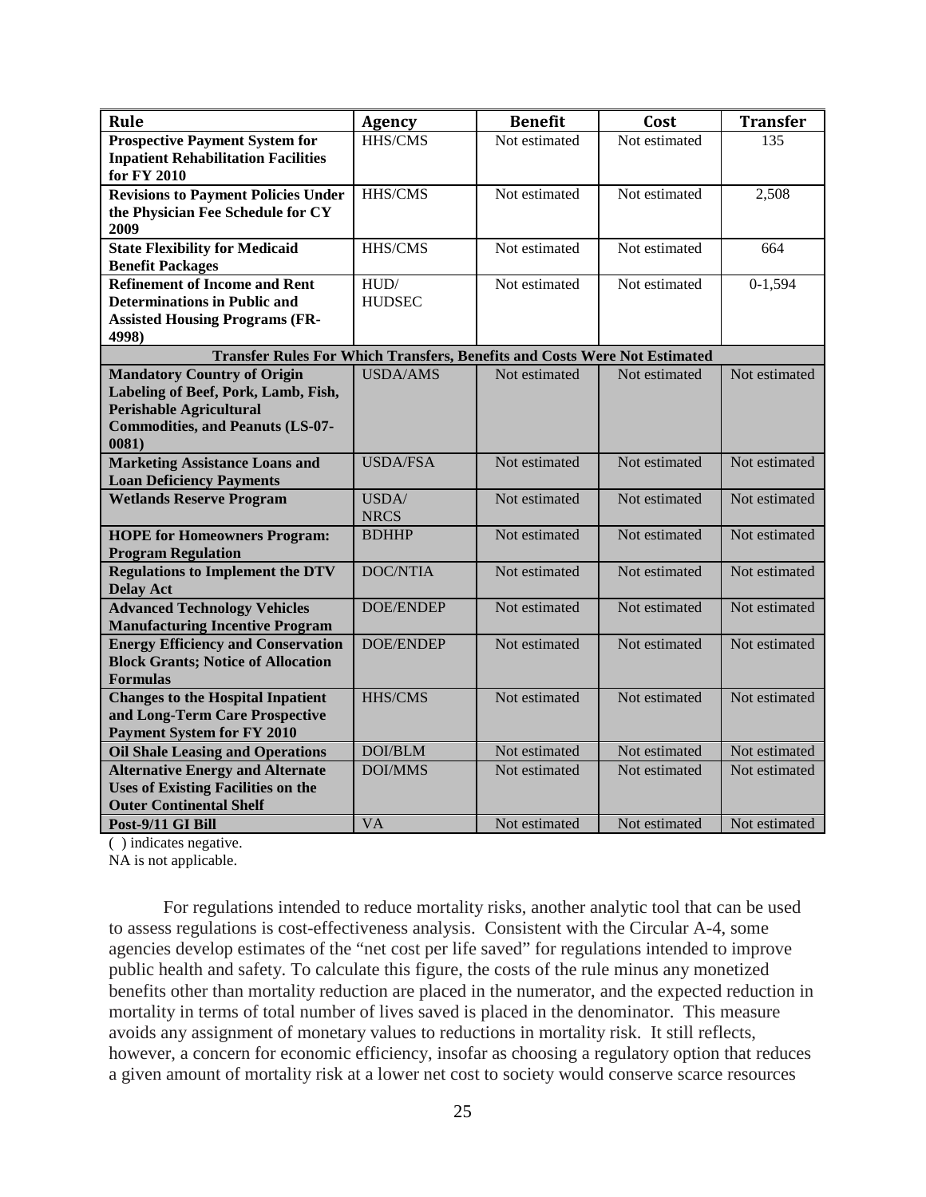| Rule | Agency | Benefit | Cost | Transfer |
|---|---|---|---|---|
| **Prospective Payment System for Inpatient Rehabilitation Facilities for FY 2010** | HHS/CMS | Not estimated | Not estimated | 135 |
| **Revisions to Payment Policies Under the Physician Fee Schedule for CY 2009** | HHS/CMS | Not estimated | Not estimated | 2,508 |
| **State Flexibility for Medicaid Benefit Packages** | HHS/CMS | Not estimated | Not estimated | 664 |
| **Refinement of Income and Rent Determinations in Public and Assisted Housing Programs (FR-4998)** | HUD/ HUDSEC | Not estimated | Not estimated | 0-1,594 |
| **Transfer Rules For Which Transfers, Benefits and Costs Were Not Estimated** | | | | |
| **Mandatory Country of Origin Labeling of Beef, Pork, Lamb, Fish, Perishable Agricultural Commodities, and Peanuts (LS-07-0081)** | USDA/AMS | Not estimated | Not estimated | Not estimated |
| **Marketing Assistance Loans and Loan Deficiency Payments** | USDA/FSA | Not estimated | Not estimated | Not estimated |
| **Wetlands Reserve Program** | USDA/ NRCS | Not estimated | Not estimated | Not estimated |
| **HOPE for Homeowners Program: Program Regulation** | BDHHP | Not estimated | Not estimated | Not estimated |
| **Regulations to Implement the DTV Delay Act** | DOC/NTIA | Not estimated | Not estimated | Not estimated |
| **Advanced Technology Vehicles Manufacturing Incentive Program** | DOE/ENDEP | Not estimated | Not estimated | Not estimated |
| **Energy Efficiency and Conservation Block Grants; Notice of Allocation Formulas** | DOE/ENDEP | Not estimated | Not estimated | Not estimated |
| **Changes to the Hospital Inpatient and Long-Term Care Prospective Payment System for FY 2010** | HHS/CMS | Not estimated | Not estimated | Not estimated |
| **Oil Shale Leasing and Operations** | DOI/BLM | Not estimated | Not estimated | Not estimated |
| **Alternative Energy and Alternate Uses of Existing Facilities on the Outer Continental Shelf** | DOI/MMS | Not estimated | Not estimated | Not estimated |
| **Post-9/11 GI Bill** | VA | Not estimated | Not estimated | Not estimated |

( ) indicates negative.
NA is not applicable.

For regulations intended to reduce mortality risks, another analytic tool that can be used to assess regulations is cost-effectiveness analysis. Consistent with the Circular A-4, some agencies develop estimates of the "net cost per life saved" for regulations intended to improve public health and safety. To calculate this figure, the costs of the rule minus any monetized benefits other than mortality reduction are placed in the numerator, and the expected reduction in mortality in terms of total number of lives saved is placed in the denominator. This measure avoids any assignment of monetary values to reductions in mortality risk. It still reflects, however, a concern for economic efficiency, insofar as choosing a regulatory option that reduces a given amount of mortality risk at a lower net cost to society would conserve scarce resources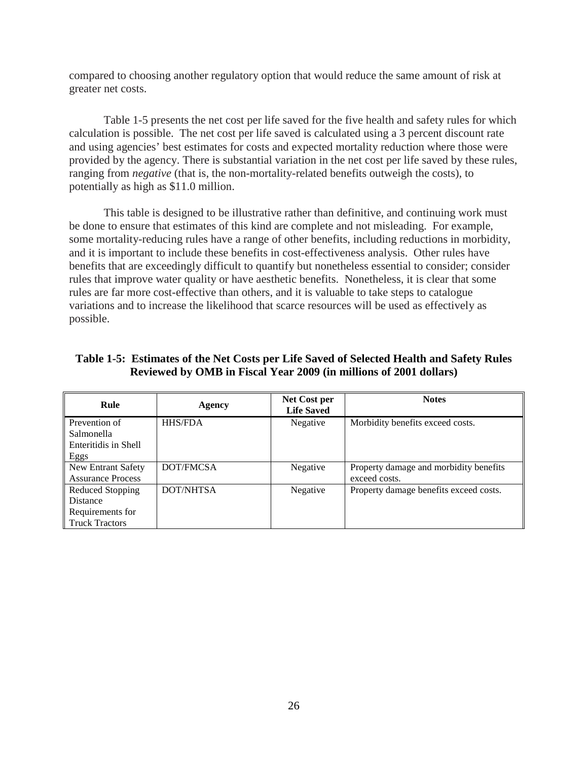compared to choosing another regulatory option that would reduce the same amount of risk at greater net costs.

Table 1-5 presents the net cost per life saved for the five health and safety rules for which calculation is possible. The net cost per life saved is calculated using a 3 percent discount rate and using agencies' best estimates for costs and expected mortality reduction where those were provided by the agency. There is substantial variation in the net cost per life saved by these rules, ranging from *negative* (that is, the non-mortality-related benefits outweigh the costs), to potentially as high as $11.0 million.

This table is designed to be illustrative rather than definitive, and continuing work must be done to ensure that estimates of this kind are complete and not misleading. For example, some mortality-reducing rules have a range of other benefits, including reductions in morbidity, and it is important to include these benefits in cost-effectiveness analysis. Other rules have benefits that are exceedingly difficult to quantify but nonetheless essential to consider; consider rules that improve water quality or have aesthetic benefits. Nonetheless, it is clear that some rules are far more cost-effective than others, and it is valuable to take steps to catalogue variations and to increase the likelihood that scarce resources will be used as effectively as possible.

**Table 1-5: Estimates of the Net Costs per Life Saved of Selected Health and Safety Rules Reviewed by OMB in Fiscal Year 2009 (in millions of 2001 dollars)**

| Rule | Agency | Net Cost per Life Saved | Notes |
|---|---|---|---|
| Prevention of Salmonella Enteritidis in Shell Eggs | HHS/FDA | Negative | Morbidity benefits exceed costs. |
| New Entrant Safety Assurance Process | DOT/FMCSA | Negative | Property damage and morbidity benefits exceed costs. |
| Reduced Stopping Distance Requirements for Truck Tractors | DOT/NHTSA | Negative | Property damage benefits exceed costs. |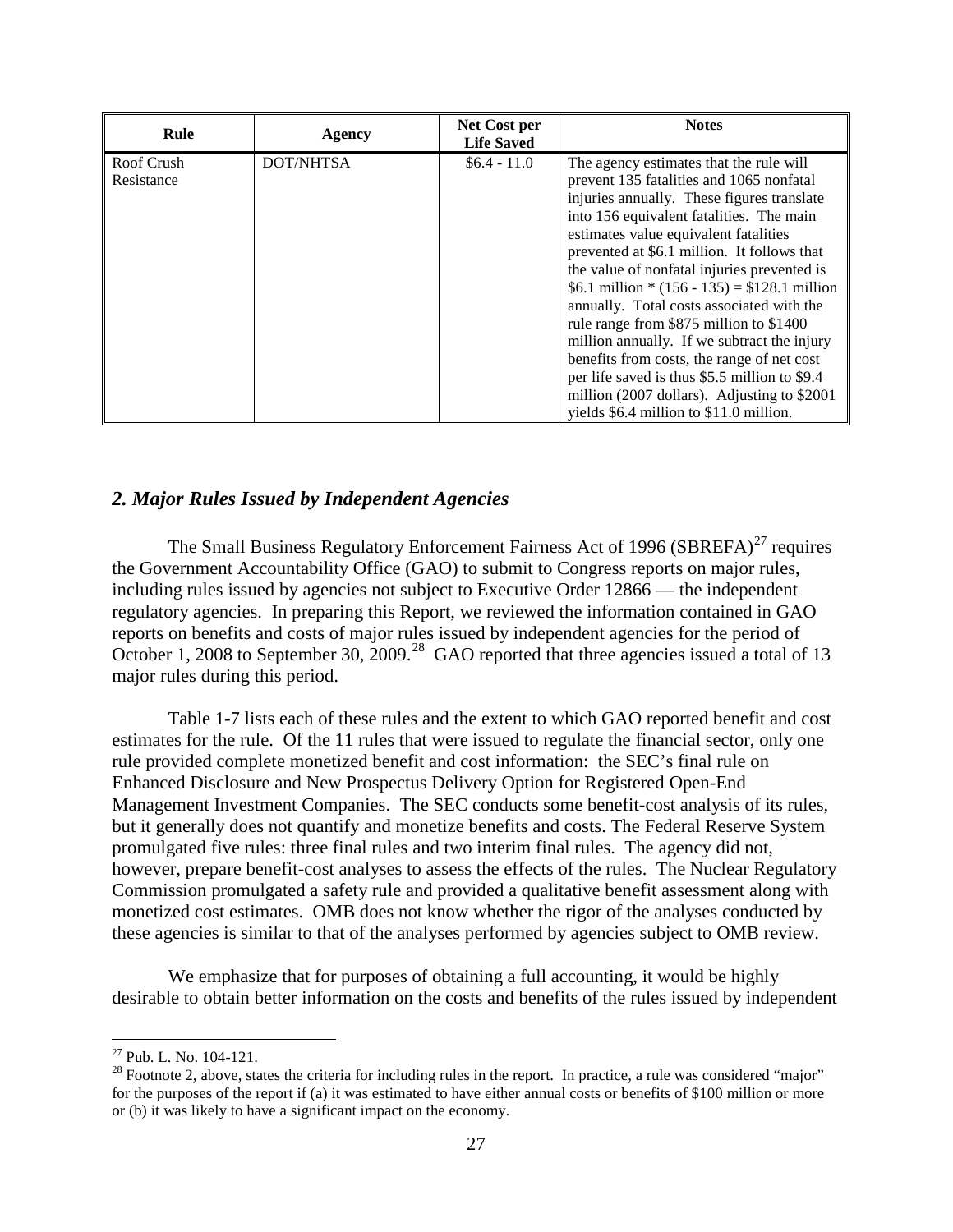| Rule | Agency | Net Cost per Life Saved | Notes |
|---|---|---|---|
| Roof Crush Resistance | DOT/NHTSA | $6.4 - 11.0 | The agency estimates that the rule will prevent 135 fatalities and 1065 nonfatal injuries annually. These figures translate into 156 equivalent fatalities. The main estimates value equivalent fatalities prevented at $6.1 million. It follows that the value of nonfatal injuries prevented is $6.1 million * (156 - 135) = $128.1 million annually. Total costs associated with the rule range from $875 million to $1400 million annually. If we subtract the injury benefits from costs, the range of net cost per life saved is thus $5.5 million to $9.4 million (2007 dollars). Adjusting to $2001 yields $6.4 million to $11.0 million. |

### *2. Major Rules Issued by Independent Agencies*

The Small Business Regulatory Enforcement Fairness Act of 1996 (SBREFA)[27] requires the Government Accountability Office (GAO) to submit to Congress reports on major rules, including rules issued by agencies not subject to Executive Order 12866 — the independent regulatory agencies. In preparing this Report, we reviewed the information contained in GAO reports on benefits and costs of major rules issued by independent agencies for the period of October 1, 2008 to September 30, 2009.[28] GAO reported that three agencies issued a total of 13 major rules during this period.

Table 1-7 lists each of these rules and the extent to which GAO reported benefit and cost estimates for the rule. Of the 11 rules that were issued to regulate the financial sector, only one rule provided complete monetized benefit and cost information: the SEC's final rule on Enhanced Disclosure and New Prospectus Delivery Option for Registered Open-End Management Investment Companies. The SEC conducts some benefit-cost analysis of its rules, but it generally does not quantify and monetize benefits and costs. The Federal Reserve System promulgated five rules: three final rules and two interim final rules. The agency did not, however, prepare benefit-cost analyses to assess the effects of the rules. The Nuclear Regulatory Commission promulgated a safety rule and provided a qualitative benefit assessment along with monetized cost estimates. OMB does not know whether the rigor of the analyses conducted by these agencies is similar to that of the analyses performed by agencies subject to OMB review.

We emphasize that for purposes of obtaining a full accounting, it would be highly desirable to obtain better information on the costs and benefits of the rules issued by independent

[27] Pub. L. No. 104-121.

[28] Footnote 2, above, states the criteria for including rules in the report. In practice, a rule was considered "major" for the purposes of the report if (a) it was estimated to have either annual costs or benefits of $100 million or more or (b) it was likely to have a significant impact on the economy.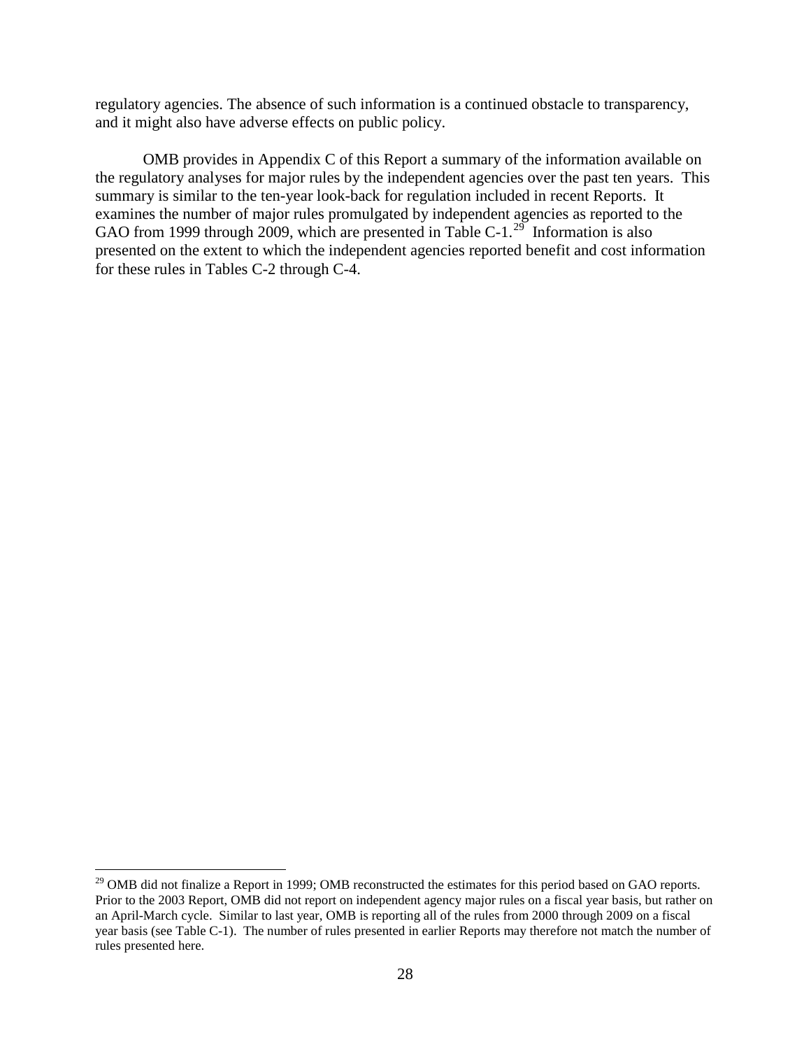regulatory agencies. The absence of such information is a continued obstacle to transparency, and it might also have adverse effects on public policy.

OMB provides in Appendix C of this Report a summary of the information available on the regulatory analyses for major rules by the independent agencies over the past ten years. This summary is similar to the ten-year look-back for regulation included in recent Reports. It examines the number of major rules promulgated by independent agencies as reported to the GAO from 1999 through 2009, which are presented in Table C-1.[29] Information is also presented on the extent to which the independent agencies reported benefit and cost information for these rules in Tables C-2 through C-4.

---

[29] OMB did not finalize a Report in 1999; OMB reconstructed the estimates for this period based on GAO reports. Prior to the 2003 Report, OMB did not report on independent agency major rules on a fiscal year basis, but rather on an April-March cycle. Similar to last year, OMB is reporting all of the rules from 2000 through 2009 on a fiscal year basis (see Table C-1). The number of rules presented in earlier Reports may therefore not match the number of rules presented here.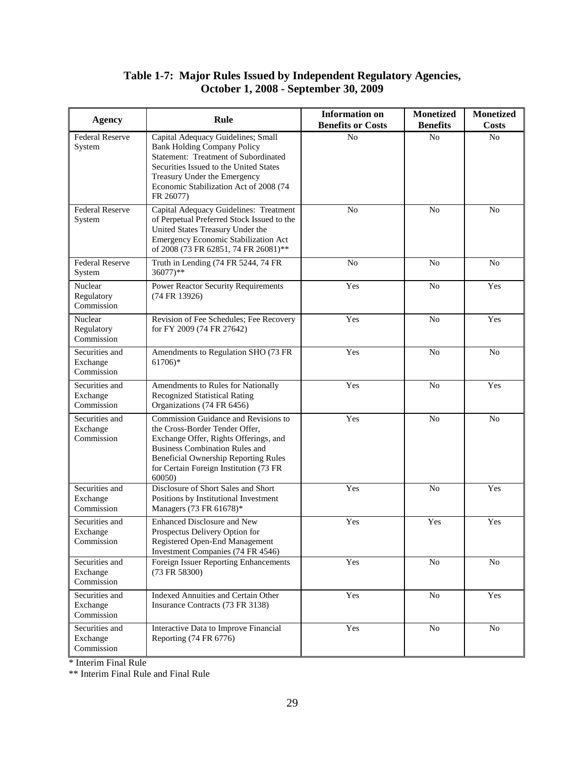## Table 1-7: Major Rules Issued by Independent Regulatory Agencies, October 1, 2008 - September 30, 2009

| Agency | Rule | Information on Benefits or Costs | Monetized Benefits | Monetized Costs |
|---|---|---|---|---|
| Federal Reserve System | Capital Adequacy Guidelines; Small Bank Holding Company Policy Statement: Treatment of Subordinated Securities Issued to the United States Treasury Under the Emergency Economic Stabilization Act of 2008 (74 FR 26077) | No | No | No |
| Federal Reserve System | Capital Adequacy Guidelines: Treatment of Perpetual Preferred Stock Issued to the United States Treasury Under the Emergency Economic Stabilization Act of 2008 (73 FR 62851, 74 FR 26081)** | No | No | No |
| Federal Reserve System | Truth in Lending (74 FR 5244, 74 FR 36077)** | No | No | No |
| Nuclear Regulatory Commission | Power Reactor Security Requirements (74 FR 13926) | Yes | No | Yes |
| Nuclear Regulatory Commission | Revision of Fee Schedules; Fee Recovery for FY 2009 (74 FR 27642) | Yes | No | Yes |
| Securities and Exchange Commission | Amendments to Regulation SHO (73 FR 61706)* | Yes | No | No |
| Securities and Exchange Commission | Amendments to Rules for Nationally Recognized Statistical Rating Organizations (74 FR 6456) | Yes | No | Yes |
| Securities and Exchange Commission | Commission Guidance and Revisions to the Cross-Border Tender Offer, Exchange Offer, Rights Offerings, and Business Combination Rules and Beneficial Ownership Reporting Rules for Certain Foreign Institution (73 FR 60050) | Yes | No | No |
| Securities and Exchange Commission | Disclosure of Short Sales and Short Positions by Institutional Investment Managers (73 FR 61678)* | Yes | No | Yes |
| Securities and Exchange Commission | Enhanced Disclosure and New Prospectus Delivery Option for Registered Open-End Management Investment Companies (74 FR 4546) | Yes | Yes | Yes |
| Securities and Exchange Commission | Foreign Issuer Reporting Enhancements (73 FR 58300) | Yes | No | No |
| Securities and Exchange Commission | Indexed Annuities and Certain Other Insurance Contracts (73 FR 3138) | Yes | No | Yes |
| Securities and Exchange Commission | Interactive Data to Improve Financial Reporting (74 FR 6776) | Yes | No | No |

\* Interim Final Rule

** Interim Final Rule and Final Rule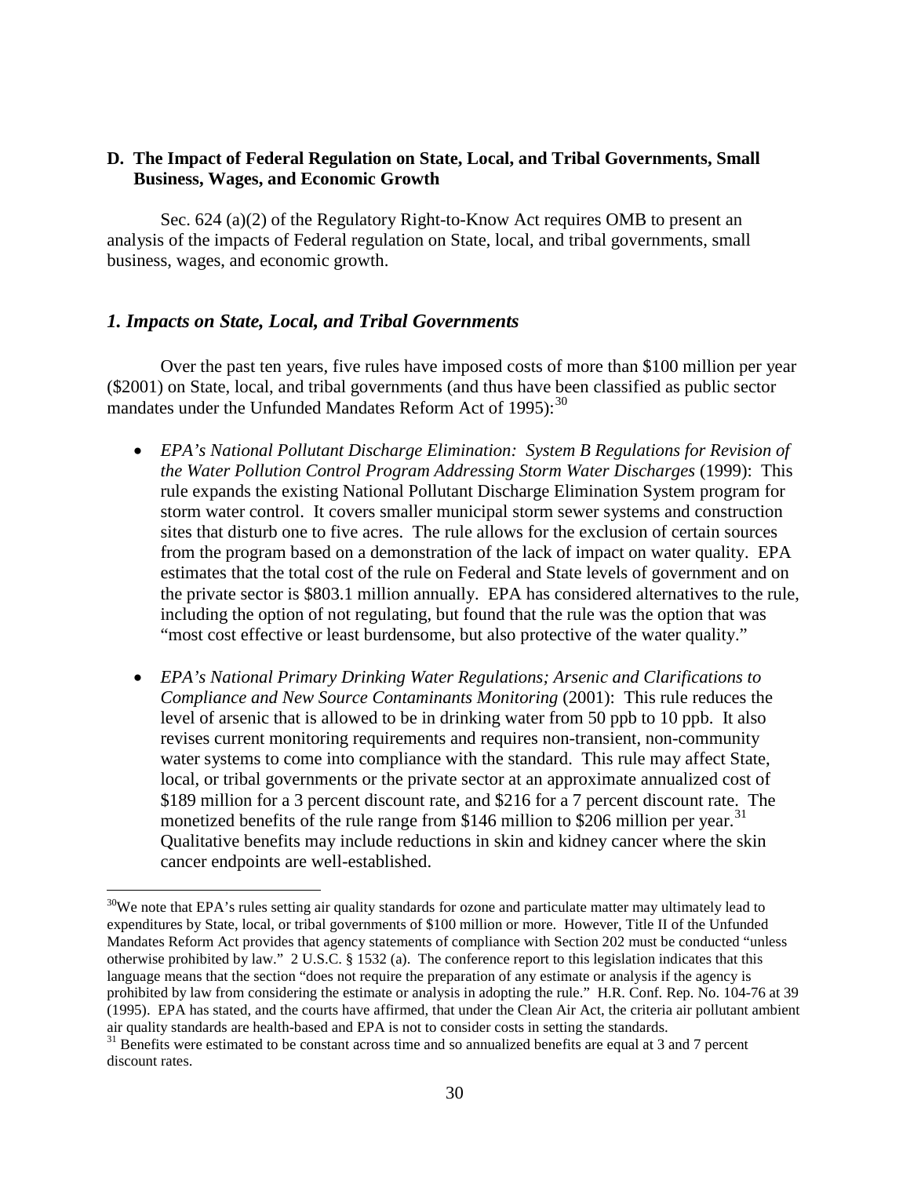### D. The Impact of Federal Regulation on State, Local, and Tribal Governments, Small Business, Wages, and Economic Growth

Sec. 624 (a)(2) of the Regulatory Right-to-Know Act requires OMB to present an analysis of the impacts of Federal regulation on State, local, and tribal governments, small business, wages, and economic growth.

#### *1. Impacts on State, Local, and Tribal Governments*

Over the past ten years, five rules have imposed costs of more than $100 million per year ($2001) on State, local, and tribal governments (and thus have been classified as public sector mandates under the Unfunded Mandates Reform Act of 1995):[30]

- *EPA's National Pollutant Discharge Elimination: System B Regulations for Revision of the Water Pollution Control Program Addressing Storm Water Discharges* (1999): This rule expands the existing National Pollutant Discharge Elimination System program for storm water control. It covers smaller municipal storm sewer systems and construction sites that disturb one to five acres. The rule allows for the exclusion of certain sources from the program based on a demonstration of the lack of impact on water quality. EPA estimates that the total cost of the rule on Federal and State levels of government and on the private sector is $803.1 million annually. EPA has considered alternatives to the rule, including the option of not regulating, but found that the rule was the option that was "most cost effective or least burdensome, but also protective of the water quality."

- *EPA's National Primary Drinking Water Regulations; Arsenic and Clarifications to Compliance and New Source Contaminants Monitoring* (2001): This rule reduces the level of arsenic that is allowed to be in drinking water from 50 ppb to 10 ppb. It also revises current monitoring requirements and requires non-transient, non-community water systems to come into compliance with the standard. This rule may affect State, local, or tribal governments or the private sector at an approximate annualized cost of $189 million for a 3 percent discount rate, and $216 for a 7 percent discount rate. The monetized benefits of the rule range from $146 million to $206 million per year.[31] Qualitative benefits may include reductions in skin and kidney cancer where the skin cancer endpoints are well-established.

---

[30] We note that EPA's rules setting air quality standards for ozone and particulate matter may ultimately lead to expenditures by State, local, or tribal governments of $100 million or more. However, Title II of the Unfunded Mandates Reform Act provides that agency statements of compliance with Section 202 must be conducted "unless otherwise prohibited by law." 2 U.S.C. § 1532 (a). The conference report to this legislation indicates that this language means that the section "does not require the preparation of any estimate or analysis if the agency is prohibited by law from considering the estimate or analysis in adopting the rule." H.R. Conf. Rep. No. 104-76 at 39 (1995). EPA has stated, and the courts have affirmed, that under the Clean Air Act, the criteria air pollutant ambient air quality standards are health-based and EPA is not to consider costs in setting the standards.

[31] Benefits were estimated to be constant across time and so annualized benefits are equal at 3 and 7 percent discount rates.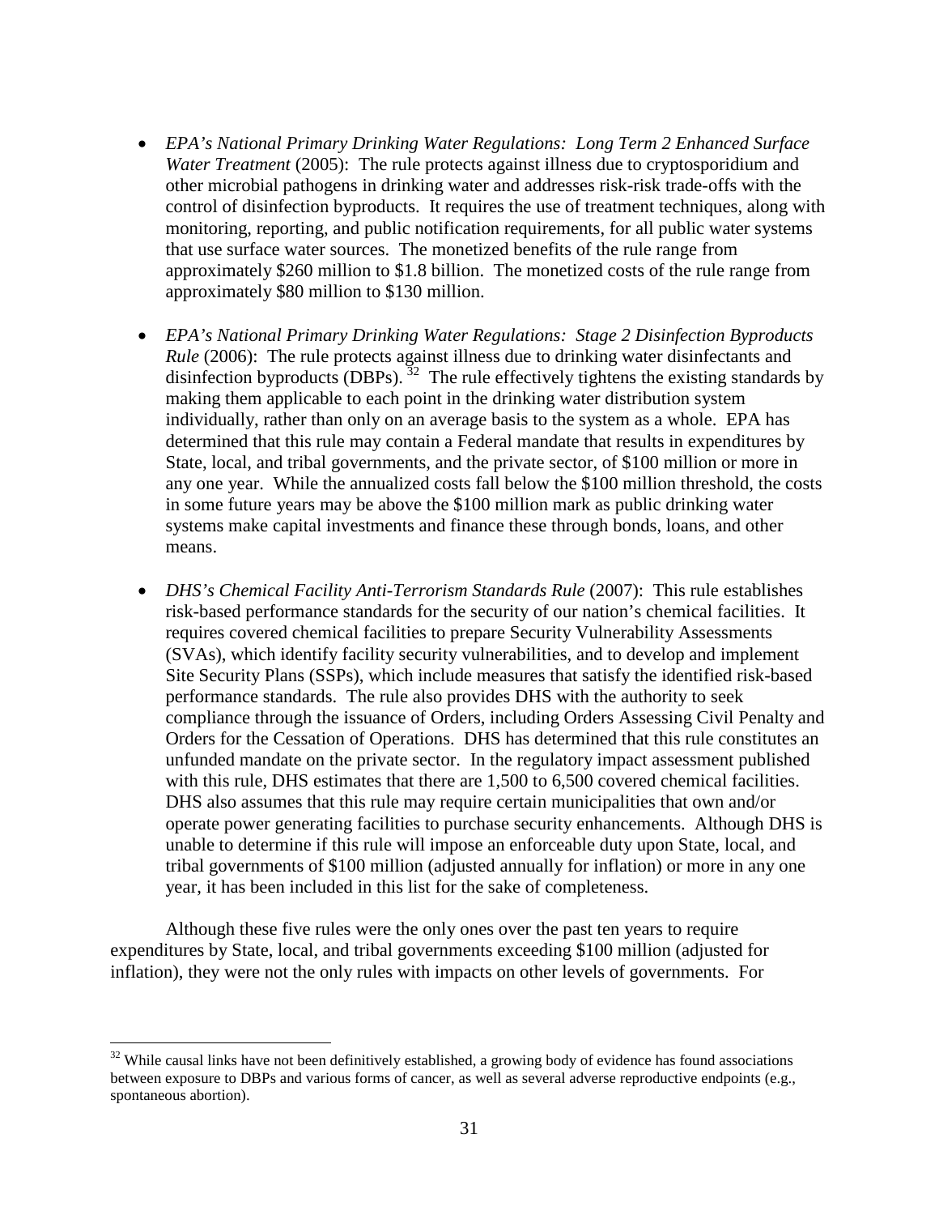- *EPA's National Primary Drinking Water Regulations: Long Term 2 Enhanced Surface Water Treatment* (2005): The rule protects against illness due to cryptosporidium and other microbial pathogens in drinking water and addresses risk-risk trade-offs with the control of disinfection byproducts. It requires the use of treatment techniques, along with monitoring, reporting, and public notification requirements, for all public water systems that use surface water sources. The monetized benefits of the rule range from approximately $260 million to $1.8 billion. The monetized costs of the rule range from approximately $80 million to $130 million.

- *EPA's National Primary Drinking Water Regulations: Stage 2 Disinfection Byproducts Rule* (2006): The rule protects against illness due to drinking water disinfectants and disinfection byproducts (DBPs).[32] The rule effectively tightens the existing standards by making them applicable to each point in the drinking water distribution system individually, rather than only on an average basis to the system as a whole. EPA has determined that this rule may contain a Federal mandate that results in expenditures by State, local, and tribal governments, and the private sector, of $100 million or more in any one year. While the annualized costs fall below the $100 million threshold, the costs in some future years may be above the $100 million mark as public drinking water systems make capital investments and finance these through bonds, loans, and other means.

- *DHS's Chemical Facility Anti-Terrorism Standards Rule* (2007): This rule establishes risk-based performance standards for the security of our nation's chemical facilities. It requires covered chemical facilities to prepare Security Vulnerability Assessments (SVAs), which identify facility security vulnerabilities, and to develop and implement Site Security Plans (SSPs), which include measures that satisfy the identified risk-based performance standards. The rule also provides DHS with the authority to seek compliance through the issuance of Orders, including Orders Assessing Civil Penalty and Orders for the Cessation of Operations. DHS has determined that this rule constitutes an unfunded mandate on the private sector. In the regulatory impact assessment published with this rule, DHS estimates that there are 1,500 to 6,500 covered chemical facilities. DHS also assumes that this rule may require certain municipalities that own and/or operate power generating facilities to purchase security enhancements. Although DHS is unable to determine if this rule will impose an enforceable duty upon State, local, and tribal governments of $100 million (adjusted annually for inflation) or more in any one year, it has been included in this list for the sake of completeness.

Although these five rules were the only ones over the past ten years to require expenditures by State, local, and tribal governments exceeding $100 million (adjusted for inflation), they were not the only rules with impacts on other levels of governments. For

[32] While causal links have not been definitively established, a growing body of evidence has found associations between exposure to DBPs and various forms of cancer, as well as several adverse reproductive endpoints (e.g., spontaneous abortion).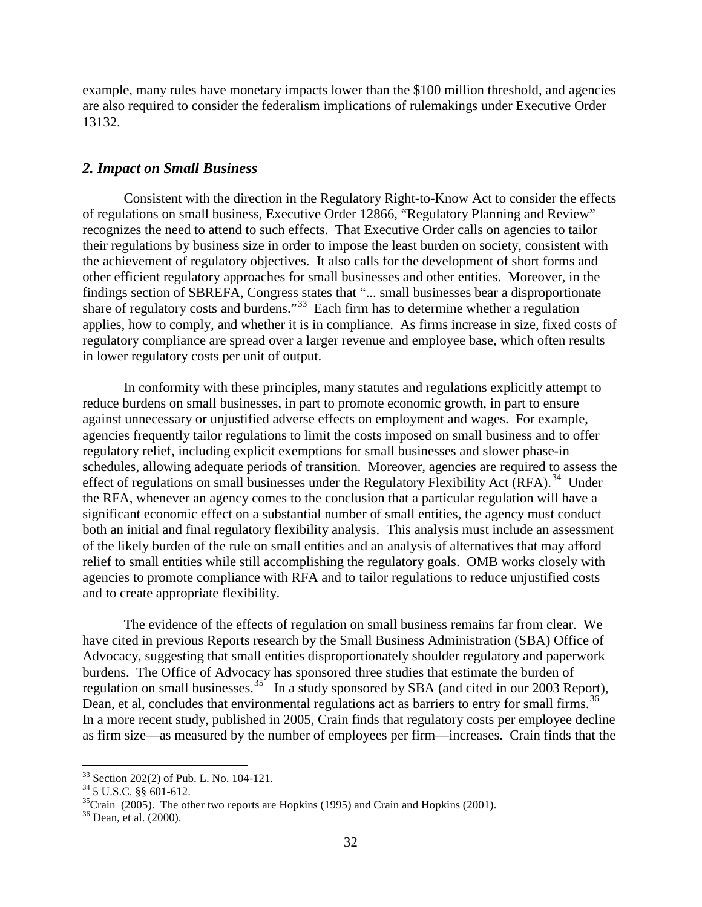example, many rules have monetary impacts lower than the $100 million threshold, and agencies are also required to consider the federalism implications of rulemakings under Executive Order 13132.

## *2. Impact on Small Business*

Consistent with the direction in the Regulatory Right-to-Know Act to consider the effects of regulations on small business, Executive Order 12866, "Regulatory Planning and Review" recognizes the need to attend to such effects. That Executive Order calls on agencies to tailor their regulations by business size in order to impose the least burden on society, consistent with the achievement of regulatory objectives. It also calls for the development of short forms and other efficient regulatory approaches for small businesses and other entities. Moreover, in the findings section of SBREFA, Congress states that "... small businesses bear a disproportionate share of regulatory costs and burdens."[33] Each firm has to determine whether a regulation applies, how to comply, and whether it is in compliance. As firms increase in size, fixed costs of regulatory compliance are spread over a larger revenue and employee base, which often results in lower regulatory costs per unit of output.

In conformity with these principles, many statutes and regulations explicitly attempt to reduce burdens on small businesses, in part to promote economic growth, in part to ensure against unnecessary or unjustified adverse effects on employment and wages. For example, agencies frequently tailor regulations to limit the costs imposed on small business and to offer regulatory relief, including explicit exemptions for small businesses and slower phase-in schedules, allowing adequate periods of transition. Moreover, agencies are required to assess the effect of regulations on small businesses under the Regulatory Flexibility Act (RFA).[34] Under the RFA, whenever an agency comes to the conclusion that a particular regulation will have a significant economic effect on a substantial number of small entities, the agency must conduct both an initial and final regulatory flexibility analysis. This analysis must include an assessment of the likely burden of the rule on small entities and an analysis of alternatives that may afford relief to small entities while still accomplishing the regulatory goals. OMB works closely with agencies to promote compliance with RFA and to tailor regulations to reduce unjustified costs and to create appropriate flexibility.

The evidence of the effects of regulation on small business remains far from clear. We have cited in previous Reports research by the Small Business Administration (SBA) Office of Advocacy, suggesting that small entities disproportionately shoulder regulatory and paperwork burdens. The Office of Advocacy has sponsored three studies that estimate the burden of regulation on small businesses.[35] In a study sponsored by SBA (and cited in our 2003 Report), Dean, et al, concludes that environmental regulations act as barriers to entry for small firms.[36] In a more recent study, published in 2005, Crain finds that regulatory costs per employee decline as firm size—as measured by the number of employees per firm—increases. Crain finds that the

---

[33] Section 202(2) of Pub. L. No. 104-121.

[34] 5 U.S.C. §§ 601-612.

[35] Crain (2005). The other two reports are Hopkins (1995) and Crain and Hopkins (2001).

[36] Dean, et al. (2000).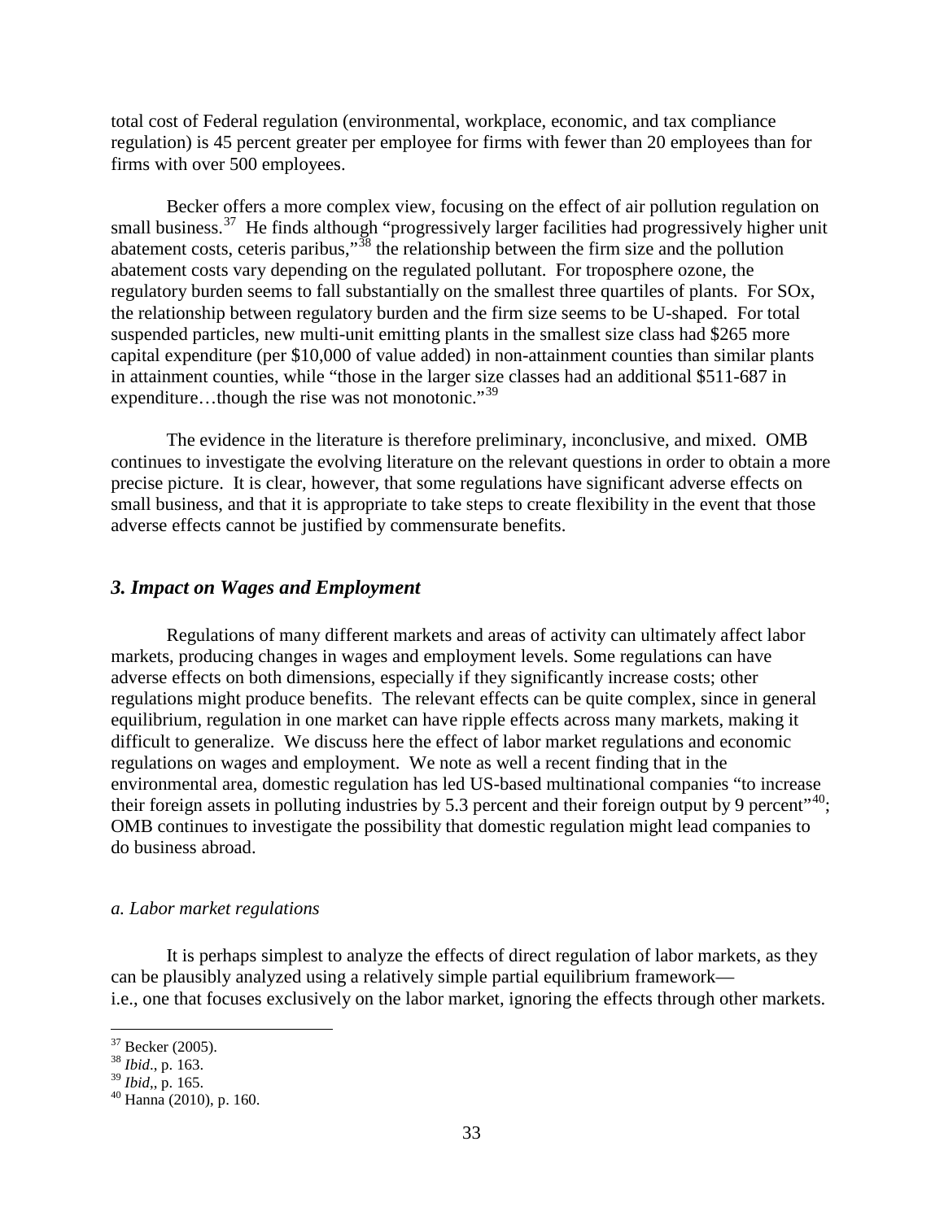total cost of Federal regulation (environmental, workplace, economic, and tax compliance regulation) is 45 percent greater per employee for firms with fewer than 20 employees than for firms with over 500 employees.

Becker offers a more complex view, focusing on the effect of air pollution regulation on small business.[37] He finds although "progressively larger facilities had progressively higher unit abatement costs, ceteris paribus,"[38] the relationship between the firm size and the pollution abatement costs vary depending on the regulated pollutant. For troposphere ozone, the regulatory burden seems to fall substantially on the smallest three quartiles of plants. For SOx, the relationship between regulatory burden and the firm size seems to be U-shaped. For total suspended particles, new multi-unit emitting plants in the smallest size class had $265 more capital expenditure (per $10,000 of value added) in non-attainment counties than similar plants in attainment counties, while "those in the larger size classes had an additional $511-687 in expenditure…though the rise was not monotonic."[39]

The evidence in the literature is therefore preliminary, inconclusive, and mixed. OMB continues to investigate the evolving literature on the relevant questions in order to obtain a more precise picture. It is clear, however, that some regulations have significant adverse effects on small business, and that it is appropriate to take steps to create flexibility in the event that those adverse effects cannot be justified by commensurate benefits.

### *3. Impact on Wages and Employment*

Regulations of many different markets and areas of activity can ultimately affect labor markets, producing changes in wages and employment levels. Some regulations can have adverse effects on both dimensions, especially if they significantly increase costs; other regulations might produce benefits. The relevant effects can be quite complex, since in general equilibrium, regulation in one market can have ripple effects across many markets, making it difficult to generalize. We discuss here the effect of labor market regulations and economic regulations on wages and employment. We note as well a recent finding that in the environmental area, domestic regulation has led US-based multinational companies "to increase their foreign assets in polluting industries by 5.3 percent and their foreign output by 9 percent"[40]; OMB continues to investigate the possibility that domestic regulation might lead companies to do business abroad.

#### *a. Labor market regulations*

It is perhaps simplest to analyze the effects of direct regulation of labor markets, as they can be plausibly analyzed using a relatively simple partial equilibrium framework—i.e., one that focuses exclusively on the labor market, ignoring the effects through other markets.

---

[37] Becker (2005).

[38] *Ibid*., p. 163.

[39] *Ibid*,, p. 165.

[40] Hanna (2010), p. 160.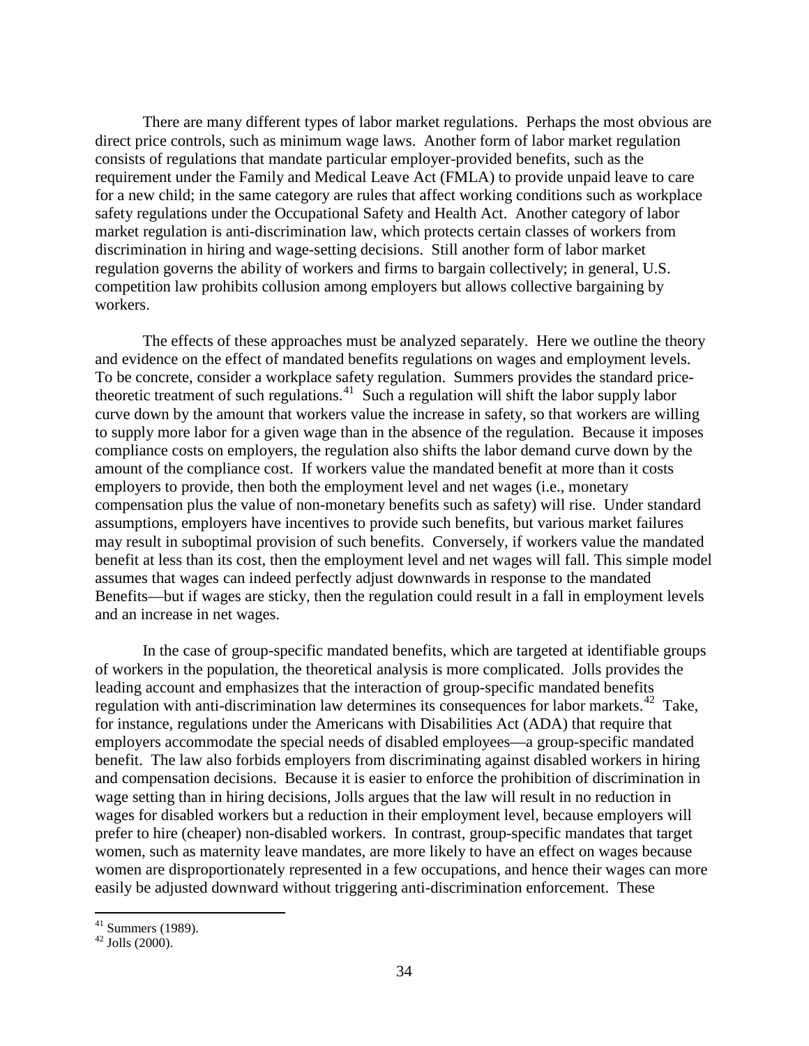There are many different types of labor market regulations. Perhaps the most obvious are direct price controls, such as minimum wage laws. Another form of labor market regulation consists of regulations that mandate particular employer-provided benefits, such as the requirement under the Family and Medical Leave Act (FMLA) to provide unpaid leave to care for a new child; in the same category are rules that affect working conditions such as workplace safety regulations under the Occupational Safety and Health Act. Another category of labor market regulation is anti-discrimination law, which protects certain classes of workers from discrimination in hiring and wage-setting decisions. Still another form of labor market regulation governs the ability of workers and firms to bargain collectively; in general, U.S. competition law prohibits collusion among employers but allows collective bargaining by workers.

The effects of these approaches must be analyzed separately. Here we outline the theory and evidence on the effect of mandated benefits regulations on wages and employment levels. To be concrete, consider a workplace safety regulation. Summers provides the standard price-theoretic treatment of such regulations.[41] Such a regulation will shift the labor supply labor curve down by the amount that workers value the increase in safety, so that workers are willing to supply more labor for a given wage than in the absence of the regulation. Because it imposes compliance costs on employers, the regulation also shifts the labor demand curve down by the amount of the compliance cost. If workers value the mandated benefit at more than it costs employers to provide, then both the employment level and net wages (i.e., monetary compensation plus the value of non-monetary benefits such as safety) will rise. Under standard assumptions, employers have incentives to provide such benefits, but various market failures may result in suboptimal provision of such benefits. Conversely, if workers value the mandated benefit at less than its cost, then the employment level and net wages will fall. This simple model assumes that wages can indeed perfectly adjust downwards in response to the mandated Benefits—but if wages are sticky, then the regulation could result in a fall in employment levels and an increase in net wages.

In the case of group-specific mandated benefits, which are targeted at identifiable groups of workers in the population, the theoretical analysis is more complicated. Jolls provides the leading account and emphasizes that the interaction of group-specific mandated benefits regulation with anti-discrimination law determines its consequences for labor markets.[42] Take, for instance, regulations under the Americans with Disabilities Act (ADA) that require that employers accommodate the special needs of disabled employees—a group-specific mandated benefit. The law also forbids employers from discriminating against disabled workers in hiring and compensation decisions. Because it is easier to enforce the prohibition of discrimination in wage setting than in hiring decisions, Jolls argues that the law will result in no reduction in wages for disabled workers but a reduction in their employment level, because employers will prefer to hire (cheaper) non-disabled workers. In contrast, group-specific mandates that target women, such as maternity leave mandates, are more likely to have an effect on wages because women are disproportionately represented in a few occupations, and hence their wages can more easily be adjusted downward without triggering anti-discrimination enforcement. These

[41] Summers (1989).

[42] Jolls (2000).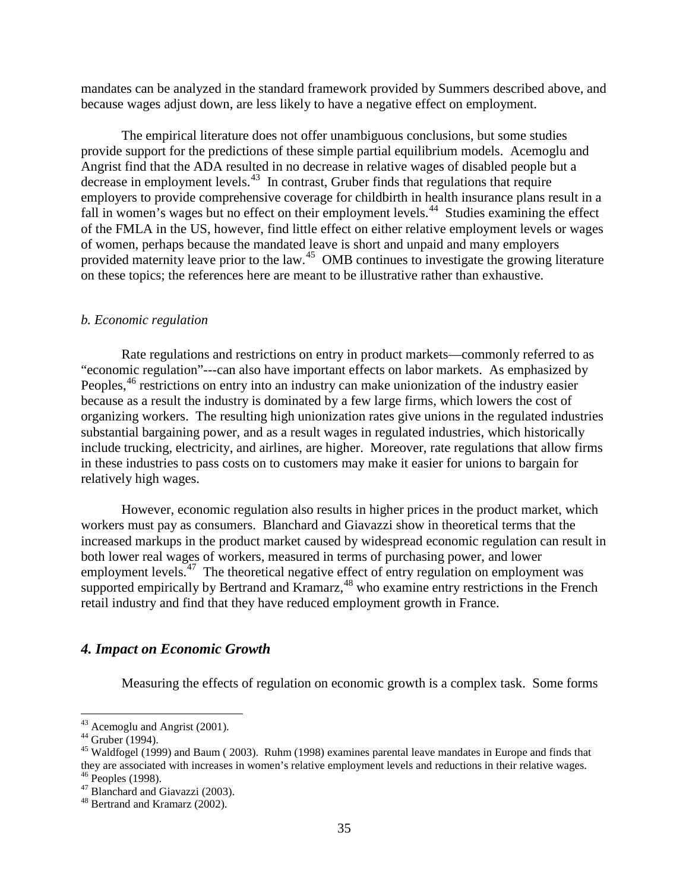mandates can be analyzed in the standard framework provided by Summers described above, and because wages adjust down, are less likely to have a negative effect on employment.

The empirical literature does not offer unambiguous conclusions, but some studies provide support for the predictions of these simple partial equilibrium models. Acemoglu and Angrist find that the ADA resulted in no decrease in relative wages of disabled people but a decrease in employment levels.[43] In contrast, Gruber finds that regulations that require employers to provide comprehensive coverage for childbirth in health insurance plans result in a fall in women's wages but no effect on their employment levels.[44] Studies examining the effect of the FMLA in the US, however, find little effect on either relative employment levels or wages of women, perhaps because the mandated leave is short and unpaid and many employers provided maternity leave prior to the law.[45] OMB continues to investigate the growing literature on these topics; the references here are meant to be illustrative rather than exhaustive.

*b. Economic regulation*

Rate regulations and restrictions on entry in product markets—commonly referred to as "economic regulation"---can also have important effects on labor markets. As emphasized by Peoples,[46] restrictions on entry into an industry can make unionization of the industry easier because as a result the industry is dominated by a few large firms, which lowers the cost of organizing workers. The resulting high unionization rates give unions in the regulated industries substantial bargaining power, and as a result wages in regulated industries, which historically include trucking, electricity, and airlines, are higher. Moreover, rate regulations that allow firms in these industries to pass costs on to customers may make it easier for unions to bargain for relatively high wages.

However, economic regulation also results in higher prices in the product market, which workers must pay as consumers. Blanchard and Giavazzi show in theoretical terms that the increased markups in the product market caused by widespread economic regulation can result in both lower real wages of workers, measured in terms of purchasing power, and lower employment levels.[47] The theoretical negative effect of entry regulation on employment was supported empirically by Bertrand and Kramarz,[48] who examine entry restrictions in the French retail industry and find that they have reduced employment growth in France.

### *4. Impact on Economic Growth*

Measuring the effects of regulation on economic growth is a complex task. Some forms

---

[43] Acemoglu and Angrist (2001).

[44] Gruber (1994).

[45] Waldfogel (1999) and Baum ( 2003). Ruhm (1998) examines parental leave mandates in Europe and finds that they are associated with increases in women's relative employment levels and reductions in their relative wages.

[46] Peoples (1998).

[47] Blanchard and Giavazzi (2003).

[48] Bertrand and Kramarz (2002).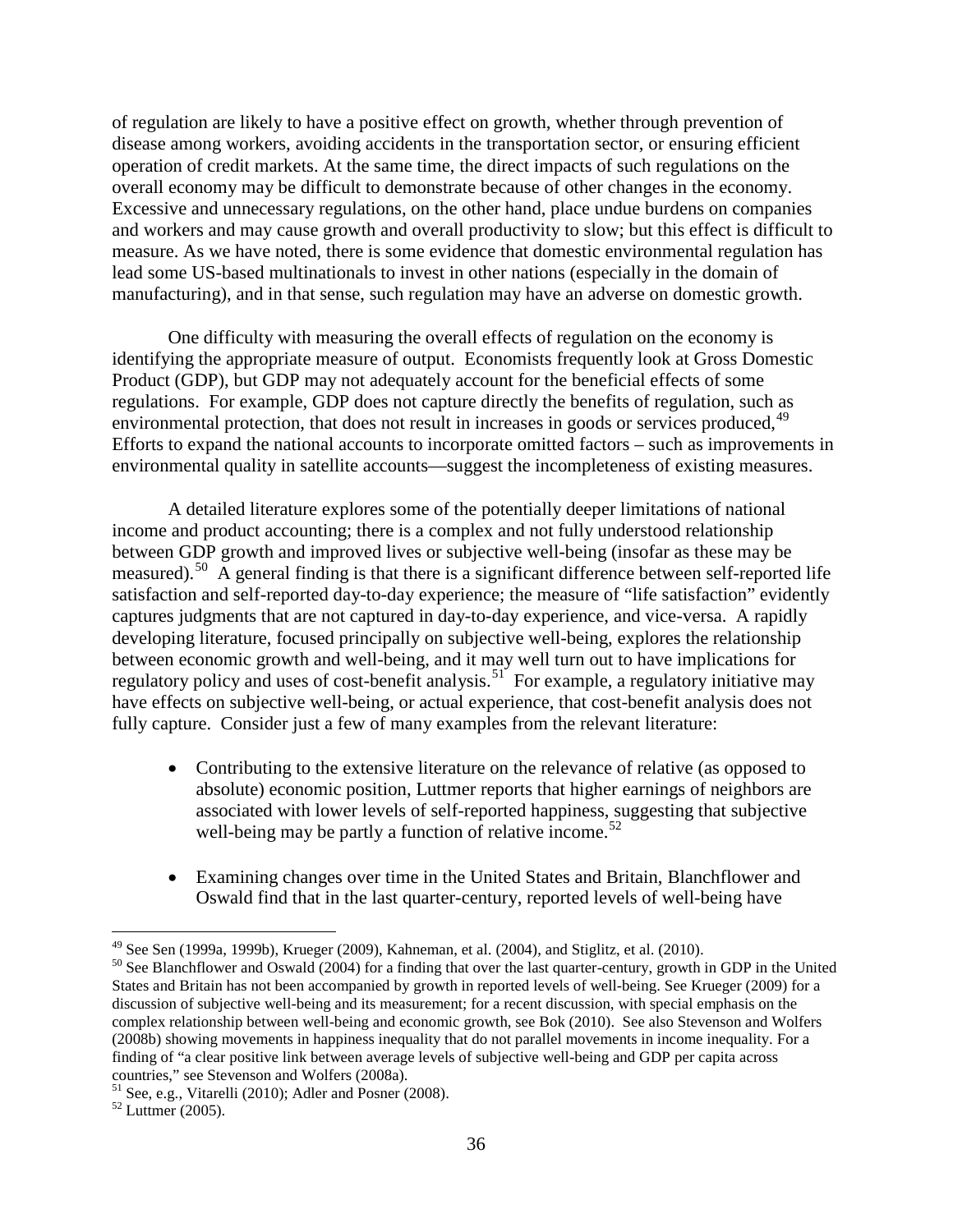of regulation are likely to have a positive effect on growth, whether through prevention of disease among workers, avoiding accidents in the transportation sector, or ensuring efficient operation of credit markets. At the same time, the direct impacts of such regulations on the overall economy may be difficult to demonstrate because of other changes in the economy. Excessive and unnecessary regulations, on the other hand, place undue burdens on companies and workers and may cause growth and overall productivity to slow; but this effect is difficult to measure. As we have noted, there is some evidence that domestic environmental regulation has lead some US-based multinationals to invest in other nations (especially in the domain of manufacturing), and in that sense, such regulation may have an adverse on domestic growth.

One difficulty with measuring the overall effects of regulation on the economy is identifying the appropriate measure of output. Economists frequently look at Gross Domestic Product (GDP), but GDP may not adequately account for the beneficial effects of some regulations. For example, GDP does not capture directly the benefits of regulation, such as environmental protection, that does not result in increases in goods or services produced,[49] Efforts to expand the national accounts to incorporate omitted factors – such as improvements in environmental quality in satellite accounts—suggest the incompleteness of existing measures.

A detailed literature explores some of the potentially deeper limitations of national income and product accounting; there is a complex and not fully understood relationship between GDP growth and improved lives or subjective well-being (insofar as these may be measured).[50] A general finding is that there is a significant difference between self-reported life satisfaction and self-reported day-to-day experience; the measure of "life satisfaction" evidently captures judgments that are not captured in day-to-day experience, and vice-versa. A rapidly developing literature, focused principally on subjective well-being, explores the relationship between economic growth and well-being, and it may well turn out to have implications for regulatory policy and uses of cost-benefit analysis.[51] For example, a regulatory initiative may have effects on subjective well-being, or actual experience, that cost-benefit analysis does not fully capture. Consider just a few of many examples from the relevant literature:

- Contributing to the extensive literature on the relevance of relative (as opposed to absolute) economic position, Luttmer reports that higher earnings of neighbors are associated with lower levels of self-reported happiness, suggesting that subjective well-being may be partly a function of relative income.[52]

- Examining changes over time in the United States and Britain, Blanchflower and Oswald find that in the last quarter-century, reported levels of well-being have

---

[49] See Sen (1999a, 1999b), Krueger (2009), Kahneman, et al. (2004), and Stiglitz, et al. (2010).

[50] See Blanchflower and Oswald (2004) for a finding that over the last quarter-century, growth in GDP in the United States and Britain has not been accompanied by growth in reported levels of well-being. See Krueger (2009) for a discussion of subjective well-being and its measurement; for a recent discussion, with special emphasis on the complex relationship between well-being and economic growth, see Bok (2010). See also Stevenson and Wolfers (2008b) showing movements in happiness inequality that do not parallel movements in income inequality. For a finding of "a clear positive link between average levels of subjective well-being and GDP per capita across countries," see Stevenson and Wolfers (2008a).

[51] See, e.g., Vitarelli (2010); Adler and Posner (2008).

[52] Luttmer (2005).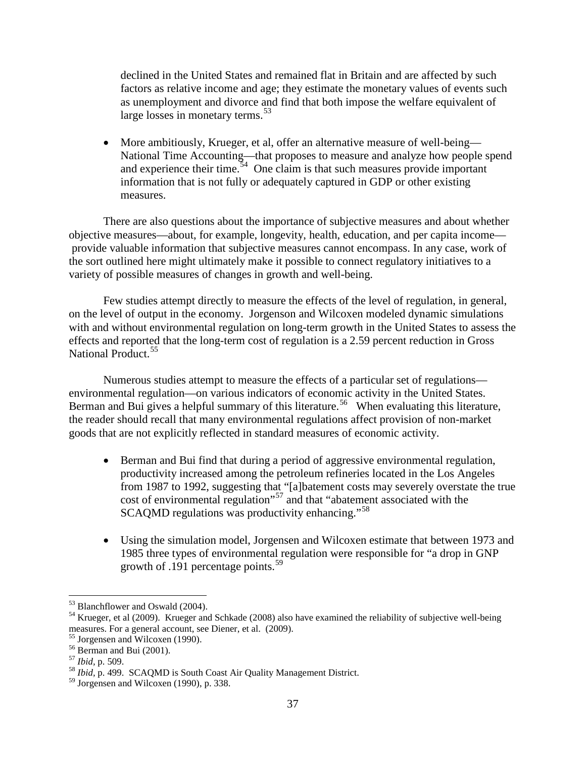declined in the United States and remained flat in Britain and are affected by such factors as relative income and age; they estimate the monetary values of events such as unemployment and divorce and find that both impose the welfare equivalent of large losses in monetary terms.[53]

- More ambitiously, Krueger, et al, offer an alternative measure of well-being—National Time Accounting—that proposes to measure and analyze how people spend and experience their time.[54] One claim is that such measures provide important information that is not fully or adequately captured in GDP or other existing measures.

There are also questions about the importance of subjective measures and about whether objective measures—about, for example, longevity, health, education, and per capita income—provide valuable information that subjective measures cannot encompass. In any case, work of the sort outlined here might ultimately make it possible to connect regulatory initiatives to a variety of possible measures of changes in growth and well-being.

Few studies attempt directly to measure the effects of the level of regulation, in general, on the level of output in the economy. Jorgenson and Wilcoxen modeled dynamic simulations with and without environmental regulation on long-term growth in the United States to assess the effects and reported that the long-term cost of regulation is a 2.59 percent reduction in Gross National Product.[55]

Numerous studies attempt to measure the effects of a particular set of regulations—environmental regulation—on various indicators of economic activity in the United States. Berman and Bui gives a helpful summary of this literature.[56] When evaluating this literature, the reader should recall that many environmental regulations affect provision of non-market goods that are not explicitly reflected in standard measures of economic activity.

- Berman and Bui find that during a period of aggressive environmental regulation, productivity increased among the petroleum refineries located in the Los Angeles from 1987 to 1992, suggesting that "[a]batement costs may severely overstate the true cost of environmental regulation"[57] and that "abatement associated with the SCAQMD regulations was productivity enhancing."[58]

- Using the simulation model, Jorgensen and Wilcoxen estimate that between 1973 and 1985 three types of environmental regulation were responsible for "a drop in GNP growth of .191 percentage points.[59]

---

[53] Blanchflower and Oswald (2004).

[54] Krueger, et al (2009). Krueger and Schkade (2008) also have examined the reliability of subjective well-being measures. For a general account, see Diener, et al. (2009).

[55] Jorgensen and Wilcoxen (1990).

[56] Berman and Bui (2001).

[57] *Ibid*, p. 509.

[58] *Ibid*, p. 499. SCAQMD is South Coast Air Quality Management District.

[59] Jorgensen and Wilcoxen (1990), p. 338.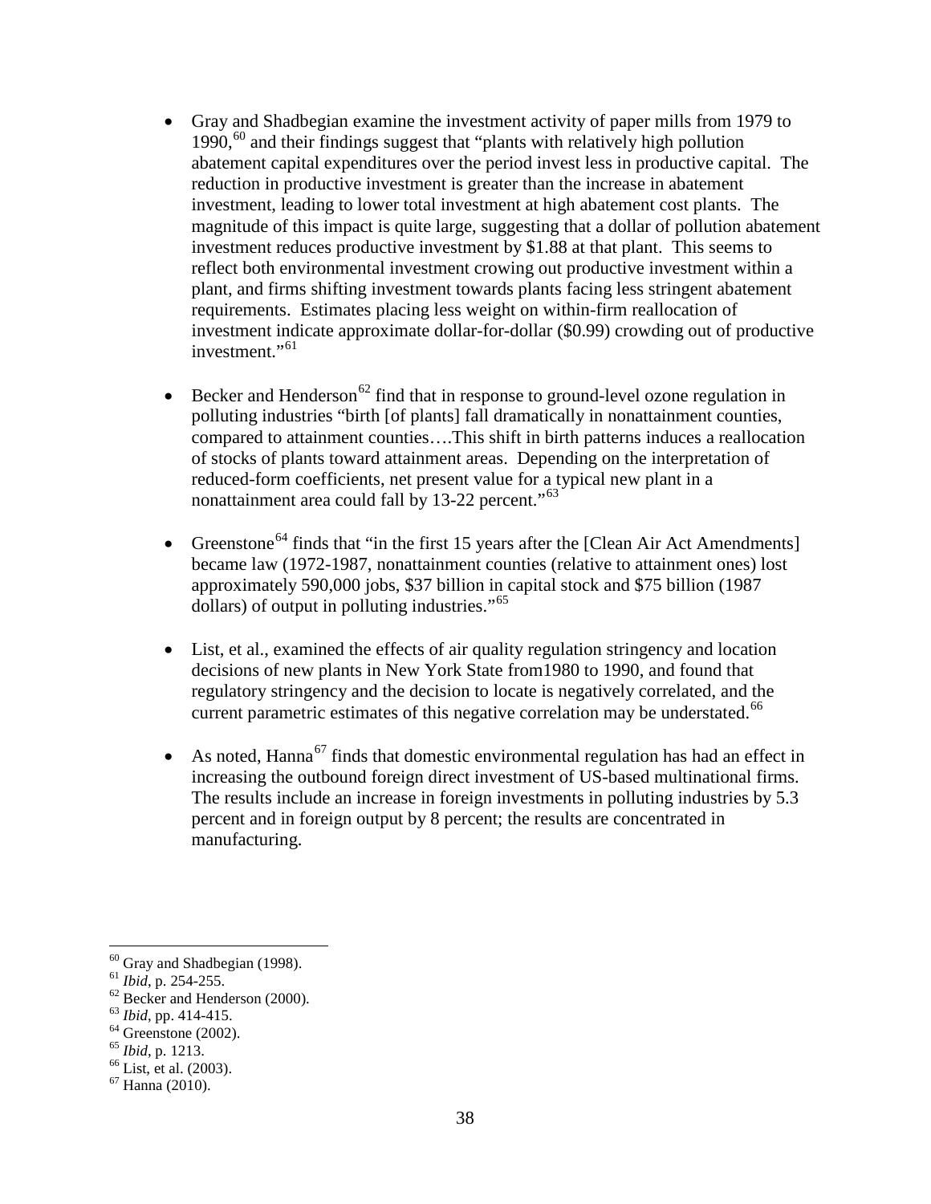- Gray and Shadbegian examine the investment activity of paper mills from 1979 to 1990,[60] and their findings suggest that "plants with relatively high pollution abatement capital expenditures over the period invest less in productive capital. The reduction in productive investment is greater than the increase in abatement investment, leading to lower total investment at high abatement cost plants. The magnitude of this impact is quite large, suggesting that a dollar of pollution abatement investment reduces productive investment by $1.88 at that plant. This seems to reflect both environmental investment crowing out productive investment within a plant, and firms shifting investment towards plants facing less stringent abatement requirements. Estimates placing less weight on within-firm reallocation of investment indicate approximate dollar-for-dollar ($0.99) crowding out of productive investment."[61]

- Becker and Henderson[62] find that in response to ground-level ozone regulation in polluting industries "birth [of plants] fall dramatically in nonattainment counties, compared to attainment counties….This shift in birth patterns induces a reallocation of stocks of plants toward attainment areas. Depending on the interpretation of reduced-form coefficients, net present value for a typical new plant in a nonattainment area could fall by 13-22 percent."[63]

- Greenstone[64] finds that "in the first 15 years after the [Clean Air Act Amendments] became law (1972-1987, nonattainment counties (relative to attainment ones) lost approximately 590,000 jobs, $37 billion in capital stock and $75 billion (1987 dollars) of output in polluting industries."[65]

- List, et al., examined the effects of air quality regulation stringency and location decisions of new plants in New York State from1980 to 1990, and found that regulatory stringency and the decision to locate is negatively correlated, and the current parametric estimates of this negative correlation may be understated.[66]

- As noted, Hanna[67] finds that domestic environmental regulation has had an effect in increasing the outbound foreign direct investment of US-based multinational firms. The results include an increase in foreign investments in polluting industries by 5.3 percent and in foreign output by 8 percent; the results are concentrated in manufacturing.

---

[60] Gray and Shadbegian (1998).
[61] *Ibid*, p. 254-255.
[62] Becker and Henderson (2000).
[63] *Ibid*, pp. 414-415.
[64] Greenstone (2002).
[65] *Ibid*, p. 1213.
[66] List, et al. (2003).
[67] Hanna (2010).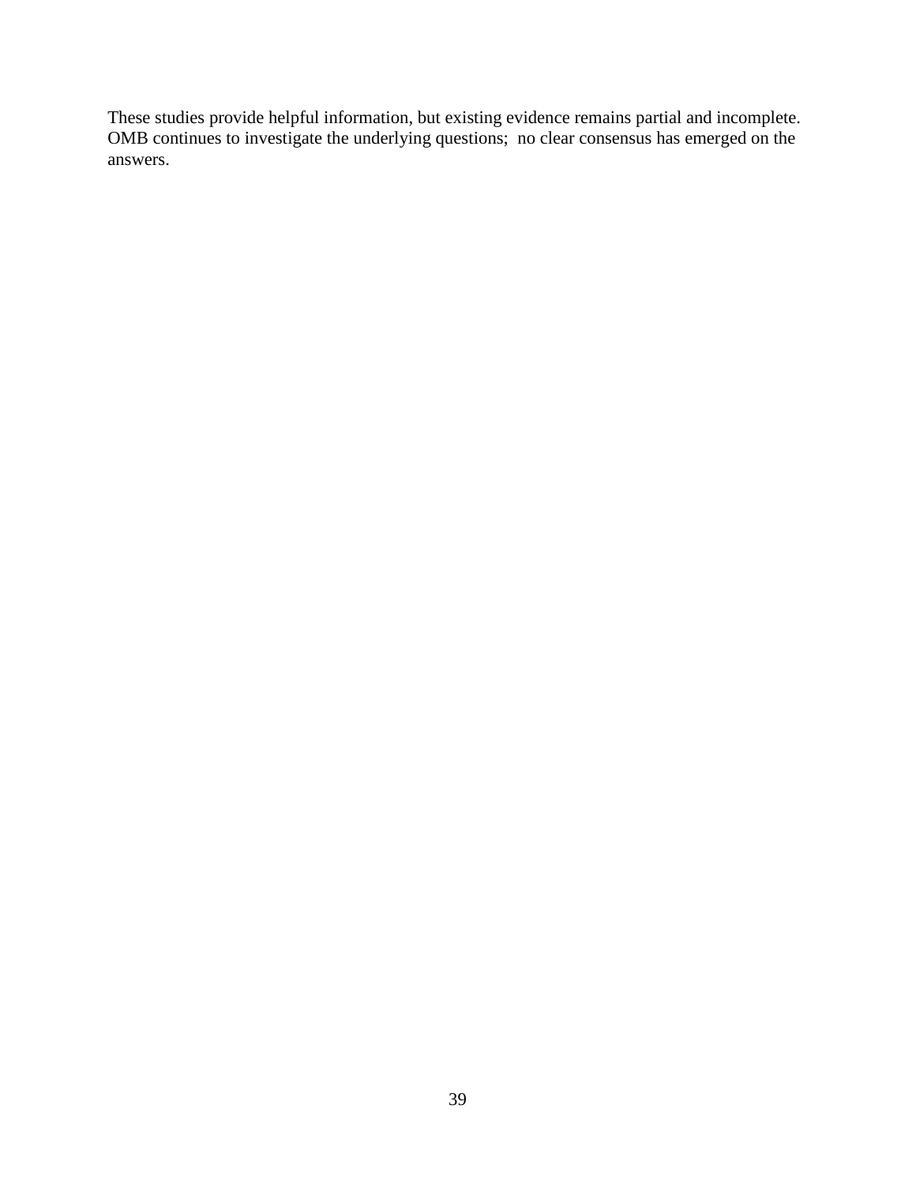These studies provide helpful information, but existing evidence remains partial and incomplete. OMB continues to investigate the underlying questions;  no clear consensus has emerged on the answers.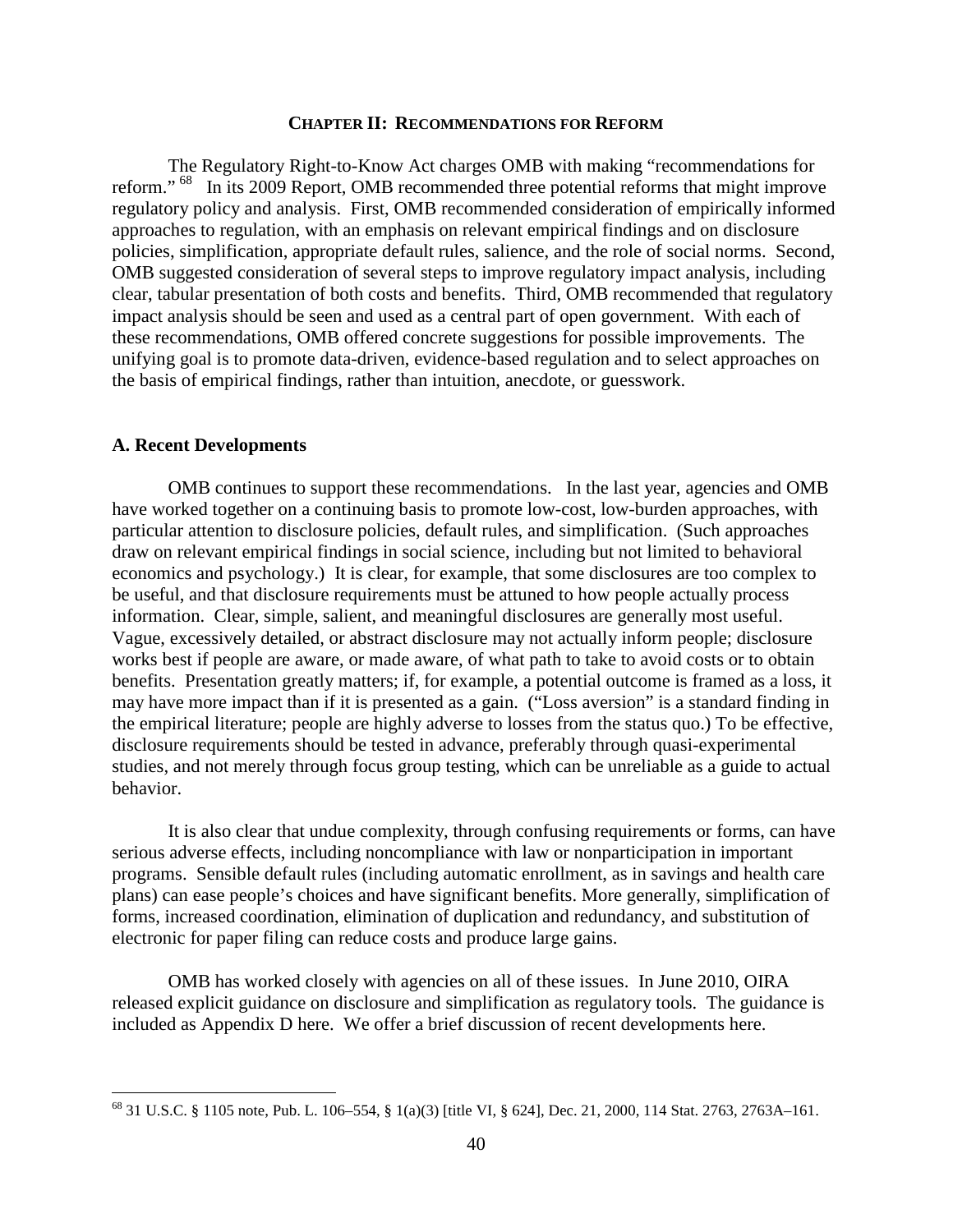## CHAPTER II: RECOMMENDATIONS FOR REFORM

The Regulatory Right-to-Know Act charges OMB with making "recommendations for reform."[68] In its 2009 Report, OMB recommended three potential reforms that might improve regulatory policy and analysis. First, OMB recommended consideration of empirically informed approaches to regulation, with an emphasis on relevant empirical findings and on disclosure policies, simplification, appropriate default rules, salience, and the role of social norms. Second, OMB suggested consideration of several steps to improve regulatory impact analysis, including clear, tabular presentation of both costs and benefits. Third, OMB recommended that regulatory impact analysis should be seen and used as a central part of open government. With each of these recommendations, OMB offered concrete suggestions for possible improvements. The unifying goal is to promote data-driven, evidence-based regulation and to select approaches on the basis of empirical findings, rather than intuition, anecdote, or guesswork.

### A. Recent Developments

OMB continues to support these recommendations. In the last year, agencies and OMB have worked together on a continuing basis to promote low-cost, low-burden approaches, with particular attention to disclosure policies, default rules, and simplification. (Such approaches draw on relevant empirical findings in social science, including but not limited to behavioral economics and psychology.) It is clear, for example, that some disclosures are too complex to be useful, and that disclosure requirements must be attuned to how people actually process information. Clear, simple, salient, and meaningful disclosures are generally most useful. Vague, excessively detailed, or abstract disclosure may not actually inform people; disclosure works best if people are aware, or made aware, of what path to take to avoid costs or to obtain benefits. Presentation greatly matters; if, for example, a potential outcome is framed as a loss, it may have more impact than if it is presented as a gain. ("Loss aversion" is a standard finding in the empirical literature; people are highly adverse to losses from the status quo.) To be effective, disclosure requirements should be tested in advance, preferably through quasi-experimental studies, and not merely through focus group testing, which can be unreliable as a guide to actual behavior.

It is also clear that undue complexity, through confusing requirements or forms, can have serious adverse effects, including noncompliance with law or nonparticipation in important programs. Sensible default rules (including automatic enrollment, as in savings and health care plans) can ease people's choices and have significant benefits. More generally, simplification of forms, increased coordination, elimination of duplication and redundancy, and substitution of electronic for paper filing can reduce costs and produce large gains.

OMB has worked closely with agencies on all of these issues. In June 2010, OIRA released explicit guidance on disclosure and simplification as regulatory tools. The guidance is included as Appendix D here. We offer a brief discussion of recent developments here.

[68] 31 U.S.C. § 1105 note, Pub. L. 106–554, § 1(a)(3) [title VI, § 624], Dec. 21, 2000, 114 Stat. 2763, 2763A–161.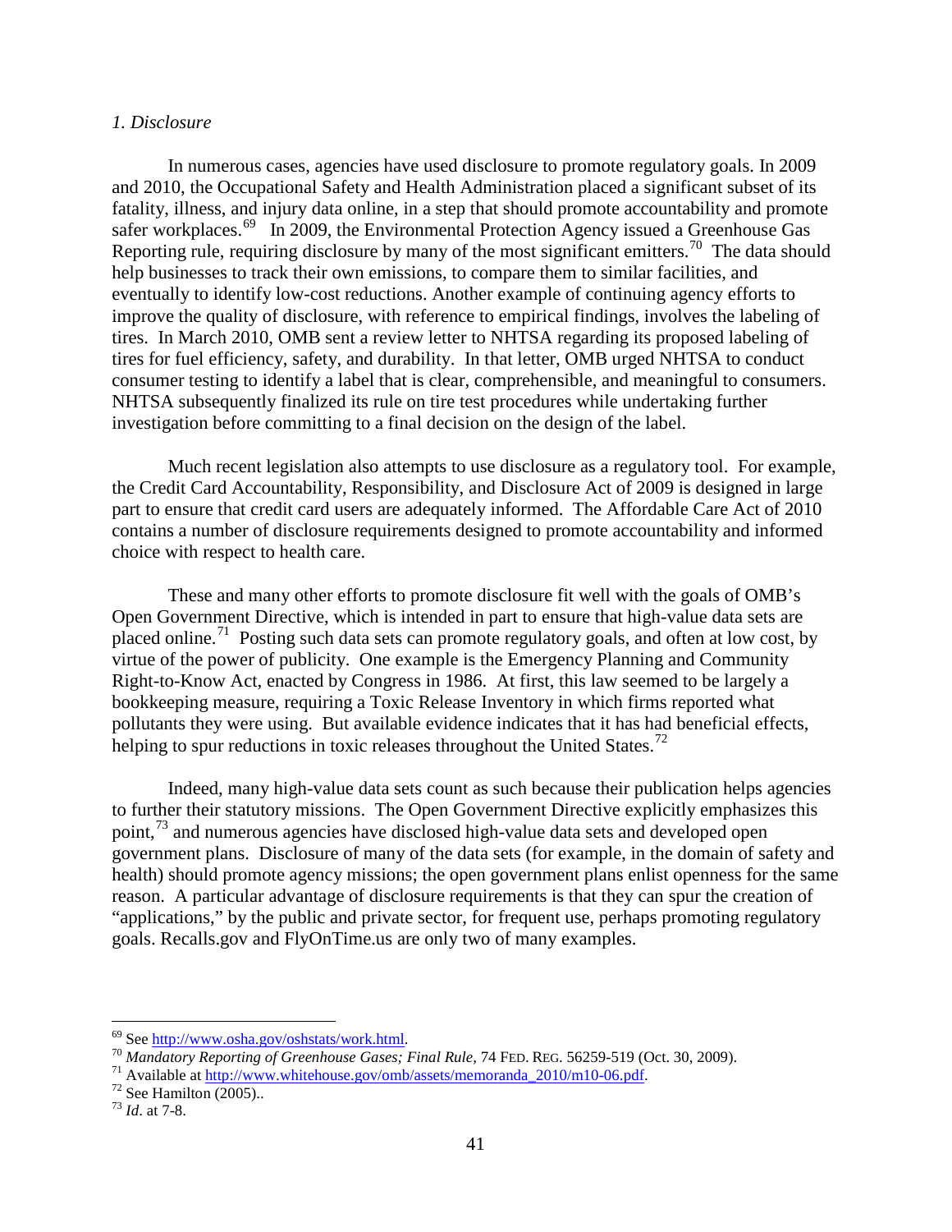*1. Disclosure*

In numerous cases, agencies have used disclosure to promote regulatory goals. In 2009 and 2010, the Occupational Safety and Health Administration placed a significant subset of its fatality, illness, and injury data online, in a step that should promote accountability and promote safer workplaces.[69] In 2009, the Environmental Protection Agency issued a Greenhouse Gas Reporting rule, requiring disclosure by many of the most significant emitters.[70] The data should help businesses to track their own emissions, to compare them to similar facilities, and eventually to identify low-cost reductions. Another example of continuing agency efforts to improve the quality of disclosure, with reference to empirical findings, involves the labeling of tires. In March 2010, OMB sent a review letter to NHTSA regarding its proposed labeling of tires for fuel efficiency, safety, and durability. In that letter, OMB urged NHTSA to conduct consumer testing to identify a label that is clear, comprehensible, and meaningful to consumers. NHTSA subsequently finalized its rule on tire test procedures while undertaking further investigation before committing to a final decision on the design of the label.

Much recent legislation also attempts to use disclosure as a regulatory tool. For example, the Credit Card Accountability, Responsibility, and Disclosure Act of 2009 is designed in large part to ensure that credit card users are adequately informed. The Affordable Care Act of 2010 contains a number of disclosure requirements designed to promote accountability and informed choice with respect to health care.

These and many other efforts to promote disclosure fit well with the goals of OMB's Open Government Directive, which is intended in part to ensure that high-value data sets are placed online.[71] Posting such data sets can promote regulatory goals, and often at low cost, by virtue of the power of publicity. One example is the Emergency Planning and Community Right-to-Know Act, enacted by Congress in 1986. At first, this law seemed to be largely a bookkeeping measure, requiring a Toxic Release Inventory in which firms reported what pollutants they were using. But available evidence indicates that it has had beneficial effects, helping to spur reductions in toxic releases throughout the United States.[72]

Indeed, many high-value data sets count as such because their publication helps agencies to further their statutory missions. The Open Government Directive explicitly emphasizes this point,[73] and numerous agencies have disclosed high-value data sets and developed open government plans. Disclosure of many of the data sets (for example, in the domain of safety and health) should promote agency missions; the open government plans enlist openness for the same reason. A particular advantage of disclosure requirements is that they can spur the creation of "applications," by the public and private sector, for frequent use, perhaps promoting regulatory goals. Recalls.gov and FlyOnTime.us are only two of many examples.

---

[69] See http://www.osha.gov/oshstats/work.html.

[70] *Mandatory Reporting of Greenhouse Gases; Final Rule*, 74 FED. REG. 56259-519 (Oct. 30, 2009).

[71] Available at http://www.whitehouse.gov/omb/assets/memoranda_2010/m10-06.pdf.

[72] See Hamilton (2005)..

[73] *Id*. at 7-8.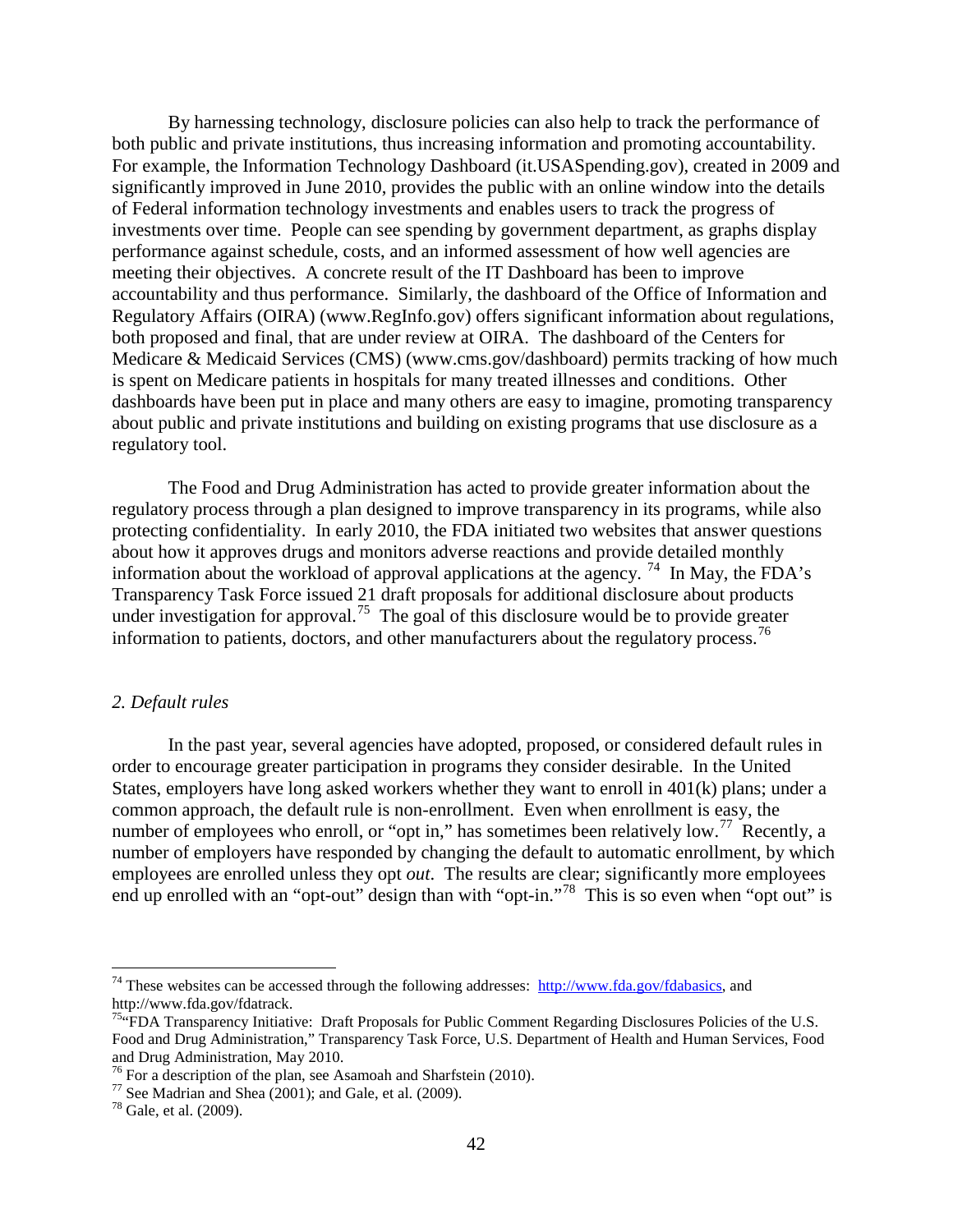By harnessing technology, disclosure policies can also help to track the performance of both public and private institutions, thus increasing information and promoting accountability. For example, the Information Technology Dashboard (it.USASpending.gov), created in 2009 and significantly improved in June 2010, provides the public with an online window into the details of Federal information technology investments and enables users to track the progress of investments over time. People can see spending by government department, as graphs display performance against schedule, costs, and an informed assessment of how well agencies are meeting their objectives. A concrete result of the IT Dashboard has been to improve accountability and thus performance. Similarly, the dashboard of the Office of Information and Regulatory Affairs (OIRA) (www.RegInfo.gov) offers significant information about regulations, both proposed and final, that are under review at OIRA. The dashboard of the Centers for Medicare & Medicaid Services (CMS) (www.cms.gov/dashboard) permits tracking of how much is spent on Medicare patients in hospitals for many treated illnesses and conditions. Other dashboards have been put in place and many others are easy to imagine, promoting transparency about public and private institutions and building on existing programs that use disclosure as a regulatory tool.

The Food and Drug Administration has acted to provide greater information about the regulatory process through a plan designed to improve transparency in its programs, while also protecting confidentiality. In early 2010, the FDA initiated two websites that answer questions about how it approves drugs and monitors adverse reactions and provide detailed monthly information about the workload of approval applications at the agency.[74] In May, the FDA's Transparency Task Force issued 21 draft proposals for additional disclosure about products under investigation for approval.[75] The goal of this disclosure would be to provide greater information to patients, doctors, and other manufacturers about the regulatory process.[76]

### *2. Default rules*

In the past year, several agencies have adopted, proposed, or considered default rules in order to encourage greater participation in programs they consider desirable. In the United States, employers have long asked workers whether they want to enroll in 401(k) plans; under a common approach, the default rule is non-enrollment. Even when enrollment is easy, the number of employees who enroll, or "opt in," has sometimes been relatively low.[77] Recently, a number of employers have responded by changing the default to automatic enrollment, by which employees are enrolled unless they opt *out*. The results are clear; significantly more employees end up enrolled with an "opt-out" design than with "opt-in."[78] This is so even when "opt out" is

---

[74] These websites can be accessed through the following addresses: http://www.fda.gov/fdabasics, and http://www.fda.gov/fdatrack.

[75] "FDA Transparency Initiative: Draft Proposals for Public Comment Regarding Disclosures Policies of the U.S. Food and Drug Administration," Transparency Task Force, U.S. Department of Health and Human Services, Food and Drug Administration, May 2010.

[76] For a description of the plan, see Asamoah and Sharfstein (2010).

[77] See Madrian and Shea (2001); and Gale, et al. (2009).

[78] Gale, et al. (2009).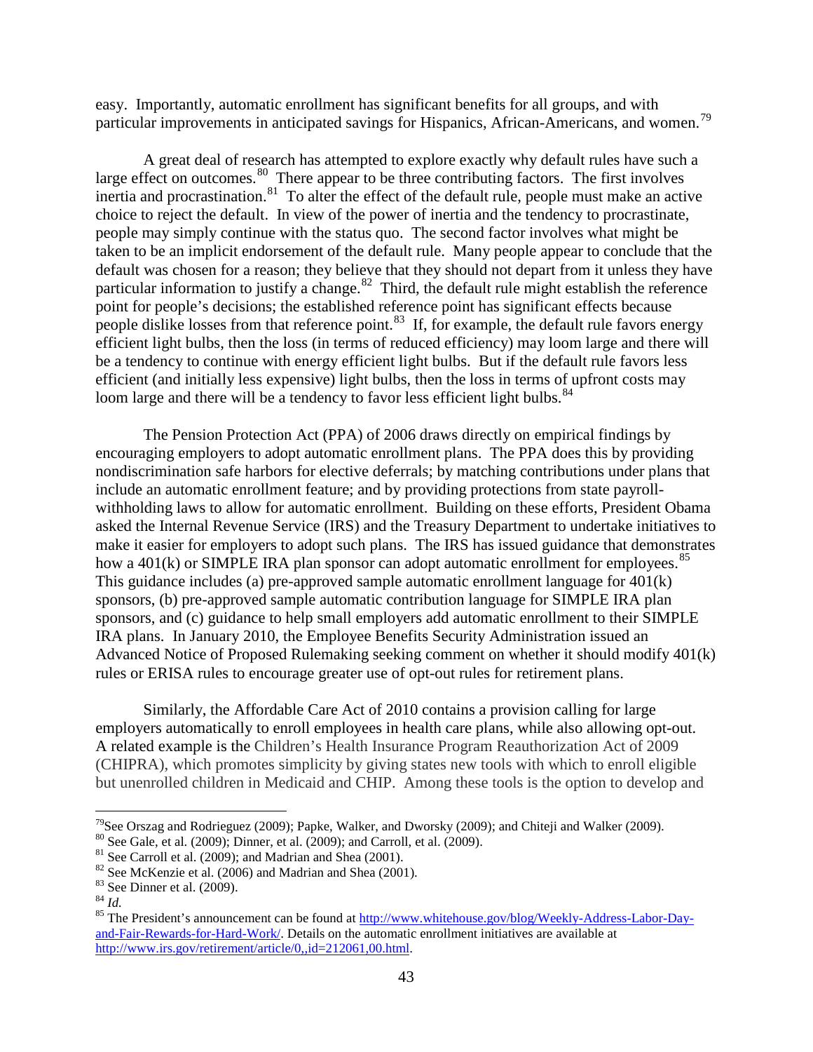easy. Importantly, automatic enrollment has significant benefits for all groups, and with particular improvements in anticipated savings for Hispanics, African-Americans, and women.[79]

A great deal of research has attempted to explore exactly why default rules have such a large effect on outcomes.[80] There appear to be three contributing factors. The first involves inertia and procrastination.[81] To alter the effect of the default rule, people must make an active choice to reject the default. In view of the power of inertia and the tendency to procrastinate, people may simply continue with the status quo. The second factor involves what might be taken to be an implicit endorsement of the default rule. Many people appear to conclude that the default was chosen for a reason; they believe that they should not depart from it unless they have particular information to justify a change.[82] Third, the default rule might establish the reference point for people's decisions; the established reference point has significant effects because people dislike losses from that reference point.[83] If, for example, the default rule favors energy efficient light bulbs, then the loss (in terms of reduced efficiency) may loom large and there will be a tendency to continue with energy efficient light bulbs. But if the default rule favors less efficient (and initially less expensive) light bulbs, then the loss in terms of upfront costs may loom large and there will be a tendency to favor less efficient light bulbs.[84]

The Pension Protection Act (PPA) of 2006 draws directly on empirical findings by encouraging employers to adopt automatic enrollment plans. The PPA does this by providing nondiscrimination safe harbors for elective deferrals; by matching contributions under plans that include an automatic enrollment feature; and by providing protections from state payroll-withholding laws to allow for automatic enrollment. Building on these efforts, President Obama asked the Internal Revenue Service (IRS) and the Treasury Department to undertake initiatives to make it easier for employers to adopt such plans. The IRS has issued guidance that demonstrates how a 401(k) or SIMPLE IRA plan sponsor can adopt automatic enrollment for employees.[85] This guidance includes (a) pre-approved sample automatic enrollment language for 401(k) sponsors, (b) pre-approved sample automatic contribution language for SIMPLE IRA plan sponsors, and (c) guidance to help small employers add automatic enrollment to their SIMPLE IRA plans. In January 2010, the Employee Benefits Security Administration issued an Advanced Notice of Proposed Rulemaking seeking comment on whether it should modify 401(k) rules or ERISA rules to encourage greater use of opt-out rules for retirement plans.

Similarly, the Affordable Care Act of 2010 contains a provision calling for large employers automatically to enroll employees in health care plans, while also allowing opt-out. A related example is the Children's Health Insurance Program Reauthorization Act of 2009 (CHIPRA), which promotes simplicity by giving states new tools with which to enroll eligible but unenrolled children in Medicaid and CHIP. Among these tools is the option to develop and

---

[79] See Orszag and Rodrieguez (2009); Papke, Walker, and Dworsky (2009); and Chiteji and Walker (2009).

[80] See Gale, et al. (2009); Dinner, et al. (2009); and Carroll, et al. (2009).

[81] See Carroll et al. (2009); and Madrian and Shea (2001).

[82] See McKenzie et al. (2006) and Madrian and Shea (2001).

[83] See Dinner et al. (2009).

[84] *Id.*

[85] The President's announcement can be found at http://www.whitehouse.gov/blog/Weekly-Address-Labor-Day-and-Fair-Rewards-for-Hard-Work/. Details on the automatic enrollment initiatives are available at http://www.irs.gov/retirement/article/0,,id=212061,00.html.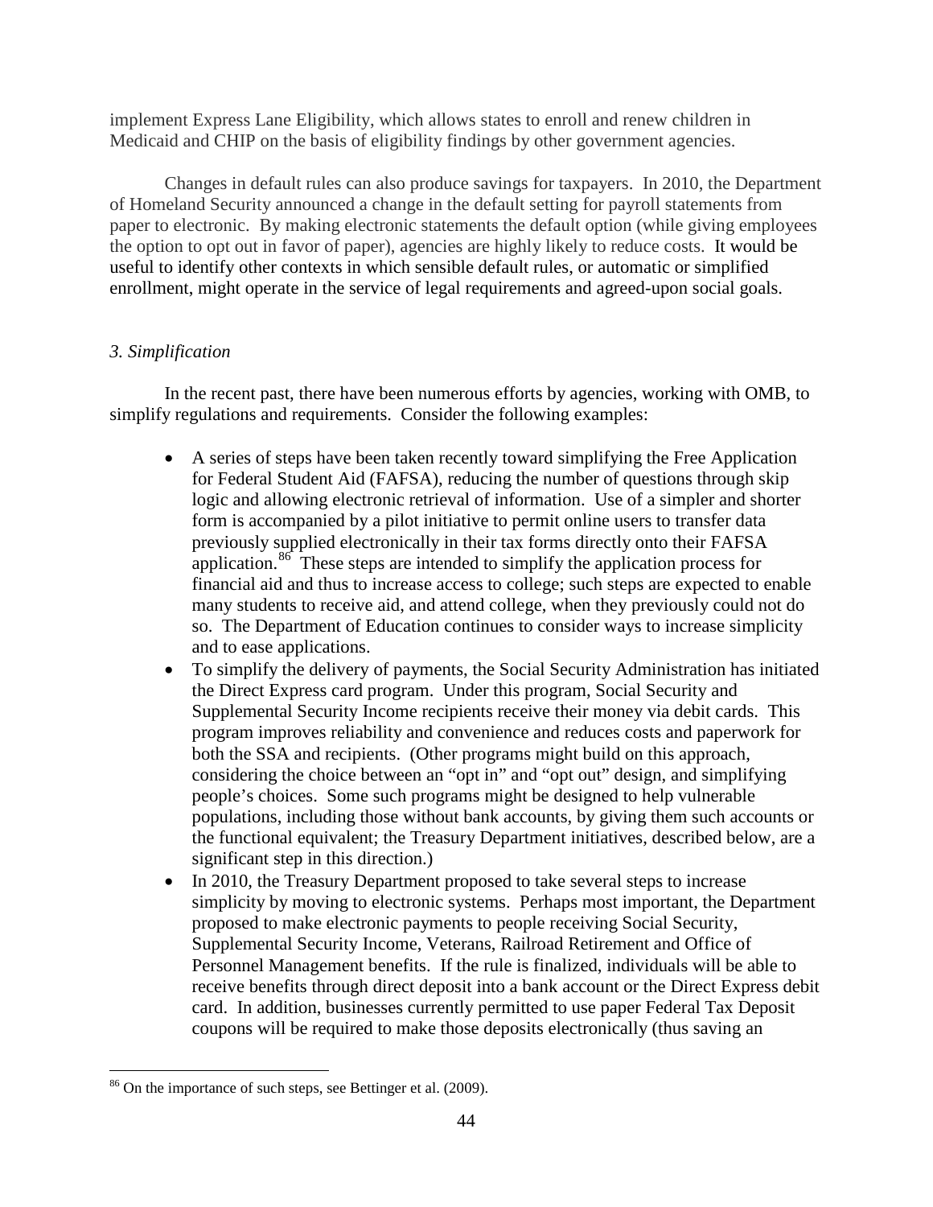implement Express Lane Eligibility, which allows states to enroll and renew children in Medicaid and CHIP on the basis of eligibility findings by other government agencies.

Changes in default rules can also produce savings for taxpayers. In 2010, the Department of Homeland Security announced a change in the default setting for payroll statements from paper to electronic. By making electronic statements the default option (while giving employees the option to opt out in favor of paper), agencies are highly likely to reduce costs. It would be useful to identify other contexts in which sensible default rules, or automatic or simplified enrollment, might operate in the service of legal requirements and agreed-upon social goals.

*3. Simplification*

In the recent past, there have been numerous efforts by agencies, working with OMB, to simplify regulations and requirements. Consider the following examples:

- A series of steps have been taken recently toward simplifying the Free Application for Federal Student Aid (FAFSA), reducing the number of questions through skip logic and allowing electronic retrieval of information. Use of a simpler and shorter form is accompanied by a pilot initiative to permit online users to transfer data previously supplied electronically in their tax forms directly onto their FAFSA application.[86] These steps are intended to simplify the application process for financial aid and thus to increase access to college; such steps are expected to enable many students to receive aid, and attend college, when they previously could not do so. The Department of Education continues to consider ways to increase simplicity and to ease applications.
- To simplify the delivery of payments, the Social Security Administration has initiated the Direct Express card program. Under this program, Social Security and Supplemental Security Income recipients receive their money via debit cards. This program improves reliability and convenience and reduces costs and paperwork for both the SSA and recipients. (Other programs might build on this approach, considering the choice between an "opt in" and "opt out" design, and simplifying people's choices. Some such programs might be designed to help vulnerable populations, including those without bank accounts, by giving them such accounts or the functional equivalent; the Treasury Department initiatives, described below, are a significant step in this direction.)
- In 2010, the Treasury Department proposed to take several steps to increase simplicity by moving to electronic systems. Perhaps most important, the Department proposed to make electronic payments to people receiving Social Security, Supplemental Security Income, Veterans, Railroad Retirement and Office of Personnel Management benefits. If the rule is finalized, individuals will be able to receive benefits through direct deposit into a bank account or the Direct Express debit card. In addition, businesses currently permitted to use paper Federal Tax Deposit coupons will be required to make those deposits electronically (thus saving an

[86] On the importance of such steps, see Bettinger et al. (2009).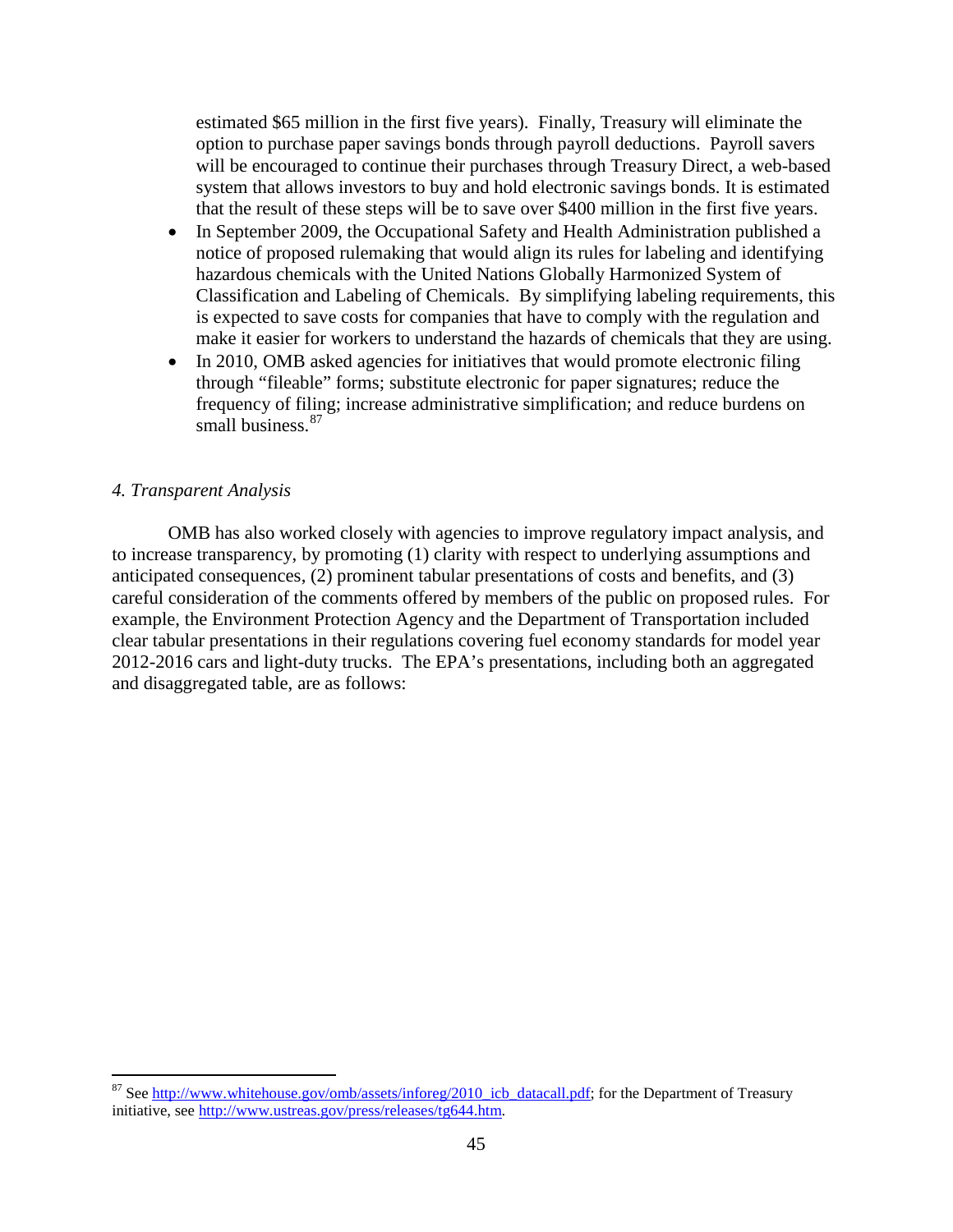estimated $65 million in the first five years). Finally, Treasury will eliminate the option to purchase paper savings bonds through payroll deductions. Payroll savers will be encouraged to continue their purchases through Treasury Direct, a web-based system that allows investors to buy and hold electronic savings bonds. It is estimated that the result of these steps will be to save over $400 million in the first five years.

- In September 2009, the Occupational Safety and Health Administration published a notice of proposed rulemaking that would align its rules for labeling and identifying hazardous chemicals with the United Nations Globally Harmonized System of Classification and Labeling of Chemicals. By simplifying labeling requirements, this is expected to save costs for companies that have to comply with the regulation and make it easier for workers to understand the hazards of chemicals that they are using.
- In 2010, OMB asked agencies for initiatives that would promote electronic filing through "fileable" forms; substitute electronic for paper signatures; reduce the frequency of filing; increase administrative simplification; and reduce burdens on small business.[87]

*4. Transparent Analysis*

OMB has also worked closely with agencies to improve regulatory impact analysis, and to increase transparency, by promoting (1) clarity with respect to underlying assumptions and anticipated consequences, (2) prominent tabular presentations of costs and benefits, and (3) careful consideration of the comments offered by members of the public on proposed rules. For example, the Environment Protection Agency and the Department of Transportation included clear tabular presentations in their regulations covering fuel economy standards for model year 2012-2016 cars and light-duty trucks. The EPA's presentations, including both an aggregated and disaggregated table, are as follows:

---

[87] See http://www.whitehouse.gov/omb/assets/inforeg/2010_icb_datacall.pdf; for the Department of Treasury initiative, see http://www.ustreas.gov/press/releases/tg644.htm.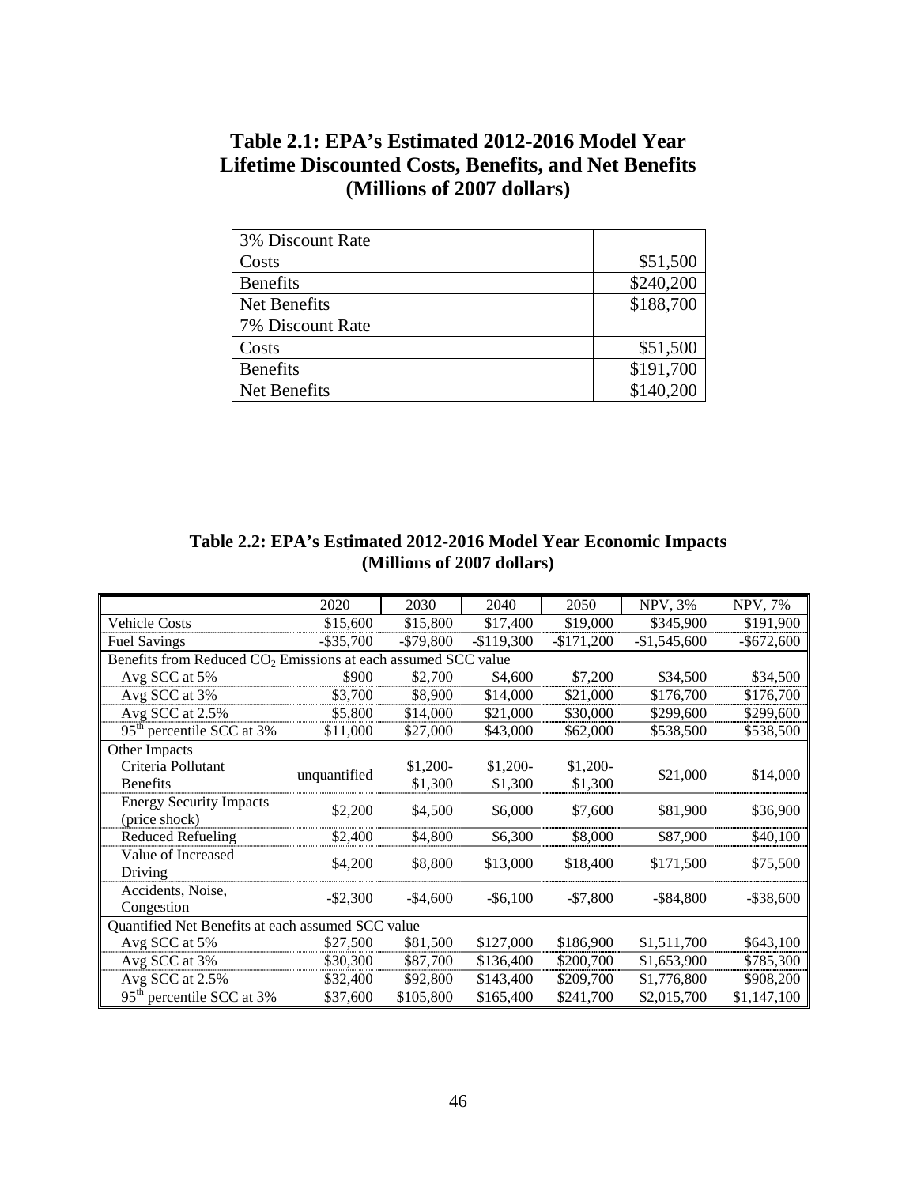**Table 2.1: EPA's Estimated 2012-2016 Model Year Lifetime Discounted Costs, Benefits, and Net Benefits (Millions of 2007 dollars)**

| 3% Discount Rate | |
|---|---|
| Costs | \$51,500 |
| Benefits | \$240,200 |
| Net Benefits | \$188,700 |
| 7% Discount Rate | |
| Costs | \$51,500 |
| Benefits | \$191,700 |
| Net Benefits | \$140,200 |

**Table 2.2: EPA's Estimated 2012-2016 Model Year Economic Impacts (Millions of 2007 dollars)**

| | 2020 | 2030 | 2040 | 2050 | NPV, 3% | NPV, 7% |
|---|---|---|---|---|---|---|
| Vehicle Costs | \$15,600 | \$15,800 | \$17,400 | \$19,000 | \$345,900 | \$191,900 |
| Fuel Savings | -\$35,700 | -\$79,800 | -\$119,300 | -\$171,200 | -\$1,545,600 | -\$672,600 |
| Benefits from Reduced $CO_2$ Emissions at each assumed SCC value | | | | | | |
| Avg SCC at 5% | \$900 | \$2,700 | \$4,600 | \$7,200 | \$34,500 | \$34,500 |
| Avg SCC at 3% | \$3,700 | \$8,900 | \$14,000 | \$21,000 | \$176,700 | \$176,700 |
| Avg SCC at 2.5% | \$5,800 | \$14,000 | \$21,000 | \$30,000 | \$299,600 | \$299,600 |
| 95th percentile SCC at 3% | \$11,000 | \$27,000 | \$43,000 | \$62,000 | \$538,500 | \$538,500 |
| Other Impacts | | | | | | |
| Criteria Pollutant Benefits | unquantified | \$1,200-\$1,300 | \$1,200-\$1,300 | \$1,200-\$1,300 | \$21,000 | \$14,000 |
| Energy Security Impacts (price shock) | \$2,200 | \$4,500 | \$6,000 | \$7,600 | \$81,900 | \$36,900 |
| Reduced Refueling | \$2,400 | \$4,800 | \$6,300 | \$8,000 | \$87,900 | \$40,100 |
| Value of Increased Driving | \$4,200 | \$8,800 | \$13,000 | \$18,400 | \$171,500 | \$75,500 |
| Accidents, Noise, Congestion | -\$2,300 | -\$4,600 | -\$6,100 | -\$7,800 | -\$84,800 | -\$38,600 |
| Quantified Net Benefits at each assumed SCC value | | | | | | |
| Avg SCC at 5% | \$27,500 | \$81,500 | \$127,000 | \$186,900 | \$1,511,700 | \$643,100 |
| Avg SCC at 3% | \$30,300 | \$87,700 | \$136,400 | \$200,700 | \$1,653,900 | \$785,300 |
| Avg SCC at 2.5% | \$32,400 | \$92,800 | \$143,400 | \$209,700 | \$1,776,800 | \$908,200 |
| 95th percentile SCC at 3% | \$37,600 | \$105,800 | \$165,400 | \$241,700 | \$2,015,700 | \$1,147,100 |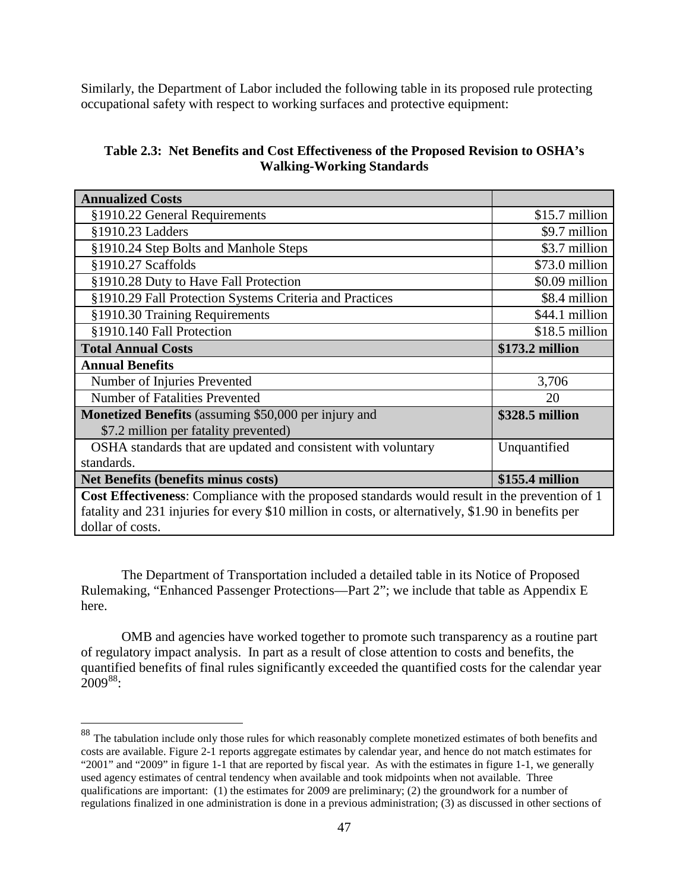Similarly, the Department of Labor included the following table in its proposed rule protecting occupational safety with respect to working surfaces and protective equipment:

**Table 2.3: Net Benefits and Cost Effectiveness of the Proposed Revision to OSHA's Walking-Working Standards**

| **Annualized Costs** | |
|---|---|
| §1910.22 General Requirements | $15.7 million |
| §1910.23 Ladders | $9.7 million |
| §1910.24 Step Bolts and Manhole Steps | $3.7 million |
| §1910.27 Scaffolds | $73.0 million |
| §1910.28 Duty to Have Fall Protection | $0.09 million |
| §1910.29 Fall Protection Systems Criteria and Practices | $8.4 million |
| §1910.30 Training Requirements | $44.1 million |
| §1910.140 Fall Protection | $18.5 million |
| **Total Annual Costs** | **$173.2 million** |
| **Annual Benefits** | |
| Number of Injuries Prevented | 3,706 |
| Number of Fatalities Prevented | 20 |
| **Monetized Benefits** (assuming $50,000 per injury and $7.2 million per fatality prevented) | **$328.5 million** |
| OSHA standards that are updated and consistent with voluntary standards. | Unquantified |
| **Net Benefits (benefits minus costs)** | **$155.4 million** |
| **Cost Effectiveness**: Compliance with the proposed standards would result in the prevention of 1 fatality and 231 injuries for every $10 million in costs, or alternatively, $1.90 in benefits per dollar of costs. | |

The Department of Transportation included a detailed table in its Notice of Proposed Rulemaking, "Enhanced Passenger Protections—Part 2"; we include that table as Appendix E here.

OMB and agencies have worked together to promote such transparency as a routine part of regulatory impact analysis. In part as a result of close attention to costs and benefits, the quantified benefits of final rules significantly exceeded the quantified costs for the calendar year 2009[88]:

[88] The tabulation include only those rules for which reasonably complete monetized estimates of both benefits and costs are available. Figure 2-1 reports aggregate estimates by calendar year, and hence do not match estimates for "2001" and "2009" in figure 1-1 that are reported by fiscal year. As with the estimates in figure 1-1, we generally used agency estimates of central tendency when available and took midpoints when not available. Three qualifications are important: (1) the estimates for 2009 are preliminary; (2) the groundwork for a number of regulations finalized in one administration is done in a previous administration; (3) as discussed in other sections of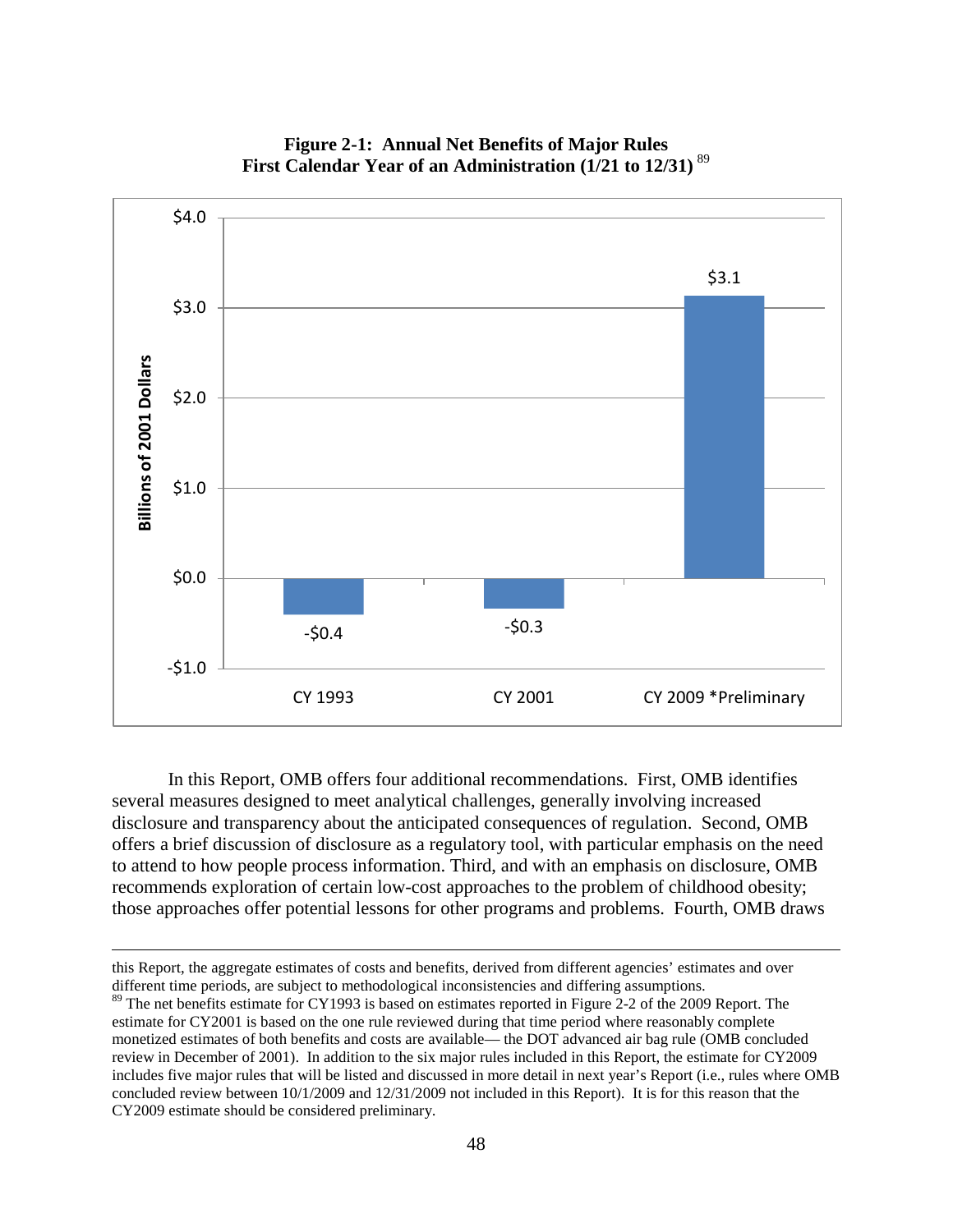**Figure 2-1: Annual Net Benefits of Major Rules First Calendar Year of an Administration (1/21 to 12/31)** [89]

| | Billions of 2001 Dollars |
|---|---|
| CY 1993 | -$0.4 |
| CY 2001 | -$0.3 |
| CY 2009 *Preliminary | $3.1 |

In this Report, OMB offers four additional recommendations. First, OMB identifies several measures designed to meet analytical challenges, generally involving increased disclosure and transparency about the anticipated consequences of regulation. Second, OMB offers a brief discussion of disclosure as a regulatory tool, with particular emphasis on the need to attend to how people process information. Third, and with an emphasis on disclosure, OMB recommends exploration of certain low-cost approaches to the problem of childhood obesity; those approaches offer potential lessons for other programs and problems. Fourth, OMB draws

---

this Report, the aggregate estimates of costs and benefits, derived from different agencies' estimates and over different time periods, are subject to methodological inconsistencies and differing assumptions.

[89] The net benefits estimate for CY1993 is based on estimates reported in Figure 2-2 of the 2009 Report. The estimate for CY2001 is based on the one rule reviewed during that time period where reasonably complete monetized estimates of both benefits and costs are available— the DOT advanced air bag rule (OMB concluded review in December of 2001). In addition to the six major rules included in this Report, the estimate for CY2009 includes five major rules that will be listed and discussed in more detail in next year's Report (i.e., rules where OMB concluded review between 10/1/2009 and 12/31/2009 not included in this Report). It is for this reason that the CY2009 estimate should be considered preliminary.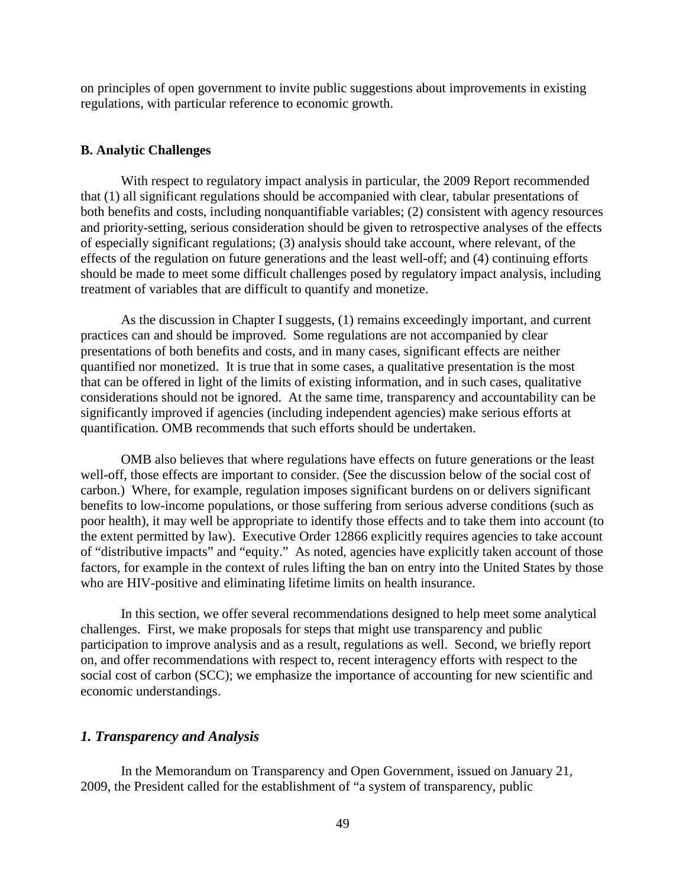on principles of open government to invite public suggestions about improvements in existing regulations, with particular reference to economic growth.

### B. Analytic Challenges

With respect to regulatory impact analysis in particular, the 2009 Report recommended that (1) all significant regulations should be accompanied with clear, tabular presentations of both benefits and costs, including nonquantifiable variables; (2) consistent with agency resources and priority-setting, serious consideration should be given to retrospective analyses of the effects of especially significant regulations; (3) analysis should take account, where relevant, of the effects of the regulation on future generations and the least well-off; and (4) continuing efforts should be made to meet some difficult challenges posed by regulatory impact analysis, including treatment of variables that are difficult to quantify and monetize.

As the discussion in Chapter I suggests, (1) remains exceedingly important, and current practices can and should be improved. Some regulations are not accompanied by clear presentations of both benefits and costs, and in many cases, significant effects are neither quantified nor monetized. It is true that in some cases, a qualitative presentation is the most that can be offered in light of the limits of existing information, and in such cases, qualitative considerations should not be ignored. At the same time, transparency and accountability can be significantly improved if agencies (including independent agencies) make serious efforts at quantification. OMB recommends that such efforts should be undertaken.

OMB also believes that where regulations have effects on future generations or the least well-off, those effects are important to consider. (See the discussion below of the social cost of carbon.) Where, for example, regulation imposes significant burdens on or delivers significant benefits to low-income populations, or those suffering from serious adverse conditions (such as poor health), it may well be appropriate to identify those effects and to take them into account (to the extent permitted by law). Executive Order 12866 explicitly requires agencies to take account of "distributive impacts" and "equity." As noted, agencies have explicitly taken account of those factors, for example in the context of rules lifting the ban on entry into the United States by those who are HIV-positive and eliminating lifetime limits on health insurance.

In this section, we offer several recommendations designed to help meet some analytical challenges. First, we make proposals for steps that might use transparency and public participation to improve analysis and as a result, regulations as well. Second, we briefly report on, and offer recommendations with respect to, recent interagency efforts with respect to the social cost of carbon (SCC); we emphasize the importance of accounting for new scientific and economic understandings.

#### *1. Transparency and Analysis*

In the Memorandum on Transparency and Open Government, issued on January 21, 2009, the President called for the establishment of "a system of transparency, public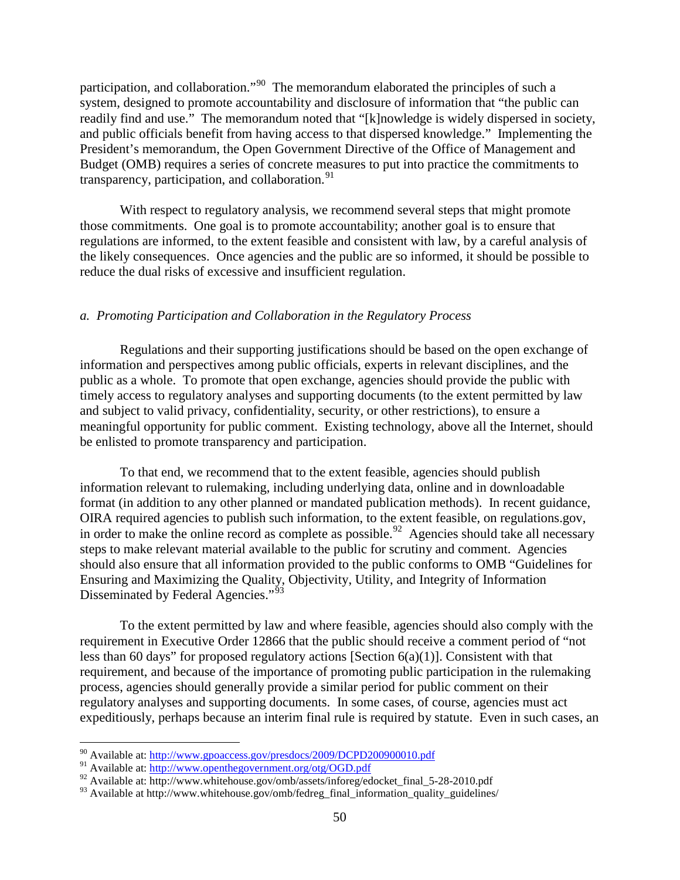participation, and collaboration."[90] The memorandum elaborated the principles of such a system, designed to promote accountability and disclosure of information that "the public can readily find and use." The memorandum noted that "[k]nowledge is widely dispersed in society, and public officials benefit from having access to that dispersed knowledge." Implementing the President's memorandum, the Open Government Directive of the Office of Management and Budget (OMB) requires a series of concrete measures to put into practice the commitments to transparency, participation, and collaboration.[91]

With respect to regulatory analysis, we recommend several steps that might promote those commitments. One goal is to promote accountability; another goal is to ensure that regulations are informed, to the extent feasible and consistent with law, by a careful analysis of the likely consequences. Once agencies and the public are so informed, it should be possible to reduce the dual risks of excessive and insufficient regulation.

*a. Promoting Participation and Collaboration in the Regulatory Process*

Regulations and their supporting justifications should be based on the open exchange of information and perspectives among public officials, experts in relevant disciplines, and the public as a whole. To promote that open exchange, agencies should provide the public with timely access to regulatory analyses and supporting documents (to the extent permitted by law and subject to valid privacy, confidentiality, security, or other restrictions), to ensure a meaningful opportunity for public comment. Existing technology, above all the Internet, should be enlisted to promote transparency and participation.

To that end, we recommend that to the extent feasible, agencies should publish information relevant to rulemaking, including underlying data, online and in downloadable format (in addition to any other planned or mandated publication methods). In recent guidance, OIRA required agencies to publish such information, to the extent feasible, on regulations.gov, in order to make the online record as complete as possible.[92] Agencies should take all necessary steps to make relevant material available to the public for scrutiny and comment. Agencies should also ensure that all information provided to the public conforms to OMB "Guidelines for Ensuring and Maximizing the Quality, Objectivity, Utility, and Integrity of Information Disseminated by Federal Agencies."[93]

To the extent permitted by law and where feasible, agencies should also comply with the requirement in Executive Order 12866 that the public should receive a comment period of "not less than 60 days" for proposed regulatory actions [Section 6(a)(1)]. Consistent with that requirement, and because of the importance of promoting public participation in the rulemaking process, agencies should generally provide a similar period for public comment on their regulatory analyses and supporting documents. In some cases, of course, agencies must act expeditiously, perhaps because an interim final rule is required by statute. Even in such cases, an

[90] Available at: http://www.gpoaccess.gov/presdocs/2009/DCPD200900010.pdf

[91] Available at: http://www.openthegovernment.org/otg/OGD.pdf

[92] Available at: http://www.whitehouse.gov/omb/assets/inforeg/edocket_final_5-28-2010.pdf

[93] Available at http://www.whitehouse.gov/omb/fedreg_final_information_quality_guidelines/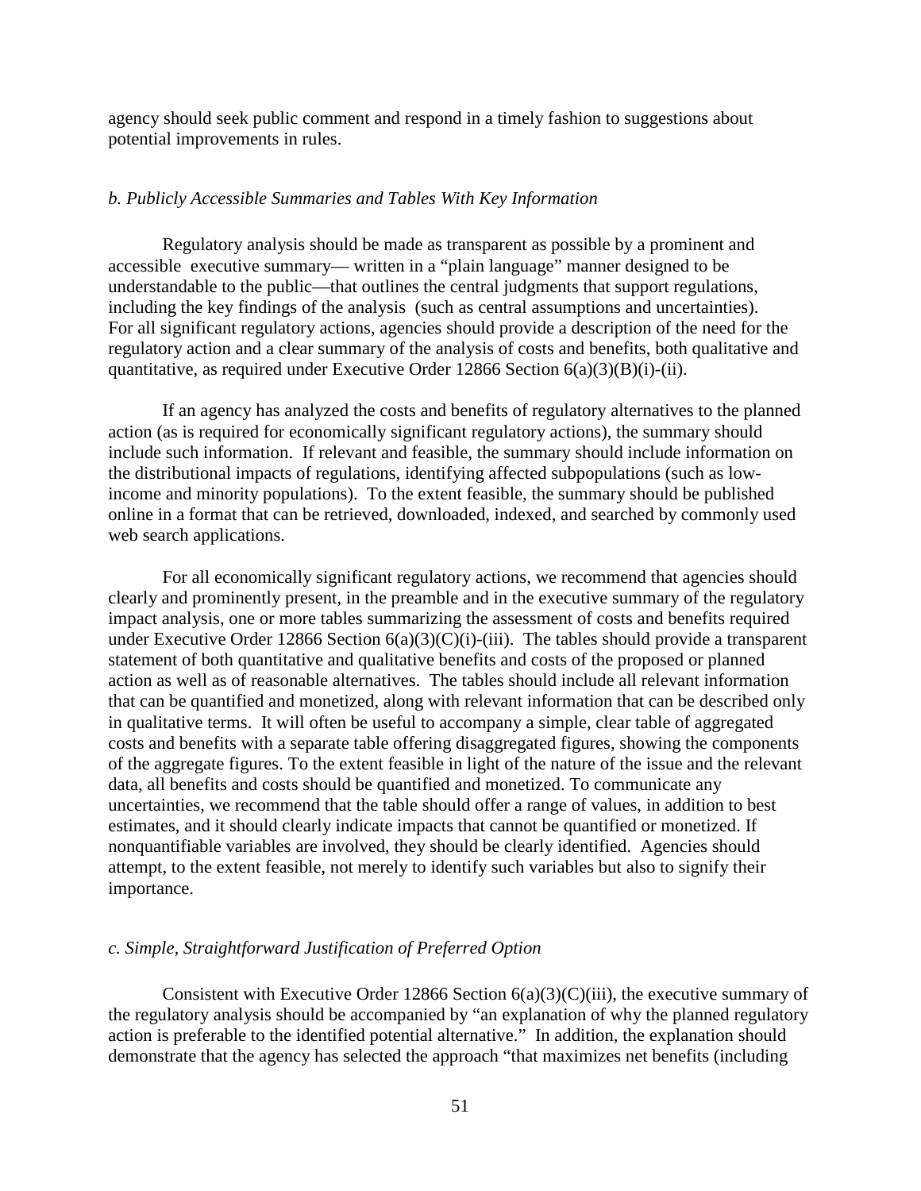agency should seek public comment and respond in a timely fashion to suggestions about potential improvements in rules.

*b. Publicly Accessible Summaries and Tables With Key Information*

Regulatory analysis should be made as transparent as possible by a prominent and accessible executive summary— written in a "plain language" manner designed to be understandable to the public—that outlines the central judgments that support regulations, including the key findings of the analysis (such as central assumptions and uncertainties). For all significant regulatory actions, agencies should provide a description of the need for the regulatory action and a clear summary of the analysis of costs and benefits, both qualitative and quantitative, as required under Executive Order 12866 Section 6(a)(3)(B)(i)-(ii).

If an agency has analyzed the costs and benefits of regulatory alternatives to the planned action (as is required for economically significant regulatory actions), the summary should include such information. If relevant and feasible, the summary should include information on the distributional impacts of regulations, identifying affected subpopulations (such as low-income and minority populations). To the extent feasible, the summary should be published online in a format that can be retrieved, downloaded, indexed, and searched by commonly used web search applications.

For all economically significant regulatory actions, we recommend that agencies should clearly and prominently present, in the preamble and in the executive summary of the regulatory impact analysis, one or more tables summarizing the assessment of costs and benefits required under Executive Order 12866 Section 6(a)(3)(C)(i)-(iii). The tables should provide a transparent statement of both quantitative and qualitative benefits and costs of the proposed or planned action as well as of reasonable alternatives. The tables should include all relevant information that can be quantified and monetized, along with relevant information that can be described only in qualitative terms. It will often be useful to accompany a simple, clear table of aggregated costs and benefits with a separate table offering disaggregated figures, showing the components of the aggregate figures. To the extent feasible in light of the nature of the issue and the relevant data, all benefits and costs should be quantified and monetized. To communicate any uncertainties, we recommend that the table should offer a range of values, in addition to best estimates, and it should clearly indicate impacts that cannot be quantified or monetized. If nonquantifiable variables are involved, they should be clearly identified. Agencies should attempt, to the extent feasible, not merely to identify such variables but also to signify their importance.

*c. Simple, Straightforward Justification of Preferred Option*

Consistent with Executive Order 12866 Section 6(a)(3)(C)(iii), the executive summary of the regulatory analysis should be accompanied by "an explanation of why the planned regulatory action is preferable to the identified potential alternative." In addition, the explanation should demonstrate that the agency has selected the approach "that maximizes net benefits (including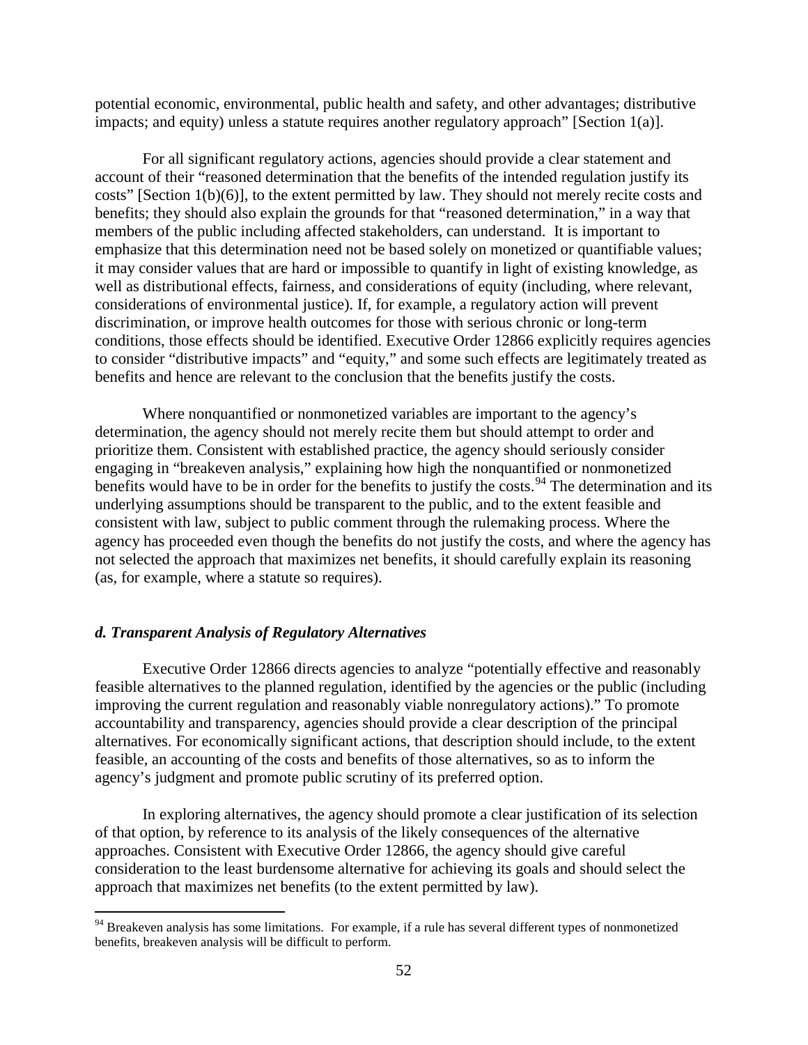potential economic, environmental, public health and safety, and other advantages; distributive impacts; and equity) unless a statute requires another regulatory approach" [Section 1(a)].

For all significant regulatory actions, agencies should provide a clear statement and account of their "reasoned determination that the benefits of the intended regulation justify its costs" [Section 1(b)(6)], to the extent permitted by law. They should not merely recite costs and benefits; they should also explain the grounds for that "reasoned determination," in a way that members of the public including affected stakeholders, can understand. It is important to emphasize that this determination need not be based solely on monetized or quantifiable values; it may consider values that are hard or impossible to quantify in light of existing knowledge, as well as distributional effects, fairness, and considerations of equity (including, where relevant, considerations of environmental justice). If, for example, a regulatory action will prevent discrimination, or improve health outcomes for those with serious chronic or long-term conditions, those effects should be identified. Executive Order 12866 explicitly requires agencies to consider "distributive impacts" and "equity," and some such effects are legitimately treated as benefits and hence are relevant to the conclusion that the benefits justify the costs.

Where nonquantified or nonmonetized variables are important to the agency's determination, the agency should not merely recite them but should attempt to order and prioritize them. Consistent with established practice, the agency should seriously consider engaging in "breakeven analysis," explaining how high the nonquantified or nonmonetized benefits would have to be in order for the benefits to justify the costs.[94] The determination and its underlying assumptions should be transparent to the public, and to the extent feasible and consistent with law, subject to public comment through the rulemaking process. Where the agency has proceeded even though the benefits do not justify the costs, and where the agency has not selected the approach that maximizes net benefits, it should carefully explain its reasoning (as, for example, where a statute so requires).

### *d. Transparent Analysis of Regulatory Alternatives*

Executive Order 12866 directs agencies to analyze "potentially effective and reasonably feasible alternatives to the planned regulation, identified by the agencies or the public (including improving the current regulation and reasonably viable nonregulatory actions)." To promote accountability and transparency, agencies should provide a clear description of the principal alternatives. For economically significant actions, that description should include, to the extent feasible, an accounting of the costs and benefits of those alternatives, so as to inform the agency's judgment and promote public scrutiny of its preferred option.

In exploring alternatives, the agency should promote a clear justification of its selection of that option, by reference to its analysis of the likely consequences of the alternative approaches. Consistent with Executive Order 12866, the agency should give careful consideration to the least burdensome alternative for achieving its goals and should select the approach that maximizes net benefits (to the extent permitted by law).

---

[94] Breakeven analysis has some limitations. For example, if a rule has several different types of nonmonetized benefits, breakeven analysis will be difficult to perform.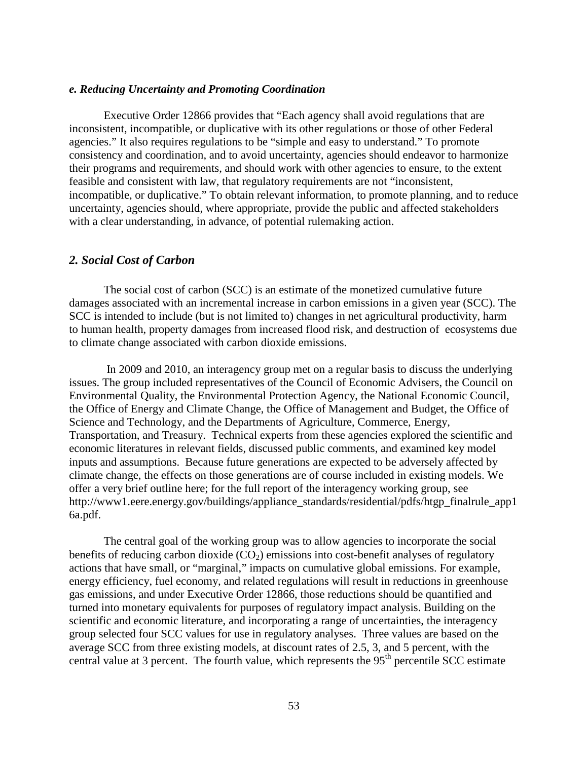### *e. Reducing Uncertainty and Promoting Coordination*

Executive Order 12866 provides that "Each agency shall avoid regulations that are inconsistent, incompatible, or duplicative with its other regulations or those of other Federal agencies." It also requires regulations to be "simple and easy to understand." To promote consistency and coordination, and to avoid uncertainty, agencies should endeavor to harmonize their programs and requirements, and should work with other agencies to ensure, to the extent feasible and consistent with law, that regulatory requirements are not "inconsistent, incompatible, or duplicative." To obtain relevant information, to promote planning, and to reduce uncertainty, agencies should, where appropriate, provide the public and affected stakeholders with a clear understanding, in advance, of potential rulemaking action.

## *2. Social Cost of Carbon*

The social cost of carbon (SCC) is an estimate of the monetized cumulative future damages associated with an incremental increase in carbon emissions in a given year (SCC). The SCC is intended to include (but is not limited to) changes in net agricultural productivity, harm to human health, property damages from increased flood risk, and destruction of ecosystems due to climate change associated with carbon dioxide emissions.

In 2009 and 2010, an interagency group met on a regular basis to discuss the underlying issues. The group included representatives of the Council of Economic Advisers, the Council on Environmental Quality, the Environmental Protection Agency, the National Economic Council, the Office of Energy and Climate Change, the Office of Management and Budget, the Office of Science and Technology, and the Departments of Agriculture, Commerce, Energy, Transportation, and Treasury. Technical experts from these agencies explored the scientific and economic literatures in relevant fields, discussed public comments, and examined key model inputs and assumptions. Because future generations are expected to be adversely affected by climate change, the effects on those generations are of course included in existing models. We offer a very brief outline here; for the full report of the interagency working group, see http://www1.eere.energy.gov/buildings/appliance_standards/residential/pdfs/htgp_finalrule_app16a.pdf.

The central goal of the working group was to allow agencies to incorporate the social benefits of reducing carbon dioxide ($CO_2$) emissions into cost-benefit analyses of regulatory actions that have small, or "marginal," impacts on cumulative global emissions. For example, energy efficiency, fuel economy, and related regulations will result in reductions in greenhouse gas emissions, and under Executive Order 12866, those reductions should be quantified and turned into monetary equivalents for purposes of regulatory impact analysis. Building on the scientific and economic literature, and incorporating a range of uncertainties, the interagency group selected four SCC values for use in regulatory analyses. Three values are based on the average SCC from three existing models, at discount rates of 2.5, 3, and 5 percent, with the central value at 3 percent. The fourth value, which represents the $95^{th}$ percentile SCC estimate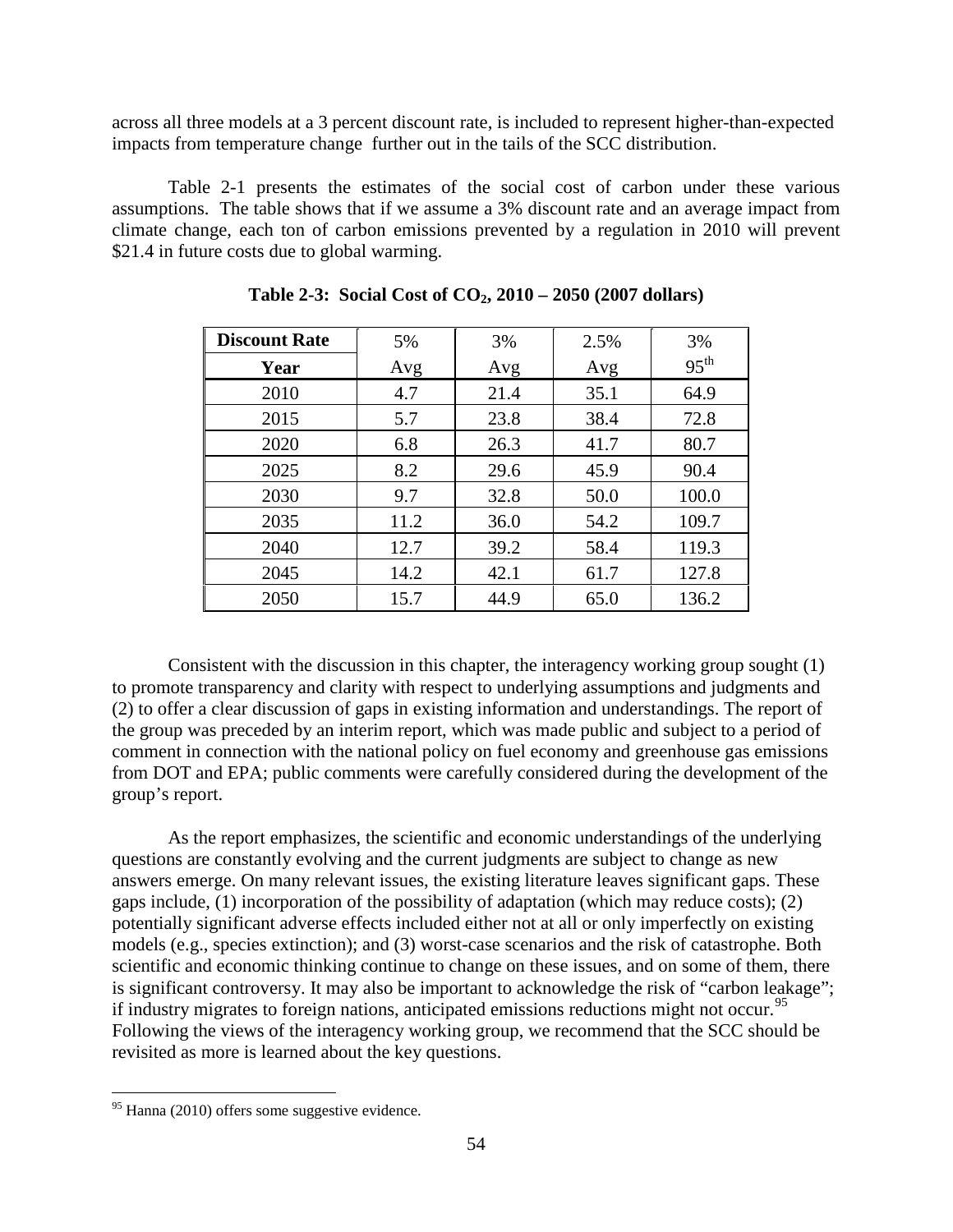across all three models at a 3 percent discount rate, is included to represent higher-than-expected impacts from temperature change further out in the tails of the SCC distribution.

Table 2-1 presents the estimates of the social cost of carbon under these various assumptions. The table shows that if we assume a 3% discount rate and an average impact from climate change, each ton of carbon emissions prevented by a regulation in 2010 will prevent \$21.4 in future costs due to global warming.

**Table 2-3: Social Cost of $CO_2$, 2010 – 2050 (2007 dollars)**

| **Discount Rate** | 5% | 3% | 2.5% | 3% |
|---|---|---|---|---|
| **Year** | Avg | Avg | Avg | $95^{th}$ |
| 2010 | 4.7 | 21.4 | 35.1 | 64.9 |
| 2015 | 5.7 | 23.8 | 38.4 | 72.8 |
| 2020 | 6.8 | 26.3 | 41.7 | 80.7 |
| 2025 | 8.2 | 29.6 | 45.9 | 90.4 |
| 2030 | 9.7 | 32.8 | 50.0 | 100.0 |
| 2035 | 11.2 | 36.0 | 54.2 | 109.7 |
| 2040 | 12.7 | 39.2 | 58.4 | 119.3 |
| 2045 | 14.2 | 42.1 | 61.7 | 127.8 |
| 2050 | 15.7 | 44.9 | 65.0 | 136.2 |

Consistent with the discussion in this chapter, the interagency working group sought (1) to promote transparency and clarity with respect to underlying assumptions and judgments and (2) to offer a clear discussion of gaps in existing information and understandings. The report of the group was preceded by an interim report, which was made public and subject to a period of comment in connection with the national policy on fuel economy and greenhouse gas emissions from DOT and EPA; public comments were carefully considered during the development of the group's report.

As the report emphasizes, the scientific and economic understandings of the underlying questions are constantly evolving and the current judgments are subject to change as new answers emerge. On many relevant issues, the existing literature leaves significant gaps. These gaps include, (1) incorporation of the possibility of adaptation (which may reduce costs); (2) potentially significant adverse effects included either not at all or only imperfectly on existing models (e.g., species extinction); and (3) worst-case scenarios and the risk of catastrophe. Both scientific and economic thinking continue to change on these issues, and on some of them, there is significant controversy. It may also be important to acknowledge the risk of "carbon leakage"; if industry migrates to foreign nations, anticipated emissions reductions might not occur.[95] Following the views of the interagency working group, we recommend that the SCC should be revisited as more is learned about the key questions.

[95] Hanna (2010) offers some suggestive evidence.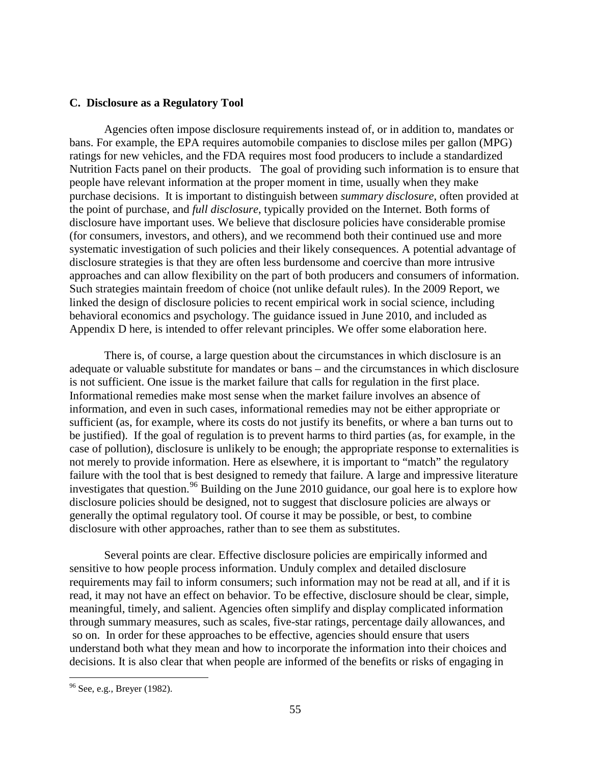### C. Disclosure as a Regulatory Tool

Agencies often impose disclosure requirements instead of, or in addition to, mandates or bans. For example, the EPA requires automobile companies to disclose miles per gallon (MPG) ratings for new vehicles, and the FDA requires most food producers to include a standardized Nutrition Facts panel on their products. The goal of providing such information is to ensure that people have relevant information at the proper moment in time, usually when they make purchase decisions. It is important to distinguish between *summary disclosure*, often provided at the point of purchase, and *full disclosure*, typically provided on the Internet. Both forms of disclosure have important uses. We believe that disclosure policies have considerable promise (for consumers, investors, and others), and we recommend both their continued use and more systematic investigation of such policies and their likely consequences. A potential advantage of disclosure strategies is that they are often less burdensome and coercive than more intrusive approaches and can allow flexibility on the part of both producers and consumers of information. Such strategies maintain freedom of choice (not unlike default rules). In the 2009 Report, we linked the design of disclosure policies to recent empirical work in social science, including behavioral economics and psychology. The guidance issued in June 2010, and included as Appendix D here, is intended to offer relevant principles. We offer some elaboration here.

There is, of course, a large question about the circumstances in which disclosure is an adequate or valuable substitute for mandates or bans – and the circumstances in which disclosure is not sufficient. One issue is the market failure that calls for regulation in the first place. Informational remedies make most sense when the market failure involves an absence of information, and even in such cases, informational remedies may not be either appropriate or sufficient (as, for example, where its costs do not justify its benefits, or where a ban turns out to be justified). If the goal of regulation is to prevent harms to third parties (as, for example, in the case of pollution), disclosure is unlikely to be enough; the appropriate response to externalities is not merely to provide information. Here as elsewhere, it is important to "match" the regulatory failure with the tool that is best designed to remedy that failure. A large and impressive literature investigates that question.[96] Building on the June 2010 guidance, our goal here is to explore how disclosure policies should be designed, not to suggest that disclosure policies are always or generally the optimal regulatory tool. Of course it may be possible, or best, to combine disclosure with other approaches, rather than to see them as substitutes.

Several points are clear. Effective disclosure policies are empirically informed and sensitive to how people process information. Unduly complex and detailed disclosure requirements may fail to inform consumers; such information may not be read at all, and if it is read, it may not have an effect on behavior. To be effective, disclosure should be clear, simple, meaningful, timely, and salient. Agencies often simplify and display complicated information through summary measures, such as scales, five-star ratings, percentage daily allowances, and so on. In order for these approaches to be effective, agencies should ensure that users understand both what they mean and how to incorporate the information into their choices and decisions. It is also clear that when people are informed of the benefits or risks of engaging in

[96] See, e.g., Breyer (1982).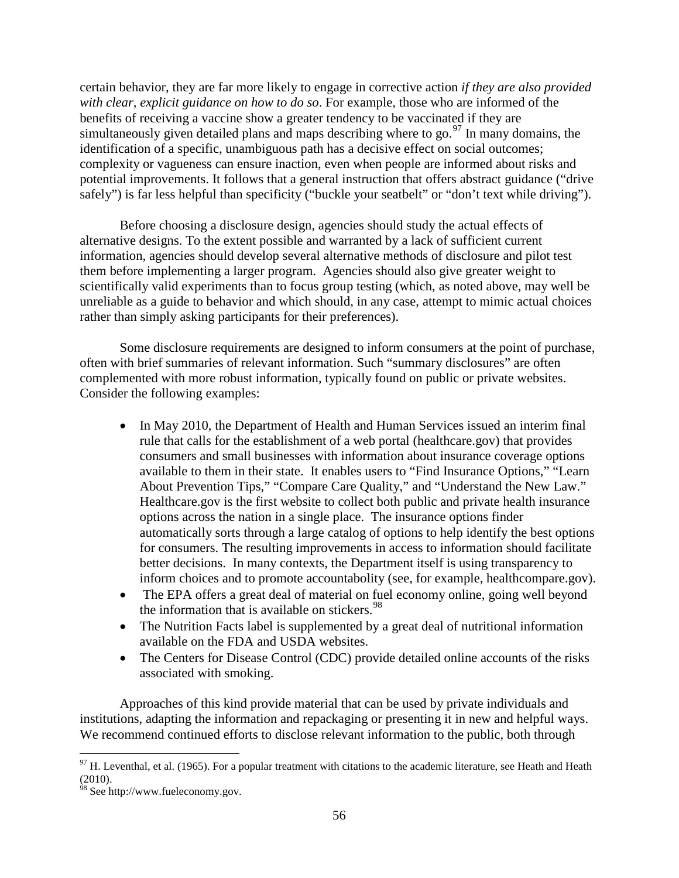certain behavior, they are far more likely to engage in corrective action *if they are also provided with clear, explicit guidance on how to do so*. For example, those who are informed of the benefits of receiving a vaccine show a greater tendency to be vaccinated if they are simultaneously given detailed plans and maps describing where to go.[97] In many domains, the identification of a specific, unambiguous path has a decisive effect on social outcomes; complexity or vagueness can ensure inaction, even when people are informed about risks and potential improvements. It follows that a general instruction that offers abstract guidance ("drive safely") is far less helpful than specificity ("buckle your seatbelt" or "don't text while driving").

Before choosing a disclosure design, agencies should study the actual effects of alternative designs. To the extent possible and warranted by a lack of sufficient current information, agencies should develop several alternative methods of disclosure and pilot test them before implementing a larger program. Agencies should also give greater weight to scientifically valid experiments than to focus group testing (which, as noted above, may well be unreliable as a guide to behavior and which should, in any case, attempt to mimic actual choices rather than simply asking participants for their preferences).

Some disclosure requirements are designed to inform consumers at the point of purchase, often with brief summaries of relevant information. Such "summary disclosures" are often complemented with more robust information, typically found on public or private websites. Consider the following examples:

- In May 2010, the Department of Health and Human Services issued an interim final rule that calls for the establishment of a web portal (healthcare.gov) that provides consumers and small businesses with information about insurance coverage options available to them in their state. It enables users to "Find Insurance Options," "Learn About Prevention Tips," "Compare Care Quality," and "Understand the New Law." Healthcare.gov is the first website to collect both public and private health insurance options across the nation in a single place. The insurance options finder automatically sorts through a large catalog of options to help identify the best options for consumers. The resulting improvements in access to information should facilitate better decisions. In many contexts, the Department itself is using transparency to inform choices and to promote accountabolity (see, for example, healthcompare.gov).
- The EPA offers a great deal of material on fuel economy online, going well beyond the information that is available on stickers.[98]
- The Nutrition Facts label is supplemented by a great deal of nutritional information available on the FDA and USDA websites.
- The Centers for Disease Control (CDC) provide detailed online accounts of the risks associated with smoking.

Approaches of this kind provide material that can be used by private individuals and institutions, adapting the information and repackaging or presenting it in new and helpful ways. We recommend continued efforts to disclose relevant information to the public, both through

[97] H. Leventhal, et al. (1965). For a popular treatment with citations to the academic literature, see Heath and Heath (2010).

[98] See http://www.fueleconomy.gov.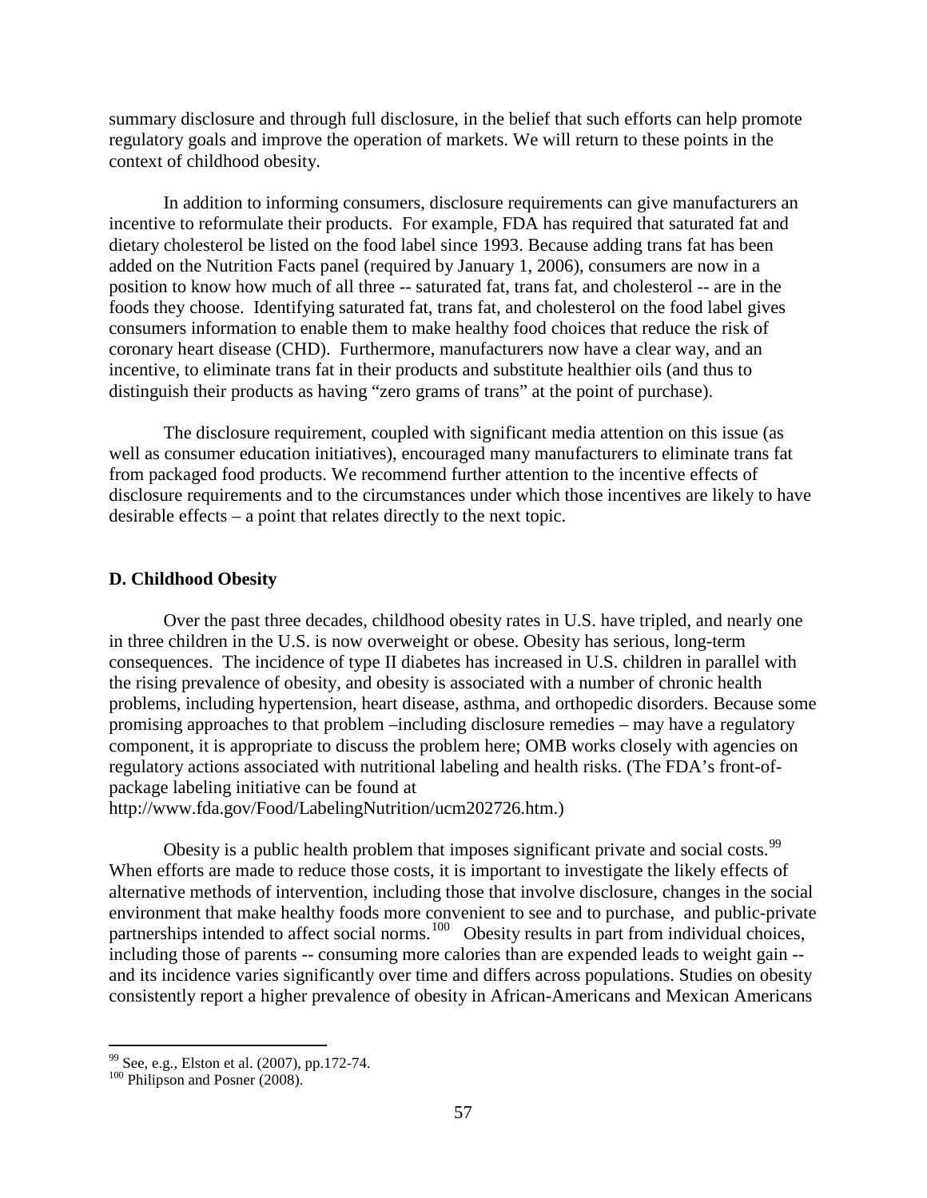summary disclosure and through full disclosure, in the belief that such efforts can help promote regulatory goals and improve the operation of markets. We will return to these points in the context of childhood obesity.

In addition to informing consumers, disclosure requirements can give manufacturers an incentive to reformulate their products. For example, FDA has required that saturated fat and dietary cholesterol be listed on the food label since 1993. Because adding trans fat has been added on the Nutrition Facts panel (required by January 1, 2006), consumers are now in a position to know how much of all three -- saturated fat, trans fat, and cholesterol -- are in the foods they choose. Identifying saturated fat, trans fat, and cholesterol on the food label gives consumers information to enable them to make healthy food choices that reduce the risk of coronary heart disease (CHD). Furthermore, manufacturers now have a clear way, and an incentive, to eliminate trans fat in their products and substitute healthier oils (and thus to distinguish their products as having "zero grams of trans" at the point of purchase).

The disclosure requirement, coupled with significant media attention on this issue (as well as consumer education initiatives), encouraged many manufacturers to eliminate trans fat from packaged food products. We recommend further attention to the incentive effects of disclosure requirements and to the circumstances under which those incentives are likely to have desirable effects – a point that relates directly to the next topic.

### D. Childhood Obesity

Over the past three decades, childhood obesity rates in U.S. have tripled, and nearly one in three children in the U.S. is now overweight or obese. Obesity has serious, long-term consequences. The incidence of type II diabetes has increased in U.S. children in parallel with the rising prevalence of obesity, and obesity is associated with a number of chronic health problems, including hypertension, heart disease, asthma, and orthopedic disorders. Because some promising approaches to that problem –including disclosure remedies – may have a regulatory component, it is appropriate to discuss the problem here; OMB works closely with agencies on regulatory actions associated with nutritional labeling and health risks. (The FDA's front-of-package labeling initiative can be found at http://www.fda.gov/Food/LabelingNutrition/ucm202726.htm.)

Obesity is a public health problem that imposes significant private and social costs.[99] When efforts are made to reduce those costs, it is important to investigate the likely effects of alternative methods of intervention, including those that involve disclosure, changes in the social environment that make healthy foods more convenient to see and to purchase, and public-private partnerships intended to affect social norms.[100] Obesity results in part from individual choices, including those of parents -- consuming more calories than are expended leads to weight gain -- and its incidence varies significantly over time and differs across populations. Studies on obesity consistently report a higher prevalence of obesity in African-Americans and Mexican Americans

---

[99] See, e.g., Elston et al. (2007), pp.172-74.

[100] Philipson and Posner (2008).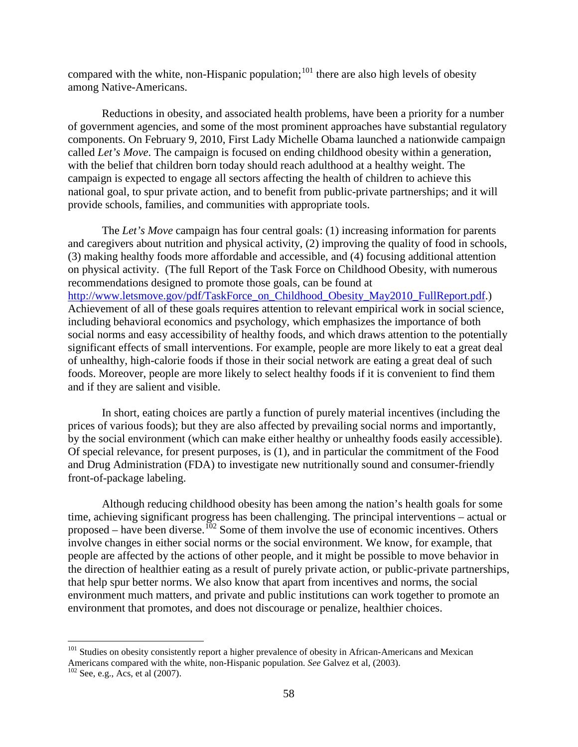compared with the white, non-Hispanic population;[101] there are also high levels of obesity among Native-Americans.

Reductions in obesity, and associated health problems, have been a priority for a number of government agencies, and some of the most prominent approaches have substantial regulatory components. On February 9, 2010, First Lady Michelle Obama launched a nationwide campaign called *Let's Move*. The campaign is focused on ending childhood obesity within a generation, with the belief that children born today should reach adulthood at a healthy weight. The campaign is expected to engage all sectors affecting the health of children to achieve this national goal, to spur private action, and to benefit from public-private partnerships; and it will provide schools, families, and communities with appropriate tools.

The *Let's Move* campaign has four central goals: (1) increasing information for parents and caregivers about nutrition and physical activity, (2) improving the quality of food in schools, (3) making healthy foods more affordable and accessible, and (4) focusing additional attention on physical activity. (The full Report of the Task Force on Childhood Obesity, with numerous recommendations designed to promote those goals, can be found at http://www.letsmove.gov/pdf/TaskForce_on_Childhood_Obesity_May2010_FullReport.pdf.) Achievement of all of these goals requires attention to relevant empirical work in social science, including behavioral economics and psychology, which emphasizes the importance of both social norms and easy accessibility of healthy foods, and which draws attention to the potentially significant effects of small interventions. For example, people are more likely to eat a great deal of unhealthy, high-calorie foods if those in their social network are eating a great deal of such foods. Moreover, people are more likely to select healthy foods if it is convenient to find them and if they are salient and visible.

In short, eating choices are partly a function of purely material incentives (including the prices of various foods); but they are also affected by prevailing social norms and importantly, by the social environment (which can make either healthy or unhealthy foods easily accessible). Of special relevance, for present purposes, is (1), and in particular the commitment of the Food and Drug Administration (FDA) to investigate new nutritionally sound and consumer-friendly front-of-package labeling.

Although reducing childhood obesity has been among the nation's health goals for some time, achieving significant progress has been challenging. The principal interventions – actual or proposed – have been diverse.[102] Some of them involve the use of economic incentives. Others involve changes in either social norms or the social environment. We know, for example, that people are affected by the actions of other people, and it might be possible to move behavior in the direction of healthier eating as a result of purely private action, or public-private partnerships, that help spur better norms. We also know that apart from incentives and norms, the social environment much matters, and private and public institutions can work together to promote an environment that promotes, and does not discourage or penalize, healthier choices.

---

[101] Studies on obesity consistently report a higher prevalence of obesity in African-Americans and Mexican Americans compared with the white, non-Hispanic population. *See* Galvez et al, (2003).

[102] See, e.g., Acs, et al (2007).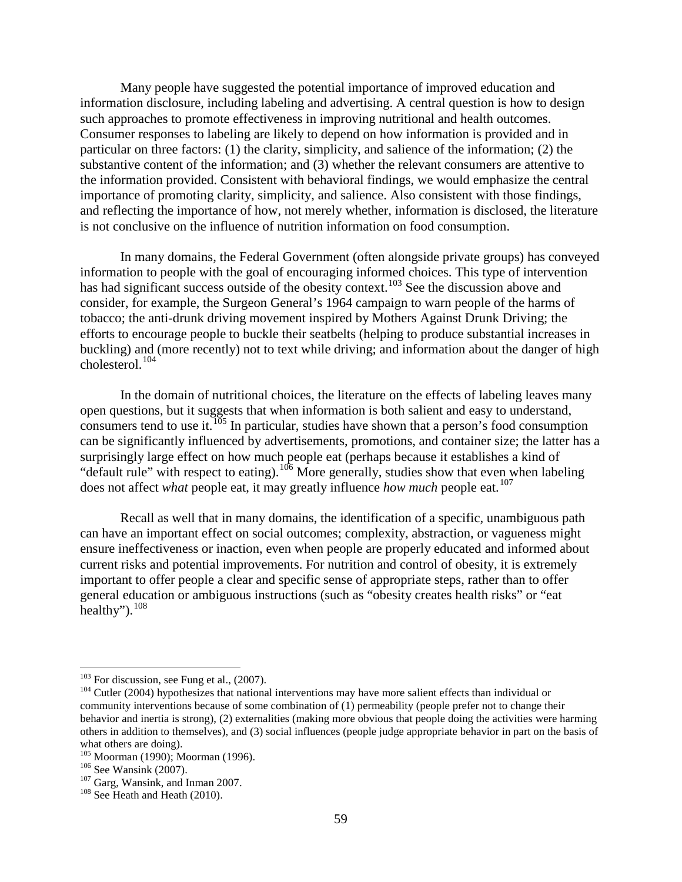Many people have suggested the potential importance of improved education and information disclosure, including labeling and advertising. A central question is how to design such approaches to promote effectiveness in improving nutritional and health outcomes. Consumer responses to labeling are likely to depend on how information is provided and in particular on three factors: (1) the clarity, simplicity, and salience of the information; (2) the substantive content of the information; and (3) whether the relevant consumers are attentive to the information provided. Consistent with behavioral findings, we would emphasize the central importance of promoting clarity, simplicity, and salience. Also consistent with those findings, and reflecting the importance of how, not merely whether, information is disclosed, the literature is not conclusive on the influence of nutrition information on food consumption.

In many domains, the Federal Government (often alongside private groups) has conveyed information to people with the goal of encouraging informed choices. This type of intervention has had significant success outside of the obesity context.[103] See the discussion above and consider, for example, the Surgeon General's 1964 campaign to warn people of the harms of tobacco; the anti-drunk driving movement inspired by Mothers Against Drunk Driving; the efforts to encourage people to buckle their seatbelts (helping to produce substantial increases in buckling) and (more recently) not to text while driving; and information about the danger of high cholesterol.[104]

In the domain of nutritional choices, the literature on the effects of labeling leaves many open questions, but it suggests that when information is both salient and easy to understand, consumers tend to use it.[105] In particular, studies have shown that a person's food consumption can be significantly influenced by advertisements, promotions, and container size; the latter has a surprisingly large effect on how much people eat (perhaps because it establishes a kind of "default rule" with respect to eating).[106] More generally, studies show that even when labeling does not affect *what* people eat, it may greatly influence *how much* people eat.[107]

Recall as well that in many domains, the identification of a specific, unambiguous path can have an important effect on social outcomes; complexity, abstraction, or vagueness might ensure ineffectiveness or inaction, even when people are properly educated and informed about current risks and potential improvements. For nutrition and control of obesity, it is extremely important to offer people a clear and specific sense of appropriate steps, rather than to offer general education or ambiguous instructions (such as "obesity creates health risks" or "eat healthy").[108]

---

[103] For discussion, see Fung et al., (2007).

[104] Cutler (2004) hypothesizes that national interventions may have more salient effects than individual or community interventions because of some combination of (1) permeability (people prefer not to change their behavior and inertia is strong), (2) externalities (making more obvious that people doing the activities were harming others in addition to themselves), and (3) social influences (people judge appropriate behavior in part on the basis of what others are doing).

[105] Moorman (1990); Moorman (1996).

[106] See Wansink (2007).

[107] Garg, Wansink, and Inman 2007.

[108] See Heath and Heath (2010).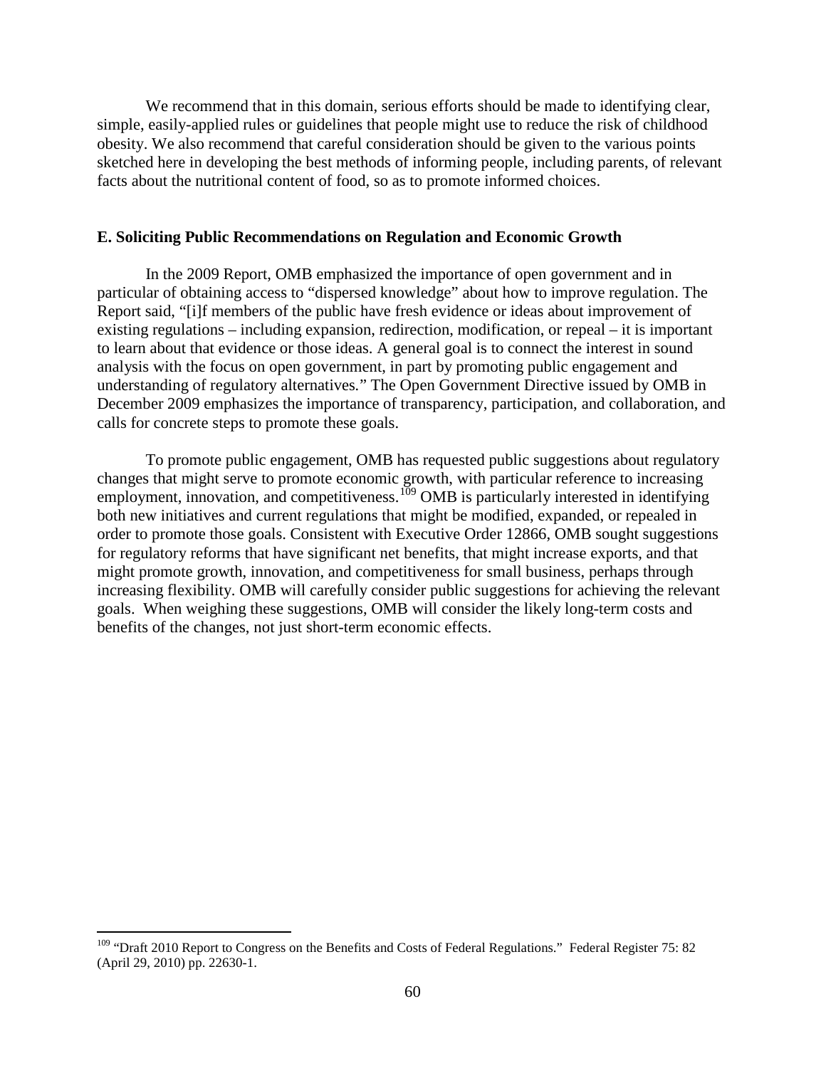We recommend that in this domain, serious efforts should be made to identifying clear, simple, easily-applied rules or guidelines that people might use to reduce the risk of childhood obesity. We also recommend that careful consideration should be given to the various points sketched here in developing the best methods of informing people, including parents, of relevant facts about the nutritional content of food, so as to promote informed choices.

### E. Soliciting Public Recommendations on Regulation and Economic Growth

In the 2009 Report, OMB emphasized the importance of open government and in particular of obtaining access to "dispersed knowledge" about how to improve regulation. The Report said, "[i]f members of the public have fresh evidence or ideas about improvement of existing regulations – including expansion, redirection, modification, or repeal – it is important to learn about that evidence or those ideas. A general goal is to connect the interest in sound analysis with the focus on open government, in part by promoting public engagement and understanding of regulatory alternatives." The Open Government Directive issued by OMB in December 2009 emphasizes the importance of transparency, participation, and collaboration, and calls for concrete steps to promote these goals.

To promote public engagement, OMB has requested public suggestions about regulatory changes that might serve to promote economic growth, with particular reference to increasing employment, innovation, and competitiveness.[109] OMB is particularly interested in identifying both new initiatives and current regulations that might be modified, expanded, or repealed in order to promote those goals. Consistent with Executive Order 12866, OMB sought suggestions for regulatory reforms that have significant net benefits, that might increase exports, and that might promote growth, innovation, and competitiveness for small business, perhaps through increasing flexibility. OMB will carefully consider public suggestions for achieving the relevant goals. When weighing these suggestions, OMB will consider the likely long-term costs and benefits of the changes, not just short-term economic effects.

[109] "Draft 2010 Report to Congress on the Benefits and Costs of Federal Regulations." Federal Register 75: 82 (April 29, 2010) pp. 22630-1.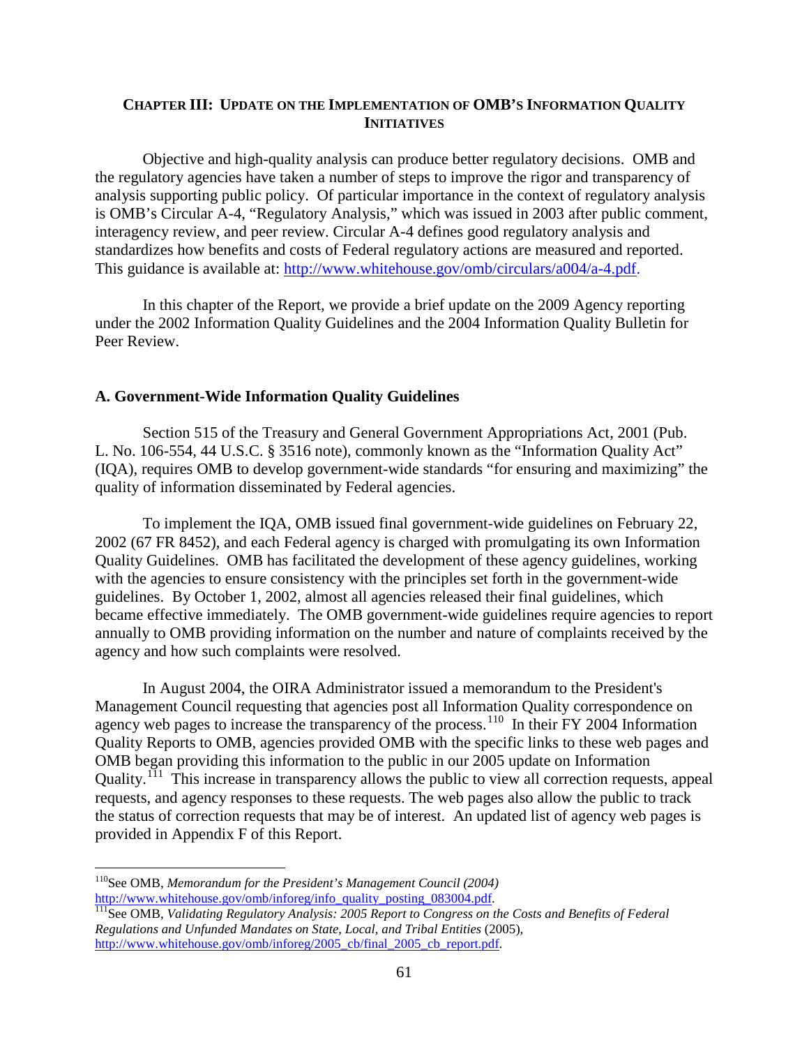## CHAPTER III: UPDATE ON THE IMPLEMENTATION OF OMB'S INFORMATION QUALITY INITIATIVES

Objective and high-quality analysis can produce better regulatory decisions. OMB and the regulatory agencies have taken a number of steps to improve the rigor and transparency of analysis supporting public policy. Of particular importance in the context of regulatory analysis is OMB's Circular A-4, "Regulatory Analysis," which was issued in 2003 after public comment, interagency review, and peer review. Circular A-4 defines good regulatory analysis and standardizes how benefits and costs of Federal regulatory actions are measured and reported. This guidance is available at: http://www.whitehouse.gov/omb/circulars/a004/a-4.pdf.

In this chapter of the Report, we provide a brief update on the 2009 Agency reporting under the 2002 Information Quality Guidelines and the 2004 Information Quality Bulletin for Peer Review.

### A. Government-Wide Information Quality Guidelines

Section 515 of the Treasury and General Government Appropriations Act, 2001 (Pub. L. No. 106-554, 44 U.S.C. § 3516 note), commonly known as the "Information Quality Act" (IQA), requires OMB to develop government-wide standards "for ensuring and maximizing" the quality of information disseminated by Federal agencies.

To implement the IQA, OMB issued final government-wide guidelines on February 22, 2002 (67 FR 8452), and each Federal agency is charged with promulgating its own Information Quality Guidelines. OMB has facilitated the development of these agency guidelines, working with the agencies to ensure consistency with the principles set forth in the government-wide guidelines. By October 1, 2002, almost all agencies released their final guidelines, which became effective immediately. The OMB government-wide guidelines require agencies to report annually to OMB providing information on the number and nature of complaints received by the agency and how such complaints were resolved.

In August 2004, the OIRA Administrator issued a memorandum to the President's Management Council requesting that agencies post all Information Quality correspondence on agency web pages to increase the transparency of the process.[110] In their FY 2004 Information Quality Reports to OMB, agencies provided OMB with the specific links to these web pages and OMB began providing this information to the public in our 2005 update on Information Quality.[111] This increase in transparency allows the public to view all correction requests, appeal requests, and agency responses to these requests. The web pages also allow the public to track the status of correction requests that may be of interest. An updated list of agency web pages is provided in Appendix F of this Report.

---

[110] See OMB, *Memorandum for the President's Management Council (2004)* http://www.whitehouse.gov/omb/inforeg/info_quality_posting_083004.pdf.

[111] See OMB, *Validating Regulatory Analysis: 2005 Report to Congress on the Costs and Benefits of Federal Regulations and Unfunded Mandates on State, Local, and Tribal Entities* (2005), http://www.whitehouse.gov/omb/inforeg/2005_cb/final_2005_cb_report.pdf.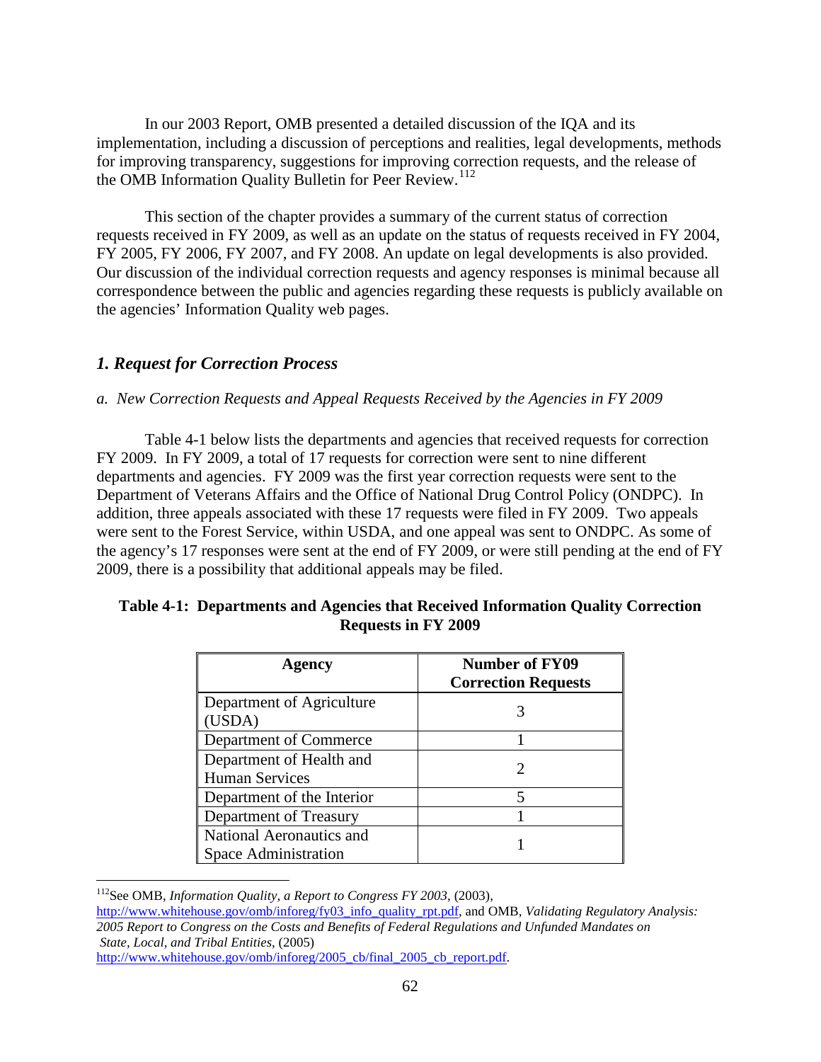In our 2003 Report, OMB presented a detailed discussion of the IQA and its implementation, including a discussion of perceptions and realities, legal developments, methods for improving transparency, suggestions for improving correction requests, and the release of the OMB Information Quality Bulletin for Peer Review.[112]

This section of the chapter provides a summary of the current status of correction requests received in FY 2009, as well as an update on the status of requests received in FY 2004, FY 2005, FY 2006, FY 2007, and FY 2008. An update on legal developments is also provided. Our discussion of the individual correction requests and agency responses is minimal because all correspondence between the public and agencies regarding these requests is publicly available on the agencies' Information Quality web pages.

### *1. Request for Correction Process*

*a. New Correction Requests and Appeal Requests Received by the Agencies in FY 2009*

Table 4-1 below lists the departments and agencies that received requests for correction FY 2009. In FY 2009, a total of 17 requests for correction were sent to nine different departments and agencies. FY 2009 was the first year correction requests were sent to the Department of Veterans Affairs and the Office of National Drug Control Policy (ONDPC). In addition, three appeals associated with these 17 requests were filed in FY 2009. Two appeals were sent to the Forest Service, within USDA, and one appeal was sent to ONDPC. As some of the agency's 17 responses were sent at the end of FY 2009, or were still pending at the end of FY 2009, there is a possibility that additional appeals may be filed.

**Table 4-1: Departments and Agencies that Received Information Quality Correction Requests in FY 2009**

| Agency | Number of FY09 Correction Requests |
|---|---|
| Department of Agriculture (USDA) | 3 |
| Department of Commerce | 1 |
| Department of Health and Human Services | 2 |
| Department of the Interior | 5 |
| Department of Treasury | 1 |
| National Aeronautics and Space Administration | 1 |

[112] See OMB, *Information Quality, a Report to Congress FY 2003*, (2003), http://www.whitehouse.gov/omb/inforeg/fy03_info_quality_rpt.pdf, and OMB, *Validating Regulatory Analysis: 2005 Report to Congress on the Costs and Benefits of Federal Regulations and Unfunded Mandates on State, Local, and Tribal Entities*, (2005) http://www.whitehouse.gov/omb/inforeg/2005_cb/final_2005_cb_report.pdf.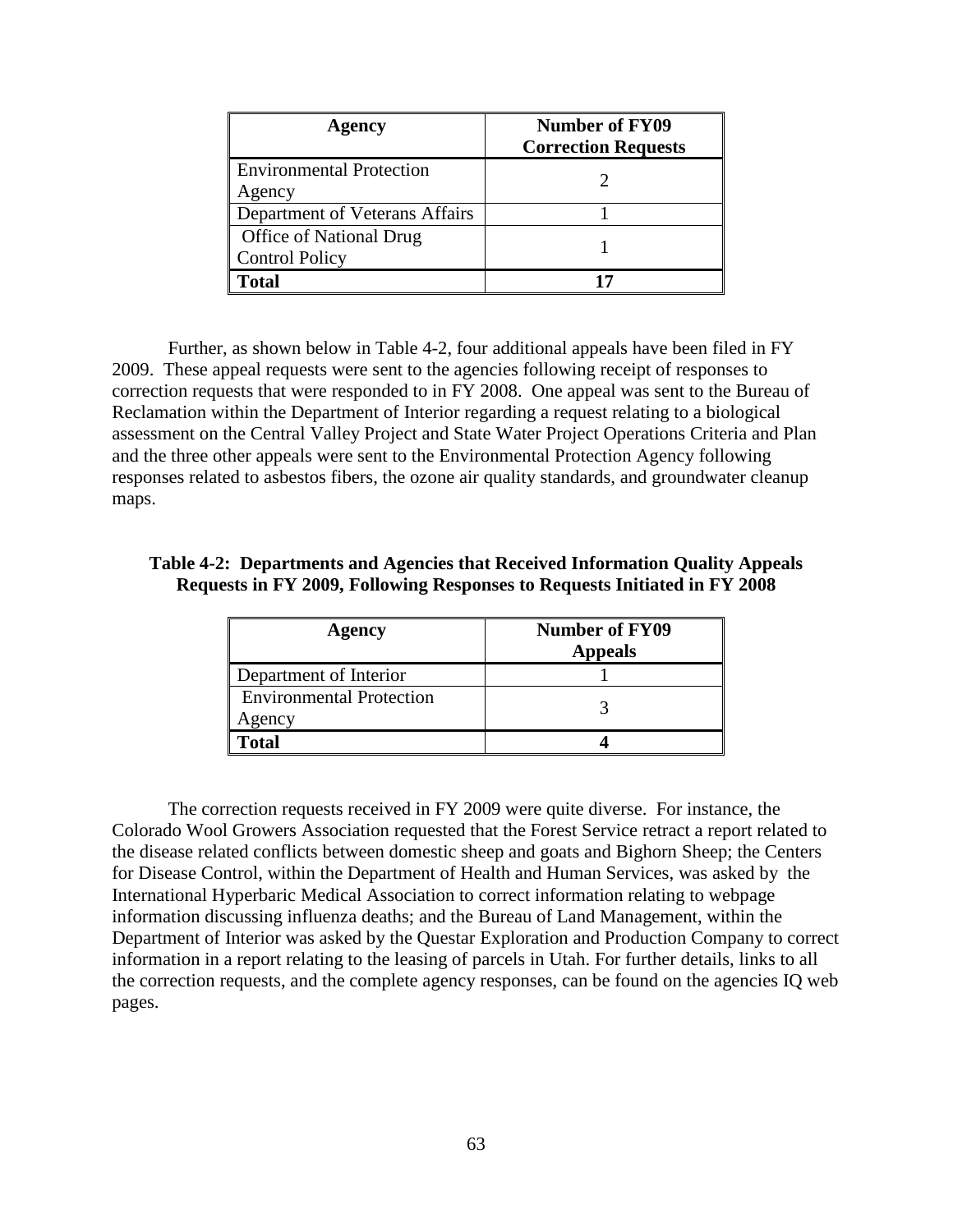| Agency | Number of FY09 Correction Requests |
| --- | --- |
| Environmental Protection Agency | 2 |
| Department of Veterans Affairs | 1 |
| Office of National Drug Control Policy | 1 |
| **Total** | **17** |

Further, as shown below in Table 4-2, four additional appeals have been filed in FY 2009. These appeal requests were sent to the agencies following receipt of responses to correction requests that were responded to in FY 2008. One appeal was sent to the Bureau of Reclamation within the Department of Interior regarding a request relating to a biological assessment on the Central Valley Project and State Water Project Operations Criteria and Plan and the three other appeals were sent to the Environmental Protection Agency following responses related to asbestos fibers, the ozone air quality standards, and groundwater cleanup maps.

**Table 4-2: Departments and Agencies that Received Information Quality Appeals Requests in FY 2009, Following Responses to Requests Initiated in FY 2008**

| Agency | Number of FY09 Appeals |
| --- | --- |
| Department of Interior | 1 |
| Environmental Protection Agency | 3 |
| **Total** | **4** |

The correction requests received in FY 2009 were quite diverse. For instance, the Colorado Wool Growers Association requested that the Forest Service retract a report related to the disease related conflicts between domestic sheep and goats and Bighorn Sheep; the Centers for Disease Control, within the Department of Health and Human Services, was asked by the International Hyperbaric Medical Association to correct information relating to webpage information discussing influenza deaths; and the Bureau of Land Management, within the Department of Interior was asked by the Questar Exploration and Production Company to correct information in a report relating to the leasing of parcels in Utah. For further details, links to all the correction requests, and the complete agency responses, can be found on the agencies IQ web pages.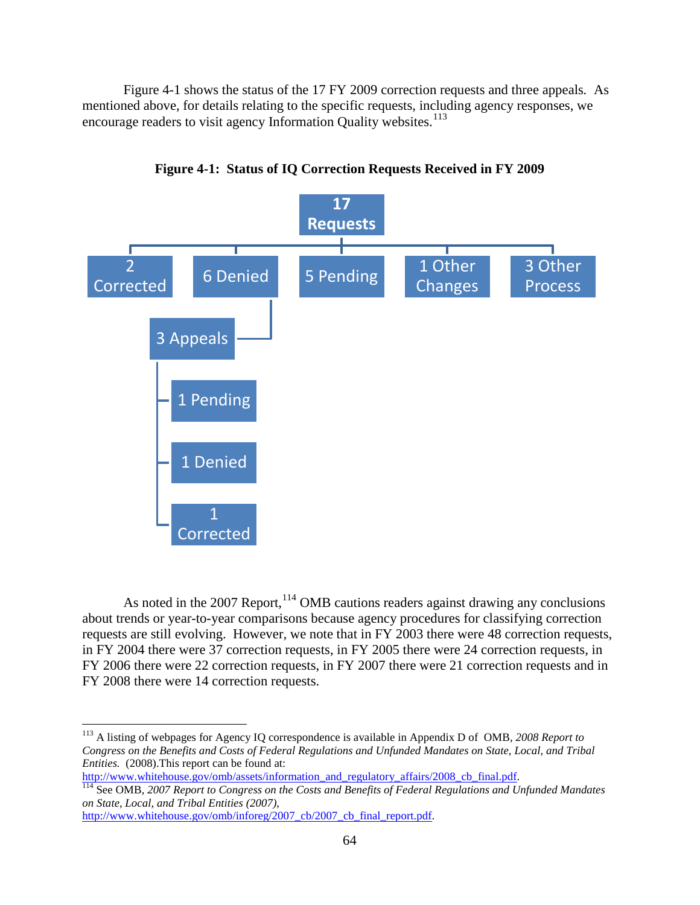Figure 4-1 shows the status of the 17 FY 2009 correction requests and three appeals. As mentioned above, for details relating to the specific requests, including agency responses, we encourage readers to visit agency Information Quality websites.[113]

**Figure 4-1: Status of IQ Correction Requests Received in FY 2009**

- 17 Requests
  - 2 Corrected
  - 6 Denied
    - 3 Appeals
      - 1 Pending
      - 1 Denied
      - 1 Corrected
  - 5 Pending
  - 1 Other Changes
  - 3 Other Process

As noted in the 2007 Report,[114] OMB cautions readers against drawing any conclusions about trends or year-to-year comparisons because agency procedures for classifying correction requests are still evolving. However, we note that in FY 2003 there were 48 correction requests, in FY 2004 there were 37 correction requests, in FY 2005 there were 24 correction requests, in FY 2006 there were 22 correction requests, in FY 2007 there were 21 correction requests and in FY 2008 there were 14 correction requests.

---

[113] A listing of webpages for Agency IQ correspondence is available in Appendix D of OMB, *2008 Report to Congress on the Benefits and Costs of Federal Regulations and Unfunded Mandates on State, Local, and Tribal Entities.* (2008).This report can be found at: http://www.whitehouse.gov/omb/assets/information_and_regulatory_affairs/2008_cb_final.pdf.

[114] See OMB, *2007 Report to Congress on the Costs and Benefits of Federal Regulations and Unfunded Mandates on State, Local, and Tribal Entities (2007),* http://www.whitehouse.gov/omb/inforeg/2007_cb/2007_cb_final_report.pdf.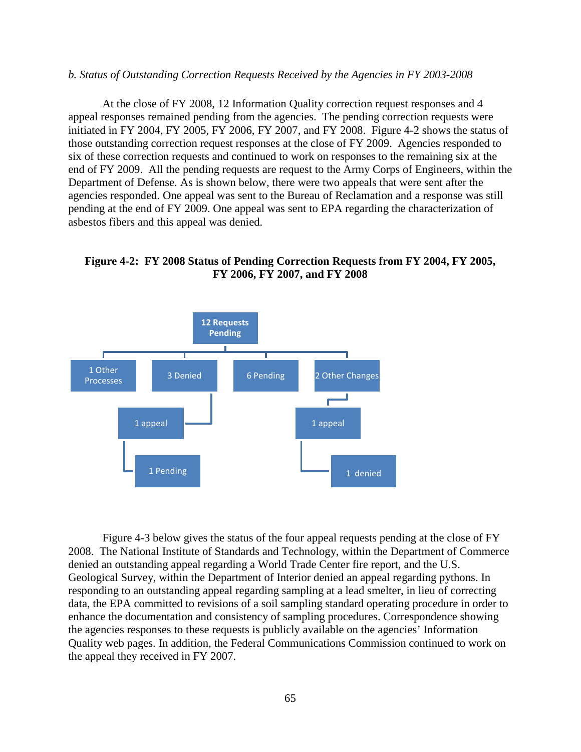*b. Status of Outstanding Correction Requests Received by the Agencies in FY 2003-2008*

At the close of FY 2008, 12 Information Quality correction request responses and 4 appeal responses remained pending from the agencies. The pending correction requests were initiated in FY 2004, FY 2005, FY 2006, FY 2007, and FY 2008. Figure 4-2 shows the status of those outstanding correction request responses at the close of FY 2009. Agencies responded to six of these correction requests and continued to work on responses to the remaining six at the end of FY 2009. All the pending requests are request to the Army Corps of Engineers, within the Department of Defense. As is shown below, there were two appeals that were sent after the agencies responded. One appeal was sent to the Bureau of Reclamation and a response was still pending at the end of FY 2009. One appeal was sent to EPA regarding the characterization of asbestos fibers and this appeal was denied.

**Figure 4-2: FY 2008 Status of Pending Correction Requests from FY 2004, FY 2005, FY 2006, FY 2007, and FY 2008**

- 12 Requests Pending
  - 1 Other Processes
  - 3 Denied
    - 1 appeal
      - 1 Pending
  - 6 Pending
  - 2 Other Changes
    - 1 appeal
      - 1 denied

Figure 4-3 below gives the status of the four appeal requests pending at the close of FY 2008. The National Institute of Standards and Technology, within the Department of Commerce denied an outstanding appeal regarding a World Trade Center fire report, and the U.S. Geological Survey, within the Department of Interior denied an appeal regarding pythons. In responding to an outstanding appeal regarding sampling at a lead smelter, in lieu of correcting data, the EPA committed to revisions of a soil sampling standard operating procedure in order to enhance the documentation and consistency of sampling procedures. Correspondence showing the agencies responses to these requests is publicly available on the agencies' Information Quality web pages. In addition, the Federal Communications Commission continued to work on the appeal they received in FY 2007.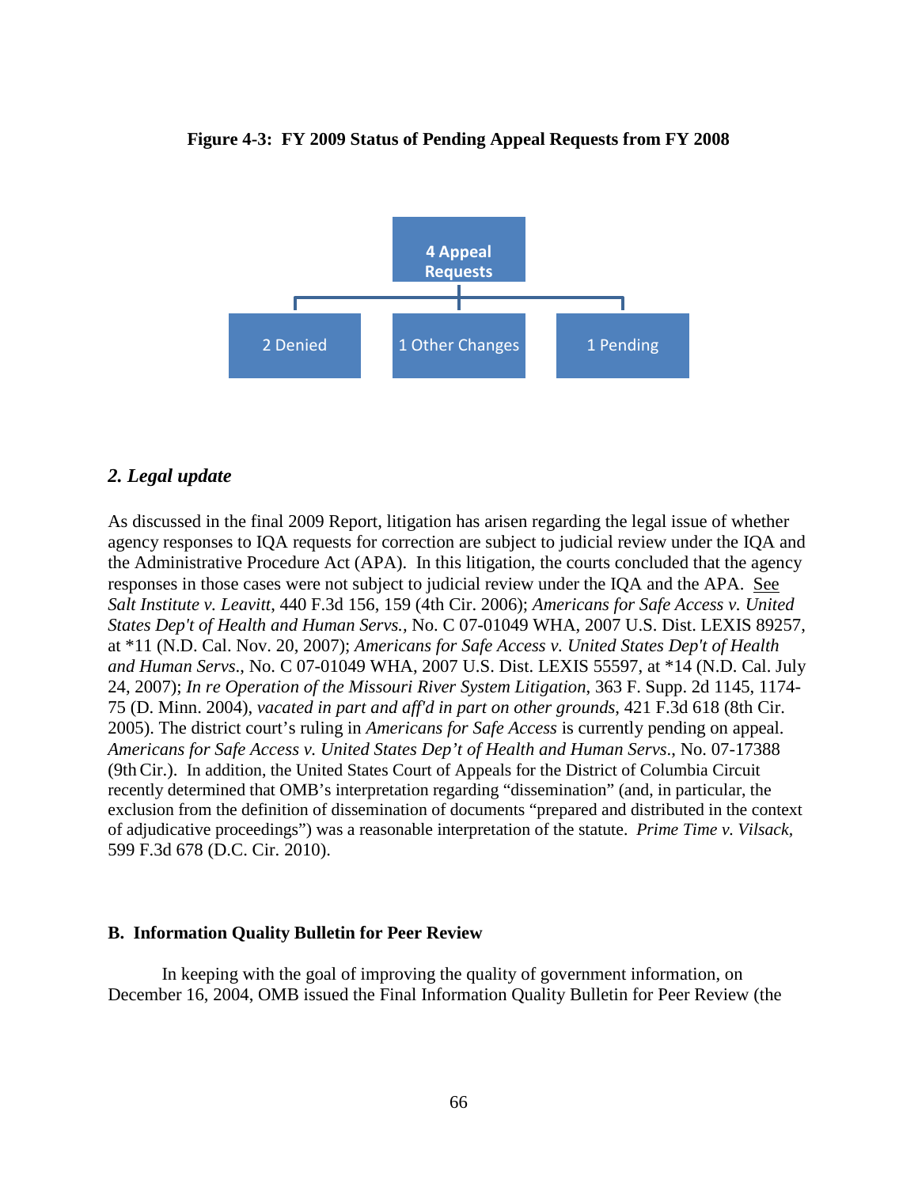**Figure 4-3: FY 2009 Status of Pending Appeal Requests from FY 2008**

4 Appeal Requests

2 Denied

1 Other Changes

1 Pending

### *2. Legal update*

As discussed in the final 2009 Report, litigation has arisen regarding the legal issue of whether agency responses to IQA requests for correction are subject to judicial review under the IQA and the Administrative Procedure Act (APA). In this litigation, the courts concluded that the agency responses in those cases were not subject to judicial review under the IQA and the APA. See *Salt Institute v. Leavitt*, 440 F.3d 156, 159 (4th Cir. 2006); *Americans for Safe Access v. United States Dep't of Health and Human Servs.*, No. C 07-01049 WHA, 2007 U.S. Dist. LEXIS 89257, at *11 (N.D. Cal. Nov. 20, 2007); *Americans for Safe Access v. United States Dep't of Health and Human Servs*., No. C 07-01049 WHA, 2007 U.S. Dist. LEXIS 55597, at *14 (N.D. Cal. July 24, 2007); *In re Operation of the Missouri River System Litigation*, 363 F. Supp. 2d 1145, 1174-75 (D. Minn. 2004), *vacated in part and aff'd in part on other grounds*, 421 F.3d 618 (8th Cir. 2005). The district court's ruling in *Americans for Safe Access* is currently pending on appeal. *Americans for Safe Access v. United States Dep't of Health and Human Servs*., No. 07-17388 (9th Cir.). In addition, the United States Court of Appeals for the District of Columbia Circuit recently determined that OMB's interpretation regarding "dissemination" (and, in particular, the exclusion from the definition of dissemination of documents "prepared and distributed in the context of adjudicative proceedings") was a reasonable interpretation of the statute. *Prime Time v. Vilsack*, 599 F.3d 678 (D.C. Cir. 2010).

## B. Information Quality Bulletin for Peer Review

In keeping with the goal of improving the quality of government information, on December 16, 2004, OMB issued the Final Information Quality Bulletin for Peer Review (the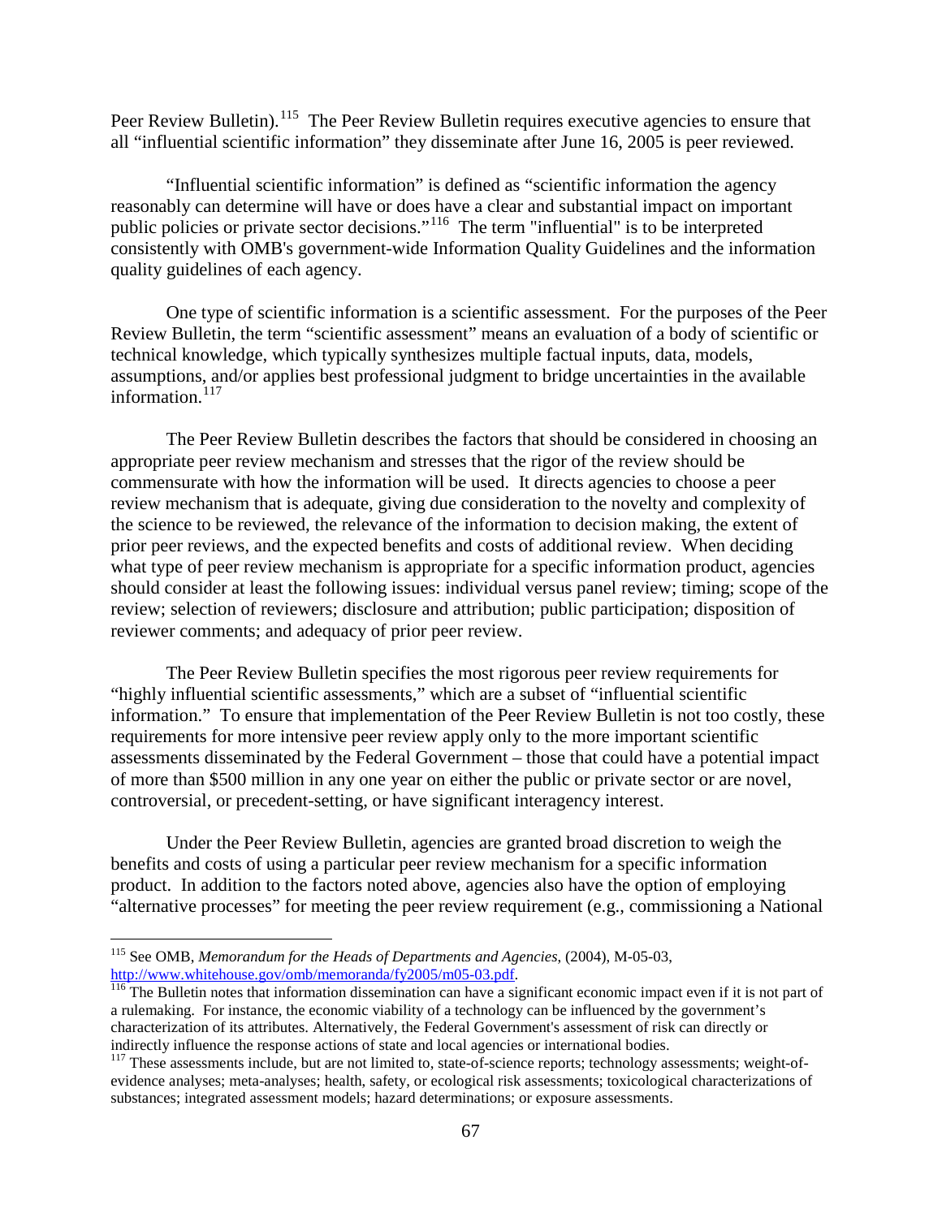Peer Review Bulletin).[115] The Peer Review Bulletin requires executive agencies to ensure that all "influential scientific information" they disseminate after June 16, 2005 is peer reviewed.

"Influential scientific information" is defined as "scientific information the agency reasonably can determine will have or does have a clear and substantial impact on important public policies or private sector decisions."[116] The term "influential" is to be interpreted consistently with OMB's government-wide Information Quality Guidelines and the information quality guidelines of each agency.

One type of scientific information is a scientific assessment. For the purposes of the Peer Review Bulletin, the term "scientific assessment" means an evaluation of a body of scientific or technical knowledge, which typically synthesizes multiple factual inputs, data, models, assumptions, and/or applies best professional judgment to bridge uncertainties in the available information.[117]

The Peer Review Bulletin describes the factors that should be considered in choosing an appropriate peer review mechanism and stresses that the rigor of the review should be commensurate with how the information will be used. It directs agencies to choose a peer review mechanism that is adequate, giving due consideration to the novelty and complexity of the science to be reviewed, the relevance of the information to decision making, the extent of prior peer reviews, and the expected benefits and costs of additional review. When deciding what type of peer review mechanism is appropriate for a specific information product, agencies should consider at least the following issues: individual versus panel review; timing; scope of the review; selection of reviewers; disclosure and attribution; public participation; disposition of reviewer comments; and adequacy of prior peer review.

The Peer Review Bulletin specifies the most rigorous peer review requirements for "highly influential scientific assessments," which are a subset of "influential scientific information." To ensure that implementation of the Peer Review Bulletin is not too costly, these requirements for more intensive peer review apply only to the more important scientific assessments disseminated by the Federal Government – those that could have a potential impact of more than $500 million in any one year on either the public or private sector or are novel, controversial, or precedent-setting, or have significant interagency interest.

Under the Peer Review Bulletin, agencies are granted broad discretion to weigh the benefits and costs of using a particular peer review mechanism for a specific information product. In addition to the factors noted above, agencies also have the option of employing "alternative processes" for meeting the peer review requirement (e.g., commissioning a National

---

[115] See OMB, *Memorandum for the Heads of Departments and Agencies,* (2004), M-05-03, http://www.whitehouse.gov/omb/memoranda/fy2005/m05-03.pdf.

[116] The Bulletin notes that information dissemination can have a significant economic impact even if it is not part of a rulemaking. For instance, the economic viability of a technology can be influenced by the government's characterization of its attributes. Alternatively, the Federal Government's assessment of risk can directly or indirectly influence the response actions of state and local agencies or international bodies.

[117] These assessments include, but are not limited to, state-of-science reports; technology assessments; weight-of-evidence analyses; meta-analyses; health, safety, or ecological risk assessments; toxicological characterizations of substances; integrated assessment models; hazard determinations; or exposure assessments.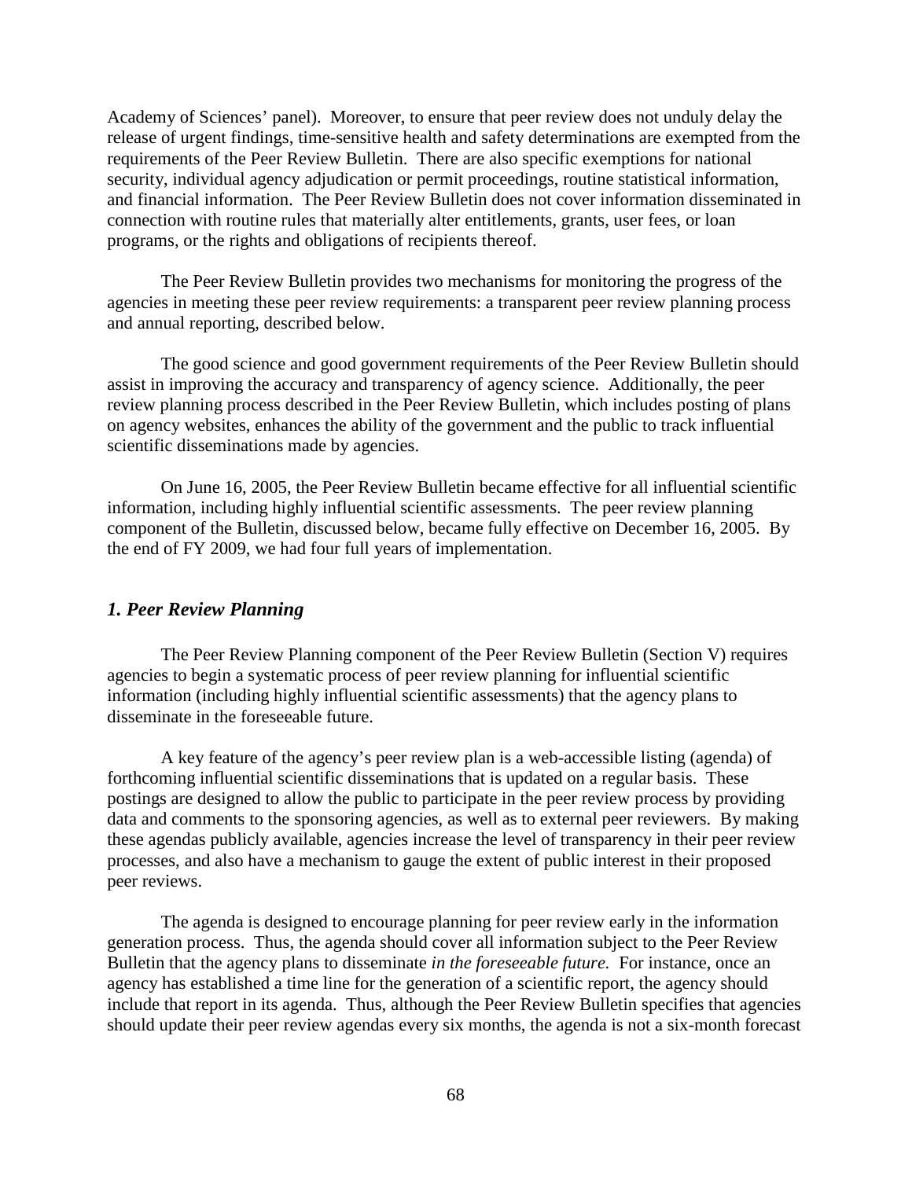Academy of Sciences' panel). Moreover, to ensure that peer review does not unduly delay the release of urgent findings, time-sensitive health and safety determinations are exempted from the requirements of the Peer Review Bulletin. There are also specific exemptions for national security, individual agency adjudication or permit proceedings, routine statistical information, and financial information. The Peer Review Bulletin does not cover information disseminated in connection with routine rules that materially alter entitlements, grants, user fees, or loan programs, or the rights and obligations of recipients thereof.

The Peer Review Bulletin provides two mechanisms for monitoring the progress of the agencies in meeting these peer review requirements: a transparent peer review planning process and annual reporting, described below.

The good science and good government requirements of the Peer Review Bulletin should assist in improving the accuracy and transparency of agency science. Additionally, the peer review planning process described in the Peer Review Bulletin, which includes posting of plans on agency websites, enhances the ability of the government and the public to track influential scientific disseminations made by agencies.

On June 16, 2005, the Peer Review Bulletin became effective for all influential scientific information, including highly influential scientific assessments. The peer review planning component of the Bulletin, discussed below, became fully effective on December 16, 2005. By the end of FY 2009, we had four full years of implementation.

### *1. Peer Review Planning*

The Peer Review Planning component of the Peer Review Bulletin (Section V) requires agencies to begin a systematic process of peer review planning for influential scientific information (including highly influential scientific assessments) that the agency plans to disseminate in the foreseeable future.

A key feature of the agency's peer review plan is a web-accessible listing (agenda) of forthcoming influential scientific disseminations that is updated on a regular basis. These postings are designed to allow the public to participate in the peer review process by providing data and comments to the sponsoring agencies, as well as to external peer reviewers. By making these agendas publicly available, agencies increase the level of transparency in their peer review processes, and also have a mechanism to gauge the extent of public interest in their proposed peer reviews.

The agenda is designed to encourage planning for peer review early in the information generation process. Thus, the agenda should cover all information subject to the Peer Review Bulletin that the agency plans to disseminate *in the foreseeable future.* For instance, once an agency has established a time line for the generation of a scientific report, the agency should include that report in its agenda. Thus, although the Peer Review Bulletin specifies that agencies should update their peer review agendas every six months, the agenda is not a six-month forecast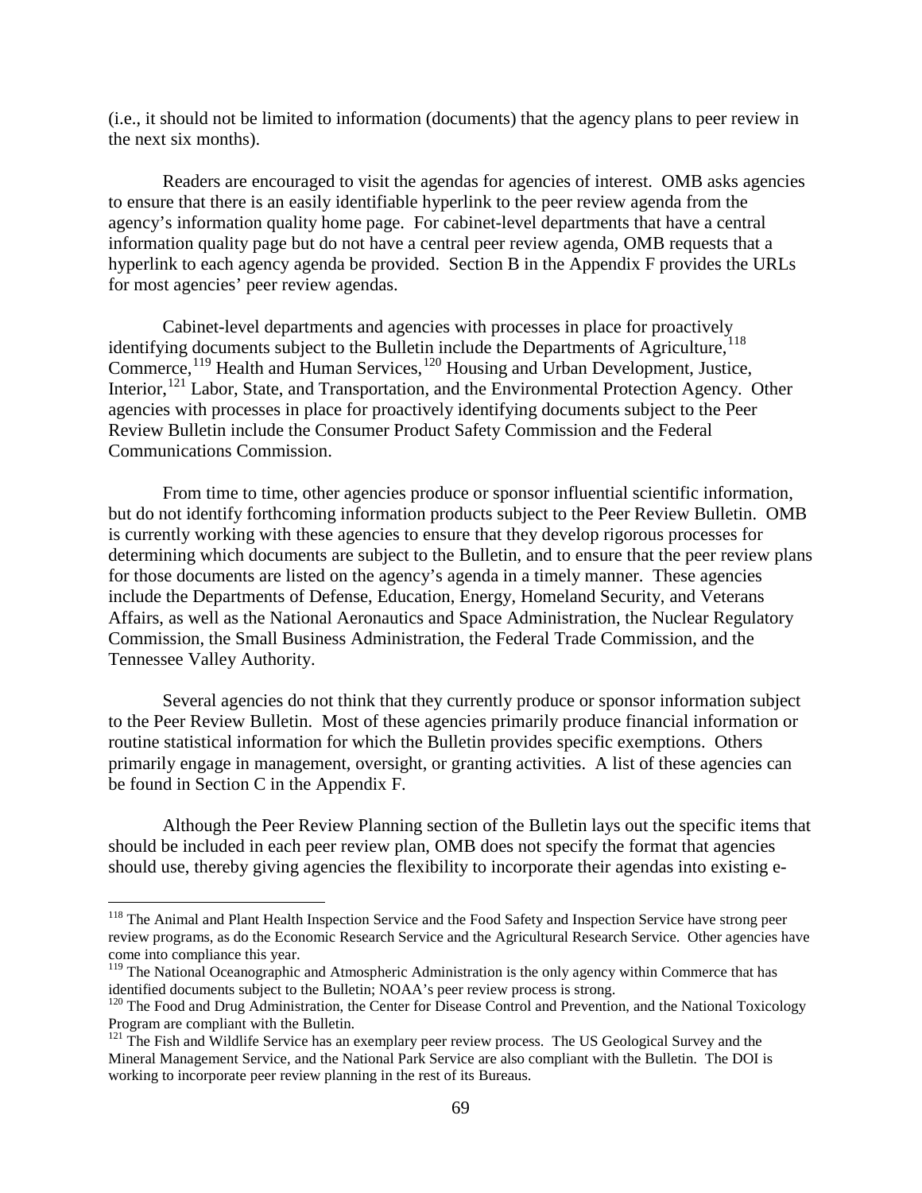(i.e., it should not be limited to information (documents) that the agency plans to peer review in the next six months).

Readers are encouraged to visit the agendas for agencies of interest. OMB asks agencies to ensure that there is an easily identifiable hyperlink to the peer review agenda from the agency's information quality home page. For cabinet-level departments that have a central information quality page but do not have a central peer review agenda, OMB requests that a hyperlink to each agency agenda be provided. Section B in the Appendix F provides the URLs for most agencies' peer review agendas.

Cabinet-level departments and agencies with processes in place for proactively identifying documents subject to the Bulletin include the Departments of Agriculture,[118] Commerce,[119] Health and Human Services,[120] Housing and Urban Development, Justice, Interior,[121] Labor, State, and Transportation, and the Environmental Protection Agency. Other agencies with processes in place for proactively identifying documents subject to the Peer Review Bulletin include the Consumer Product Safety Commission and the Federal Communications Commission.

From time to time, other agencies produce or sponsor influential scientific information, but do not identify forthcoming information products subject to the Peer Review Bulletin. OMB is currently working with these agencies to ensure that they develop rigorous processes for determining which documents are subject to the Bulletin, and to ensure that the peer review plans for those documents are listed on the agency's agenda in a timely manner. These agencies include the Departments of Defense, Education, Energy, Homeland Security, and Veterans Affairs, as well as the National Aeronautics and Space Administration, the Nuclear Regulatory Commission, the Small Business Administration, the Federal Trade Commission, and the Tennessee Valley Authority.

Several agencies do not think that they currently produce or sponsor information subject to the Peer Review Bulletin. Most of these agencies primarily produce financial information or routine statistical information for which the Bulletin provides specific exemptions. Others primarily engage in management, oversight, or granting activities. A list of these agencies can be found in Section C in the Appendix F.

Although the Peer Review Planning section of the Bulletin lays out the specific items that should be included in each peer review plan, OMB does not specify the format that agencies should use, thereby giving agencies the flexibility to incorporate their agendas into existing e-

---

[118] The Animal and Plant Health Inspection Service and the Food Safety and Inspection Service have strong peer review programs, as do the Economic Research Service and the Agricultural Research Service. Other agencies have come into compliance this year.

[119] The National Oceanographic and Atmospheric Administration is the only agency within Commerce that has identified documents subject to the Bulletin; NOAA's peer review process is strong.

[120] The Food and Drug Administration, the Center for Disease Control and Prevention, and the National Toxicology Program are compliant with the Bulletin.

[121] The Fish and Wildlife Service has an exemplary peer review process. The US Geological Survey and the Mineral Management Service, and the National Park Service are also compliant with the Bulletin. The DOI is working to incorporate peer review planning in the rest of its Bureaus.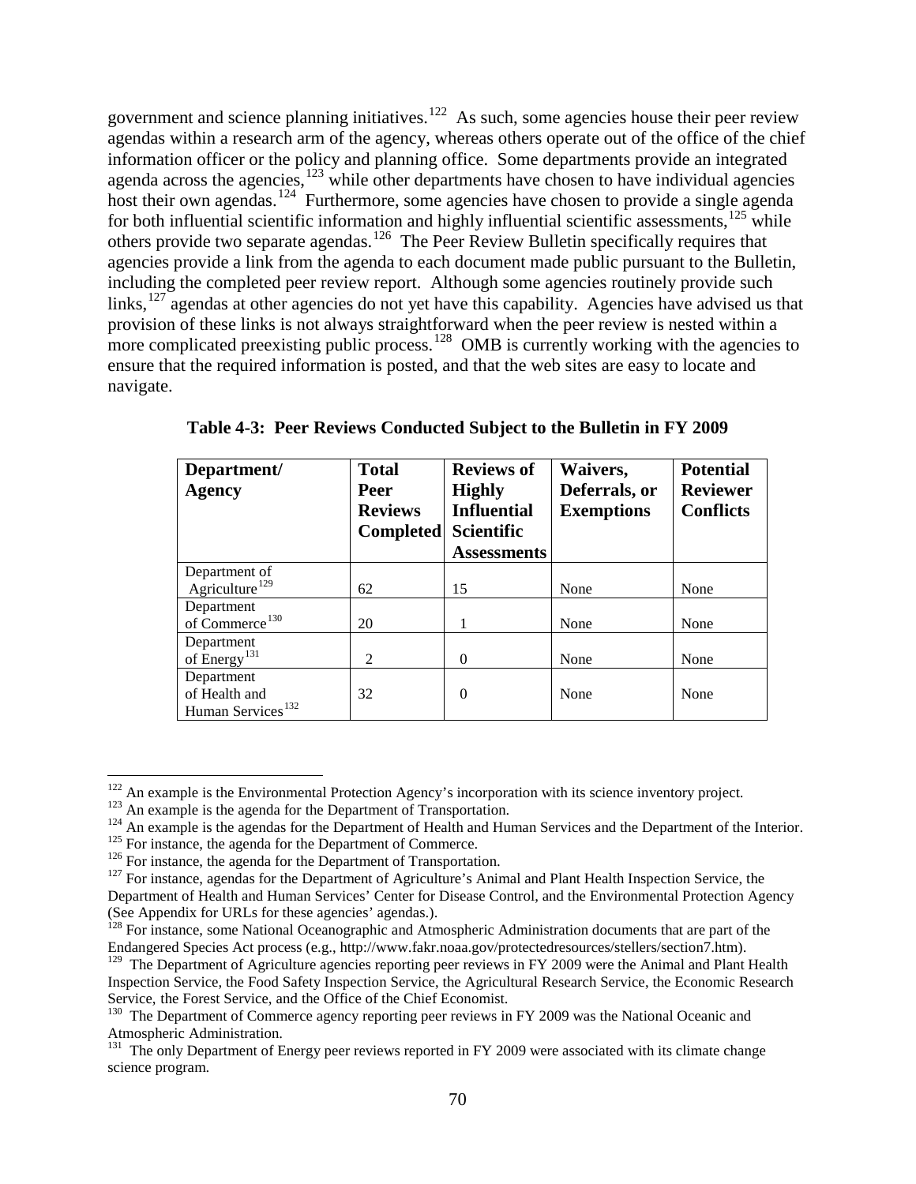government and science planning initiatives.[122] As such, some agencies house their peer review agendas within a research arm of the agency, whereas others operate out of the office of the chief information officer or the policy and planning office. Some departments provide an integrated agenda across the agencies,[123] while other departments have chosen to have individual agencies host their own agendas.[124] Furthermore, some agencies have chosen to provide a single agenda for both influential scientific information and highly influential scientific assessments,[125] while others provide two separate agendas.[126] The Peer Review Bulletin specifically requires that agencies provide a link from the agenda to each document made public pursuant to the Bulletin, including the completed peer review report. Although some agencies routinely provide such links,[127] agendas at other agencies do not yet have this capability. Agencies have advised us that provision of these links is not always straightforward when the peer review is nested within a more complicated preexisting public process.[128] OMB is currently working with the agencies to ensure that the required information is posted, and that the web sites are easy to locate and navigate.

**Table 4-3: Peer Reviews Conducted Subject to the Bulletin in FY 2009**

| Department/ Agency | Total Peer Reviews Completed | Reviews of Highly Influential Scientific Assessments | Waivers, Deferrals, or Exemptions | Potential Reviewer Conflicts |
|---|---|---|---|---|
| Department of Agriculture[129] | 62 | 15 | None | None |
| Department of Commerce[130] | 20 | 1 | None | None |
| Department of Energy[131] | 2 | 0 | None | None |
| Department of Health and Human Services[132] | 32 | 0 | None | None |

---

[122] An example is the Environmental Protection Agency's incorporation with its science inventory project.

[123] An example is the agenda for the Department of Transportation.

[124] An example is the agendas for the Department of Health and Human Services and the Department of the Interior.

[125] For instance, the agenda for the Department of Commerce.

[126] For instance, the agenda for the Department of Transportation.

[127] For instance, agendas for the Department of Agriculture's Animal and Plant Health Inspection Service, the Department of Health and Human Services' Center for Disease Control, and the Environmental Protection Agency (See Appendix for URLs for these agencies' agendas.).

[128] For instance, some National Oceanographic and Atmospheric Administration documents that are part of the Endangered Species Act process (e.g., http://www.fakr.noaa.gov/protectedresources/stellers/section7.htm).

[129] The Department of Agriculture agencies reporting peer reviews in FY 2009 were the Animal and Plant Health Inspection Service, the Food Safety Inspection Service, the Agricultural Research Service, the Economic Research Service, the Forest Service, and the Office of the Chief Economist.

[130] The Department of Commerce agency reporting peer reviews in FY 2009 was the National Oceanic and Atmospheric Administration.

[131] The only Department of Energy peer reviews reported in FY 2009 were associated with its climate change science program.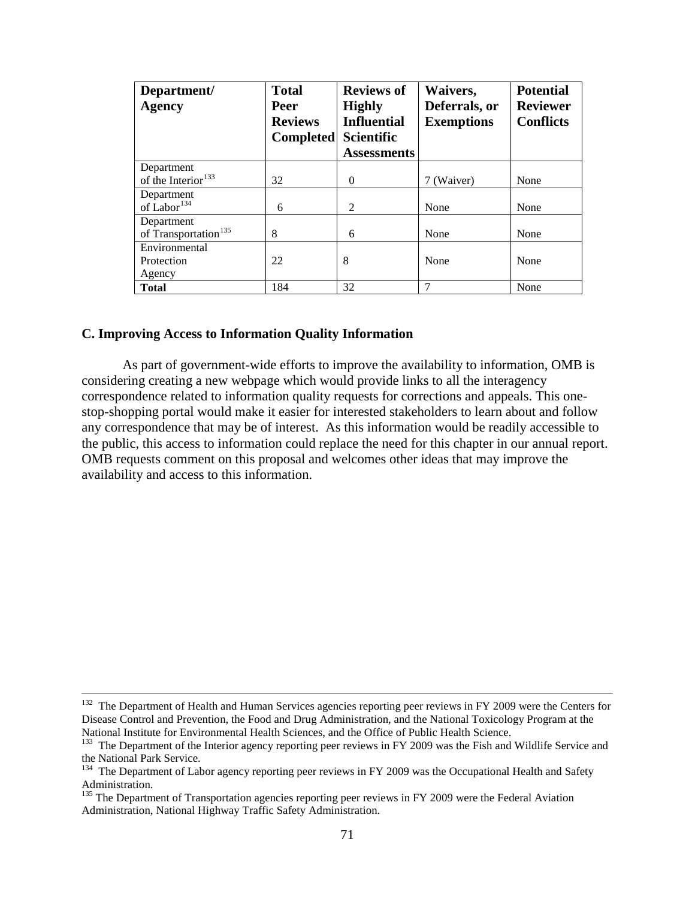| Department/ Agency | Total Peer Reviews Completed | Reviews of Highly Influential Scientific Assessments | Waivers, Deferrals, or Exemptions | Potential Reviewer Conflicts |
|---|---|---|---|---|
| Department of the Interior[133] | 32 | 0 | 7 (Waiver) | None |
| Department of Labor[134] | 6 | 2 | None | None |
| Department of Transportation[135] | 8 | 6 | None | None |
| Environmental Protection Agency | 22 | 8 | None | None |
| **Total** | 184 | 32 | 7 | None |

### C. Improving Access to Information Quality Information

As part of government-wide efforts to improve the availability to information, OMB is considering creating a new webpage which would provide links to all the interagency correspondence related to information quality requests for corrections and appeals. This one-stop-shopping portal would make it easier for interested stakeholders to learn about and follow any correspondence that may be of interest. As this information would be readily accessible to the public, this access to information could replace the need for this chapter in our annual report. OMB requests comment on this proposal and welcomes other ideas that may improve the availability and access to this information.

---

[132] The Department of Health and Human Services agencies reporting peer reviews in FY 2009 were the Centers for Disease Control and Prevention, the Food and Drug Administration, and the National Toxicology Program at the National Institute for Environmental Health Sciences, and the Office of Public Health Science.

[133] The Department of the Interior agency reporting peer reviews in FY 2009 was the Fish and Wildlife Service and the National Park Service.

[134] The Department of Labor agency reporting peer reviews in FY 2009 was the Occupational Health and Safety Administration.

[135] The Department of Transportation agencies reporting peer reviews in FY 2009 were the Federal Aviation Administration, National Highway Traffic Safety Administration.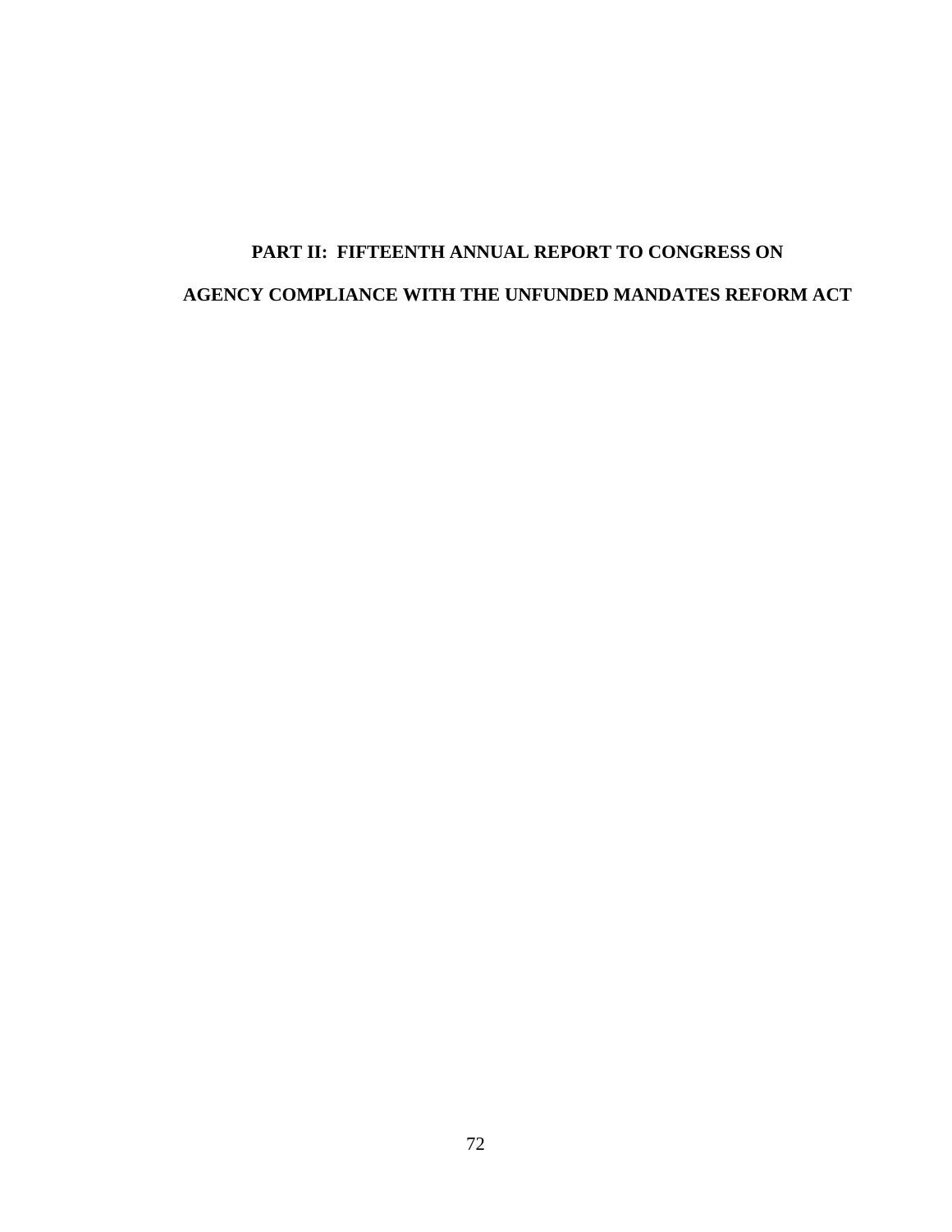# PART II: FIFTEENTH ANNUAL REPORT TO CONGRESS ON AGENCY COMPLIANCE WITH THE UNFUNDED MANDATES REFORM ACT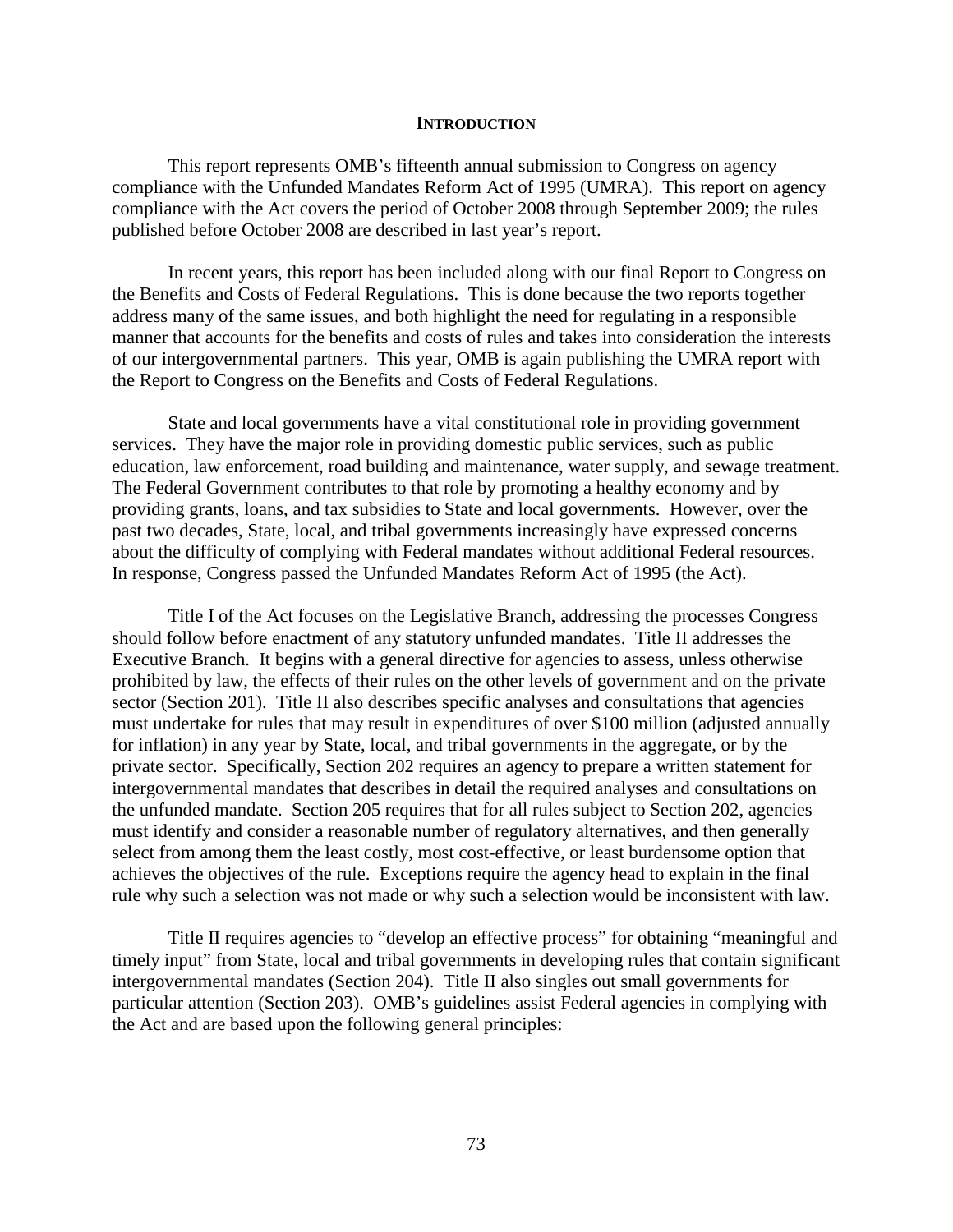## INTRODUCTION

This report represents OMB's fifteenth annual submission to Congress on agency compliance with the Unfunded Mandates Reform Act of 1995 (UMRA). This report on agency compliance with the Act covers the period of October 2008 through September 2009; the rules published before October 2008 are described in last year's report.

In recent years, this report has been included along with our final Report to Congress on the Benefits and Costs of Federal Regulations. This is done because the two reports together address many of the same issues, and both highlight the need for regulating in a responsible manner that accounts for the benefits and costs of rules and takes into consideration the interests of our intergovernmental partners. This year, OMB is again publishing the UMRA report with the Report to Congress on the Benefits and Costs of Federal Regulations.

State and local governments have a vital constitutional role in providing government services. They have the major role in providing domestic public services, such as public education, law enforcement, road building and maintenance, water supply, and sewage treatment. The Federal Government contributes to that role by promoting a healthy economy and by providing grants, loans, and tax subsidies to State and local governments. However, over the past two decades, State, local, and tribal governments increasingly have expressed concerns about the difficulty of complying with Federal mandates without additional Federal resources. In response, Congress passed the Unfunded Mandates Reform Act of 1995 (the Act).

Title I of the Act focuses on the Legislative Branch, addressing the processes Congress should follow before enactment of any statutory unfunded mandates. Title II addresses the Executive Branch. It begins with a general directive for agencies to assess, unless otherwise prohibited by law, the effects of their rules on the other levels of government and on the private sector (Section 201). Title II also describes specific analyses and consultations that agencies must undertake for rules that may result in expenditures of over \$100 million (adjusted annually for inflation) in any year by State, local, and tribal governments in the aggregate, or by the private sector. Specifically, Section 202 requires an agency to prepare a written statement for intergovernmental mandates that describes in detail the required analyses and consultations on the unfunded mandate. Section 205 requires that for all rules subject to Section 202, agencies must identify and consider a reasonable number of regulatory alternatives, and then generally select from among them the least costly, most cost-effective, or least burdensome option that achieves the objectives of the rule. Exceptions require the agency head to explain in the final rule why such a selection was not made or why such a selection would be inconsistent with law.

Title II requires agencies to "develop an effective process" for obtaining "meaningful and timely input" from State, local and tribal governments in developing rules that contain significant intergovernmental mandates (Section 204). Title II also singles out small governments for particular attention (Section 203). OMB's guidelines assist Federal agencies in complying with the Act and are based upon the following general principles: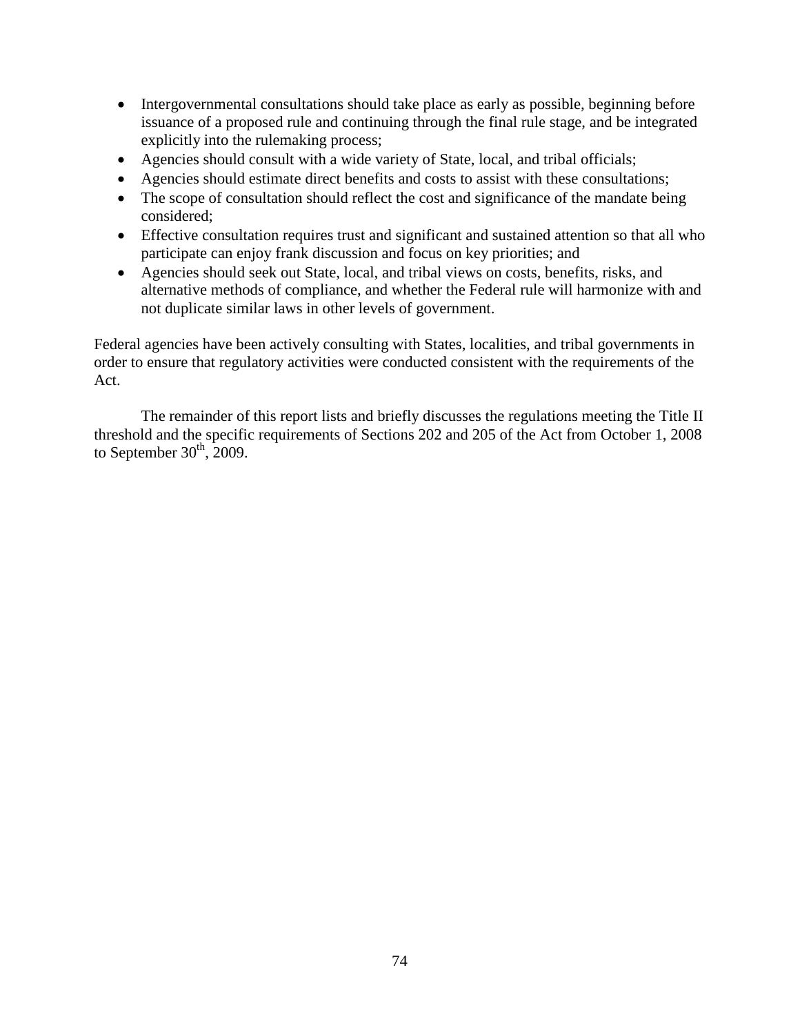- Intergovernmental consultations should take place as early as possible, beginning before issuance of a proposed rule and continuing through the final rule stage, and be integrated explicitly into the rulemaking process;
- Agencies should consult with a wide variety of State, local, and tribal officials;
- Agencies should estimate direct benefits and costs to assist with these consultations;
- The scope of consultation should reflect the cost and significance of the mandate being considered;
- Effective consultation requires trust and significant and sustained attention so that all who participate can enjoy frank discussion and focus on key priorities; and
- Agencies should seek out State, local, and tribal views on costs, benefits, risks, and alternative methods of compliance, and whether the Federal rule will harmonize with and not duplicate similar laws in other levels of government.

Federal agencies have been actively consulting with States, localities, and tribal governments in order to ensure that regulatory activities were conducted consistent with the requirements of the Act.

The remainder of this report lists and briefly discusses the regulations meeting the Title II threshold and the specific requirements of Sections 202 and 205 of the Act from October 1, 2008 to September 30th, 2009.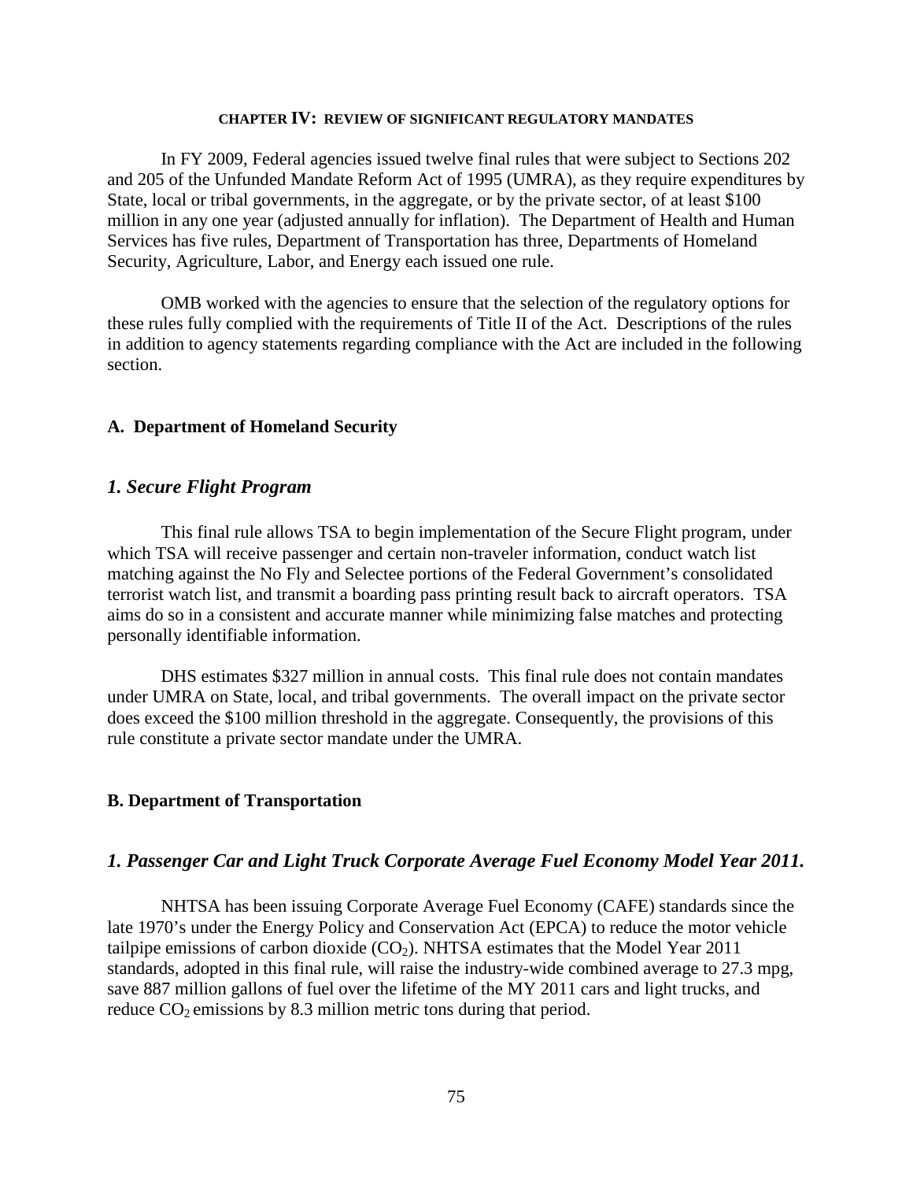# CHAPTER IV: REVIEW OF SIGNIFICANT REGULATORY MANDATES

In FY 2009, Federal agencies issued twelve final rules that were subject to Sections 202 and 205 of the Unfunded Mandate Reform Act of 1995 (UMRA), as they require expenditures by State, local or tribal governments, in the aggregate, or by the private sector, of at least $100 million in any one year (adjusted annually for inflation). The Department of Health and Human Services has five rules, Department of Transportation has three, Departments of Homeland Security, Agriculture, Labor, and Energy each issued one rule.

OMB worked with the agencies to ensure that the selection of the regulatory options for these rules fully complied with the requirements of Title II of the Act. Descriptions of the rules in addition to agency statements regarding compliance with the Act are included in the following section.

## A. Department of Homeland Security

### *1. Secure Flight Program*

This final rule allows TSA to begin implementation of the Secure Flight program, under which TSA will receive passenger and certain non-traveler information, conduct watch list matching against the No Fly and Selectee portions of the Federal Government's consolidated terrorist watch list, and transmit a boarding pass printing result back to aircraft operators. TSA aims do so in a consistent and accurate manner while minimizing false matches and protecting personally identifiable information.

DHS estimates $327 million in annual costs. This final rule does not contain mandates under UMRA on State, local, and tribal governments. The overall impact on the private sector does exceed the $100 million threshold in the aggregate. Consequently, the provisions of this rule constitute a private sector mandate under the UMRA.

## B. Department of Transportation

### *1. Passenger Car and Light Truck Corporate Average Fuel Economy Model Year 2011.*

NHTSA has been issuing Corporate Average Fuel Economy (CAFE) standards since the late 1970's under the Energy Policy and Conservation Act (EPCA) to reduce the motor vehicle tailpipe emissions of carbon dioxide ($CO_2$). NHTSA estimates that the Model Year 2011 standards, adopted in this final rule, will raise the industry-wide combined average to 27.3 mpg, save 887 million gallons of fuel over the lifetime of the MY 2011 cars and light trucks, and reduce $CO_2$ emissions by 8.3 million metric tons during that period.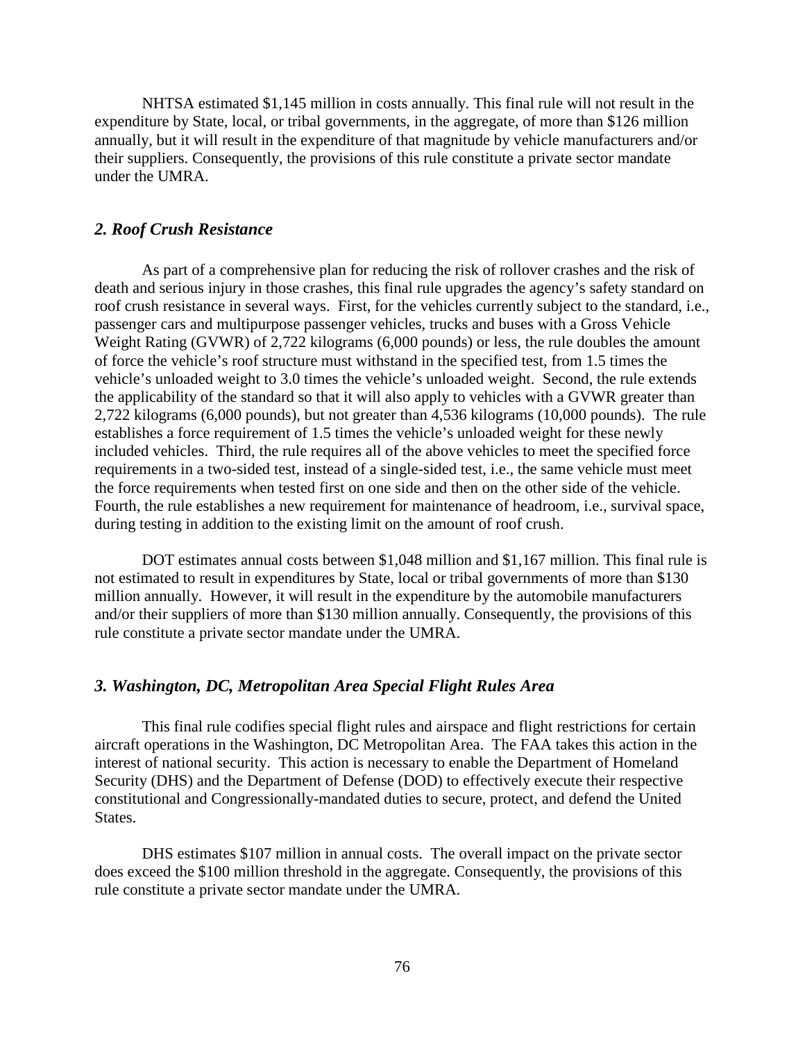NHTSA estimated $1,145 million in costs annually. This final rule will not result in the expenditure by State, local, or tribal governments, in the aggregate, of more than $126 million annually, but it will result in the expenditure of that magnitude by vehicle manufacturers and/or their suppliers. Consequently, the provisions of this rule constitute a private sector mandate under the UMRA.

### *2. Roof Crush Resistance*

As part of a comprehensive plan for reducing the risk of rollover crashes and the risk of death and serious injury in those crashes, this final rule upgrades the agency's safety standard on roof crush resistance in several ways. First, for the vehicles currently subject to the standard, i.e., passenger cars and multipurpose passenger vehicles, trucks and buses with a Gross Vehicle Weight Rating (GVWR) of 2,722 kilograms (6,000 pounds) or less, the rule doubles the amount of force the vehicle's roof structure must withstand in the specified test, from 1.5 times the vehicle's unloaded weight to 3.0 times the vehicle's unloaded weight. Second, the rule extends the applicability of the standard so that it will also apply to vehicles with a GVWR greater than 2,722 kilograms (6,000 pounds), but not greater than 4,536 kilograms (10,000 pounds). The rule establishes a force requirement of 1.5 times the vehicle's unloaded weight for these newly included vehicles. Third, the rule requires all of the above vehicles to meet the specified force requirements in a two-sided test, instead of a single-sided test, i.e., the same vehicle must meet the force requirements when tested first on one side and then on the other side of the vehicle. Fourth, the rule establishes a new requirement for maintenance of headroom, i.e., survival space, during testing in addition to the existing limit on the amount of roof crush.

DOT estimates annual costs between $1,048 million and $1,167 million. This final rule is not estimated to result in expenditures by State, local or tribal governments of more than $130 million annually. However, it will result in the expenditure by the automobile manufacturers and/or their suppliers of more than $130 million annually. Consequently, the provisions of this rule constitute a private sector mandate under the UMRA.

### *3. Washington, DC, Metropolitan Area Special Flight Rules Area*

This final rule codifies special flight rules and airspace and flight restrictions for certain aircraft operations in the Washington, DC Metropolitan Area. The FAA takes this action in the interest of national security. This action is necessary to enable the Department of Homeland Security (DHS) and the Department of Defense (DOD) to effectively execute their respective constitutional and Congressionally-mandated duties to secure, protect, and defend the United States.

DHS estimates $107 million in annual costs. The overall impact on the private sector does exceed the $100 million threshold in the aggregate. Consequently, the provisions of this rule constitute a private sector mandate under the UMRA.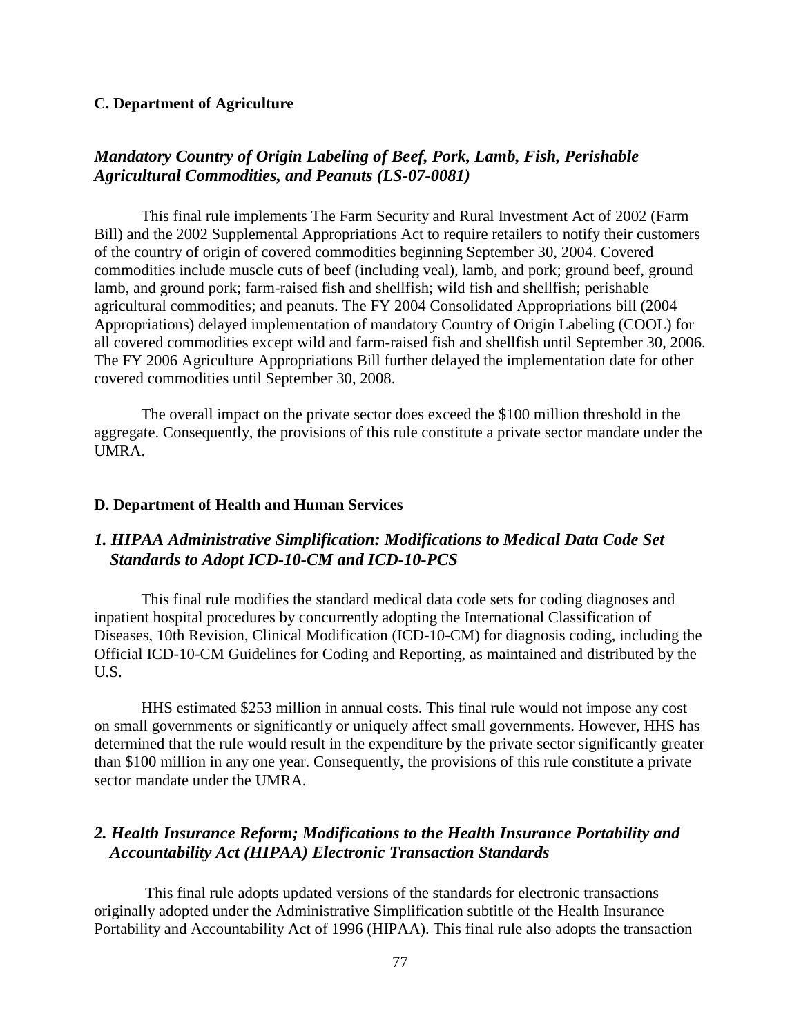**C. Department of Agriculture**

### *Mandatory Country of Origin Labeling of Beef, Pork, Lamb, Fish, Perishable Agricultural Commodities, and Peanuts (LS-07-0081)*

This final rule implements The Farm Security and Rural Investment Act of 2002 (Farm Bill) and the 2002 Supplemental Appropriations Act to require retailers to notify their customers of the country of origin of covered commodities beginning September 30, 2004. Covered commodities include muscle cuts of beef (including veal), lamb, and pork; ground beef, ground lamb, and ground pork; farm-raised fish and shellfish; wild fish and shellfish; perishable agricultural commodities; and peanuts. The FY 2004 Consolidated Appropriations bill (2004 Appropriations) delayed implementation of mandatory Country of Origin Labeling (COOL) for all covered commodities except wild and farm-raised fish and shellfish until September 30, 2006. The FY 2006 Agriculture Appropriations Bill further delayed the implementation date for other covered commodities until September 30, 2008.

The overall impact on the private sector does exceed the $100 million threshold in the aggregate. Consequently, the provisions of this rule constitute a private sector mandate under the UMRA.

**D. Department of Health and Human Services**

### *1. HIPAA Administrative Simplification: Modifications to Medical Data Code Set Standards to Adopt ICD-10-CM and ICD-10-PCS*

This final rule modifies the standard medical data code sets for coding diagnoses and inpatient hospital procedures by concurrently adopting the International Classification of Diseases, 10th Revision, Clinical Modification (ICD-10-CM) for diagnosis coding, including the Official ICD-10-CM Guidelines for Coding and Reporting, as maintained and distributed by the U.S.

HHS estimated $253 million in annual costs. This final rule would not impose any cost on small governments or significantly or uniquely affect small governments. However, HHS has determined that the rule would result in the expenditure by the private sector significantly greater than $100 million in any one year. Consequently, the provisions of this rule constitute a private sector mandate under the UMRA.

### *2. Health Insurance Reform; Modifications to the Health Insurance Portability and Accountability Act (HIPAA) Electronic Transaction Standards*

This final rule adopts updated versions of the standards for electronic transactions originally adopted under the Administrative Simplification subtitle of the Health Insurance Portability and Accountability Act of 1996 (HIPAA). This final rule also adopts the transaction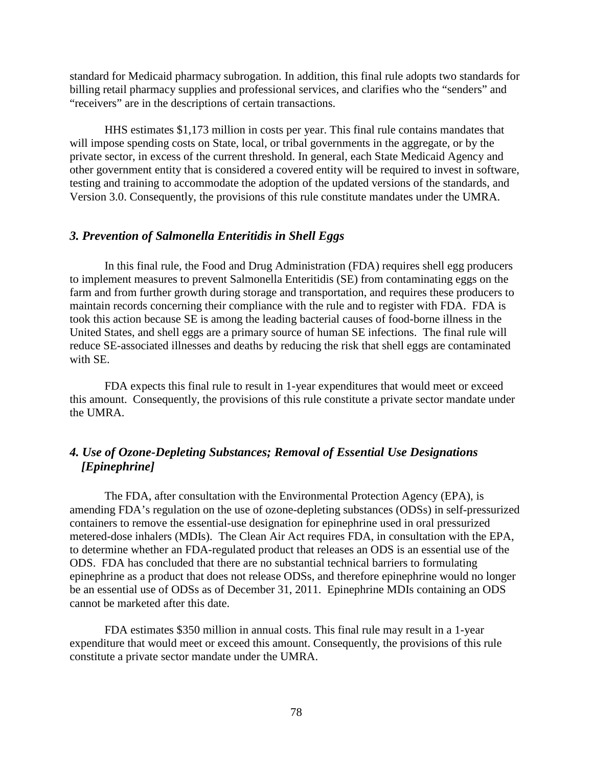standard for Medicaid pharmacy subrogation. In addition, this final rule adopts two standards for billing retail pharmacy supplies and professional services, and clarifies who the "senders" and "receivers" are in the descriptions of certain transactions.

HHS estimates $1,173 million in costs per year. This final rule contains mandates that will impose spending costs on State, local, or tribal governments in the aggregate, or by the private sector, in excess of the current threshold. In general, each State Medicaid Agency and other government entity that is considered a covered entity will be required to invest in software, testing and training to accommodate the adoption of the updated versions of the standards, and Version 3.0. Consequently, the provisions of this rule constitute mandates under the UMRA.

### *3. Prevention of Salmonella Enteritidis in Shell Eggs*

In this final rule, the Food and Drug Administration (FDA) requires shell egg producers to implement measures to prevent Salmonella Enteritidis (SE) from contaminating eggs on the farm and from further growth during storage and transportation, and requires these producers to maintain records concerning their compliance with the rule and to register with FDA. FDA is took this action because SE is among the leading bacterial causes of food-borne illness in the United States, and shell eggs are a primary source of human SE infections. The final rule will reduce SE-associated illnesses and deaths by reducing the risk that shell eggs are contaminated with SE.

FDA expects this final rule to result in 1-year expenditures that would meet or exceed this amount. Consequently, the provisions of this rule constitute a private sector mandate under the UMRA.

### *4. Use of Ozone-Depleting Substances; Removal of Essential Use Designations [Epinephrine]*

The FDA, after consultation with the Environmental Protection Agency (EPA), is amending FDA's regulation on the use of ozone-depleting substances (ODSs) in self-pressurized containers to remove the essential-use designation for epinephrine used in oral pressurized metered-dose inhalers (MDIs). The Clean Air Act requires FDA, in consultation with the EPA, to determine whether an FDA-regulated product that releases an ODS is an essential use of the ODS. FDA has concluded that there are no substantial technical barriers to formulating epinephrine as a product that does not release ODSs, and therefore epinephrine would no longer be an essential use of ODSs as of December 31, 2011. Epinephrine MDIs containing an ODS cannot be marketed after this date.

FDA estimates $350 million in annual costs. This final rule may result in a 1-year expenditure that would meet or exceed this amount. Consequently, the provisions of this rule constitute a private sector mandate under the UMRA.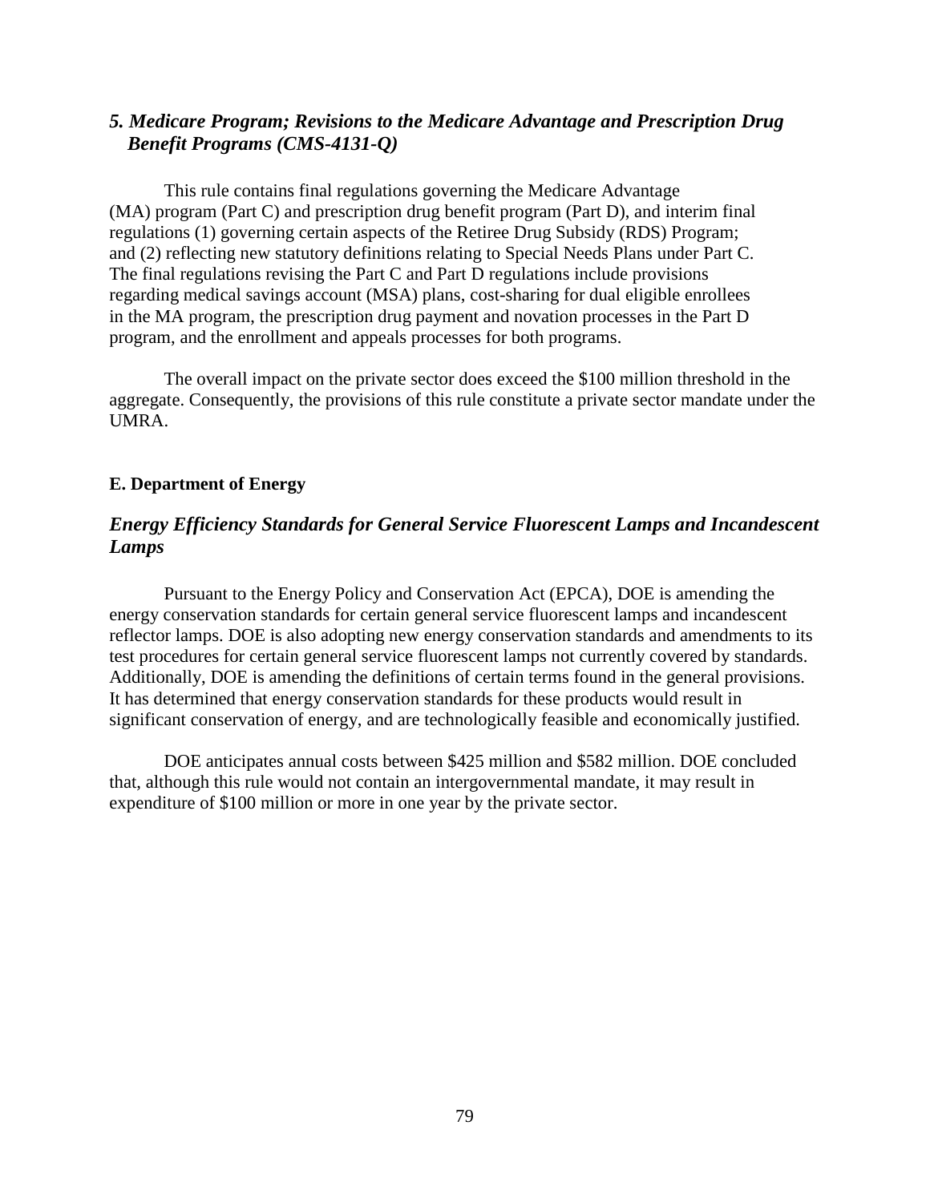### *5. Medicare Program; Revisions to the Medicare Advantage and Prescription Drug Benefit Programs (CMS-4131-Q)*

This rule contains final regulations governing the Medicare Advantage (MA) program (Part C) and prescription drug benefit program (Part D), and interim final regulations (1) governing certain aspects of the Retiree Drug Subsidy (RDS) Program; and (2) reflecting new statutory definitions relating to Special Needs Plans under Part C. The final regulations revising the Part C and Part D regulations include provisions regarding medical savings account (MSA) plans, cost-sharing for dual eligible enrollees in the MA program, the prescription drug payment and novation processes in the Part D program, and the enrollment and appeals processes for both programs.

The overall impact on the private sector does exceed the $100 million threshold in the aggregate. Consequently, the provisions of this rule constitute a private sector mandate under the UMRA.

## E. Department of Energy

### *Energy Efficiency Standards for General Service Fluorescent Lamps and Incandescent Lamps*

Pursuant to the Energy Policy and Conservation Act (EPCA), DOE is amending the energy conservation standards for certain general service fluorescent lamps and incandescent reflector lamps. DOE is also adopting new energy conservation standards and amendments to its test procedures for certain general service fluorescent lamps not currently covered by standards. Additionally, DOE is amending the definitions of certain terms found in the general provisions. It has determined that energy conservation standards for these products would result in significant conservation of energy, and are technologically feasible and economically justified.

DOE anticipates annual costs between $425 million and $582 million. DOE concluded that, although this rule would not contain an intergovernmental mandate, it may result in expenditure of $100 million or more in one year by the private sector.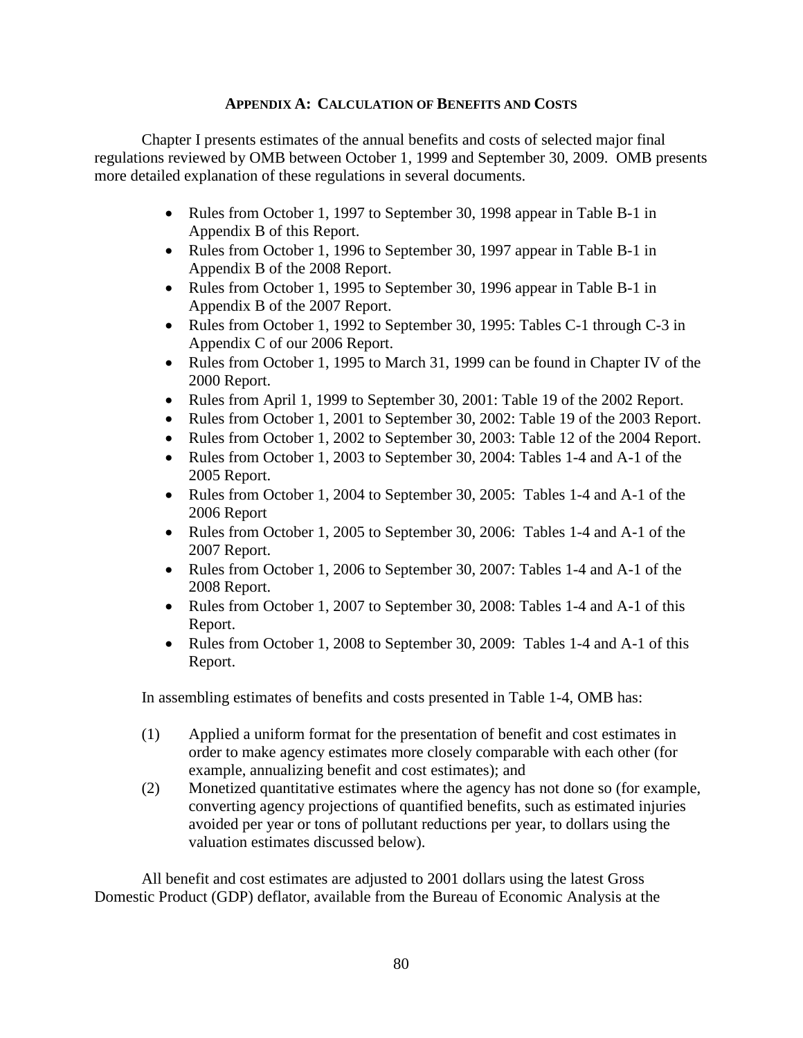## APPENDIX A: CALCULATION OF BENEFITS AND COSTS

Chapter I presents estimates of the annual benefits and costs of selected major final regulations reviewed by OMB between October 1, 1999 and September 30, 2009. OMB presents more detailed explanation of these regulations in several documents.

- Rules from October 1, 1997 to September 30, 1998 appear in Table B-1 in Appendix B of this Report.
- Rules from October 1, 1996 to September 30, 1997 appear in Table B-1 in Appendix B of the 2008 Report.
- Rules from October 1, 1995 to September 30, 1996 appear in Table B-1 in Appendix B of the 2007 Report.
- Rules from October 1, 1992 to September 30, 1995: Tables C-1 through C-3 in Appendix C of our 2006 Report.
- Rules from October 1, 1995 to March 31, 1999 can be found in Chapter IV of the 2000 Report.
- Rules from April 1, 1999 to September 30, 2001: Table 19 of the 2002 Report.
- Rules from October 1, 2001 to September 30, 2002: Table 19 of the 2003 Report.
- Rules from October 1, 2002 to September 30, 2003: Table 12 of the 2004 Report.
- Rules from October 1, 2003 to September 30, 2004: Tables 1-4 and A-1 of the 2005 Report.
- Rules from October 1, 2004 to September 30, 2005: Tables 1-4 and A-1 of the 2006 Report
- Rules from October 1, 2005 to September 30, 2006: Tables 1-4 and A-1 of the 2007 Report.
- Rules from October 1, 2006 to September 30, 2007: Tables 1-4 and A-1 of the 2008 Report.
- Rules from October 1, 2007 to September 30, 2008: Tables 1-4 and A-1 of this Report.
- Rules from October 1, 2008 to September 30, 2009: Tables 1-4 and A-1 of this Report.

In assembling estimates of benefits and costs presented in Table 1-4, OMB has:

(1) Applied a uniform format for the presentation of benefit and cost estimates in order to make agency estimates more closely comparable with each other (for example, annualizing benefit and cost estimates); and

(2) Monetized quantitative estimates where the agency has not done so (for example, converting agency projections of quantified benefits, such as estimated injuries avoided per year or tons of pollutant reductions per year, to dollars using the valuation estimates discussed below).

All benefit and cost estimates are adjusted to 2001 dollars using the latest Gross Domestic Product (GDP) deflator, available from the Bureau of Economic Analysis at the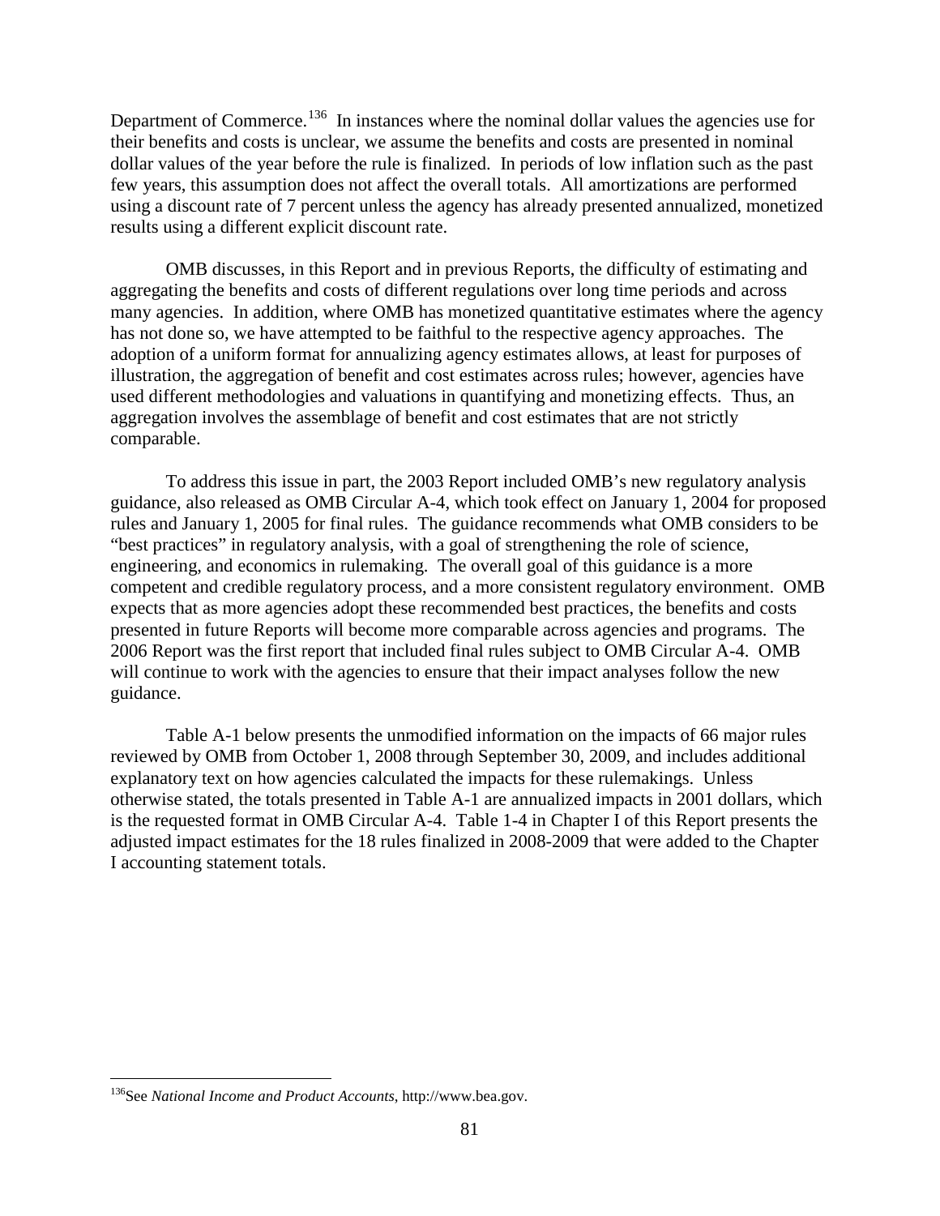Department of Commerce.[136] In instances where the nominal dollar values the agencies use for their benefits and costs is unclear, we assume the benefits and costs are presented in nominal dollar values of the year before the rule is finalized. In periods of low inflation such as the past few years, this assumption does not affect the overall totals. All amortizations are performed using a discount rate of 7 percent unless the agency has already presented annualized, monetized results using a different explicit discount rate.

OMB discusses, in this Report and in previous Reports, the difficulty of estimating and aggregating the benefits and costs of different regulations over long time periods and across many agencies. In addition, where OMB has monetized quantitative estimates where the agency has not done so, we have attempted to be faithful to the respective agency approaches. The adoption of a uniform format for annualizing agency estimates allows, at least for purposes of illustration, the aggregation of benefit and cost estimates across rules; however, agencies have used different methodologies and valuations in quantifying and monetizing effects. Thus, an aggregation involves the assemblage of benefit and cost estimates that are not strictly comparable.

To address this issue in part, the 2003 Report included OMB's new regulatory analysis guidance, also released as OMB Circular A-4, which took effect on January 1, 2004 for proposed rules and January 1, 2005 for final rules. The guidance recommends what OMB considers to be "best practices" in regulatory analysis, with a goal of strengthening the role of science, engineering, and economics in rulemaking. The overall goal of this guidance is a more competent and credible regulatory process, and a more consistent regulatory environment. OMB expects that as more agencies adopt these recommended best practices, the benefits and costs presented in future Reports will become more comparable across agencies and programs. The 2006 Report was the first report that included final rules subject to OMB Circular A-4. OMB will continue to work with the agencies to ensure that their impact analyses follow the new guidance.

Table A-1 below presents the unmodified information on the impacts of 66 major rules reviewed by OMB from October 1, 2008 through September 30, 2009, and includes additional explanatory text on how agencies calculated the impacts for these rulemakings. Unless otherwise stated, the totals presented in Table A-1 are annualized impacts in 2001 dollars, which is the requested format in OMB Circular A-4. Table 1-4 in Chapter I of this Report presents the adjusted impact estimates for the 18 rules finalized in 2008-2009 that were added to the Chapter I accounting statement totals.

[136] See *National Income and Product Accounts*, http://www.bea.gov.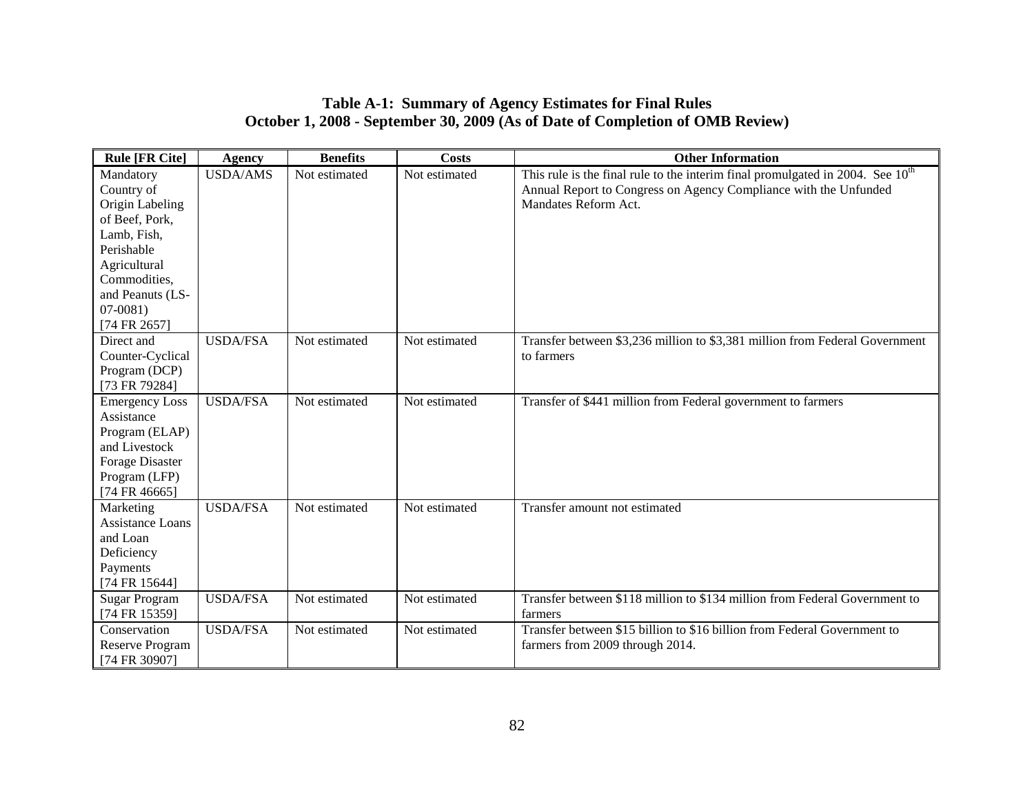**Table A-1: Summary of Agency Estimates for Final Rules**
**October 1, 2008 - September 30, 2009 (As of Date of Completion of OMB Review)**

| Rule [FR Cite] | Agency | Benefits | Costs | Other Information |
|---|---|---|---|---|
| Mandatory Country of Origin Labeling of Beef, Pork, Lamb, Fish, Perishable Agricultural Commodities, and Peanuts (LS-07-0081) [74 FR 2657] | USDA/AMS | Not estimated | Not estimated | This rule is the final rule to the interim final promulgated in 2004. See 10th Annual Report to Congress on Agency Compliance with the Unfunded Mandates Reform Act. |
| Direct and Counter-Cyclical Program (DCP) [73 FR 79284] | USDA/FSA | Not estimated | Not estimated | Transfer between $3,236 million to $3,381 million from Federal Government to farmers |
| Emergency Loss Assistance Program (ELAP) and Livestock Forage Disaster Program (LFP) [74 FR 46665] | USDA/FSA | Not estimated | Not estimated | Transfer of $441 million from Federal government to farmers |
| Marketing Assistance Loans and Loan Deficiency Payments [74 FR 15644] | USDA/FSA | Not estimated | Not estimated | Transfer amount not estimated |
| Sugar Program [74 FR 15359] | USDA/FSA | Not estimated | Not estimated | Transfer between $118 million to $134 million from Federal Government to farmers |
| Conservation Reserve Program [74 FR 30907] | USDA/FSA | Not estimated | Not estimated | Transfer between $15 billion to $16 billion from Federal Government to farmers from 2009 through 2014. |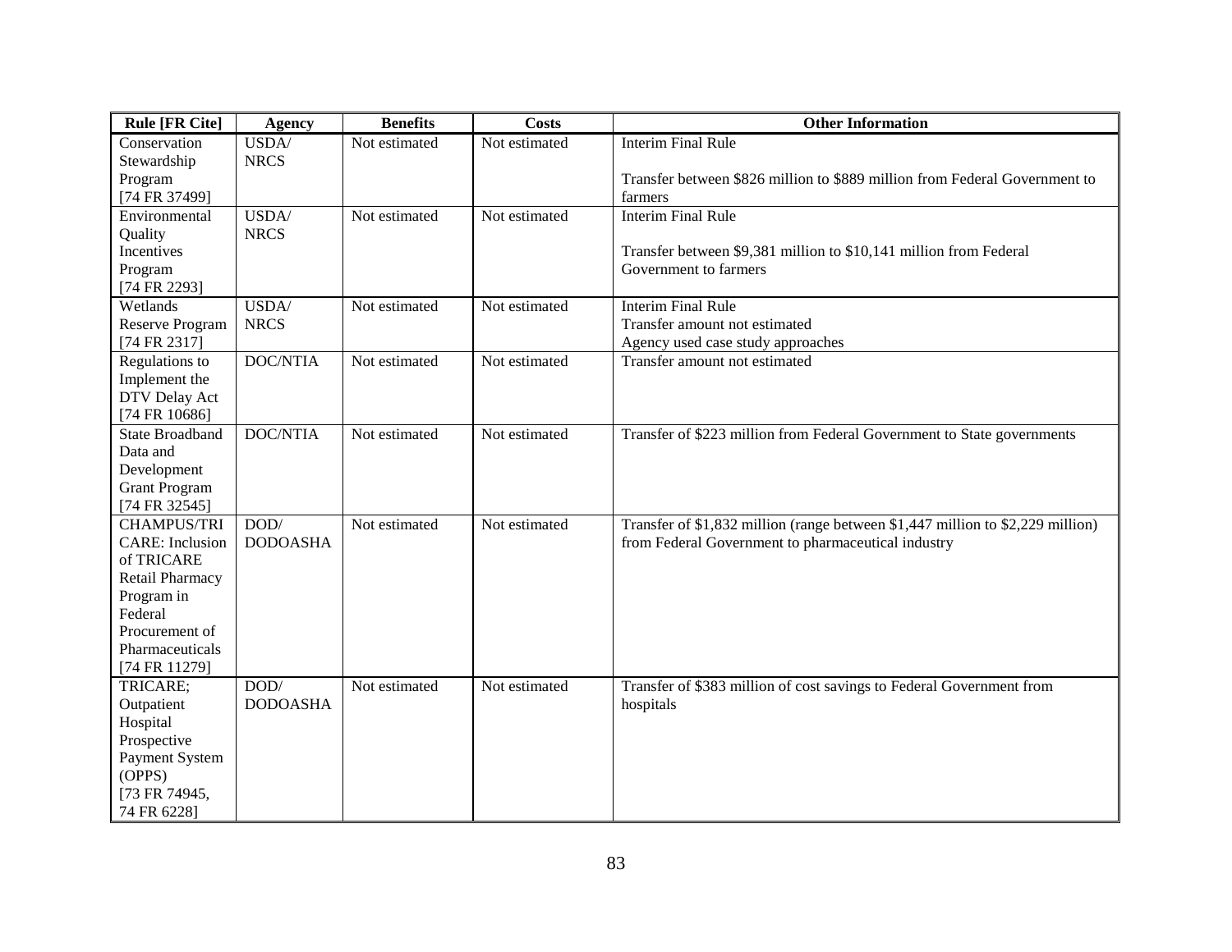| Rule [FR Cite] | Agency | Benefits | Costs | Other Information |
| --- | --- | --- | --- | --- |
| Conservation Stewardship Program [74 FR 37499] | USDA/ NRCS | Not estimated | Not estimated | Interim Final Rule<br><br>Transfer between $826 million to $889 million from Federal Government to farmers |
| Environmental Quality Incentives Program [74 FR 2293] | USDA/ NRCS | Not estimated | Not estimated | Interim Final Rule<br><br>Transfer between $9,381 million to $10,141 million from Federal Government to farmers |
| Wetlands Reserve Program [74 FR 2317] | USDA/ NRCS | Not estimated | Not estimated | Interim Final Rule<br>Transfer amount not estimated<br>Agency used case study approaches |
| Regulations to Implement the DTV Delay Act [74 FR 10686] | DOC/NTIA | Not estimated | Not estimated | Transfer amount not estimated |
| State Broadband Data and Development Grant Program [74 FR 32545] | DOC/NTIA | Not estimated | Not estimated | Transfer of $223 million from Federal Government to State governments |
| CHAMPUS/TRICARE: Inclusion of TRICARE Retail Pharmacy Program in Federal Procurement of Pharmaceuticals [74 FR 11279] | DOD/ DODOASHA | Not estimated | Not estimated | Transfer of $1,832 million (range between $1,447 million to $2,229 million) from Federal Government to pharmaceutical industry |
| TRICARE; Outpatient Hospital Prospective Payment System (OPPS) [73 FR 74945, 74 FR 6228] | DOD/ DODOASHA | Not estimated | Not estimated | Transfer of $383 million of cost savings to Federal Government from hospitals |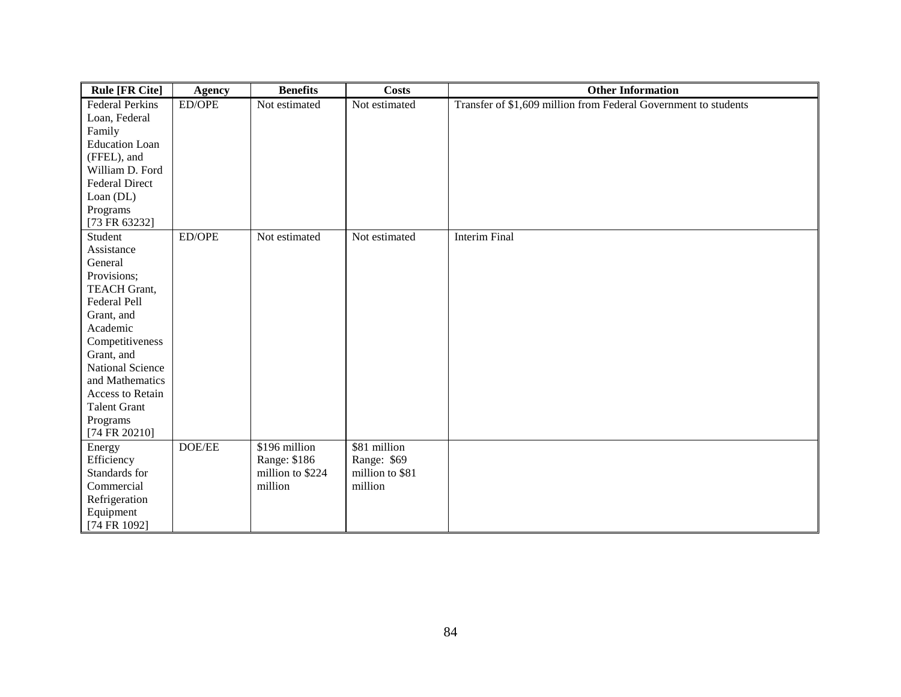| Rule [FR Cite] | Agency | Benefits | Costs | Other Information |
|---|---|---|---|---|
| Federal Perkins Loan, Federal Family Education Loan (FFEL), and William D. Ford Federal Direct Loan (DL) Programs [73 FR 63232] | ED/OPE | Not estimated | Not estimated | Transfer of $1,609 million from Federal Government to students |
| Student Assistance General Provisions; TEACH Grant, Federal Pell Grant, and Academic Competitiveness Grant, and National Science and Mathematics Access to Retain Talent Grant Programs [74 FR 20210] | ED/OPE | Not estimated | Not estimated | Interim Final |
| Energy Efficiency Standards for Commercial Refrigeration Equipment [74 FR 1092] | DOE/EE | $196 million Range: $186 million to $224 million | $81 million Range: $69 million to $81 million | |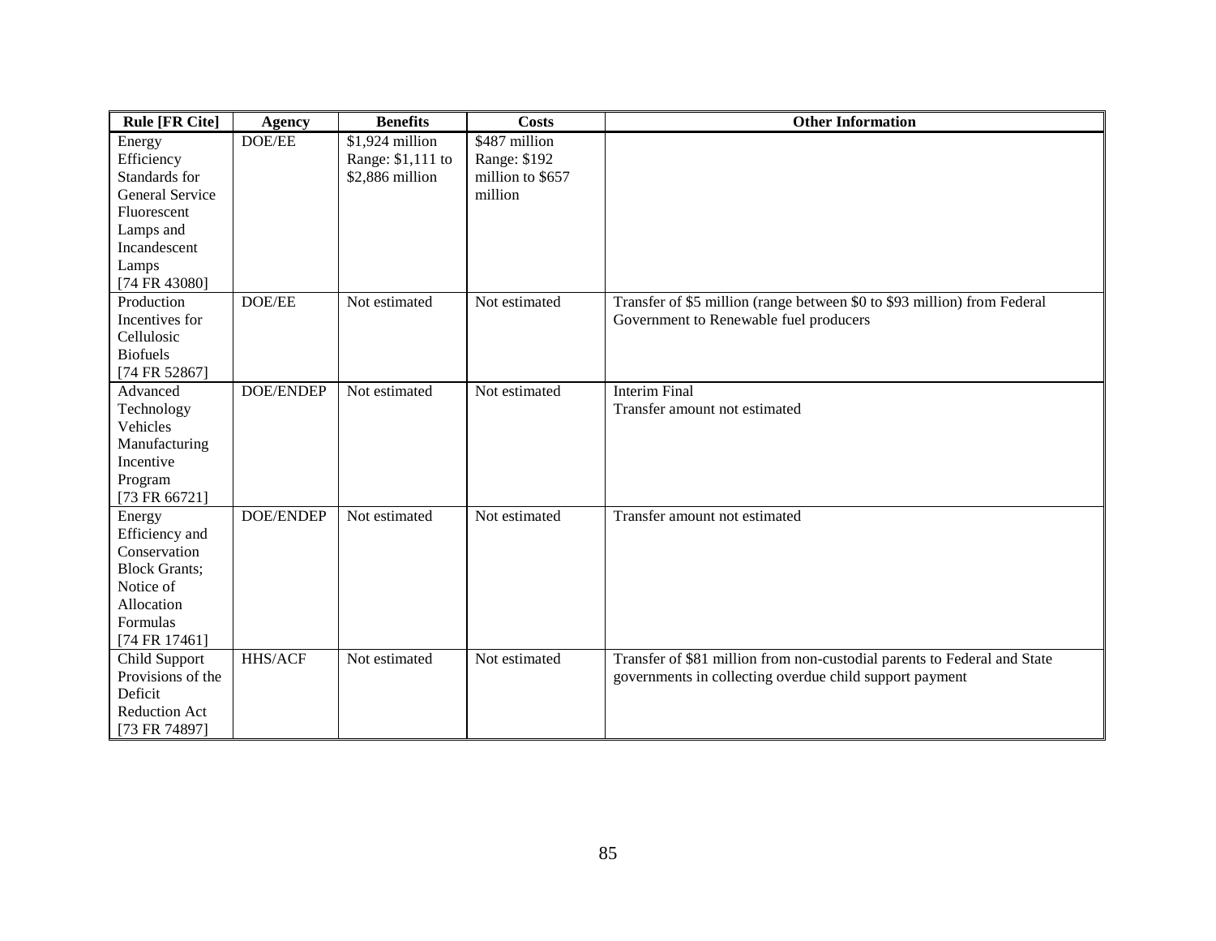| Rule [FR Cite] | Agency | Benefits | Costs | Other Information |
| --- | --- | --- | --- | --- |
| Energy Efficiency Standards for General Service Fluorescent Lamps and Incandescent Lamps [74 FR 43080] | DOE/EE | $1,924 million Range: $1,111 to $2,886 million | $487 million Range: $192 million to $657 million | |
| Production Incentives for Cellulosic Biofuels [74 FR 52867] | DOE/EE | Not estimated | Not estimated | Transfer of $5 million (range between $0 to $93 million) from Federal Government to Renewable fuel producers |
| Advanced Technology Vehicles Manufacturing Incentive Program [73 FR 66721] | DOE/ENDEP | Not estimated | Not estimated | Interim Final<br>Transfer amount not estimated |
| Energy Efficiency and Conservation Block Grants; Notice of Allocation Formulas [74 FR 17461] | DOE/ENDEP | Not estimated | Not estimated | Transfer amount not estimated |
| Child Support Provisions of the Deficit Reduction Act [73 FR 74897] | HHS/ACF | Not estimated | Not estimated | Transfer of $81 million from non-custodial parents to Federal and State governments in collecting overdue child support payment |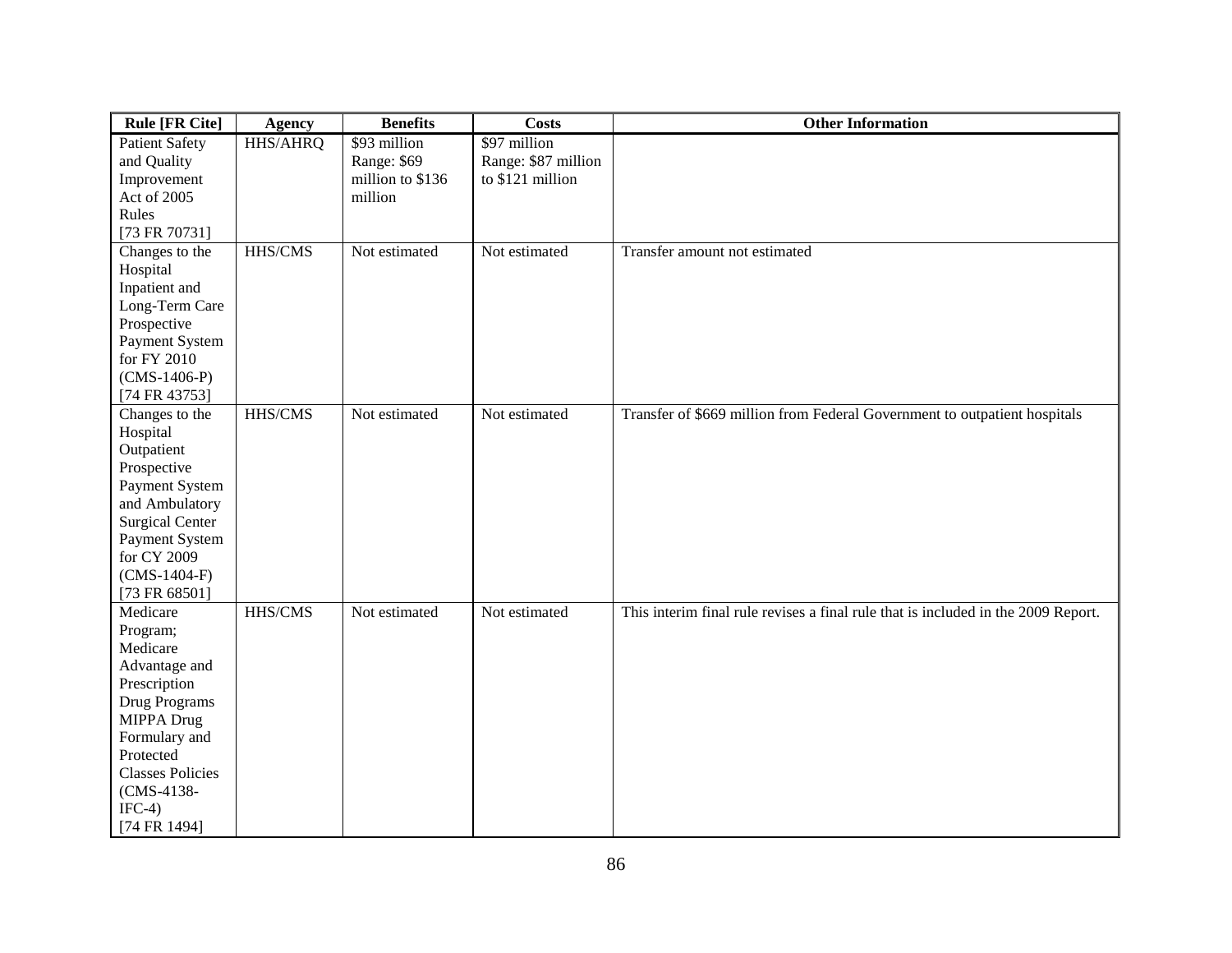| Rule [FR Cite] | Agency | Benefits | Costs | Other Information |
|---|---|---|---|---|
| Patient Safety and Quality Improvement Act of 2005 Rules [73 FR 70731] | HHS/AHRQ | $93 million Range: $69 million to $136 million | $97 million Range: $87 million to $121 million | |
| Changes to the Hospital Inpatient and Long-Term Care Prospective Payment System for FY 2010 (CMS-1406-P) [74 FR 43753] | HHS/CMS | Not estimated | Not estimated | Transfer amount not estimated |
| Changes to the Hospital Outpatient Prospective Payment System and Ambulatory Surgical Center Payment System for CY 2009 (CMS-1404-F) [73 FR 68501] | HHS/CMS | Not estimated | Not estimated | Transfer of $669 million from Federal Government to outpatient hospitals |
| Medicare Program; Medicare Advantage and Prescription Drug Programs MIPPA Drug Formulary and Protected Classes Policies (CMS-4138-IFC-4) [74 FR 1494] | HHS/CMS | Not estimated | Not estimated | This interim final rule revises a final rule that is included in the 2009 Report. |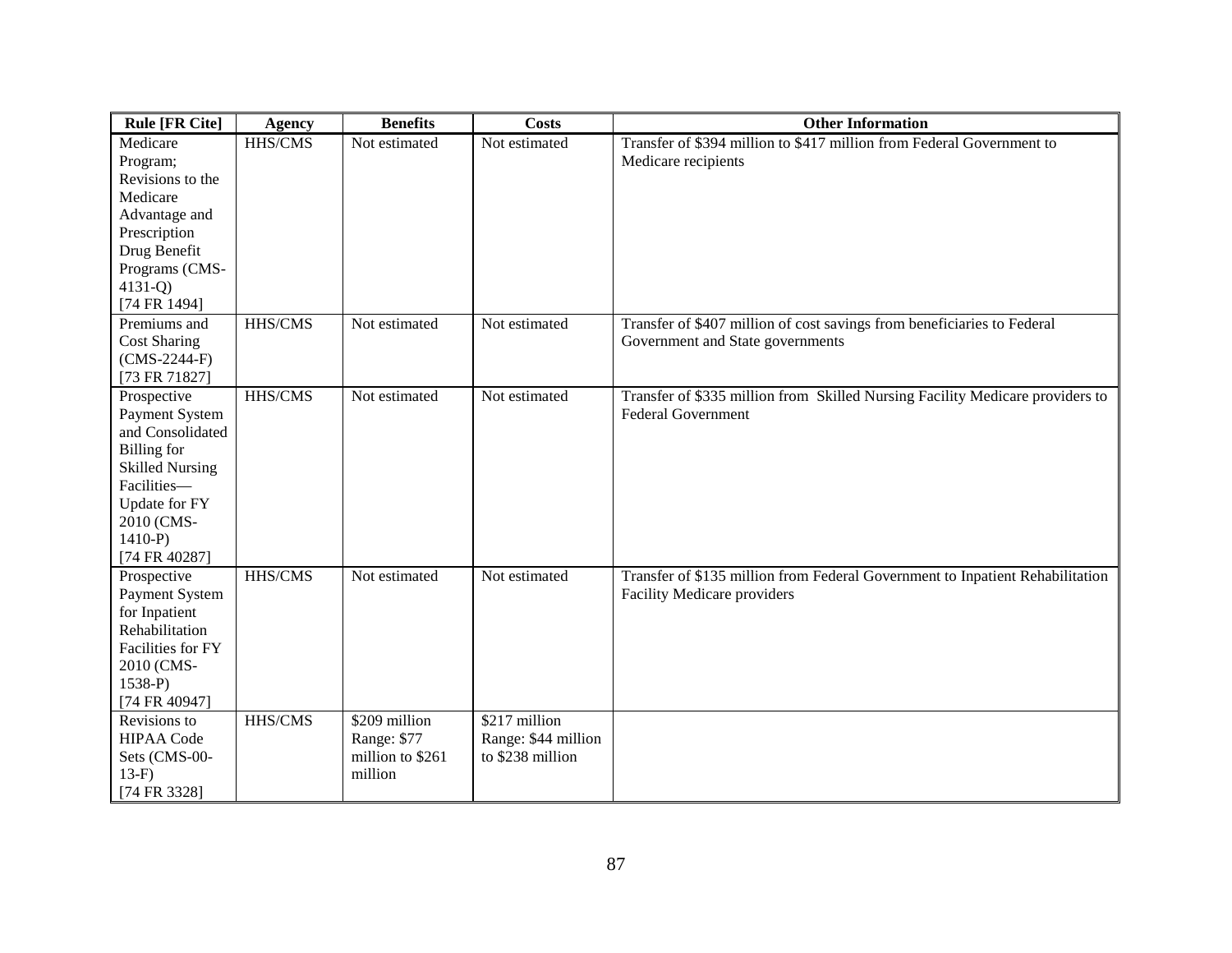| Rule [FR Cite] | Agency | Benefits | Costs | Other Information |
| --- | --- | --- | --- | --- |
| Medicare Program; Revisions to the Medicare Advantage and Prescription Drug Benefit Programs (CMS-4131-Q) [74 FR 1494] | HHS/CMS | Not estimated | Not estimated | Transfer of $394 million to $417 million from Federal Government to Medicare recipients |
| Premiums and Cost Sharing (CMS-2244-F) [73 FR 71827] | HHS/CMS | Not estimated | Not estimated | Transfer of $407 million of cost savings from beneficiaries to Federal Government and State governments |
| Prospective Payment System and Consolidated Billing for Skilled Nursing Facilities—Update for FY 2010 (CMS-1410-P) [74 FR 40287] | HHS/CMS | Not estimated | Not estimated | Transfer of $335 million from Skilled Nursing Facility Medicare providers to Federal Government |
| Prospective Payment System for Inpatient Rehabilitation Facilities for FY 2010 (CMS-1538-P) [74 FR 40947] | HHS/CMS | Not estimated | Not estimated | Transfer of $135 million from Federal Government to Inpatient Rehabilitation Facility Medicare providers |
| Revisions to HIPAA Code Sets (CMS-00-13-F) [74 FR 3328] | HHS/CMS | $209 million Range: $77 million to $261 million | $217 million Range: $44 million to $238 million | |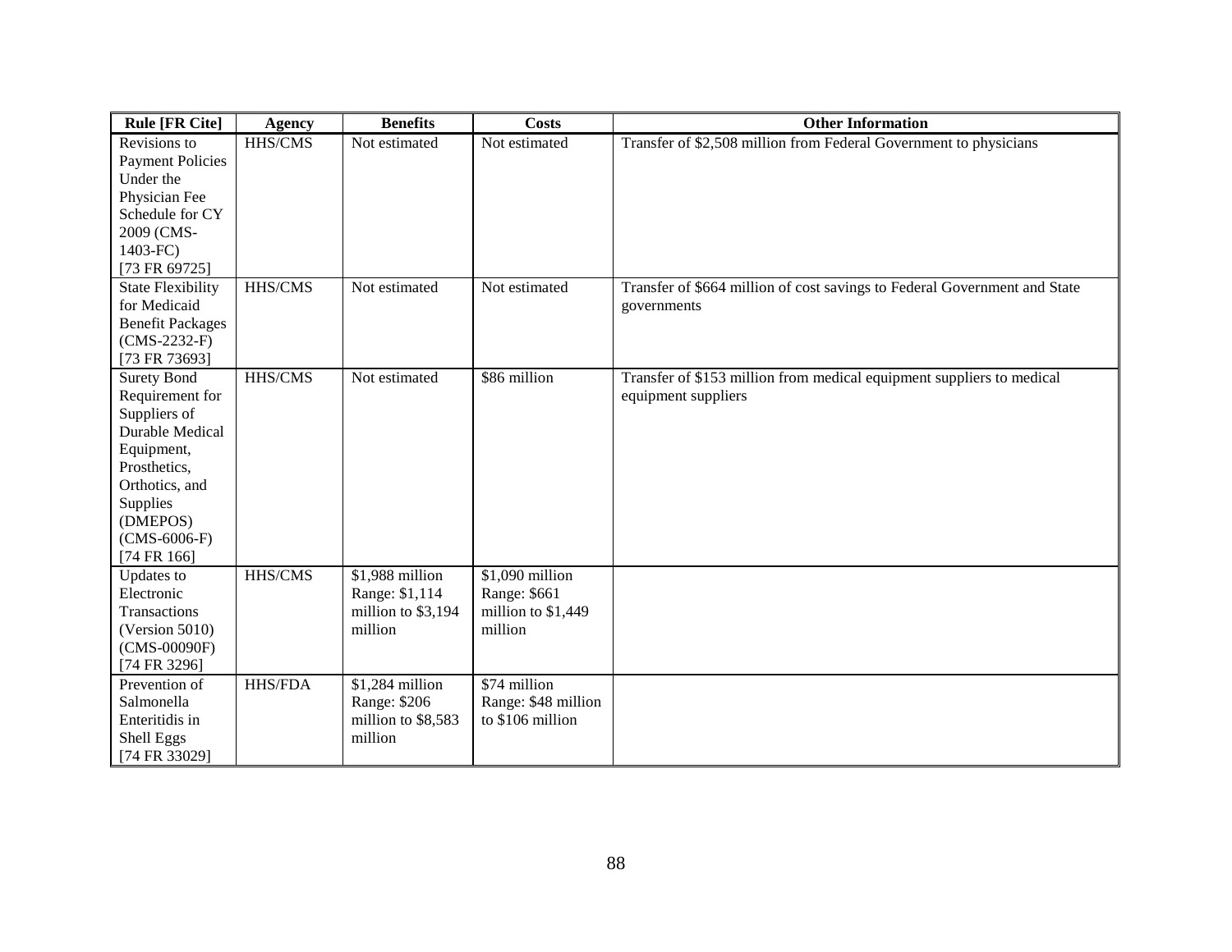| Rule [FR Cite] | Agency | Benefits | Costs | Other Information |
|---|---|---|---|---|
| Revisions to Payment Policies Under the Physician Fee Schedule for CY 2009 (CMS-1403-FC) [73 FR 69725] | HHS/CMS | Not estimated | Not estimated | Transfer of $2,508 million from Federal Government to physicians |
| State Flexibility for Medicaid Benefit Packages (CMS-2232-F) [73 FR 73693] | HHS/CMS | Not estimated | Not estimated | Transfer of $664 million of cost savings to Federal Government and State governments |
| Surety Bond Requirement for Suppliers of Durable Medical Equipment, Prosthetics, Orthotics, and Supplies (DMEPOS) (CMS-6006-F) [74 FR 166] | HHS/CMS | Not estimated | $86 million | Transfer of $153 million from medical equipment suppliers to medical equipment suppliers |
| Updates to Electronic Transactions (Version 5010) (CMS-00090F) [74 FR 3296] | HHS/CMS | $1,988 million Range: $1,114 million to $3,194 million | $1,090 million Range: $661 million to $1,449 million | |
| Prevention of Salmonella Enteritidis in Shell Eggs [74 FR 33029] | HHS/FDA | $1,284 million Range: $206 million to $8,583 million | $74 million Range: $48 million to $106 million | |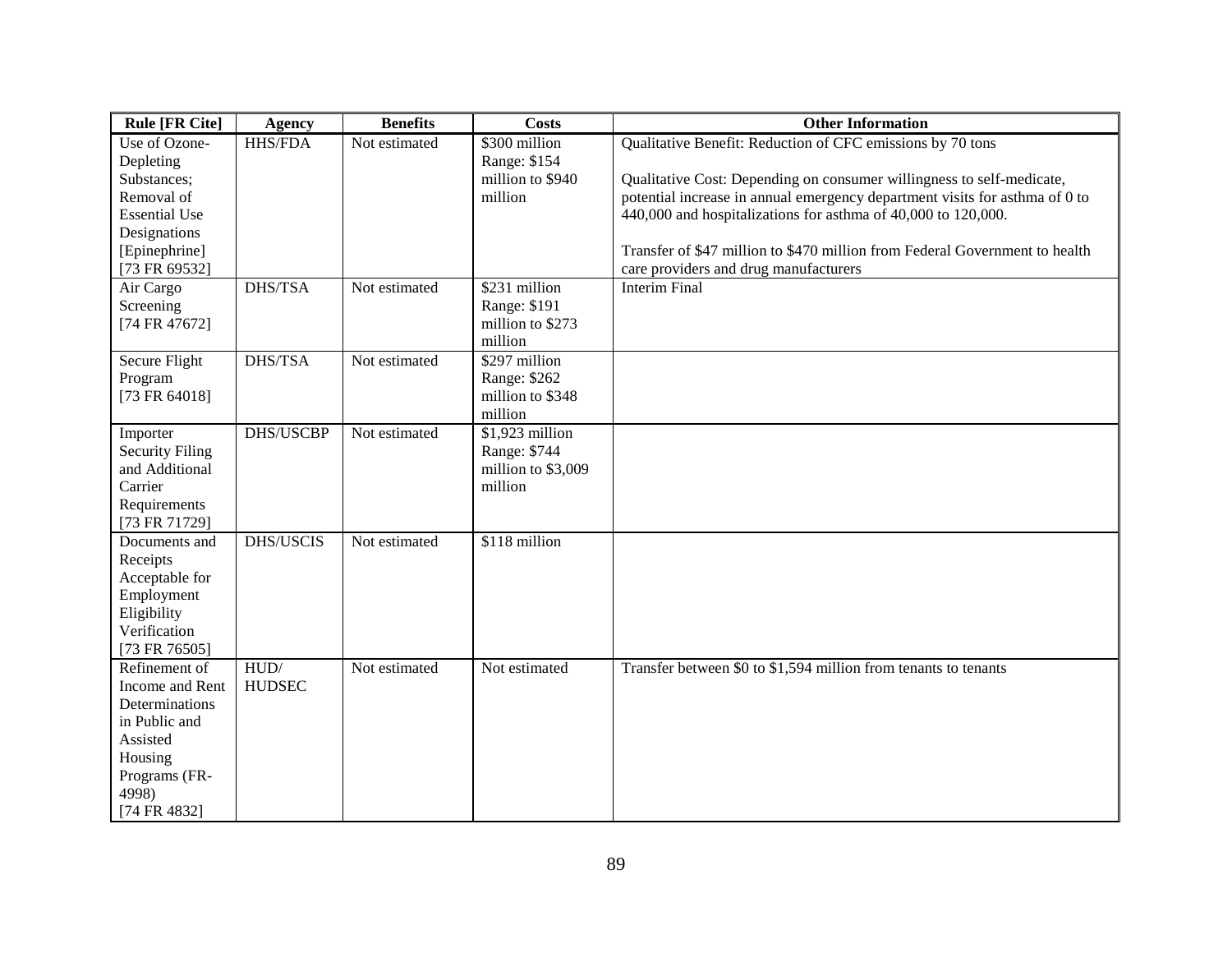| Rule [FR Cite] | Agency | Benefits | Costs | Other Information |
|---|---|---|---|---|
| Use of Ozone-Depleting Substances; Removal of Essential Use Designations [Epinephrine] [73 FR 69532] | HHS/FDA | Not estimated | $300 million Range: $154 million to $940 million | Qualitative Benefit: Reduction of CFC emissions by 70 tons<br><br>Qualitative Cost: Depending on consumer willingness to self-medicate, potential increase in annual emergency department visits for asthma of 0 to 440,000 and hospitalizations for asthma of 40,000 to 120,000.<br><br>Transfer of $47 million to $470 million from Federal Government to health care providers and drug manufacturers |
| Air Cargo Screening [74 FR 47672] | DHS/TSA | Not estimated | $231 million Range: $191 million to $273 million | Interim Final |
| Secure Flight Program [73 FR 64018] | DHS/TSA | Not estimated | $297 million Range: $262 million to $348 million | |
| Importer Security Filing and Additional Carrier Requirements [73 FR 71729] | DHS/USCBP | Not estimated | $1,923 million Range: $744 million to $3,009 million | |
| Documents and Receipts Acceptable for Employment Eligibility Verification [73 FR 76505] | DHS/USCIS | Not estimated | $118 million | |
| Refinement of Income and Rent Determinations in Public and Assisted Housing Programs (FR-4998) [74 FR 4832] | HUD/ HUDSEC | Not estimated | Not estimated | Transfer between $0 to $1,594 million from tenants to tenants |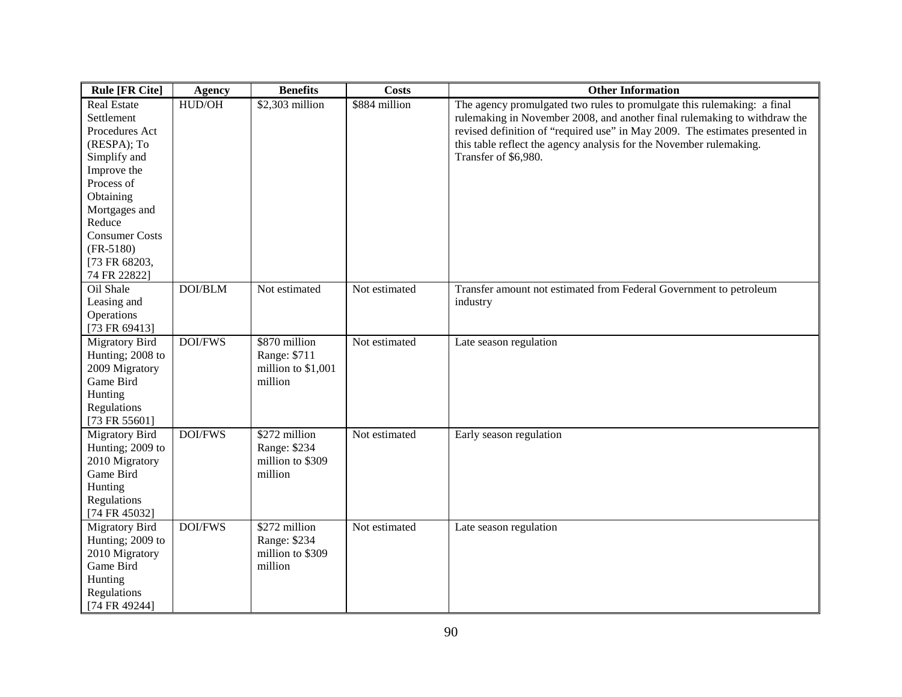| Rule [FR Cite] | Agency | Benefits | Costs | Other Information |
| --- | --- | --- | --- | --- |
| Real Estate Settlement Procedures Act (RESPA); To Simplify and Improve the Process of Obtaining Mortgages and Reduce Consumer Costs (FR-5180) [73 FR 68203, 74 FR 22822] | HUD/OH | $2,303 million | $884 million | The agency promulgated two rules to promulgate this rulemaking: a final rulemaking in November 2008, and another final rulemaking to withdraw the revised definition of "required use" in May 2009. The estimates presented in this table reflect the agency analysis for the November rulemaking. Transfer of $6,980. |
| Oil Shale Leasing and Operations [73 FR 69413] | DOI/BLM | Not estimated | Not estimated | Transfer amount not estimated from Federal Government to petroleum industry |
| Migratory Bird Hunting; 2008 to 2009 Migratory Game Bird Hunting Regulations [73 FR 55601] | DOI/FWS | $870 million Range: $711 million to $1,001 million | Not estimated | Late season regulation |
| Migratory Bird Hunting; 2009 to 2010 Migratory Game Bird Hunting Regulations [74 FR 45032] | DOI/FWS | $272 million Range: $234 million to $309 million | Not estimated | Early season regulation |
| Migratory Bird Hunting; 2009 to 2010 Migratory Game Bird Hunting Regulations [74 FR 49244] | DOI/FWS | $272 million Range: $234 million to $309 million | Not estimated | Late season regulation |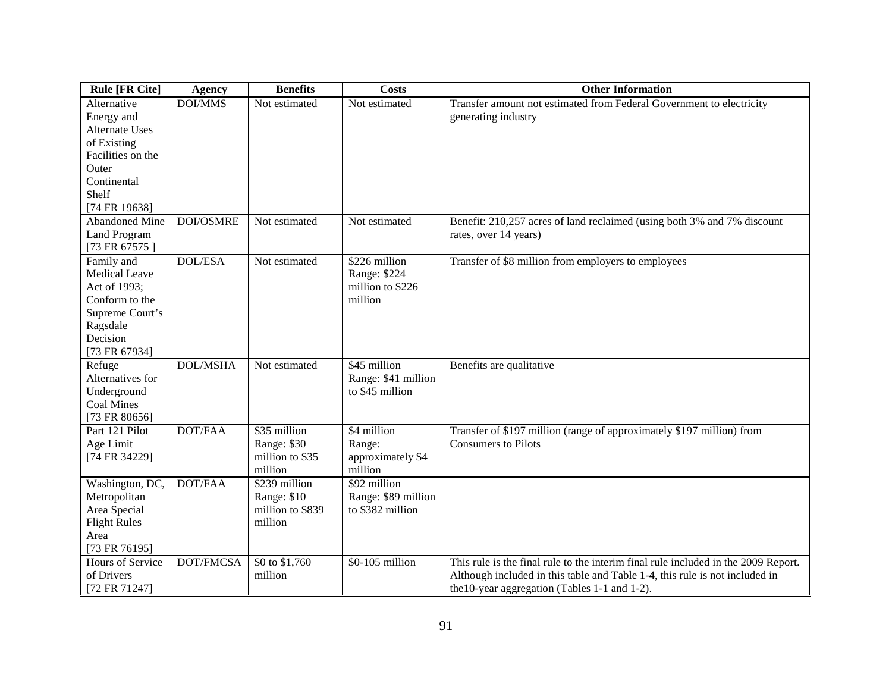| Rule [FR Cite] | Agency | Benefits | Costs | Other Information |
|---|---|---|---|---|
| Alternative Energy and Alternate Uses of Existing Facilities on the Outer Continental Shelf [74 FR 19638] | DOI/MMS | Not estimated | Not estimated | Transfer amount not estimated from Federal Government to electricity generating industry |
| Abandoned Mine Land Program [73 FR 67575 ] | DOI/OSMRE | Not estimated | Not estimated | Benefit: 210,257 acres of land reclaimed (using both 3% and 7% discount rates, over 14 years) |
| Family and Medical Leave Act of 1993; Conform to the Supreme Court's Ragsdale Decision [73 FR 67934] | DOL/ESA | Not estimated | $226 million Range: $224 million to $226 million | Transfer of $8 million from employers to employees |
| Refuge Alternatives for Underground Coal Mines [73 FR 80656] | DOL/MSHA | Not estimated | $45 million Range: $41 million to $45 million | Benefits are qualitative |
| Part 121 Pilot Age Limit [74 FR 34229] | DOT/FAA | $35 million Range: $30 million to $35 million | $4 million Range: approximately $4 million | Transfer of $197 million (range of approximately $197 million) from Consumers to Pilots |
| Washington, DC, Metropolitan Area Special Flight Rules Area [73 FR 76195] | DOT/FAA | $239 million Range: $10 million to $839 million | $92 million Range: $89 million to $382 million | |
| Hours of Service of Drivers [72 FR 71247] | DOT/FMCSA | $0 to $1,760 million | $0-105 million | This rule is the final rule to the interim final rule included in the 2009 Report. Although included in this table and Table 1-4, this rule is not included in the10-year aggregation (Tables 1-1 and 1-2). |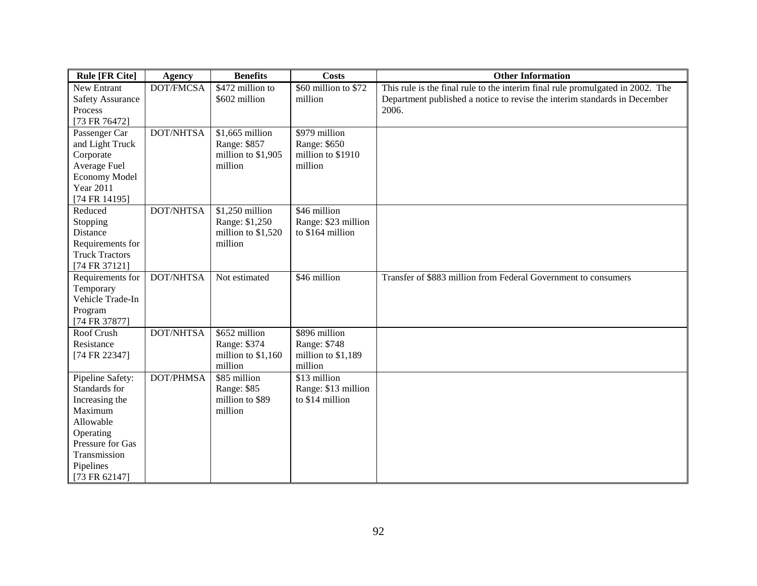| Rule [FR Cite] | Agency | Benefits | Costs | Other Information |
|---|---|---|---|---|
| New Entrant Safety Assurance Process [73 FR 76472] | DOT/FMCSA | $472 million to $602 million | $60 million to $72 million | This rule is the final rule to the interim final rule promulgated in 2002. The Department published a notice to revise the interim standards in December 2006. |
| Passenger Car and Light Truck Corporate Average Fuel Economy Model Year 2011 [74 FR 14195] | DOT/NHTSA | $1,665 million Range: $857 million to $1,905 million | $979 million Range: $650 million to $1910 million | |
| Reduced Stopping Distance Requirements for Truck Tractors [74 FR 37121] | DOT/NHTSA | $1,250 million Range: $1,250 million to $1,520 million | $46 million Range: $23 million to $164 million | |
| Requirements for Temporary Vehicle Trade-In Program [74 FR 37877] | DOT/NHTSA | Not estimated | $46 million | Transfer of $883 million from Federal Government to consumers |
| Roof Crush Resistance [74 FR 22347] | DOT/NHTSA | $652 million Range: $374 million to $1,160 million | $896 million Range: $748 million to $1,189 million | |
| Pipeline Safety: Standards for Increasing the Maximum Allowable Operating Pressure for Gas Transmission Pipelines [73 FR 62147] | DOT/PHMSA | $85 million Range: $85 million to $89 million | $13 million Range: $13 million to $14 million | |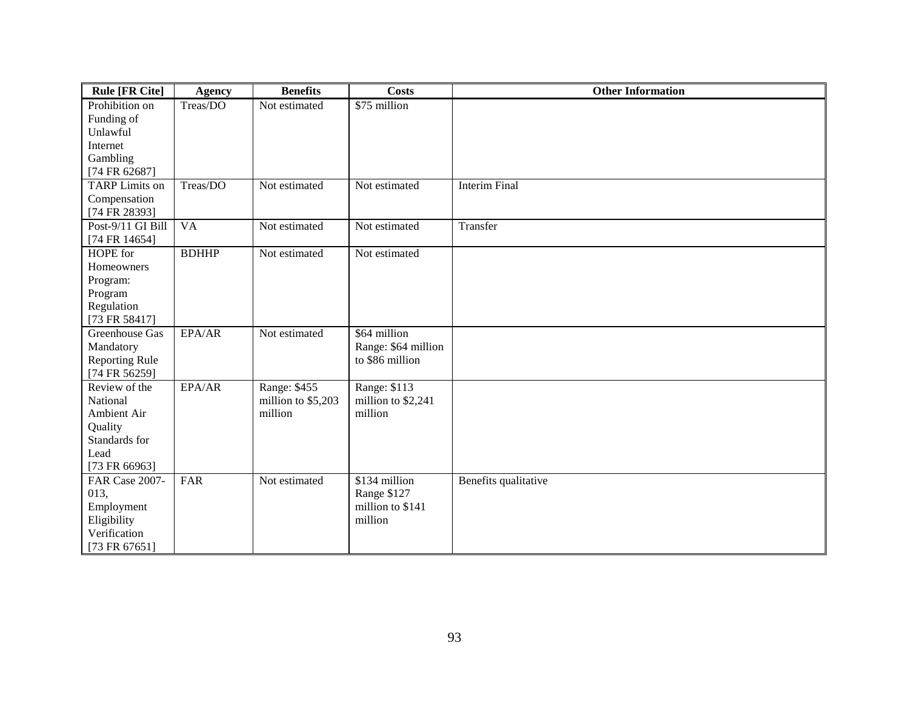| Rule [FR Cite] | Agency | Benefits | Costs | Other Information |
| --- | --- | --- | --- | --- |
| Prohibition on Funding of Unlawful Internet Gambling [74 FR 62687] | Treas/DO | Not estimated | $75 million | |
| TARP Limits on Compensation [74 FR 28393] | Treas/DO | Not estimated | Not estimated | Interim Final |
| Post-9/11 GI Bill [74 FR 14654] | VA | Not estimated | Not estimated | Transfer |
| HOPE for Homeowners Program: Program Regulation [73 FR 58417] | BDHHP | Not estimated | Not estimated | |
| Greenhouse Gas Mandatory Reporting Rule [74 FR 56259] | EPA/AR | Not estimated | $64 million Range: $64 million to $86 million | |
| Review of the National Ambient Air Quality Standards for Lead [73 FR 66963] | EPA/AR | Range: $455 million to $5,203 million | Range: $113 million to $2,241 million | |
| FAR Case 2007-013, Employment Eligibility Verification [73 FR 67651] | FAR | Not estimated | $134 million Range $127 million to $141 million | Benefits qualitative |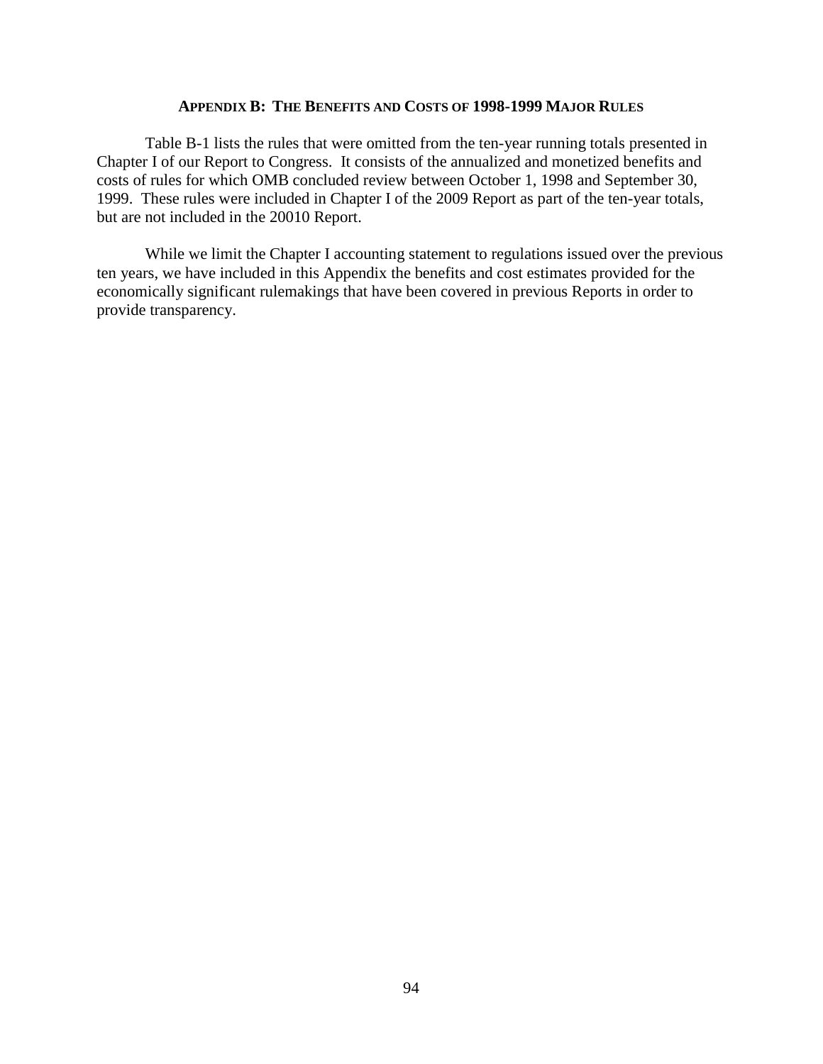## APPENDIX B: THE BENEFITS AND COSTS OF 1998-1999 MAJOR RULES

Table B-1 lists the rules that were omitted from the ten-year running totals presented in Chapter I of our Report to Congress. It consists of the annualized and monetized benefits and costs of rules for which OMB concluded review between October 1, 1998 and September 30, 1999. These rules were included in Chapter I of the 2009 Report as part of the ten-year totals, but are not included in the 20010 Report.

While we limit the Chapter I accounting statement to regulations issued over the previous ten years, we have included in this Appendix the benefits and cost estimates provided for the economically significant rulemakings that have been covered in previous Reports in order to provide transparency.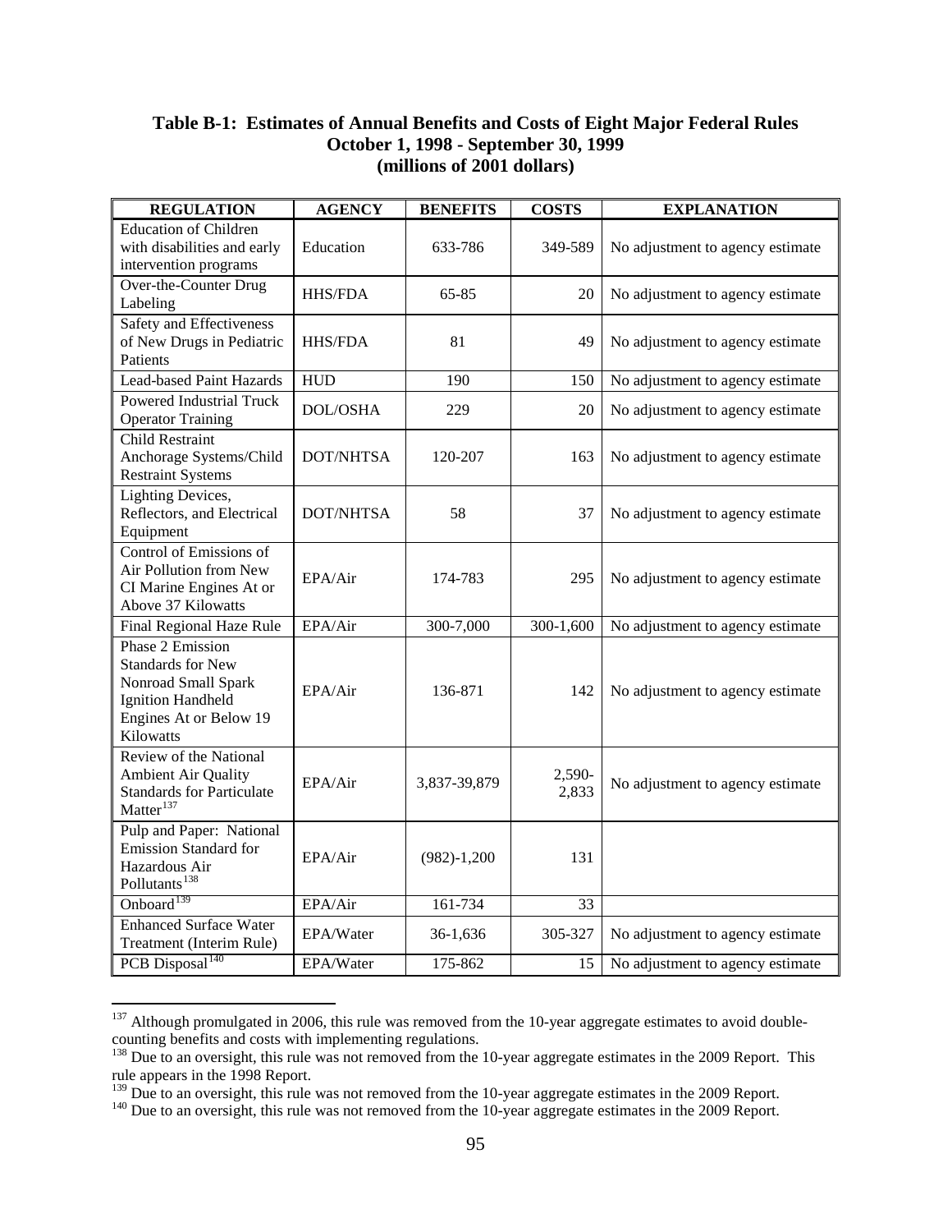**Table B-1: Estimates of Annual Benefits and Costs of Eight Major Federal Rules October 1, 1998 - September 30, 1999 (millions of 2001 dollars)**

| REGULATION | AGENCY | BENEFITS | COSTS | EXPLANATION |
|---|---|---|---|---|
| Education of Children with disabilities and early intervention programs | Education | 633-786 | 349-589 | No adjustment to agency estimate |
| Over-the-Counter Drug Labeling | HHS/FDA | 65-85 | 20 | No adjustment to agency estimate |
| Safety and Effectiveness of New Drugs in Pediatric Patients | HHS/FDA | 81 | 49 | No adjustment to agency estimate |
| Lead-based Paint Hazards | HUD | 190 | 150 | No adjustment to agency estimate |
| Powered Industrial Truck Operator Training | DOL/OSHA | 229 | 20 | No adjustment to agency estimate |
| Child Restraint Anchorage Systems/Child Restraint Systems | DOT/NHTSA | 120-207 | 163 | No adjustment to agency estimate |
| Lighting Devices, Reflectors, and Electrical Equipment | DOT/NHTSA | 58 | 37 | No adjustment to agency estimate |
| Control of Emissions of Air Pollution from New CI Marine Engines At or Above 37 Kilowatts | EPA/Air | 174-783 | 295 | No adjustment to agency estimate |
| Final Regional Haze Rule | EPA/Air | 300-7,000 | 300-1,600 | No adjustment to agency estimate |
| Phase 2 Emission Standards for New Nonroad Small Spark Ignition Handheld Engines At or Below 19 Kilowatts | EPA/Air | 136-871 | 142 | No adjustment to agency estimate |
| Review of the National Ambient Air Quality Standards for Particulate Matter[137] | EPA/Air | 3,837-39,879 | 2,590-2,833 | No adjustment to agency estimate |
| Pulp and Paper: National Emission Standard for Hazardous Air Pollutants[138] | EPA/Air | (982)-1,200 | 131 | |
| Onboard[139] | EPA/Air | 161-734 | 33 | |
| Enhanced Surface Water Treatment (Interim Rule) | EPA/Water | 36-1,636 | 305-327 | No adjustment to agency estimate |
| PCB Disposal[140] | EPA/Water | 175-862 | 15 | No adjustment to agency estimate |

[137] Although promulgated in 2006, this rule was removed from the 10-year aggregate estimates to avoid double-counting benefits and costs with implementing regulations.

[138] Due to an oversight, this rule was not removed from the 10-year aggregate estimates in the 2009 Report. This rule appears in the 1998 Report.

[139] Due to an oversight, this rule was not removed from the 10-year aggregate estimates in the 2009 Report.

[140] Due to an oversight, this rule was not removed from the 10-year aggregate estimates in the 2009 Report.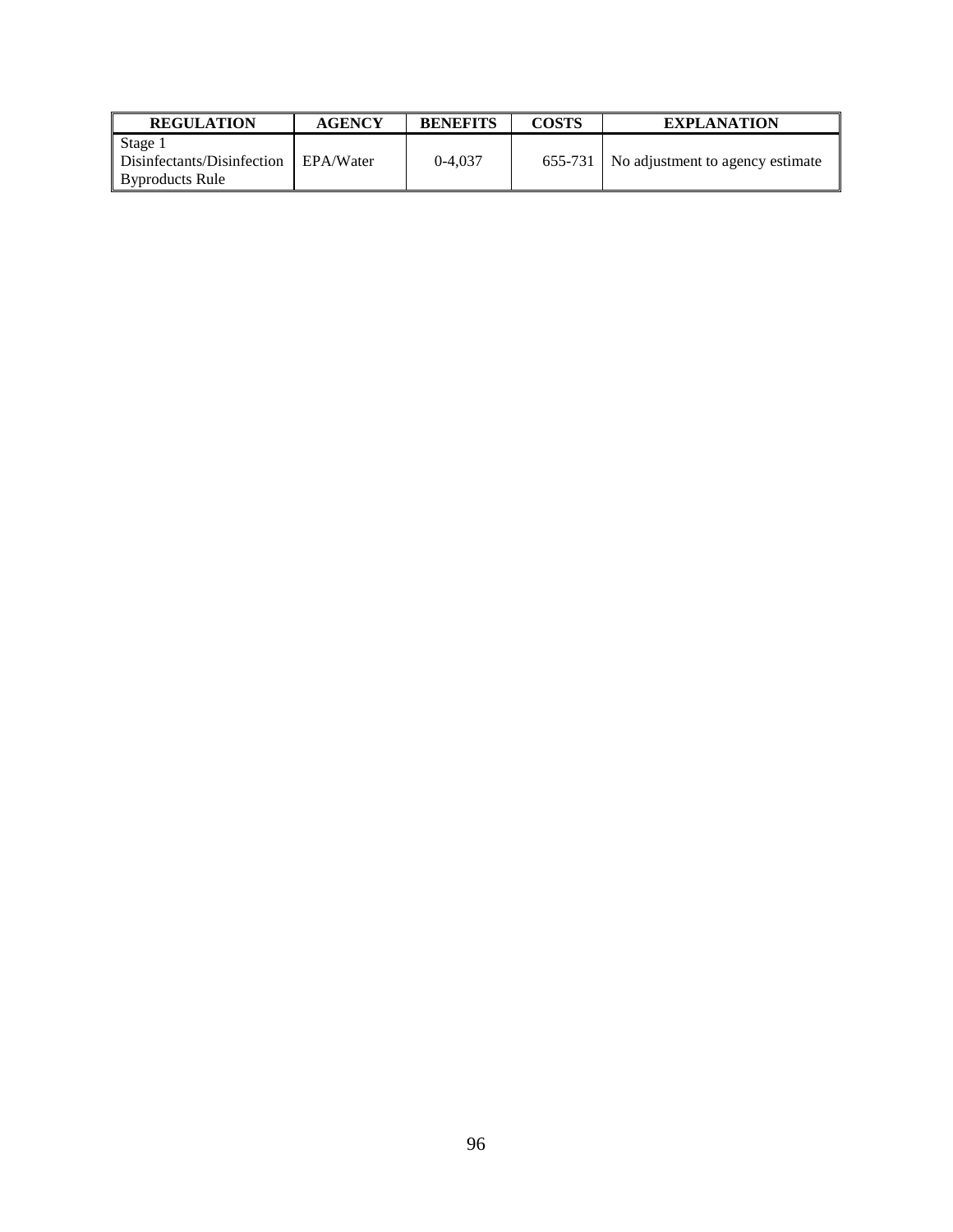| REGULATION | AGENCY | BENEFITS | COSTS | EXPLANATION |
|---|---|---|---|---|
| Stage 1 Disinfectants/Disinfection Byproducts Rule | EPA/Water | 0-4,037 | 655-731 | No adjustment to agency estimate |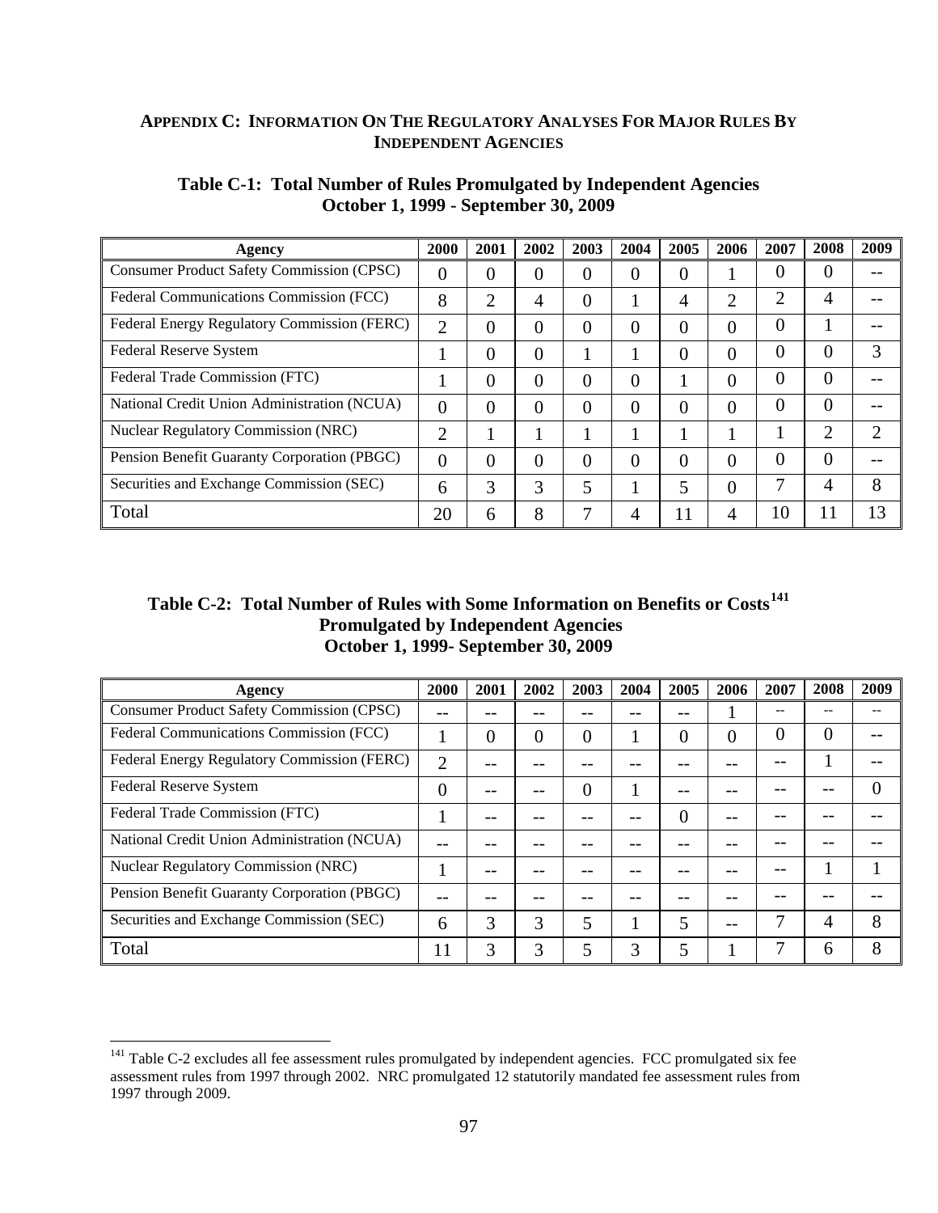## APPENDIX C: INFORMATION ON THE REGULATORY ANALYSES FOR MAJOR RULES BY INDEPENDENT AGENCIES

**Table C-1: Total Number of Rules Promulgated by Independent Agencies October 1, 1999 - September 30, 2009**

| Agency | 2000 | 2001 | 2002 | 2003 | 2004 | 2005 | 2006 | 2007 | 2008 | 2009 |
|---|---|---|---|---|---|---|---|---|---|---|
| Consumer Product Safety Commission (CPSC) | 0 | 0 | 0 | 0 | 0 | 0 | 1 | 0 | 0 | -- |
| Federal Communications Commission (FCC) | 8 | 2 | 4 | 0 | 1 | 4 | 2 | 2 | 4 | -- |
| Federal Energy Regulatory Commission (FERC) | 2 | 0 | 0 | 0 | 0 | 0 | 0 | 0 | 1 | -- |
| Federal Reserve System | 1 | 0 | 0 | 1 | 1 | 0 | 0 | 0 | 0 | 3 |
| Federal Trade Commission (FTC) | 1 | 0 | 0 | 0 | 0 | 1 | 0 | 0 | 0 | -- |
| National Credit Union Administration (NCUA) | 0 | 0 | 0 | 0 | 0 | 0 | 0 | 0 | 0 | -- |
| Nuclear Regulatory Commission (NRC) | 2 | 1 | 1 | 1 | 1 | 1 | 1 | 1 | 2 | 2 |
| Pension Benefit Guaranty Corporation (PBGC) | 0 | 0 | 0 | 0 | 0 | 0 | 0 | 0 | 0 | -- |
| Securities and Exchange Commission (SEC) | 6 | 3 | 3 | 5 | 1 | 5 | 0 | 7 | 4 | 8 |
| Total | 20 | 6 | 8 | 7 | 4 | 11 | 4 | 10 | 11 | 13 |

**Table C-2: Total Number of Rules with Some Information on Benefits or Costs[141] Promulgated by Independent Agencies October 1, 1999- September 30, 2009**

| Agency | 2000 | 2001 | 2002 | 2003 | 2004 | 2005 | 2006 | 2007 | 2008 | 2009 |
|---|---|---|---|---|---|---|---|---|---|---|
| Consumer Product Safety Commission (CPSC) | -- | -- | -- | -- | -- | -- | 1 | -- | -- | -- |
| Federal Communications Commission (FCC) | 1 | 0 | 0 | 0 | 1 | 0 | 0 | 0 | 0 | -- |
| Federal Energy Regulatory Commission (FERC) | 2 | -- | -- | -- | -- | -- | -- | -- | 1 | -- |
| Federal Reserve System | 0 | -- | -- | 0 | 1 | -- | -- | -- | -- | 0 |
| Federal Trade Commission (FTC) | 1 | -- | -- | -- | -- | 0 | -- | -- | -- | -- |
| National Credit Union Administration (NCUA) | -- | -- | -- | -- | -- | -- | -- | -- | -- | -- |
| Nuclear Regulatory Commission (NRC) | 1 | -- | -- | -- | -- | -- | -- | -- | 1 | 1 |
| Pension Benefit Guaranty Corporation (PBGC) | -- | -- | -- | -- | -- | -- | -- | -- | -- | -- |
| Securities and Exchange Commission (SEC) | 6 | 3 | 3 | 5 | 1 | 5 | -- | 7 | 4 | 8 |
| Total | 11 | 3 | 3 | 5 | 3 | 5 | 1 | 7 | 6 | 8 |

[141] Table C-2 excludes all fee assessment rules promulgated by independent agencies. FCC promulgated six fee assessment rules from 1997 through 2002. NRC promulgated 12 statutorily mandated fee assessment rules from 1997 through 2009.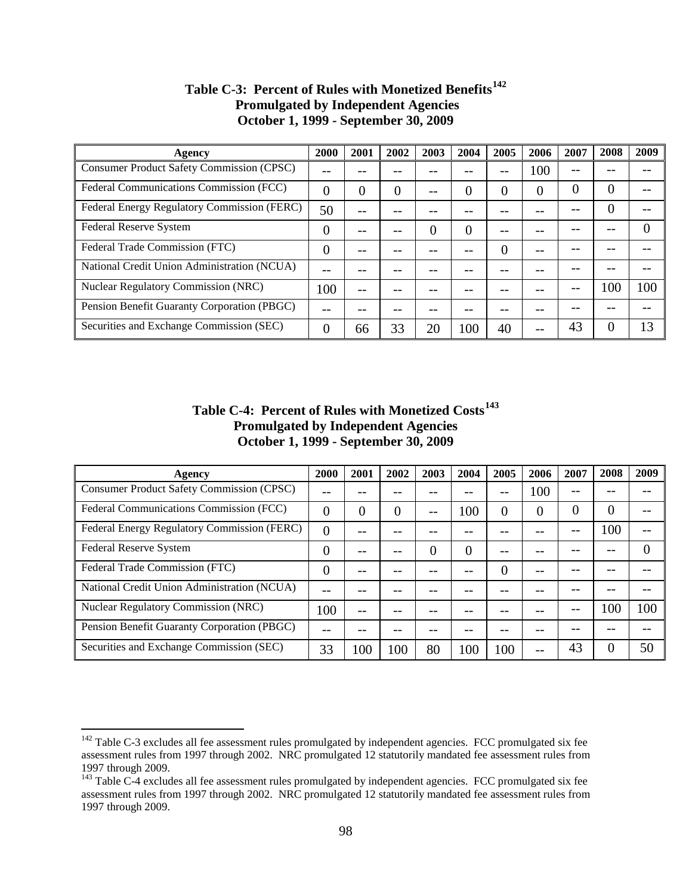**Table C-3: Percent of Rules with Monetized Benefits[142]**
**Promulgated by Independent Agencies**
**October 1, 1999 - September 30, 2009**

| Agency | 2000 | 2001 | 2002 | 2003 | 2004 | 2005 | 2006 | 2007 | 2008 | 2009 |
|---|---|---|---|---|---|---|---|---|---|---|
| Consumer Product Safety Commission (CPSC) | -- | -- | -- | -- | -- | -- | 100 | -- | -- | -- |
| Federal Communications Commission (FCC) | 0 | 0 | 0 | -- | 0 | 0 | 0 | 0 | 0 | -- |
| Federal Energy Regulatory Commission (FERC) | 50 | -- | -- | -- | -- | -- | -- | -- | 0 | -- |
| Federal Reserve System | 0 | -- | -- | 0 | 0 | -- | -- | -- | -- | 0 |
| Federal Trade Commission (FTC) | 0 | -- | -- | -- | -- | 0 | -- | -- | -- | -- |
| National Credit Union Administration (NCUA) | -- | -- | -- | -- | -- | -- | -- | -- | -- | -- |
| Nuclear Regulatory Commission (NRC) | 100 | -- | -- | -- | -- | -- | -- | -- | 100 | 100 |
| Pension Benefit Guaranty Corporation (PBGC) | -- | -- | -- | -- | -- | -- | -- | -- | -- | -- |
| Securities and Exchange Commission (SEC) | 0 | 66 | 33 | 20 | 100 | 40 | -- | 43 | 0 | 13 |

**Table C-4: Percent of Rules with Monetized Costs[143]**
**Promulgated by Independent Agencies**
**October 1, 1999 - September 30, 2009**

| Agency | 2000 | 2001 | 2002 | 2003 | 2004 | 2005 | 2006 | 2007 | 2008 | 2009 |
|---|---|---|---|---|---|---|---|---|---|---|
| Consumer Product Safety Commission (CPSC) | -- | -- | -- | -- | -- | -- | 100 | -- | -- | -- |
| Federal Communications Commission (FCC) | 0 | 0 | 0 | -- | 100 | 0 | 0 | 0 | 0 | -- |
| Federal Energy Regulatory Commission (FERC) | 0 | -- | -- | -- | -- | -- | -- | -- | 100 | -- |
| Federal Reserve System | 0 | -- | -- | 0 | 0 | -- | -- | -- | -- | 0 |
| Federal Trade Commission (FTC) | 0 | -- | -- | -- | -- | 0 | -- | -- | -- | -- |
| National Credit Union Administration (NCUA) | -- | -- | -- | -- | -- | -- | -- | -- | -- | -- |
| Nuclear Regulatory Commission (NRC) | 100 | -- | -- | -- | -- | -- | -- | -- | 100 | 100 |
| Pension Benefit Guaranty Corporation (PBGC) | -- | -- | -- | -- | -- | -- | -- | -- | -- | -- |
| Securities and Exchange Commission (SEC) | 33 | 100 | 100 | 80 | 100 | 100 | -- | 43 | 0 | 50 |

[142] Table C-3 excludes all fee assessment rules promulgated by independent agencies. FCC promulgated six fee assessment rules from 1997 through 2002. NRC promulgated 12 statutorily mandated fee assessment rules from 1997 through 2009.

[143] Table C-4 excludes all fee assessment rules promulgated by independent agencies. FCC promulgated six fee assessment rules from 1997 through 2002. NRC promulgated 12 statutorily mandated fee assessment rules from 1997 through 2009.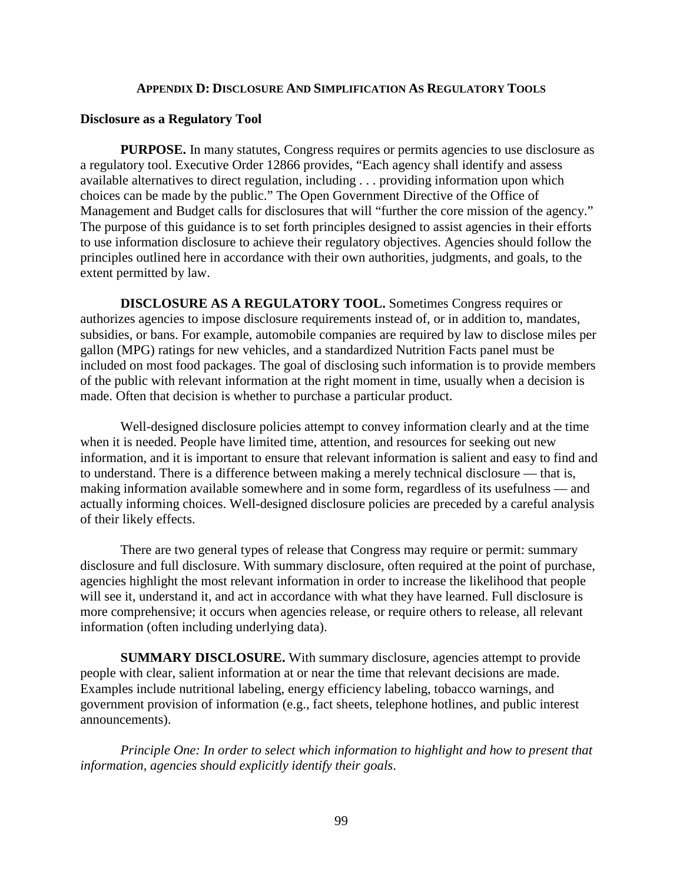## APPENDIX D: DISCLOSURE AND SIMPLIFICATION AS REGULATORY TOOLS

### Disclosure as a Regulatory Tool

**PURPOSE.** In many statutes, Congress requires or permits agencies to use disclosure as a regulatory tool. Executive Order 12866 provides, "Each agency shall identify and assess available alternatives to direct regulation, including . . . providing information upon which choices can be made by the public." The Open Government Directive of the Office of Management and Budget calls for disclosures that will "further the core mission of the agency." The purpose of this guidance is to set forth principles designed to assist agencies in their efforts to use information disclosure to achieve their regulatory objectives. Agencies should follow the principles outlined here in accordance with their own authorities, judgments, and goals, to the extent permitted by law.

**DISCLOSURE AS A REGULATORY TOOL.** Sometimes Congress requires or authorizes agencies to impose disclosure requirements instead of, or in addition to, mandates, subsidies, or bans. For example, automobile companies are required by law to disclose miles per gallon (MPG) ratings for new vehicles, and a standardized Nutrition Facts panel must be included on most food packages. The goal of disclosing such information is to provide members of the public with relevant information at the right moment in time, usually when a decision is made. Often that decision is whether to purchase a particular product.

Well-designed disclosure policies attempt to convey information clearly and at the time when it is needed. People have limited time, attention, and resources for seeking out new information, and it is important to ensure that relevant information is salient and easy to find and to understand. There is a difference between making a merely technical disclosure — that is, making information available somewhere and in some form, regardless of its usefulness — and actually informing choices. Well-designed disclosure policies are preceded by a careful analysis of their likely effects.

There are two general types of release that Congress may require or permit: summary disclosure and full disclosure. With summary disclosure, often required at the point of purchase, agencies highlight the most relevant information in order to increase the likelihood that people will see it, understand it, and act in accordance with what they have learned. Full disclosure is more comprehensive; it occurs when agencies release, or require others to release, all relevant information (often including underlying data).

**SUMMARY DISCLOSURE.** With summary disclosure, agencies attempt to provide people with clear, salient information at or near the time that relevant decisions are made. Examples include nutritional labeling, energy efficiency labeling, tobacco warnings, and government provision of information (e.g., fact sheets, telephone hotlines, and public interest announcements).

*Principle One: In order to select which information to highlight and how to present that information, agencies should explicitly identify their goals*.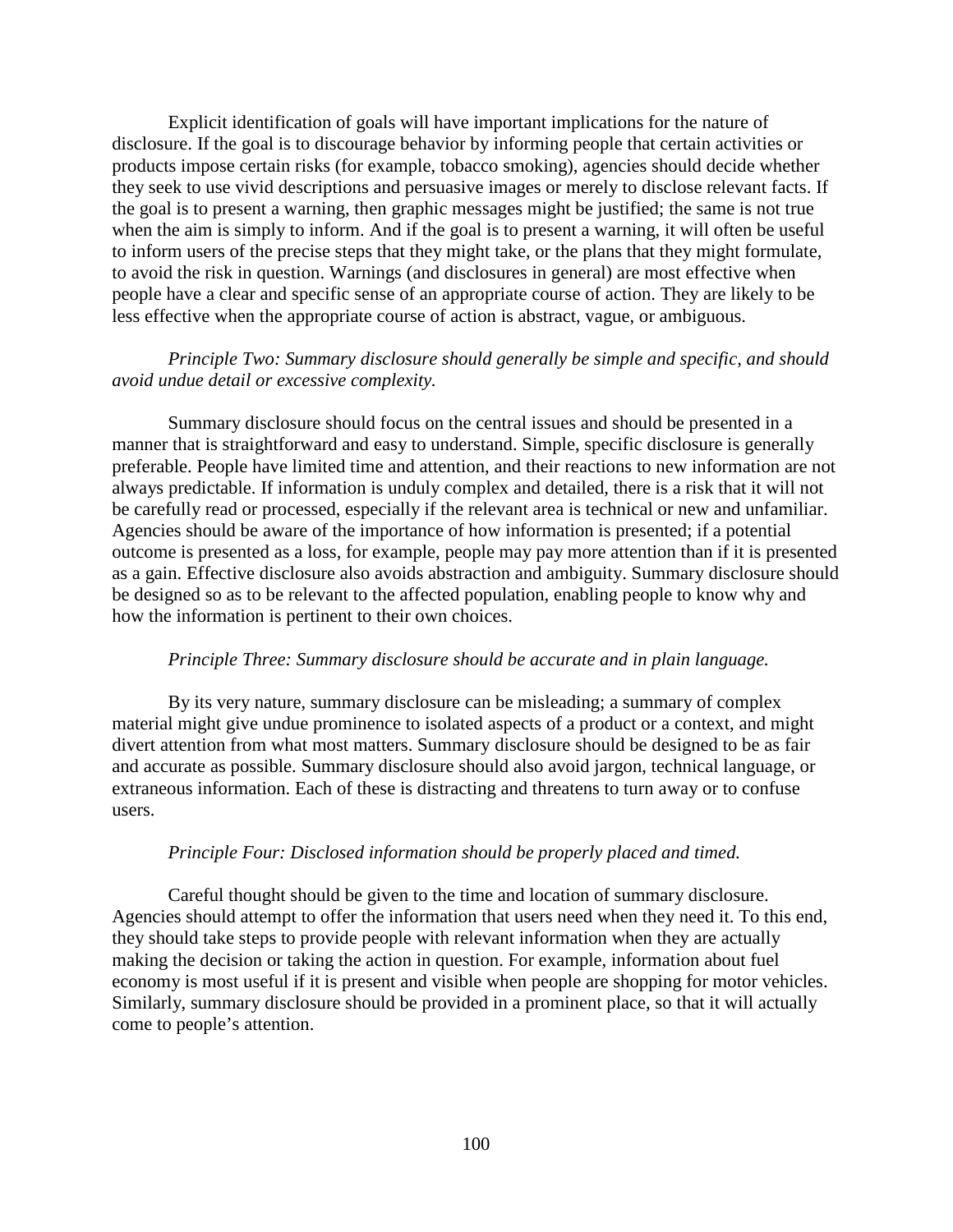Explicit identification of goals will have important implications for the nature of disclosure. If the goal is to discourage behavior by informing people that certain activities or products impose certain risks (for example, tobacco smoking), agencies should decide whether they seek to use vivid descriptions and persuasive images or merely to disclose relevant facts. If the goal is to present a warning, then graphic messages might be justified; the same is not true when the aim is simply to inform. And if the goal is to present a warning, it will often be useful to inform users of the precise steps that they might take, or the plans that they might formulate, to avoid the risk in question. Warnings (and disclosures in general) are most effective when people have a clear and specific sense of an appropriate course of action. They are likely to be less effective when the appropriate course of action is abstract, vague, or ambiguous.

*Principle Two: Summary disclosure should generally be simple and specific, and should avoid undue detail or excessive complexity.*

Summary disclosure should focus on the central issues and should be presented in a manner that is straightforward and easy to understand. Simple, specific disclosure is generally preferable. People have limited time and attention, and their reactions to new information are not always predictable. If information is unduly complex and detailed, there is a risk that it will not be carefully read or processed, especially if the relevant area is technical or new and unfamiliar. Agencies should be aware of the importance of how information is presented; if a potential outcome is presented as a loss, for example, people may pay more attention than if it is presented as a gain. Effective disclosure also avoids abstraction and ambiguity. Summary disclosure should be designed so as to be relevant to the affected population, enabling people to know why and how the information is pertinent to their own choices.

*Principle Three: Summary disclosure should be accurate and in plain language.*

By its very nature, summary disclosure can be misleading; a summary of complex material might give undue prominence to isolated aspects of a product or a context, and might divert attention from what most matters. Summary disclosure should be designed to be as fair and accurate as possible. Summary disclosure should also avoid jargon, technical language, or extraneous information. Each of these is distracting and threatens to turn away or to confuse users.

*Principle Four: Disclosed information should be properly placed and timed.*

Careful thought should be given to the time and location of summary disclosure. Agencies should attempt to offer the information that users need when they need it. To this end, they should take steps to provide people with relevant information when they are actually making the decision or taking the action in question. For example, information about fuel economy is most useful if it is present and visible when people are shopping for motor vehicles. Similarly, summary disclosure should be provided in a prominent place, so that it will actually come to people's attention.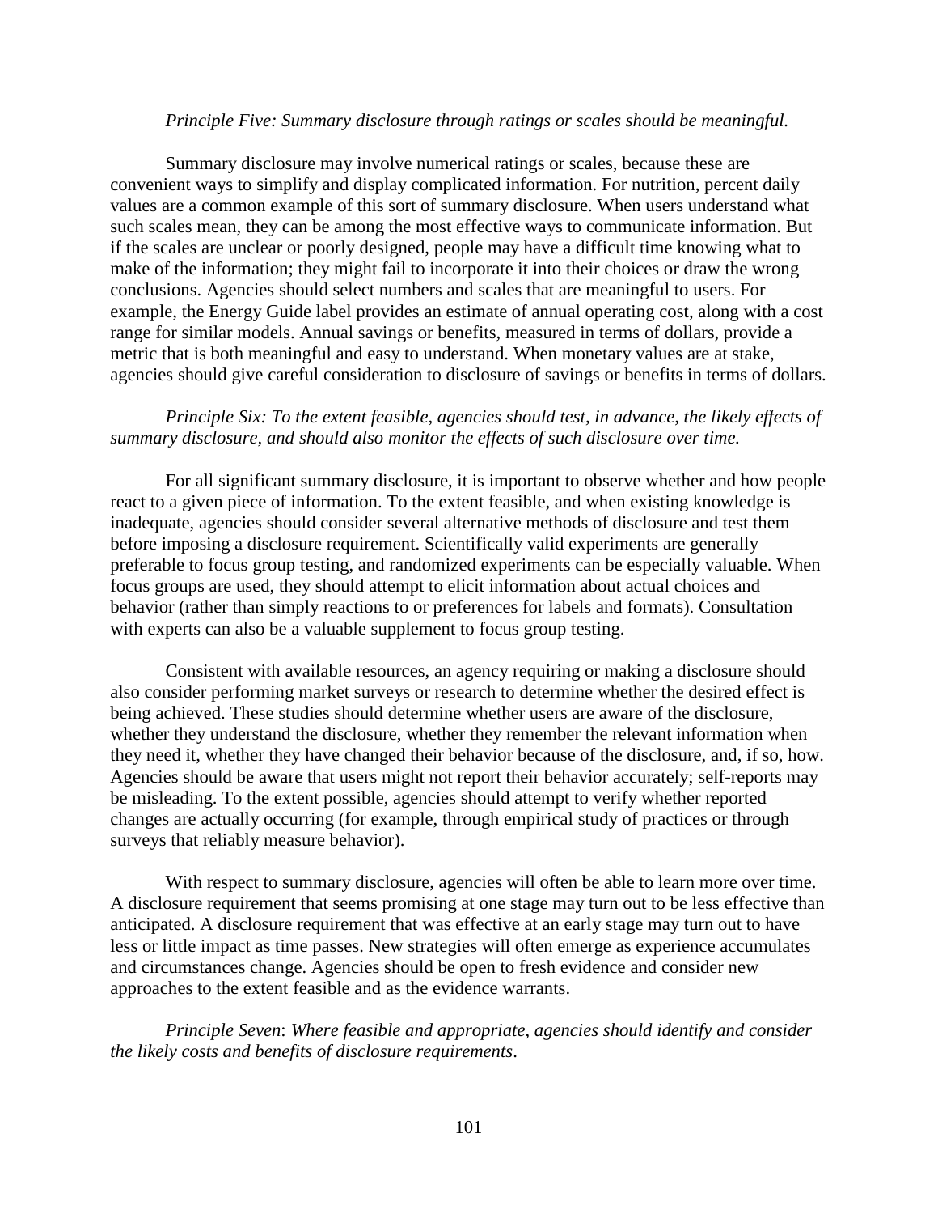*Principle Five: Summary disclosure through ratings or scales should be meaningful.*

Summary disclosure may involve numerical ratings or scales, because these are convenient ways to simplify and display complicated information. For nutrition, percent daily values are a common example of this sort of summary disclosure. When users understand what such scales mean, they can be among the most effective ways to communicate information. But if the scales are unclear or poorly designed, people may have a difficult time knowing what to make of the information; they might fail to incorporate it into their choices or draw the wrong conclusions. Agencies should select numbers and scales that are meaningful to users. For example, the Energy Guide label provides an estimate of annual operating cost, along with a cost range for similar models. Annual savings or benefits, measured in terms of dollars, provide a metric that is both meaningful and easy to understand. When monetary values are at stake, agencies should give careful consideration to disclosure of savings or benefits in terms of dollars.

*Principle Six: To the extent feasible, agencies should test, in advance, the likely effects of summary disclosure, and should also monitor the effects of such disclosure over time.*

For all significant summary disclosure, it is important to observe whether and how people react to a given piece of information. To the extent feasible, and when existing knowledge is inadequate, agencies should consider several alternative methods of disclosure and test them before imposing a disclosure requirement. Scientifically valid experiments are generally preferable to focus group testing, and randomized experiments can be especially valuable. When focus groups are used, they should attempt to elicit information about actual choices and behavior (rather than simply reactions to or preferences for labels and formats). Consultation with experts can also be a valuable supplement to focus group testing.

Consistent with available resources, an agency requiring or making a disclosure should also consider performing market surveys or research to determine whether the desired effect is being achieved. These studies should determine whether users are aware of the disclosure, whether they understand the disclosure, whether they remember the relevant information when they need it, whether they have changed their behavior because of the disclosure, and, if so, how. Agencies should be aware that users might not report their behavior accurately; self-reports may be misleading. To the extent possible, agencies should attempt to verify whether reported changes are actually occurring (for example, through empirical study of practices or through surveys that reliably measure behavior).

With respect to summary disclosure, agencies will often be able to learn more over time. A disclosure requirement that seems promising at one stage may turn out to be less effective than anticipated. A disclosure requirement that was effective at an early stage may turn out to have less or little impact as time passes. New strategies will often emerge as experience accumulates and circumstances change. Agencies should be open to fresh evidence and consider new approaches to the extent feasible and as the evidence warrants.

*Principle Seven*: *Where feasible and appropriate, agencies should identify and consider the likely costs and benefits of disclosure requirements*.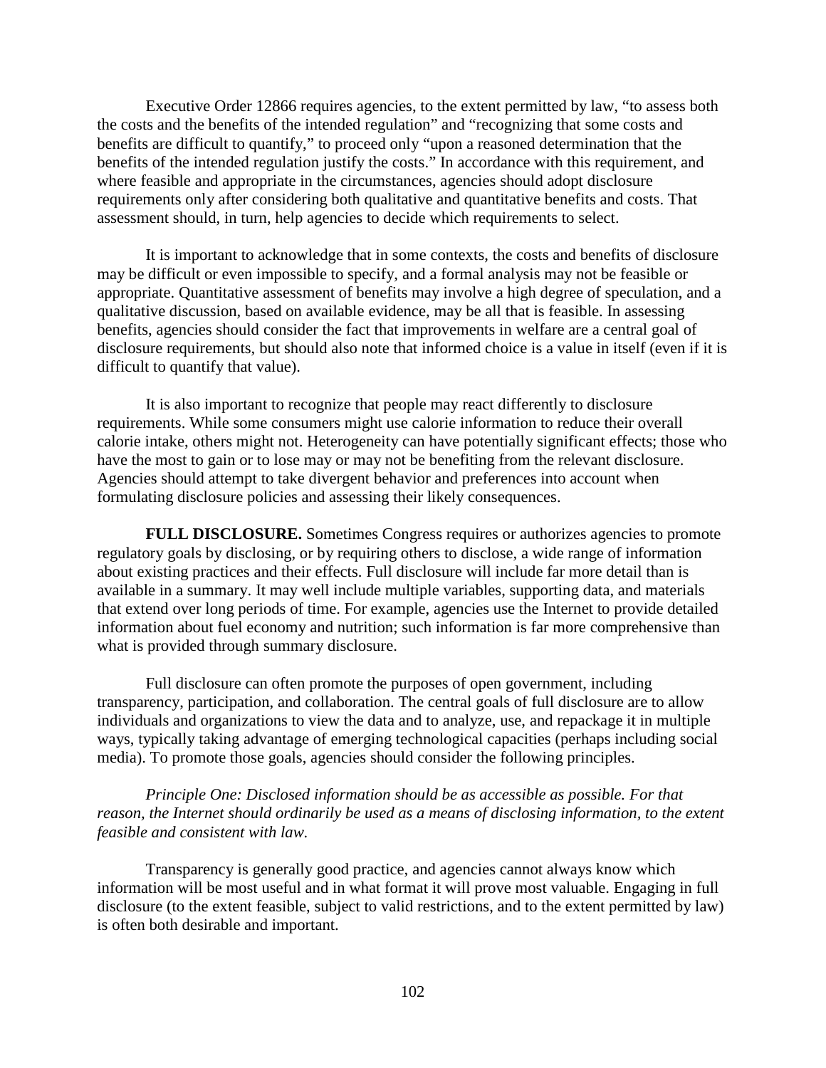Executive Order 12866 requires agencies, to the extent permitted by law, "to assess both the costs and the benefits of the intended regulation" and "recognizing that some costs and benefits are difficult to quantify," to proceed only "upon a reasoned determination that the benefits of the intended regulation justify the costs." In accordance with this requirement, and where feasible and appropriate in the circumstances, agencies should adopt disclosure requirements only after considering both qualitative and quantitative benefits and costs. That assessment should, in turn, help agencies to decide which requirements to select.

It is important to acknowledge that in some contexts, the costs and benefits of disclosure may be difficult or even impossible to specify, and a formal analysis may not be feasible or appropriate. Quantitative assessment of benefits may involve a high degree of speculation, and a qualitative discussion, based on available evidence, may be all that is feasible. In assessing benefits, agencies should consider the fact that improvements in welfare are a central goal of disclosure requirements, but should also note that informed choice is a value in itself (even if it is difficult to quantify that value).

It is also important to recognize that people may react differently to disclosure requirements. While some consumers might use calorie information to reduce their overall calorie intake, others might not. Heterogeneity can have potentially significant effects; those who have the most to gain or to lose may or may not be benefiting from the relevant disclosure. Agencies should attempt to take divergent behavior and preferences into account when formulating disclosure policies and assessing their likely consequences.

**FULL DISCLOSURE.** Sometimes Congress requires or authorizes agencies to promote regulatory goals by disclosing, or by requiring others to disclose, a wide range of information about existing practices and their effects. Full disclosure will include far more detail than is available in a summary. It may well include multiple variables, supporting data, and materials that extend over long periods of time. For example, agencies use the Internet to provide detailed information about fuel economy and nutrition; such information is far more comprehensive than what is provided through summary disclosure.

Full disclosure can often promote the purposes of open government, including transparency, participation, and collaboration. The central goals of full disclosure are to allow individuals and organizations to view the data and to analyze, use, and repackage it in multiple ways, typically taking advantage of emerging technological capacities (perhaps including social media). To promote those goals, agencies should consider the following principles.

*Principle One: Disclosed information should be as accessible as possible. For that reason, the Internet should ordinarily be used as a means of disclosing information, to the extent feasible and consistent with law.*

Transparency is generally good practice, and agencies cannot always know which information will be most useful and in what format it will prove most valuable. Engaging in full disclosure (to the extent feasible, subject to valid restrictions, and to the extent permitted by law) is often both desirable and important.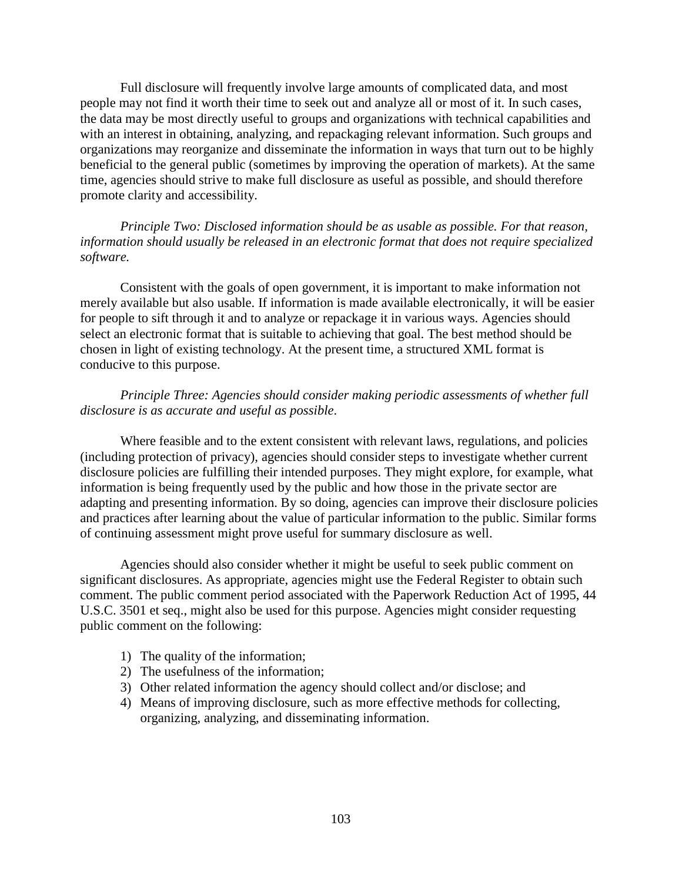Full disclosure will frequently involve large amounts of complicated data, and most people may not find it worth their time to seek out and analyze all or most of it. In such cases, the data may be most directly useful to groups and organizations with technical capabilities and with an interest in obtaining, analyzing, and repackaging relevant information. Such groups and organizations may reorganize and disseminate the information in ways that turn out to be highly beneficial to the general public (sometimes by improving the operation of markets). At the same time, agencies should strive to make full disclosure as useful as possible, and should therefore promote clarity and accessibility.

*Principle Two: Disclosed information should be as usable as possible. For that reason, information should usually be released in an electronic format that does not require specialized software.*

Consistent with the goals of open government, it is important to make information not merely available but also usable. If information is made available electronically, it will be easier for people to sift through it and to analyze or repackage it in various ways. Agencies should select an electronic format that is suitable to achieving that goal. The best method should be chosen in light of existing technology. At the present time, a structured XML format is conducive to this purpose.

*Principle Three: Agencies should consider making periodic assessments of whether full disclosure is as accurate and useful as possible*.

Where feasible and to the extent consistent with relevant laws, regulations, and policies (including protection of privacy), agencies should consider steps to investigate whether current disclosure policies are fulfilling their intended purposes. They might explore, for example, what information is being frequently used by the public and how those in the private sector are adapting and presenting information. By so doing, agencies can improve their disclosure policies and practices after learning about the value of particular information to the public. Similar forms of continuing assessment might prove useful for summary disclosure as well.

Agencies should also consider whether it might be useful to seek public comment on significant disclosures. As appropriate, agencies might use the Federal Register to obtain such comment. The public comment period associated with the Paperwork Reduction Act of 1995, 44 U.S.C. 3501 et seq., might also be used for this purpose. Agencies might consider requesting public comment on the following:

1) The quality of the information;
2) The usefulness of the information;
3) Other related information the agency should collect and/or disclose; and
4) Means of improving disclosure, such as more effective methods for collecting, organizing, analyzing, and disseminating information.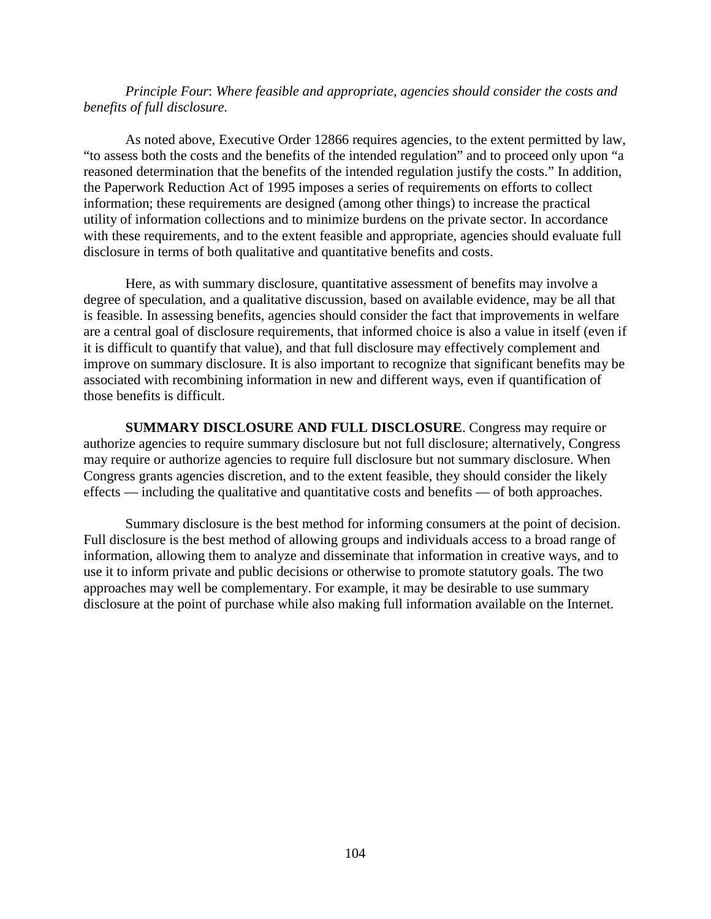*Principle Four*: *Where feasible and appropriate, agencies should consider the costs and benefits of full disclosure.*

As noted above, Executive Order 12866 requires agencies, to the extent permitted by law, "to assess both the costs and the benefits of the intended regulation" and to proceed only upon "a reasoned determination that the benefits of the intended regulation justify the costs." In addition, the Paperwork Reduction Act of 1995 imposes a series of requirements on efforts to collect information; these requirements are designed (among other things) to increase the practical utility of information collections and to minimize burdens on the private sector. In accordance with these requirements, and to the extent feasible and appropriate, agencies should evaluate full disclosure in terms of both qualitative and quantitative benefits and costs.

Here, as with summary disclosure, quantitative assessment of benefits may involve a degree of speculation, and a qualitative discussion, based on available evidence, may be all that is feasible. In assessing benefits, agencies should consider the fact that improvements in welfare are a central goal of disclosure requirements, that informed choice is also a value in itself (even if it is difficult to quantify that value), and that full disclosure may effectively complement and improve on summary disclosure. It is also important to recognize that significant benefits may be associated with recombining information in new and different ways, even if quantification of those benefits is difficult.

**SUMMARY DISCLOSURE AND FULL DISCLOSURE**. Congress may require or authorize agencies to require summary disclosure but not full disclosure; alternatively, Congress may require or authorize agencies to require full disclosure but not summary disclosure. When Congress grants agencies discretion, and to the extent feasible, they should consider the likely effects — including the qualitative and quantitative costs and benefits — of both approaches.

Summary disclosure is the best method for informing consumers at the point of decision. Full disclosure is the best method of allowing groups and individuals access to a broad range of information, allowing them to analyze and disseminate that information in creative ways, and to use it to inform private and public decisions or otherwise to promote statutory goals. The two approaches may well be complementary. For example, it may be desirable to use summary disclosure at the point of purchase while also making full information available on the Internet.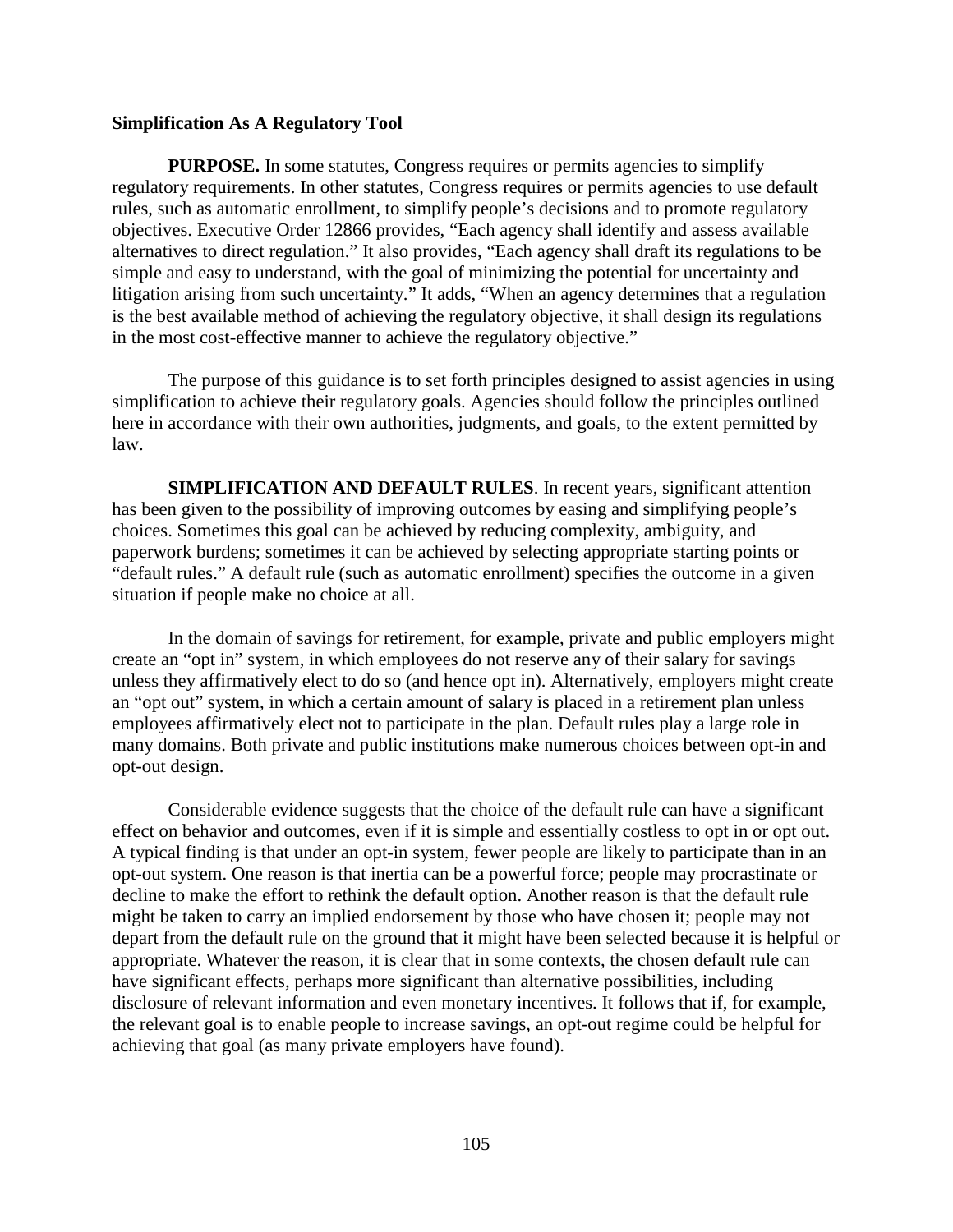**Simplification As A Regulatory Tool**

**PURPOSE.** In some statutes, Congress requires or permits agencies to simplify regulatory requirements. In other statutes, Congress requires or permits agencies to use default rules, such as automatic enrollment, to simplify people's decisions and to promote regulatory objectives. Executive Order 12866 provides, "Each agency shall identify and assess available alternatives to direct regulation." It also provides, "Each agency shall draft its regulations to be simple and easy to understand, with the goal of minimizing the potential for uncertainty and litigation arising from such uncertainty." It adds, "When an agency determines that a regulation is the best available method of achieving the regulatory objective, it shall design its regulations in the most cost-effective manner to achieve the regulatory objective."

The purpose of this guidance is to set forth principles designed to assist agencies in using simplification to achieve their regulatory goals. Agencies should follow the principles outlined here in accordance with their own authorities, judgments, and goals, to the extent permitted by law.

**SIMPLIFICATION AND DEFAULT RULES**. In recent years, significant attention has been given to the possibility of improving outcomes by easing and simplifying people's choices. Sometimes this goal can be achieved by reducing complexity, ambiguity, and paperwork burdens; sometimes it can be achieved by selecting appropriate starting points or "default rules." A default rule (such as automatic enrollment) specifies the outcome in a given situation if people make no choice at all.

In the domain of savings for retirement, for example, private and public employers might create an "opt in" system, in which employees do not reserve any of their salary for savings unless they affirmatively elect to do so (and hence opt in). Alternatively, employers might create an "opt out" system, in which a certain amount of salary is placed in a retirement plan unless employees affirmatively elect not to participate in the plan. Default rules play a large role in many domains. Both private and public institutions make numerous choices between opt-in and opt-out design.

Considerable evidence suggests that the choice of the default rule can have a significant effect on behavior and outcomes, even if it is simple and essentially costless to opt in or opt out. A typical finding is that under an opt-in system, fewer people are likely to participate than in an opt-out system. One reason is that inertia can be a powerful force; people may procrastinate or decline to make the effort to rethink the default option. Another reason is that the default rule might be taken to carry an implied endorsement by those who have chosen it; people may not depart from the default rule on the ground that it might have been selected because it is helpful or appropriate. Whatever the reason, it is clear that in some contexts, the chosen default rule can have significant effects, perhaps more significant than alternative possibilities, including disclosure of relevant information and even monetary incentives. It follows that if, for example, the relevant goal is to enable people to increase savings, an opt-out regime could be helpful for achieving that goal (as many private employers have found).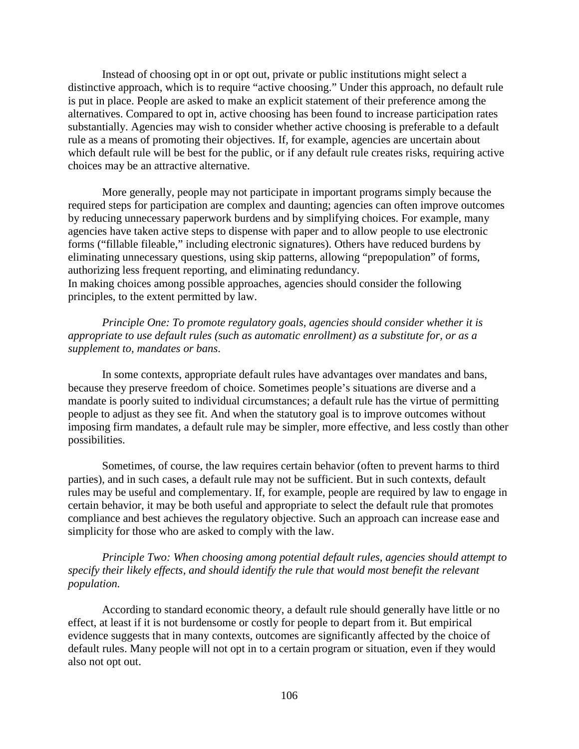Instead of choosing opt in or opt out, private or public institutions might select a distinctive approach, which is to require "active choosing." Under this approach, no default rule is put in place. People are asked to make an explicit statement of their preference among the alternatives. Compared to opt in, active choosing has been found to increase participation rates substantially. Agencies may wish to consider whether active choosing is preferable to a default rule as a means of promoting their objectives. If, for example, agencies are uncertain about which default rule will be best for the public, or if any default rule creates risks, requiring active choices may be an attractive alternative.

More generally, people may not participate in important programs simply because the required steps for participation are complex and daunting; agencies can often improve outcomes by reducing unnecessary paperwork burdens and by simplifying choices. For example, many agencies have taken active steps to dispense with paper and to allow people to use electronic forms ("fillable fileable," including electronic signatures). Others have reduced burdens by eliminating unnecessary questions, using skip patterns, allowing "prepopulation" of forms, authorizing less frequent reporting, and eliminating redundancy.
In making choices among possible approaches, agencies should consider the following principles, to the extent permitted by law.

*Principle One: To promote regulatory goals, agencies should consider whether it is appropriate to use default rules (such as automatic enrollment) as a substitute for, or as a supplement to, mandates or bans.*

In some contexts, appropriate default rules have advantages over mandates and bans, because they preserve freedom of choice. Sometimes people's situations are diverse and a mandate is poorly suited to individual circumstances; a default rule has the virtue of permitting people to adjust as they see fit. And when the statutory goal is to improve outcomes without imposing firm mandates, a default rule may be simpler, more effective, and less costly than other possibilities.

Sometimes, of course, the law requires certain behavior (often to prevent harms to third parties), and in such cases, a default rule may not be sufficient. But in such contexts, default rules may be useful and complementary. If, for example, people are required by law to engage in certain behavior, it may be both useful and appropriate to select the default rule that promotes compliance and best achieves the regulatory objective. Such an approach can increase ease and simplicity for those who are asked to comply with the law.

*Principle Two: When choosing among potential default rules, agencies should attempt to specify their likely effects, and should identify the rule that would most benefit the relevant population.*

According to standard economic theory, a default rule should generally have little or no effect, at least if it is not burdensome or costly for people to depart from it. But empirical evidence suggests that in many contexts, outcomes are significantly affected by the choice of default rules. Many people will not opt in to a certain program or situation, even if they would also not opt out.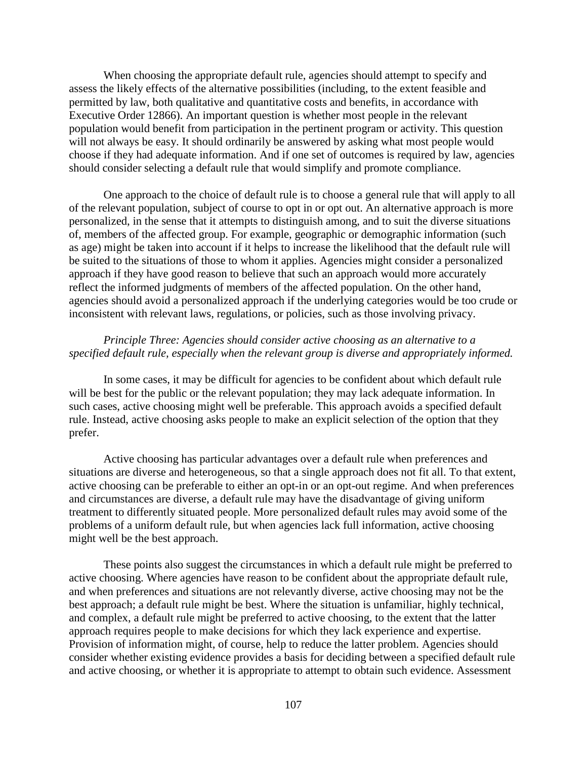When choosing the appropriate default rule, agencies should attempt to specify and assess the likely effects of the alternative possibilities (including, to the extent feasible and permitted by law, both qualitative and quantitative costs and benefits, in accordance with Executive Order 12866). An important question is whether most people in the relevant population would benefit from participation in the pertinent program or activity. This question will not always be easy. It should ordinarily be answered by asking what most people would choose if they had adequate information. And if one set of outcomes is required by law, agencies should consider selecting a default rule that would simplify and promote compliance.

One approach to the choice of default rule is to choose a general rule that will apply to all of the relevant population, subject of course to opt in or opt out. An alternative approach is more personalized, in the sense that it attempts to distinguish among, and to suit the diverse situations of, members of the affected group. For example, geographic or demographic information (such as age) might be taken into account if it helps to increase the likelihood that the default rule will be suited to the situations of those to whom it applies. Agencies might consider a personalized approach if they have good reason to believe that such an approach would more accurately reflect the informed judgments of members of the affected population. On the other hand, agencies should avoid a personalized approach if the underlying categories would be too crude or inconsistent with relevant laws, regulations, or policies, such as those involving privacy.

*Principle Three: Agencies should consider active choosing as an alternative to a specified default rule, especially when the relevant group is diverse and appropriately informed.*

In some cases, it may be difficult for agencies to be confident about which default rule will be best for the public or the relevant population; they may lack adequate information. In such cases, active choosing might well be preferable. This approach avoids a specified default rule. Instead, active choosing asks people to make an explicit selection of the option that they prefer.

Active choosing has particular advantages over a default rule when preferences and situations are diverse and heterogeneous, so that a single approach does not fit all. To that extent, active choosing can be preferable to either an opt-in or an opt-out regime. And when preferences and circumstances are diverse, a default rule may have the disadvantage of giving uniform treatment to differently situated people. More personalized default rules may avoid some of the problems of a uniform default rule, but when agencies lack full information, active choosing might well be the best approach.

These points also suggest the circumstances in which a default rule might be preferred to active choosing. Where agencies have reason to be confident about the appropriate default rule, and when preferences and situations are not relevantly diverse, active choosing may not be the best approach; a default rule might be best. Where the situation is unfamiliar, highly technical, and complex, a default rule might be preferred to active choosing, to the extent that the latter approach requires people to make decisions for which they lack experience and expertise. Provision of information might, of course, help to reduce the latter problem. Agencies should consider whether existing evidence provides a basis for deciding between a specified default rule and active choosing, or whether it is appropriate to attempt to obtain such evidence. Assessment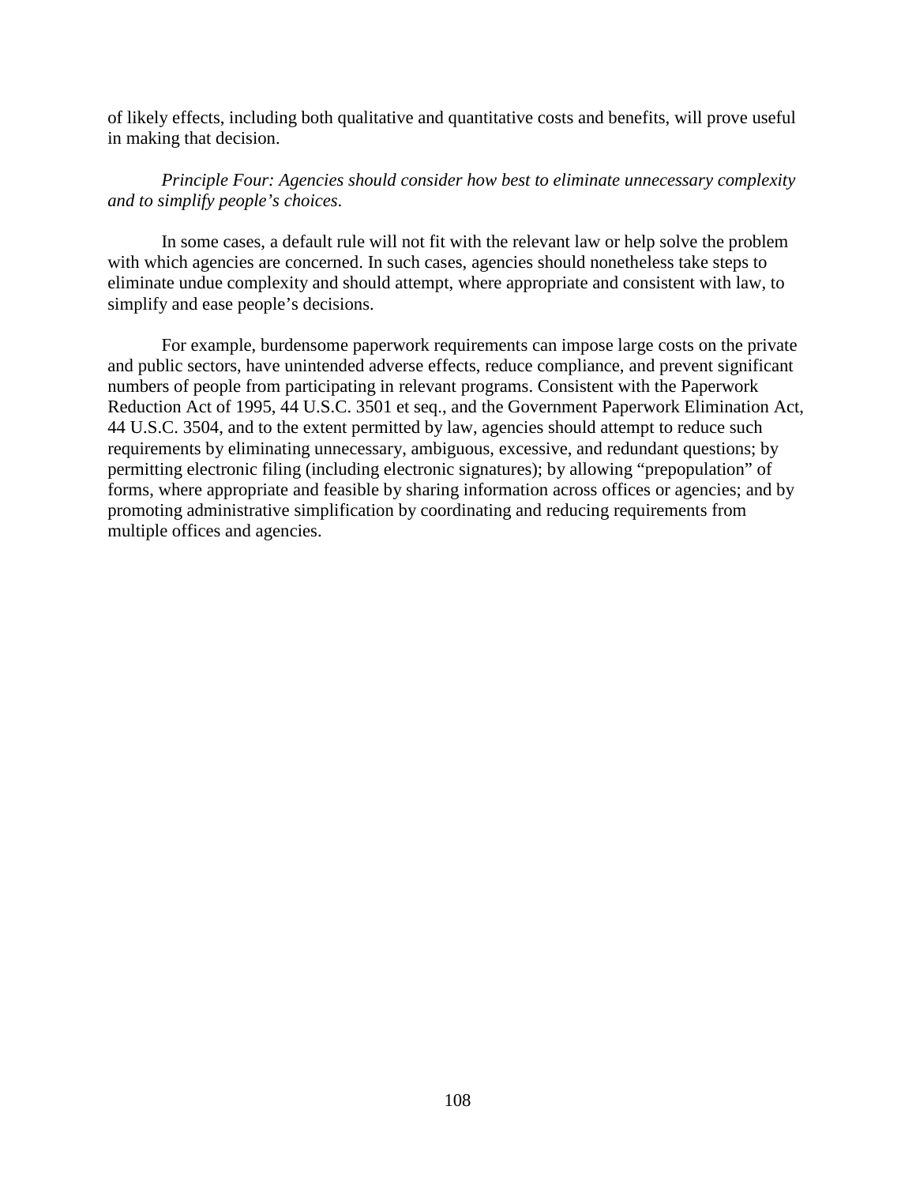of likely effects, including both qualitative and quantitative costs and benefits, will prove useful in making that decision.

*Principle Four: Agencies should consider how best to eliminate unnecessary complexity and to simplify people's choices.*

In some cases, a default rule will not fit with the relevant law or help solve the problem with which agencies are concerned. In such cases, agencies should nonetheless take steps to eliminate undue complexity and should attempt, where appropriate and consistent with law, to simplify and ease people's decisions.

For example, burdensome paperwork requirements can impose large costs on the private and public sectors, have unintended adverse effects, reduce compliance, and prevent significant numbers of people from participating in relevant programs. Consistent with the Paperwork Reduction Act of 1995, 44 U.S.C. 3501 et seq., and the Government Paperwork Elimination Act, 44 U.S.C. 3504, and to the extent permitted by law, agencies should attempt to reduce such requirements by eliminating unnecessary, ambiguous, excessive, and redundant questions; by permitting electronic filing (including electronic signatures); by allowing "prepopulation" of forms, where appropriate and feasible by sharing information across offices or agencies; and by promoting administrative simplification by coordinating and reducing requirements from multiple offices and agencies.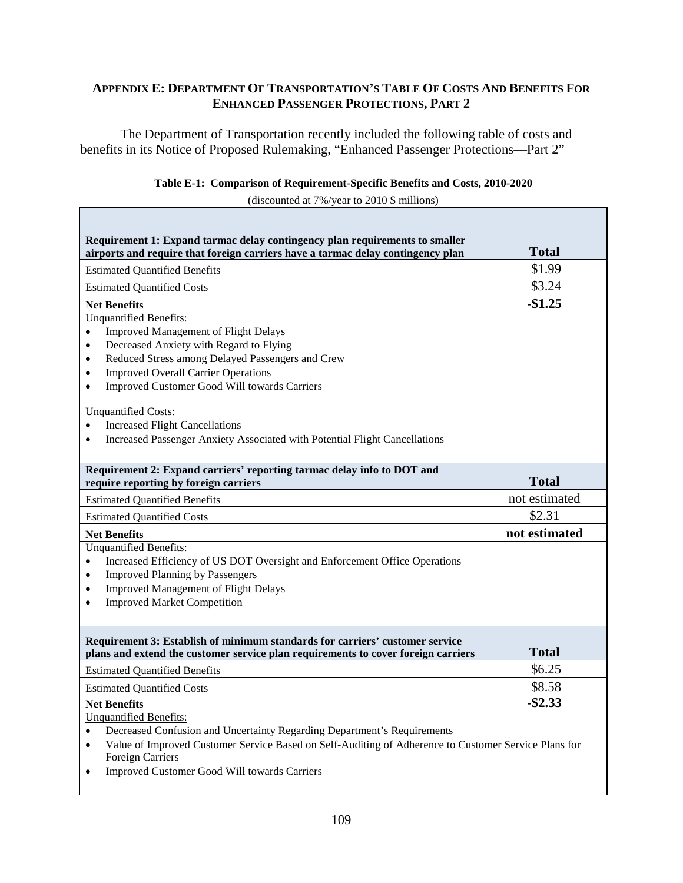## APPENDIX E: DEPARTMENT OF TRANSPORTATION'S TABLE OF COSTS AND BENEFITS FOR ENHANCED PASSENGER PROTECTIONS, PART 2

The Department of Transportation recently included the following table of costs and benefits in its Notice of Proposed Rulemaking, "Enhanced Passenger Protections—Part 2"

**Table E-1: Comparison of Requirement-Specific Benefits and Costs, 2010-2020**

(discounted at 7%/year to 2010 $ millions)

| **Requirement 1: Expand tarmac delay contingency plan requirements to smaller airports and require that foreign carriers have a tarmac delay contingency plan** | **Total** |
|---|---|
| Estimated Quantified Benefits | $1.99 |
| Estimated Quantified Costs | $3.24 |
| **Net Benefits** | **-$1.25** |

Unquantified Benefits:

- Improved Management of Flight Delays
- Decreased Anxiety with Regard to Flying
- Reduced Stress among Delayed Passengers and Crew
- Improved Overall Carrier Operations
- Improved Customer Good Will towards Carriers

Unquantified Costs:

- Increased Flight Cancellations
- Increased Passenger Anxiety Associated with Potential Flight Cancellations

| **Requirement 2: Expand carriers' reporting tarmac delay info to DOT and require reporting by foreign carriers** | **Total** |
|---|---|
| Estimated Quantified Benefits | not estimated |
| Estimated Quantified Costs | $2.31 |
| **Net Benefits** | **not estimated** |

Unquantified Benefits:

- Increased Efficiency of US DOT Oversight and Enforcement Office Operations
- Improved Planning by Passengers
- Improved Management of Flight Delays
- Improved Market Competition

| **Requirement 3: Establish of minimum standards for carriers' customer service plans and extend the customer service plan requirements to cover foreign carriers** | **Total** |
|---|---|
| Estimated Quantified Benefits | $6.25 |
| Estimated Quantified Costs | $8.58 |
| **Net Benefits** | **-$2.33** |

Unquantified Benefits:

- Decreased Confusion and Uncertainty Regarding Department's Requirements
- Value of Improved Customer Service Based on Self-Auditing of Adherence to Customer Service Plans for Foreign Carriers
- Improved Customer Good Will towards Carriers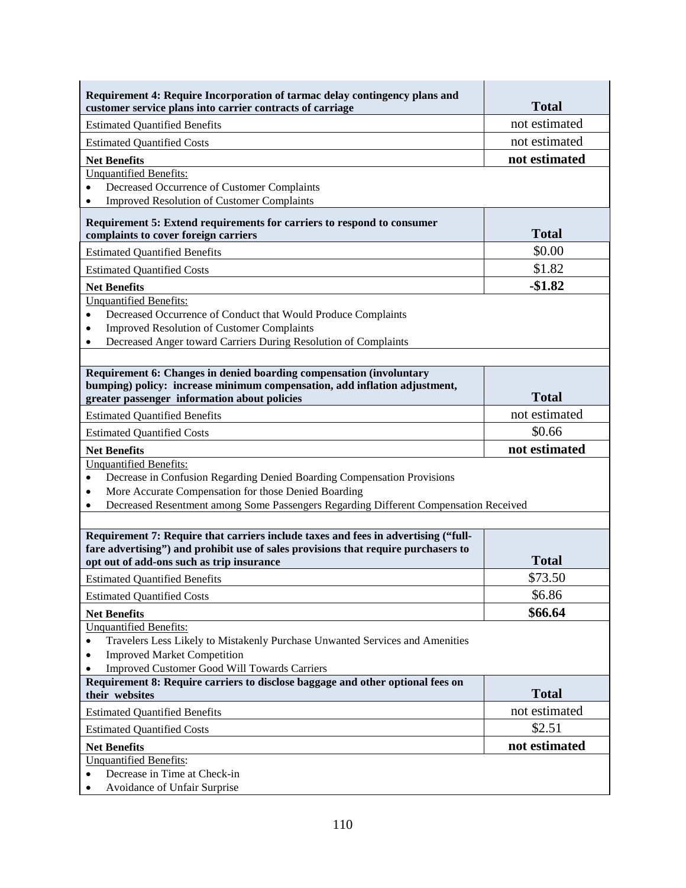| Requirement 4: Require Incorporation of tarmac delay contingency plans and customer service plans into carrier contracts of carriage | Total |
|---|---|
| Estimated Quantified Benefits | not estimated |
| Estimated Quantified Costs | not estimated |
| **Net Benefits** | **not estimated** |

Unquantified Benefits:

- Decreased Occurrence of Customer Complaints
- Improved Resolution of Customer Complaints

| Requirement 5: Extend requirements for carriers to respond to consumer complaints to cover foreign carriers | Total |
|---|---|
| Estimated Quantified Benefits | $0.00 |
| Estimated Quantified Costs | $1.82 |
| **Net Benefits** | **-$1.82** |

Unquantified Benefits:

- Decreased Occurrence of Conduct that Would Produce Complaints
- Improved Resolution of Customer Complaints
- Decreased Anger toward Carriers During Resolution of Complaints

| Requirement 6: Changes in denied boarding compensation (involuntary bumping) policy: increase minimum compensation, add inflation adjustment, greater passenger information about policies | Total |
|---|---|
| Estimated Quantified Benefits | not estimated |
| Estimated Quantified Costs | $0.66 |
| **Net Benefits** | **not estimated** |

Unquantified Benefits:

- Decrease in Confusion Regarding Denied Boarding Compensation Provisions
- More Accurate Compensation for those Denied Boarding
- Decreased Resentment among Some Passengers Regarding Different Compensation Received

| Requirement 7: Require that carriers include taxes and fees in advertising ("full-fare advertising") and prohibit use of sales provisions that require purchasers to opt out of add-ons such as trip insurance | Total |
|---|---|
| Estimated Quantified Benefits | $73.50 |
| Estimated Quantified Costs | $6.86 |
| **Net Benefits** | **$66.64** |

Unquantified Benefits:

- Travelers Less Likely to Mistakenly Purchase Unwanted Services and Amenities
- Improved Market Competition
- Improved Customer Good Will Towards Carriers

| Requirement 8: Require carriers to disclose baggage and other optional fees on their websites | Total |
|---|---|
| Estimated Quantified Benefits | not estimated |
| Estimated Quantified Costs | $2.51 |
| **Net Benefits** | **not estimated** |

Unquantified Benefits:

- Decrease in Time at Check-in
- Avoidance of Unfair Surprise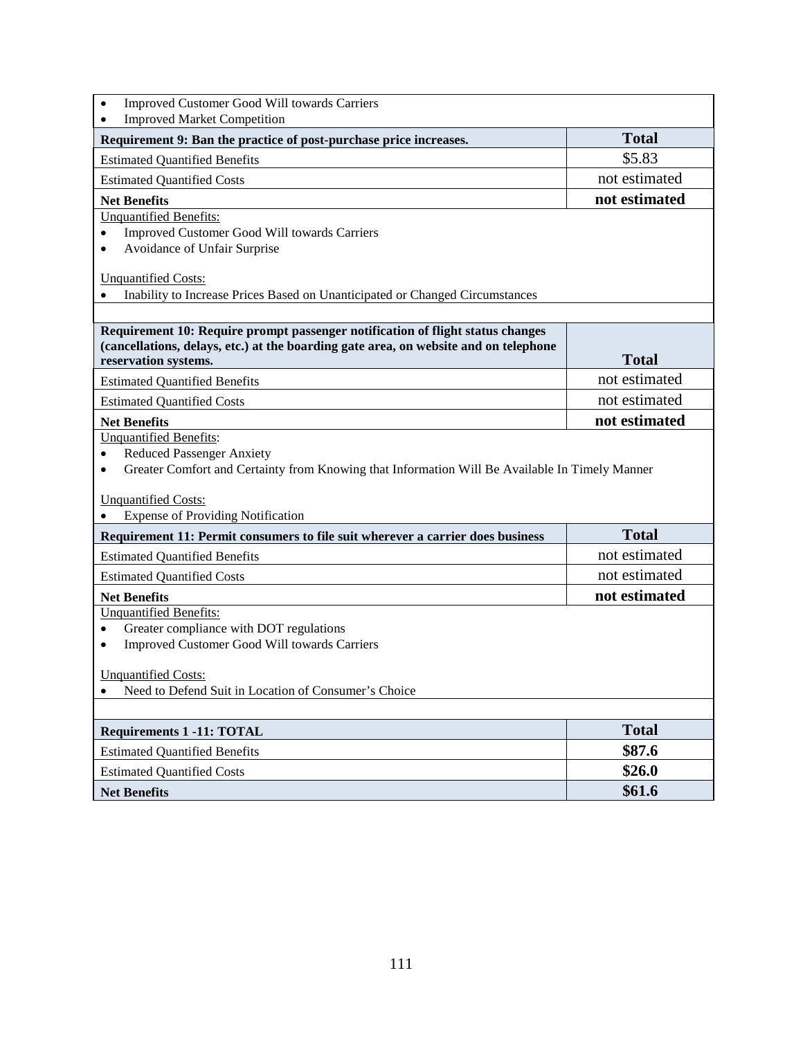- Improved Customer Good Will towards Carriers
- Improved Market Competition

| Requirement 9: Ban the practice of post-purchase price increases. | Total |
|---|---|
| Estimated Quantified Benefits | $5.83 |
| Estimated Quantified Costs | not estimated |
| **Net Benefits** | **not estimated** |

Unquantified Benefits:

- Improved Customer Good Will towards Carriers
- Avoidance of Unfair Surprise

Unquantified Costs:

- Inability to Increase Prices Based on Unanticipated or Changed Circumstances

| Requirement 10: Require prompt passenger notification of flight status changes (cancellations, delays, etc.) at the boarding gate area, on website and on telephone reservation systems. | Total |
|---|---|
| Estimated Quantified Benefits | not estimated |
| Estimated Quantified Costs | not estimated |
| **Net Benefits** | **not estimated** |

Unquantified Benefits:

- Reduced Passenger Anxiety
- Greater Comfort and Certainty from Knowing that Information Will Be Available In Timely Manner

Unquantified Costs:

- Expense of Providing Notification

| Requirement 11: Permit consumers to file suit wherever a carrier does business | Total |
|---|---|
| Estimated Quantified Benefits | not estimated |
| Estimated Quantified Costs | not estimated |
| **Net Benefits** | **not estimated** |

Unquantified Benefits:

- Greater compliance with DOT regulations
- Improved Customer Good Will towards Carriers

Unquantified Costs:

- Need to Defend Suit in Location of Consumer's Choice

| Requirements 1 -11: TOTAL | Total |
|---|---|
| Estimated Quantified Benefits | **$87.6** |
| Estimated Quantified Costs | **$26.0** |
| **Net Benefits** | **$61.6** |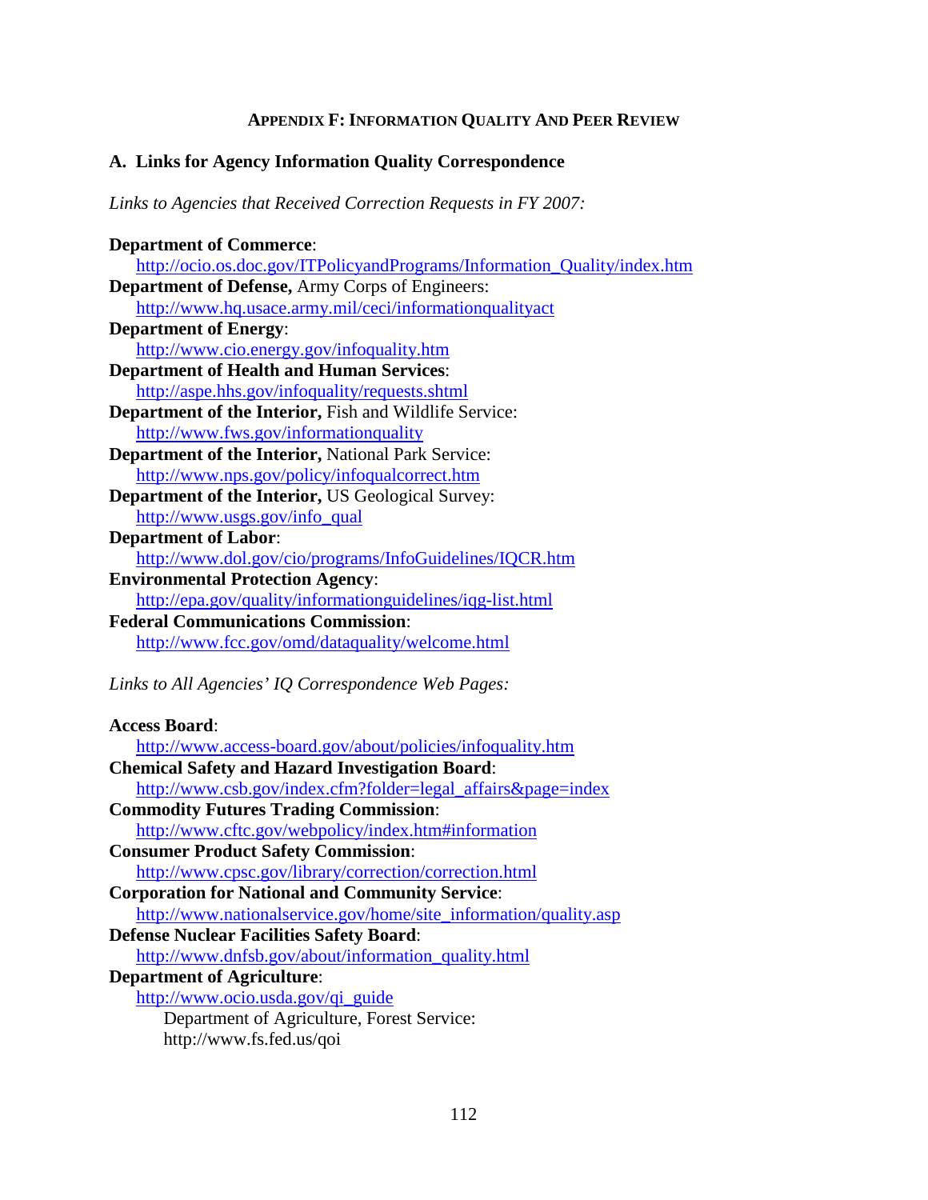## APPENDIX F: INFORMATION QUALITY AND PEER REVIEW

### A. Links for Agency Information Quality Correspondence

*Links to Agencies that Received Correction Requests in FY 2007:*

**Department of Commerce**:
http://ocio.os.doc.gov/ITPolicyandPrograms/Information_Quality/index.htm

**Department of Defense,** Army Corps of Engineers:
http://www.hq.usace.army.mil/ceci/informationqualityact

**Department of Energy**:
http://www.cio.energy.gov/infoquality.htm

**Department of Health and Human Services**:
http://aspe.hhs.gov/infoquality/requests.shtml

**Department of the Interior,** Fish and Wildlife Service:
http://www.fws.gov/informationquality

**Department of the Interior,** National Park Service:
http://www.nps.gov/policy/infoqualcorrect.htm

**Department of the Interior,** US Geological Survey:
http://www.usgs.gov/info_qual

**Department of Labor**:
http://www.dol.gov/cio/programs/InfoGuidelines/IQCR.htm

**Environmental Protection Agency**:
http://epa.gov/quality/informationguidelines/iqg-list.html

**Federal Communications Commission**:
http://www.fcc.gov/omd/dataquality/welcome.html

*Links to All Agencies' IQ Correspondence Web Pages:*

**Access Board**:
http://www.access-board.gov/about/policies/infoquality.htm

**Chemical Safety and Hazard Investigation Board**:
http://www.csb.gov/index.cfm?folder=legal_affairs&page=index

**Commodity Futures Trading Commission**:
http://www.cftc.gov/webpolicy/index.htm#information

**Consumer Product Safety Commission**:
http://www.cpsc.gov/library/correction/correction.html

**Corporation for National and Community Service**:
http://www.nationalservice.gov/home/site_information/quality.asp

**Defense Nuclear Facilities Safety Board**:
http://www.dnfsb.gov/about/information_quality.html

**Department of Agriculture**:
http://www.ocio.usda.gov/qi_guide

Department of Agriculture, Forest Service:
http://www.fs.fed.us/qoi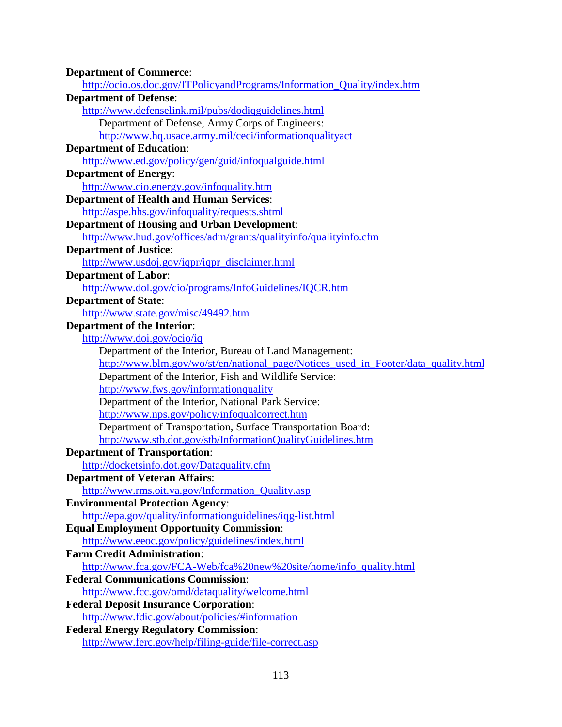**Department of Commerce**:
  http://ocio.os.doc.gov/ITPolicyandPrograms/Information_Quality/index.htm

**Department of Defense**:
  http://www.defenselink.mil/pubs/dodiqguidelines.html
    Department of Defense, Army Corps of Engineers:
    http://www.hq.usace.army.mil/ceci/informationqualityact

**Department of Education**:
  http://www.ed.gov/policy/gen/guid/infoqualguide.html

**Department of Energy**:
  http://www.cio.energy.gov/infoquality.htm

**Department of Health and Human Services**:
  http://aspe.hhs.gov/infoquality/requests.shtml

**Department of Housing and Urban Development**:
  http://www.hud.gov/offices/adm/grants/qualityinfo/qualityinfo.cfm

**Department of Justice**:
  http://www.usdoj.gov/iqpr/iqpr_disclaimer.html

**Department of Labor**:
  http://www.dol.gov/cio/programs/InfoGuidelines/IQCR.htm

**Department of State**:
  http://www.state.gov/misc/49492.htm

**Department of the Interior**:
  http://www.doi.gov/ocio/iq
    Department of the Interior, Bureau of Land Management:
    http://www.blm.gov/wo/st/en/national_page/Notices_used_in_Footer/data_quality.html
    Department of the Interior, Fish and Wildlife Service:
    http://www.fws.gov/informationquality
    Department of the Interior, National Park Service:
    http://www.nps.gov/policy/infoqualcorrect.htm
    Department of Transportation, Surface Transportation Board:
    http://www.stb.dot.gov/stb/InformationQualityGuidelines.htm

**Department of Transportation**:
  http://docketsinfo.dot.gov/Dataquality.cfm

**Department of Veteran Affairs**:
  http://www.rms.oit.va.gov/Information_Quality.asp

**Environmental Protection Agency**:
  http://epa.gov/quality/informationguidelines/iqg-list.html

**Equal Employment Opportunity Commission**:
  http://www.eeoc.gov/policy/guidelines/index.html

**Farm Credit Administration**:
  http://www.fca.gov/FCA-Web/fca%20new%20site/home/info_quality.html

**Federal Communications Commission**:
  http://www.fcc.gov/omd/dataquality/welcome.html

**Federal Deposit Insurance Corporation**:
  http://www.fdic.gov/about/policies/#information

**Federal Energy Regulatory Commission**:
  http://www.ferc.gov/help/filing-guide/file-correct.asp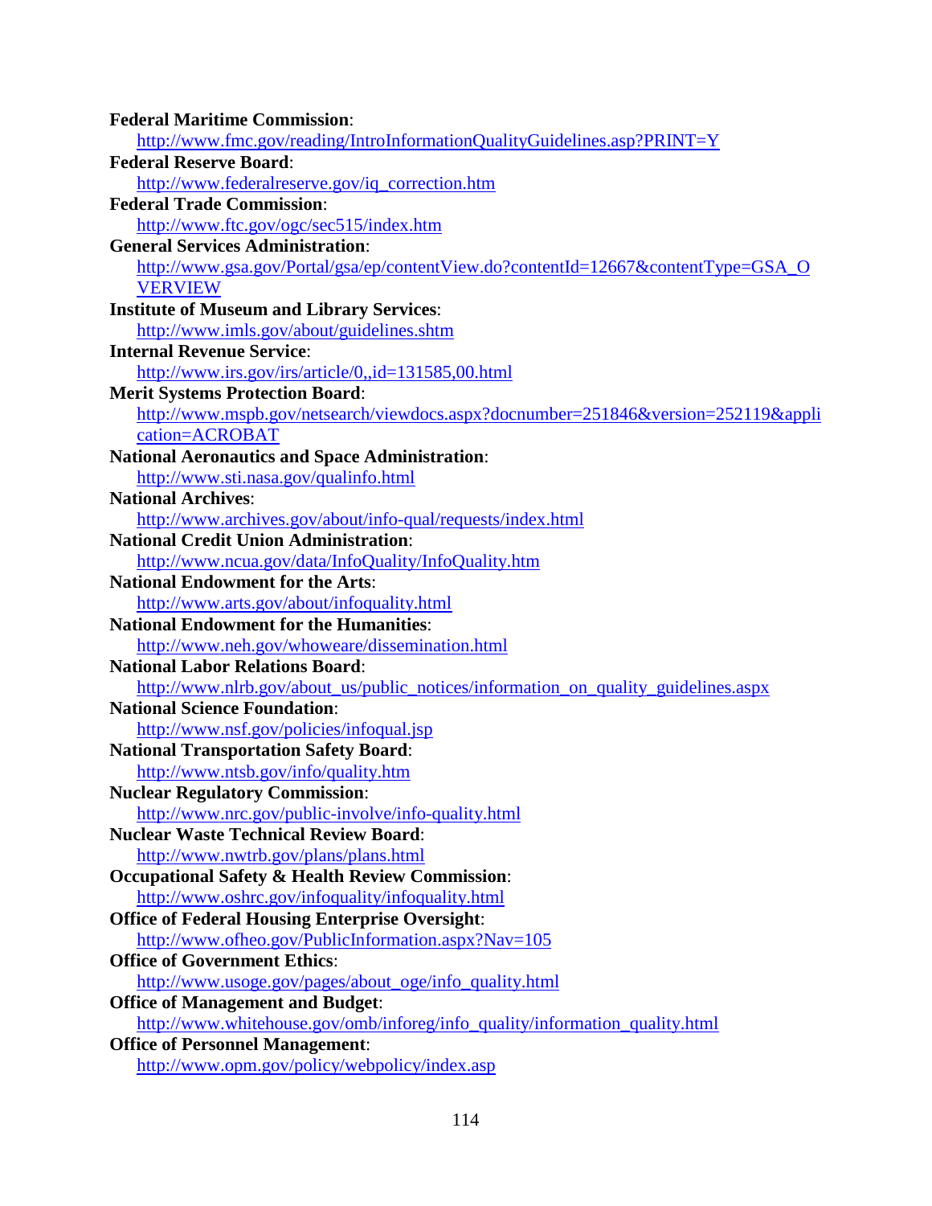**Federal Maritime Commission**:
  http://www.fmc.gov/reading/IntroInformationQualityGuidelines.asp?PRINT=Y

**Federal Reserve Board**:
  http://www.federalreserve.gov/iq_correction.htm

**Federal Trade Commission**:
  http://www.ftc.gov/ogc/sec515/index.htm

**General Services Administration**:
  http://www.gsa.gov/Portal/gsa/ep/contentView.do?contentId=12667&contentType=GSA_OVERVIEW

**Institute of Museum and Library Services**:
  http://www.imls.gov/about/guidelines.shtm

**Internal Revenue Service**:
  http://www.irs.gov/irs/article/0,,id=131585,00.html

**Merit Systems Protection Board**:
  http://www.mspb.gov/netsearch/viewdocs.aspx?docnumber=251846&version=252119&application=ACROBAT

**National Aeronautics and Space Administration**:
  http://www.sti.nasa.gov/qualinfo.html

**National Archives**:
  http://www.archives.gov/about/info-qual/requests/index.html

**National Credit Union Administration**:
  http://www.ncua.gov/data/InfoQuality/InfoQuality.htm

**National Endowment for the Arts**:
  http://www.arts.gov/about/infoquality.html

**National Endowment for the Humanities**:
  http://www.neh.gov/whoweare/dissemination.html

**National Labor Relations Board**:
  http://www.nlrb.gov/about_us/public_notices/information_on_quality_guidelines.aspx

**National Science Foundation**:
  http://www.nsf.gov/policies/infoqual.jsp

**National Transportation Safety Board**:
  http://www.ntsb.gov/info/quality.htm

**Nuclear Regulatory Commission**:
  http://www.nrc.gov/public-involve/info-quality.html

**Nuclear Waste Technical Review Board**:
  http://www.nwtrb.gov/plans/plans.html

**Occupational Safety & Health Review Commission**:
  http://www.oshrc.gov/infoquality/infoquality.html

**Office of Federal Housing Enterprise Oversight**:
  http://www.ofheo.gov/PublicInformation.aspx?Nav=105

**Office of Government Ethics**:
  http://www.usoge.gov/pages/about_oge/info_quality.html

**Office of Management and Budget**:
  http://www.whitehouse.gov/omb/inforeg/info_quality/information_quality.html

**Office of Personnel Management**:
  http://www.opm.gov/policy/webpolicy/index.asp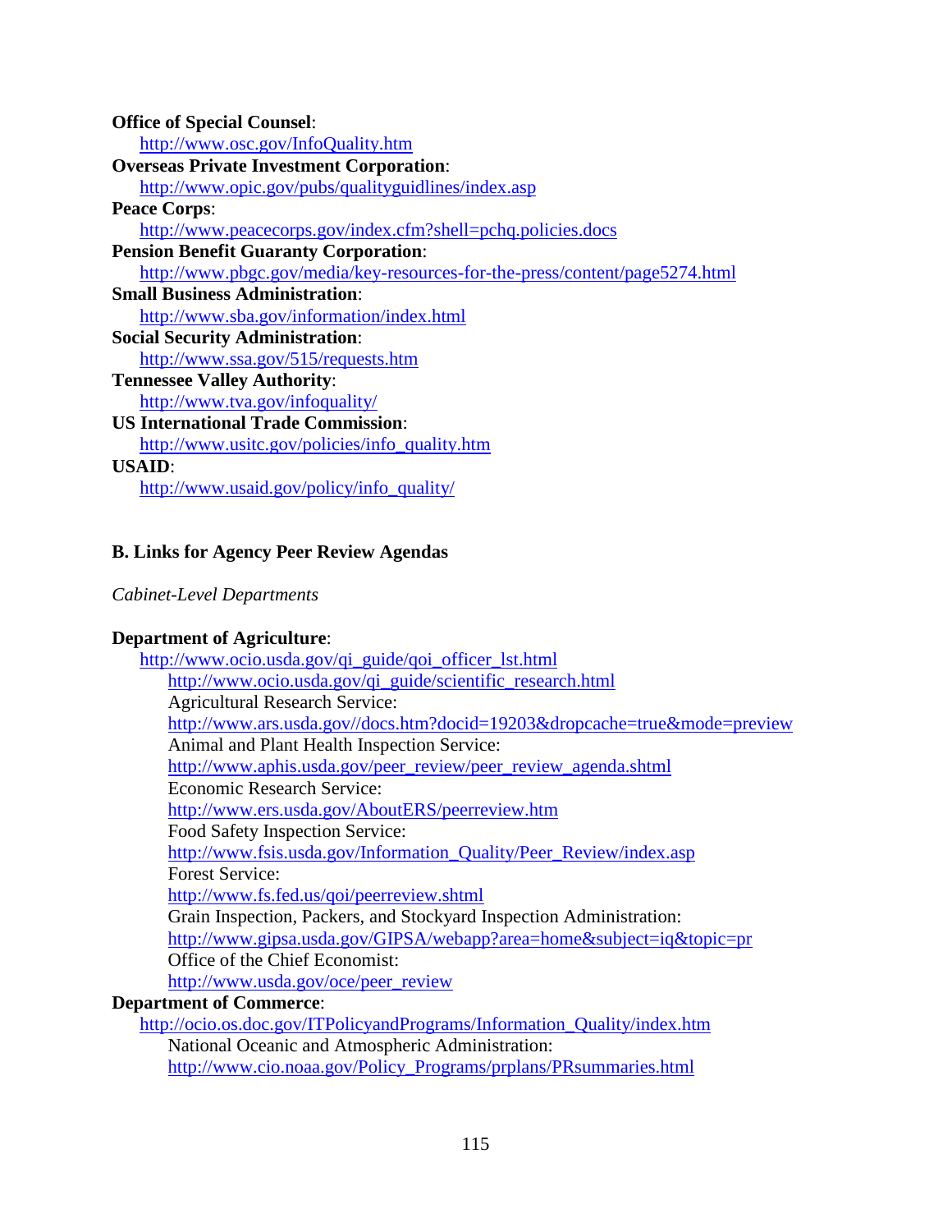**Office of Special Counsel**:
  http://www.osc.gov/InfoQuality.htm
**Overseas Private Investment Corporation**:
  http://www.opic.gov/pubs/qualityguidlines/index.asp
**Peace Corps**:
  http://www.peacecorps.gov/index.cfm?shell=pchq.policies.docs
**Pension Benefit Guaranty Corporation**:
  http://www.pbgc.gov/media/key-resources-for-the-press/content/page5274.html
**Small Business Administration**:
  http://www.sba.gov/information/index.html
**Social Security Administration**:
  http://www.ssa.gov/515/requests.htm
**Tennessee Valley Authority**:
  http://www.tva.gov/infoquality/
**US International Trade Commission**:
  http://www.usitc.gov/policies/info_quality.htm
**USAID**:
  http://www.usaid.gov/policy/info_quality/

### B. Links for Agency Peer Review Agendas

*Cabinet-Level Departments*

**Department of Agriculture**:
  http://www.ocio.usda.gov/qi_guide/qoi_officer_lst.html
    http://www.ocio.usda.gov/qi_guide/scientific_research.html
    Agricultural Research Service:
    http://www.ars.usda.gov//docs.htm?docid=19203&dropcache=true&mode=preview
    Animal and Plant Health Inspection Service:
    http://www.aphis.usda.gov/peer_review/peer_review_agenda.shtml
    Economic Research Service:
    http://www.ers.usda.gov/AboutERS/peerreview.htm
    Food Safety Inspection Service:
    http://www.fsis.usda.gov/Information_Quality/Peer_Review/index.asp
    Forest Service:
    http://www.fs.fed.us/qoi/peerreview.shtml
    Grain Inspection, Packers, and Stockyard Inspection Administration:
    http://www.gipsa.usda.gov/GIPSA/webapp?area=home&subject=iq&topic=pr
    Office of the Chief Economist:
    http://www.usda.gov/oce/peer_review
**Department of Commerce**:
  http://ocio.os.doc.gov/ITPolicyandPrograms/Information_Quality/index.htm
    National Oceanic and Atmospheric Administration:
    http://www.cio.noaa.gov/Policy_Programs/prplans/PRsummaries.html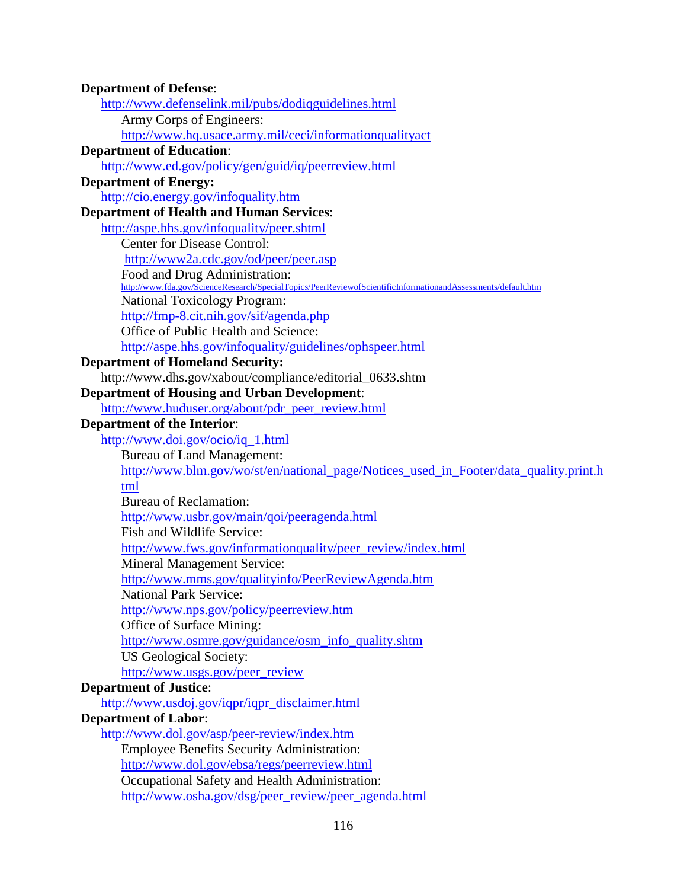**Department of Defense**:

http://www.defenselink.mil/pubs/dodiqguidelines.html

Army Corps of Engineers:

http://www.hq.usace.army.mil/ceci/informationqualityact

**Department of Education**:

http://www.ed.gov/policy/gen/guid/iq/peerreview.html

**Department of Energy:**

http://cio.energy.gov/infoquality.htm

**Department of Health and Human Services**:

http://aspe.hhs.gov/infoquality/peer.shtml

Center for Disease Control:

http://www2a.cdc.gov/od/peer/peer.asp

Food and Drug Administration:

http://www.fda.gov/ScienceResearch/SpecialTopics/PeerReviewofScientificInformationandAssessments/default.htm

National Toxicology Program:

http://fmp-8.cit.nih.gov/sif/agenda.php

Office of Public Health and Science:

http://aspe.hhs.gov/infoquality/guidelines/ophspeer.html

**Department of Homeland Security:**

http://www.dhs.gov/xabout/compliance/editorial_0633.shtm

**Department of Housing and Urban Development**:

http://www.huduser.org/about/pdr_peer_review.html

**Department of the Interior**:

http://www.doi.gov/ocio/iq_1.html

Bureau of Land Management:

http://www.blm.gov/wo/st/en/national_page/Notices_used_in_Footer/data_quality.print.html

Bureau of Reclamation:

http://www.usbr.gov/main/qoi/peeragenda.html

Fish and Wildlife Service:

http://www.fws.gov/informationquality/peer_review/index.html

Mineral Management Service:

http://www.mms.gov/qualityinfo/PeerReviewAgenda.htm

National Park Service:

http://www.nps.gov/policy/peerreview.htm

Office of Surface Mining:

http://www.osmre.gov/guidance/osm_info_quality.shtm

US Geological Society:

http://www.usgs.gov/peer_review

**Department of Justice**:

http://www.usdoj.gov/iqpr/iqpr_disclaimer.html

**Department of Labor**:

http://www.dol.gov/asp/peer-review/index.htm

Employee Benefits Security Administration:

http://www.dol.gov/ebsa/regs/peerreview.html

Occupational Safety and Health Administration:

http://www.osha.gov/dsg/peer_review/peer_agenda.html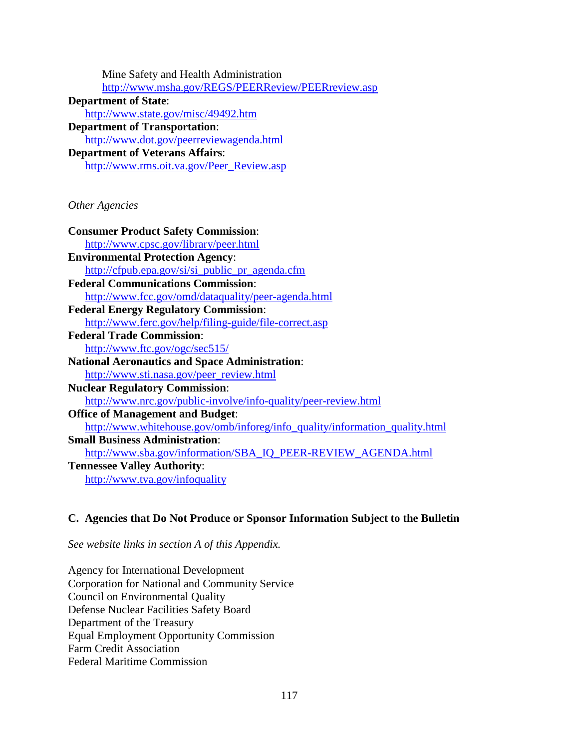Mine Safety and Health Administration
http://www.msha.gov/REGS/PEERReview/PEERreview.asp

**Department of State**:
http://www.state.gov/misc/49492.htm

**Department of Transportation**:
http://www.dot.gov/peerreviewagenda.html

**Department of Veterans Affairs**:
http://www.rms.oit.va.gov/Peer_Review.asp

*Other Agencies*

**Consumer Product Safety Commission**:
http://www.cpsc.gov/library/peer.html

**Environmental Protection Agency**:
http://cfpub.epa.gov/si/si_public_pr_agenda.cfm

**Federal Communications Commission**:
http://www.fcc.gov/omd/dataquality/peer-agenda.html

**Federal Energy Regulatory Commission**:
http://www.ferc.gov/help/filing-guide/file-correct.asp

**Federal Trade Commission**:
http://www.ftc.gov/ogc/sec515/

**National Aeronautics and Space Administration**:
http://www.sti.nasa.gov/peer_review.html

**Nuclear Regulatory Commission**:
http://www.nrc.gov/public-involve/info-quality/peer-review.html

**Office of Management and Budget**:
http://www.whitehouse.gov/omb/inforeg/info_quality/information_quality.html

**Small Business Administration**:
http://www.sba.gov/information/SBA_IQ_PEER-REVIEW_AGENDA.html

**Tennessee Valley Authority**:
http://www.tva.gov/infoquality

### C. Agencies that Do Not Produce or Sponsor Information Subject to the Bulletin

*See website links in section A of this Appendix.*

Agency for International Development
Corporation for National and Community Service
Council on Environmental Quality
Defense Nuclear Facilities Safety Board
Department of the Treasury
Equal Employment Opportunity Commission
Farm Credit Association
Federal Maritime Commission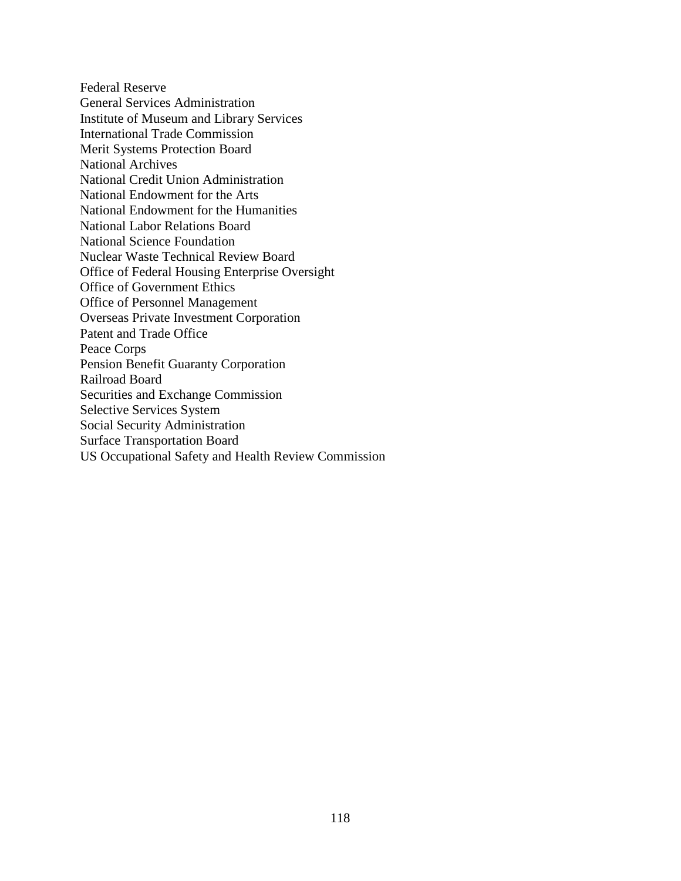Federal Reserve
General Services Administration
Institute of Museum and Library Services
International Trade Commission
Merit Systems Protection Board
National Archives
National Credit Union Administration
National Endowment for the Arts
National Endowment for the Humanities
National Labor Relations Board
National Science Foundation
Nuclear Waste Technical Review Board
Office of Federal Housing Enterprise Oversight
Office of Government Ethics
Office of Personnel Management
Overseas Private Investment Corporation
Patent and Trade Office
Peace Corps
Pension Benefit Guaranty Corporation
Railroad Board
Securities and Exchange Commission
Selective Services System
Social Security Administration
Surface Transportation Board
US Occupational Safety and Health Review Commission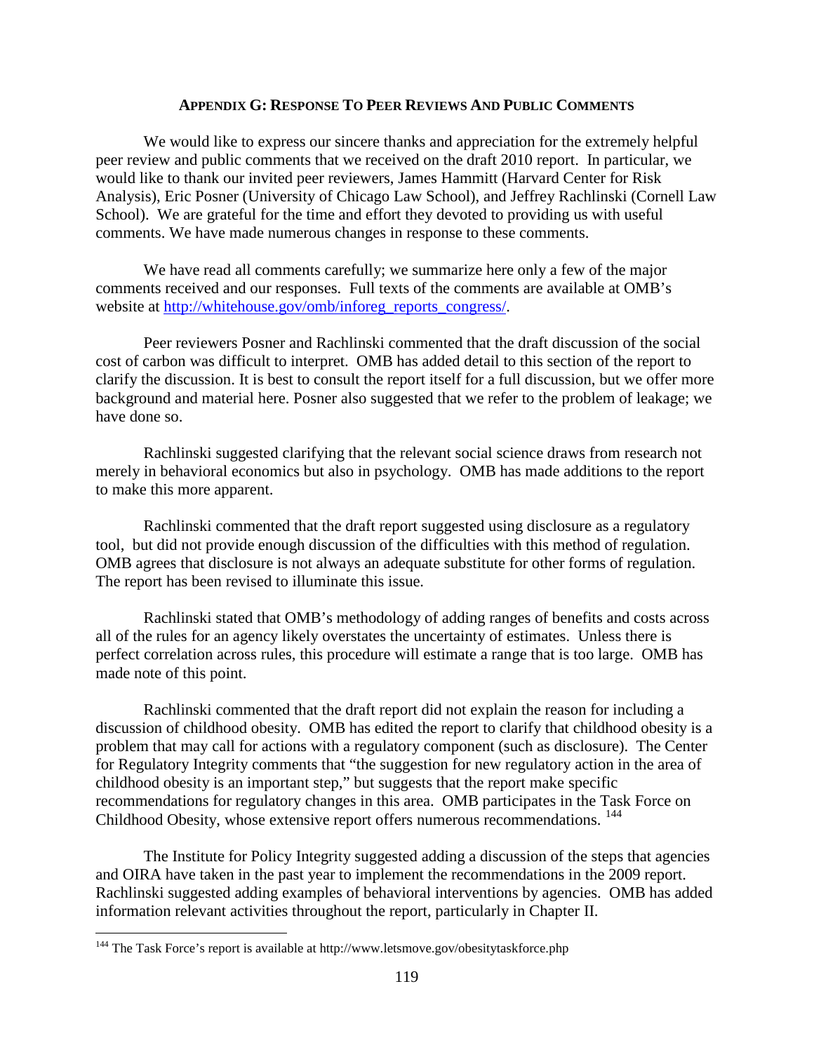## APPENDIX G: RESPONSE TO PEER REVIEWS AND PUBLIC COMMENTS

We would like to express our sincere thanks and appreciation for the extremely helpful peer review and public comments that we received on the draft 2010 report. In particular, we would like to thank our invited peer reviewers, James Hammitt (Harvard Center for Risk Analysis), Eric Posner (University of Chicago Law School), and Jeffrey Rachlinski (Cornell Law School). We are grateful for the time and effort they devoted to providing us with useful comments. We have made numerous changes in response to these comments.

We have read all comments carefully; we summarize here only a few of the major comments received and our responses. Full texts of the comments are available at OMB's website at http://whitehouse.gov/omb/inforeg_reports_congress/.

Peer reviewers Posner and Rachlinski commented that the draft discussion of the social cost of carbon was difficult to interpret. OMB has added detail to this section of the report to clarify the discussion. It is best to consult the report itself for a full discussion, but we offer more background and material here. Posner also suggested that we refer to the problem of leakage; we have done so.

Rachlinski suggested clarifying that the relevant social science draws from research not merely in behavioral economics but also in psychology. OMB has made additions to the report to make this more apparent.

Rachlinski commented that the draft report suggested using disclosure as a regulatory tool, but did not provide enough discussion of the difficulties with this method of regulation. OMB agrees that disclosure is not always an adequate substitute for other forms of regulation. The report has been revised to illuminate this issue.

Rachlinski stated that OMB's methodology of adding ranges of benefits and costs across all of the rules for an agency likely overstates the uncertainty of estimates. Unless there is perfect correlation across rules, this procedure will estimate a range that is too large. OMB has made note of this point.

Rachlinski commented that the draft report did not explain the reason for including a discussion of childhood obesity. OMB has edited the report to clarify that childhood obesity is a problem that may call for actions with a regulatory component (such as disclosure). The Center for Regulatory Integrity comments that "the suggestion for new regulatory action in the area of childhood obesity is an important step," but suggests that the report make specific recommendations for regulatory changes in this area. OMB participates in the Task Force on Childhood Obesity, whose extensive report offers numerous recommendations.[144]

The Institute for Policy Integrity suggested adding a discussion of the steps that agencies and OIRA have taken in the past year to implement the recommendations in the 2009 report. Rachlinski suggested adding examples of behavioral interventions by agencies. OMB has added information relevant activities throughout the report, particularly in Chapter II.

[144] The Task Force's report is available at http://www.letsmove.gov/obesitytaskforce.php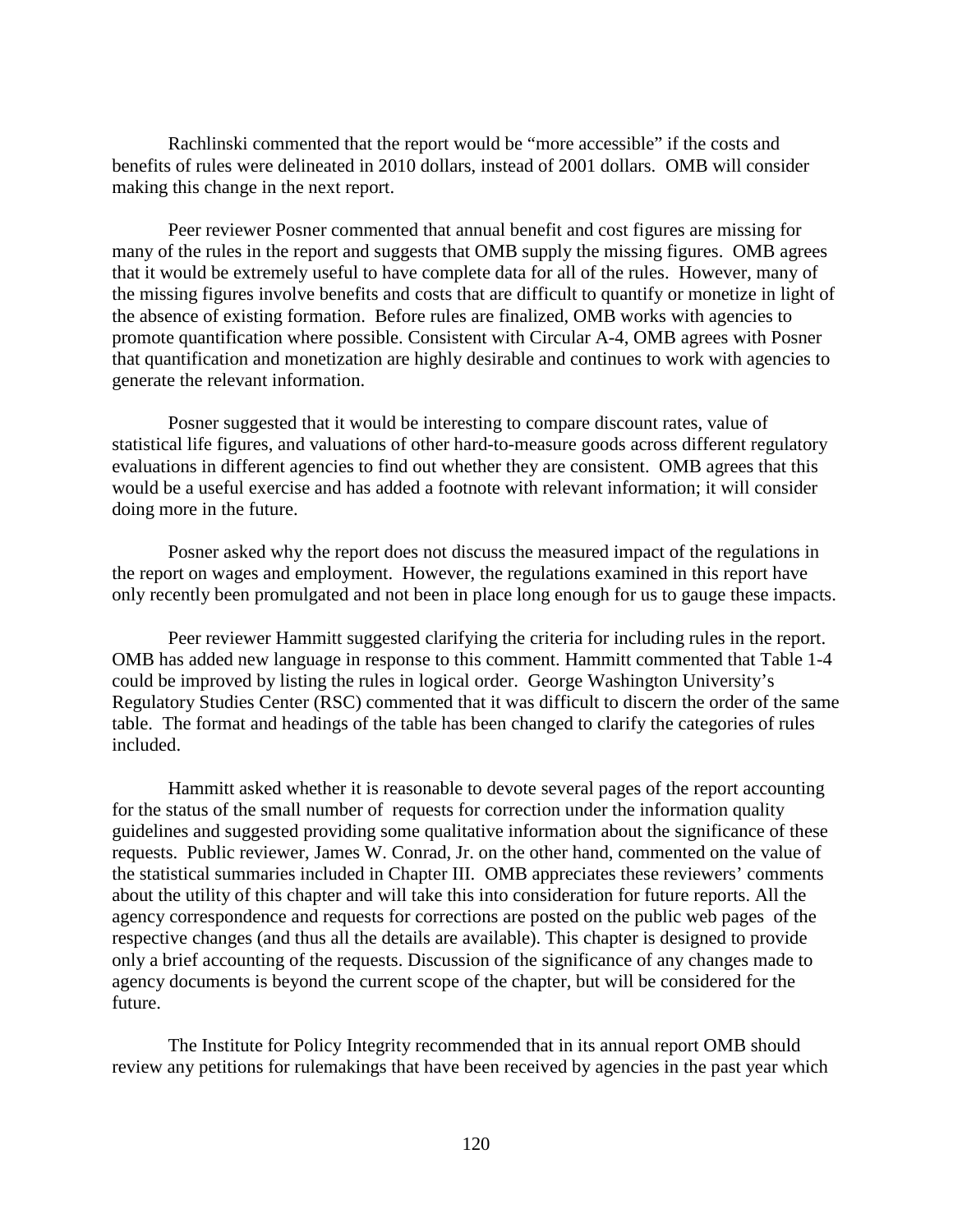Rachlinski commented that the report would be "more accessible" if the costs and benefits of rules were delineated in 2010 dollars, instead of 2001 dollars. OMB will consider making this change in the next report.

Peer reviewer Posner commented that annual benefit and cost figures are missing for many of the rules in the report and suggests that OMB supply the missing figures. OMB agrees that it would be extremely useful to have complete data for all of the rules. However, many of the missing figures involve benefits and costs that are difficult to quantify or monetize in light of the absence of existing formation. Before rules are finalized, OMB works with agencies to promote quantification where possible. Consistent with Circular A-4, OMB agrees with Posner that quantification and monetization are highly desirable and continues to work with agencies to generate the relevant information.

Posner suggested that it would be interesting to compare discount rates, value of statistical life figures, and valuations of other hard-to-measure goods across different regulatory evaluations in different agencies to find out whether they are consistent. OMB agrees that this would be a useful exercise and has added a footnote with relevant information; it will consider doing more in the future.

Posner asked why the report does not discuss the measured impact of the regulations in the report on wages and employment. However, the regulations examined in this report have only recently been promulgated and not been in place long enough for us to gauge these impacts.

Peer reviewer Hammitt suggested clarifying the criteria for including rules in the report. OMB has added new language in response to this comment. Hammitt commented that Table 1-4 could be improved by listing the rules in logical order. George Washington University's Regulatory Studies Center (RSC) commented that it was difficult to discern the order of the same table. The format and headings of the table has been changed to clarify the categories of rules included.

Hammitt asked whether it is reasonable to devote several pages of the report accounting for the status of the small number of requests for correction under the information quality guidelines and suggested providing some qualitative information about the significance of these requests. Public reviewer, James W. Conrad, Jr. on the other hand, commented on the value of the statistical summaries included in Chapter III. OMB appreciates these reviewers' comments about the utility of this chapter and will take this into consideration for future reports. All the agency correspondence and requests for corrections are posted on the public web pages of the respective changes (and thus all the details are available). This chapter is designed to provide only a brief accounting of the requests. Discussion of the significance of any changes made to agency documents is beyond the current scope of the chapter, but will be considered for the future.

The Institute for Policy Integrity recommended that in its annual report OMB should review any petitions for rulemakings that have been received by agencies in the past year which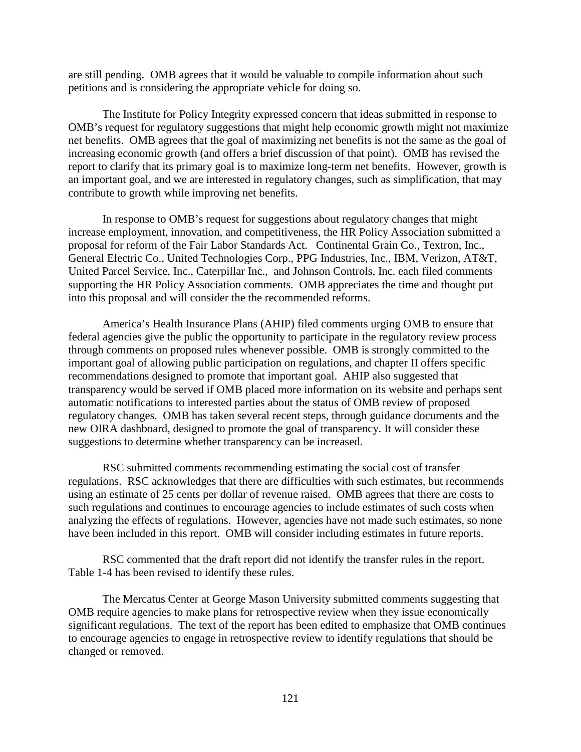are still pending. OMB agrees that it would be valuable to compile information about such petitions and is considering the appropriate vehicle for doing so.

The Institute for Policy Integrity expressed concern that ideas submitted in response to OMB's request for regulatory suggestions that might help economic growth might not maximize net benefits. OMB agrees that the goal of maximizing net benefits is not the same as the goal of increasing economic growth (and offers a brief discussion of that point). OMB has revised the report to clarify that its primary goal is to maximize long-term net benefits. However, growth is an important goal, and we are interested in regulatory changes, such as simplification, that may contribute to growth while improving net benefits.

In response to OMB's request for suggestions about regulatory changes that might increase employment, innovation, and competitiveness, the HR Policy Association submitted a proposal for reform of the Fair Labor Standards Act. Continental Grain Co., Textron, Inc., General Electric Co., United Technologies Corp., PPG Industries, Inc., IBM, Verizon, AT&T, United Parcel Service, Inc., Caterpillar Inc., and Johnson Controls, Inc. each filed comments supporting the HR Policy Association comments. OMB appreciates the time and thought put into this proposal and will consider the the recommended reforms.

America's Health Insurance Plans (AHIP) filed comments urging OMB to ensure that federal agencies give the public the opportunity to participate in the regulatory review process through comments on proposed rules whenever possible. OMB is strongly committed to the important goal of allowing public participation on regulations, and chapter II offers specific recommendations designed to promote that important goal. AHIP also suggested that transparency would be served if OMB placed more information on its website and perhaps sent automatic notifications to interested parties about the status of OMB review of proposed regulatory changes. OMB has taken several recent steps, through guidance documents and the new OIRA dashboard, designed to promote the goal of transparency. It will consider these suggestions to determine whether transparency can be increased.

RSC submitted comments recommending estimating the social cost of transfer regulations. RSC acknowledges that there are difficulties with such estimates, but recommends using an estimate of 25 cents per dollar of revenue raised. OMB agrees that there are costs to such regulations and continues to encourage agencies to include estimates of such costs when analyzing the effects of regulations. However, agencies have not made such estimates, so none have been included in this report. OMB will consider including estimates in future reports.

RSC commented that the draft report did not identify the transfer rules in the report. Table 1-4 has been revised to identify these rules.

The Mercatus Center at George Mason University submitted comments suggesting that OMB require agencies to make plans for retrospective review when they issue economically significant regulations. The text of the report has been edited to emphasize that OMB continues to encourage agencies to engage in retrospective review to identify regulations that should be changed or removed.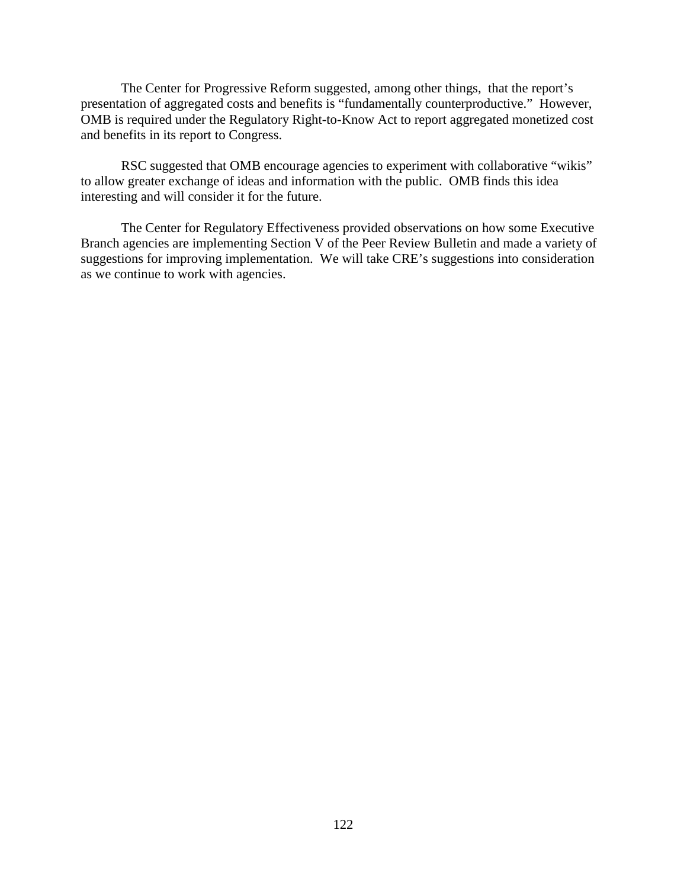The Center for Progressive Reform suggested, among other things, that the report's presentation of aggregated costs and benefits is "fundamentally counterproductive." However, OMB is required under the Regulatory Right-to-Know Act to report aggregated monetized cost and benefits in its report to Congress.

RSC suggested that OMB encourage agencies to experiment with collaborative "wikis" to allow greater exchange of ideas and information with the public. OMB finds this idea interesting and will consider it for the future.

The Center for Regulatory Effectiveness provided observations on how some Executive Branch agencies are implementing Section V of the Peer Review Bulletin and made a variety of suggestions for improving implementation. We will take CRE's suggestions into consideration as we continue to work with agencies.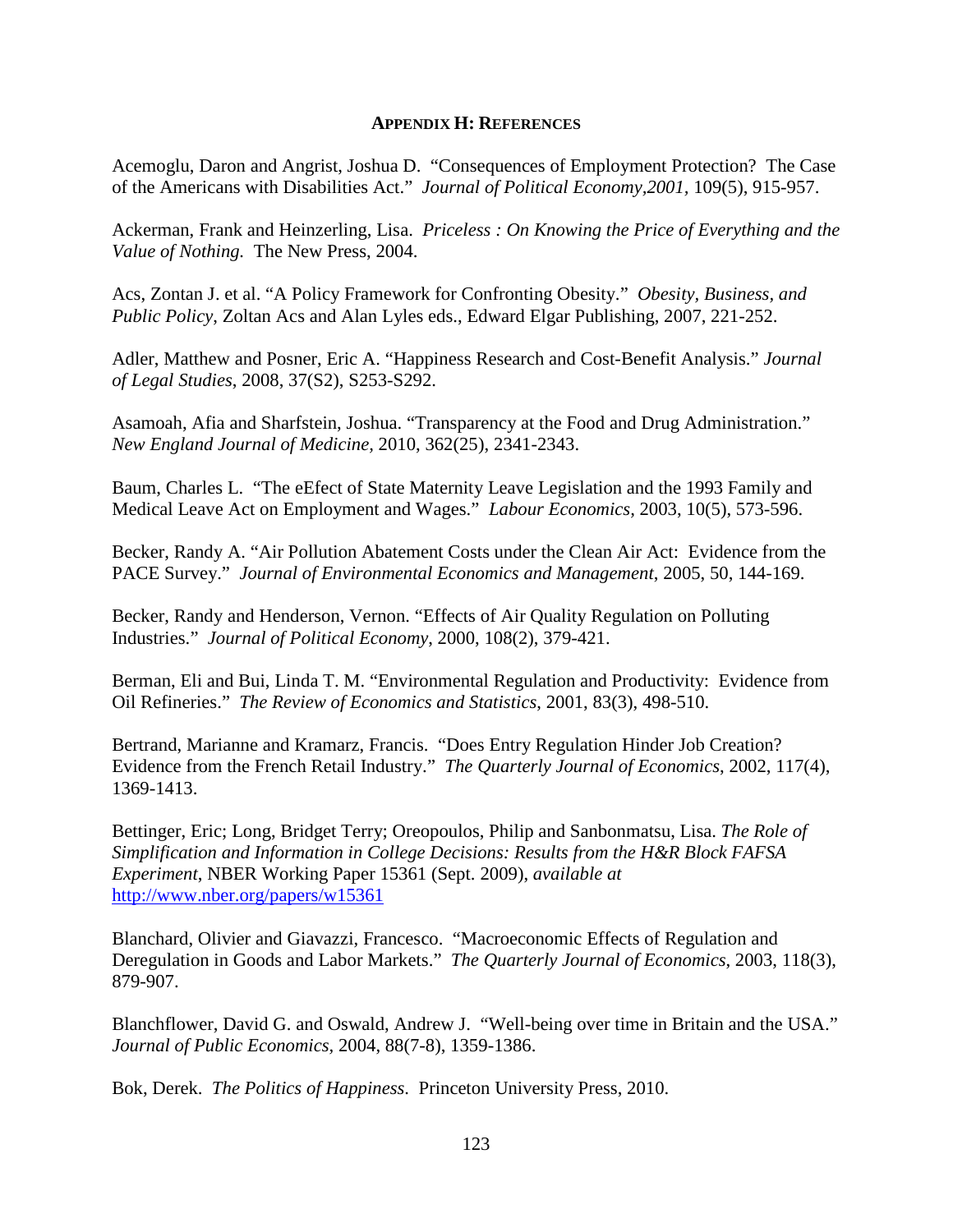## APPENDIX H: REFERENCES

Acemoglu, Daron and Angrist, Joshua D. "Consequences of Employment Protection? The Case of the Americans with Disabilities Act." *Journal of Political Economy,2001,* 109(5), 915-957.

Ackerman, Frank and Heinzerling, Lisa. *Priceless : On Knowing the Price of Everything and the Value of Nothing.* The New Press, 2004.

Acs, Zontan J. et al. "A Policy Framework for Confronting Obesity." *Obesity, Business, and Public Policy,* Zoltan Acs and Alan Lyles eds., Edward Elgar Publishing, 2007, 221-252.

Adler, Matthew and Posner, Eric A. "Happiness Research and Cost-Benefit Analysis." *Journal of Legal Studies*, 2008, 37(S2), S253-S292.

Asamoah, Afia and Sharfstein, Joshua. "Transparency at the Food and Drug Administration." *New England Journal of Medicine,* 2010, 362(25), 2341-2343.

Baum, Charles L. "The eEfect of State Maternity Leave Legislation and the 1993 Family and Medical Leave Act on Employment and Wages." *Labour Economics,* 2003, 10(5), 573-596.

Becker, Randy A. "Air Pollution Abatement Costs under the Clean Air Act: Evidence from the PACE Survey." *Journal of Environmental Economics and Management,* 2005, 50, 144-169.

Becker, Randy and Henderson, Vernon. "Effects of Air Quality Regulation on Polluting Industries." *Journal of Political Economy,* 2000, 108(2), 379-421.

Berman, Eli and Bui, Linda T. M. "Environmental Regulation and Productivity: Evidence from Oil Refineries." *The Review of Economics and Statistics*, 2001, 83(3), 498-510.

Bertrand, Marianne and Kramarz, Francis. "Does Entry Regulation Hinder Job Creation? Evidence from the French Retail Industry." *The Quarterly Journal of Economics*, 2002, 117(4), 1369-1413.

Bettinger, Eric; Long, Bridget Terry; Oreopoulos, Philip and Sanbonmatsu, Lisa. *The Role of Simplification and Information in College Decisions: Results from the H&R Block FAFSA Experiment*, NBER Working Paper 15361 (Sept. 2009), *available at* http://www.nber.org/papers/w15361

Blanchard, Olivier and Giavazzi, Francesco. "Macroeconomic Effects of Regulation and Deregulation in Goods and Labor Markets." *The Quarterly Journal of Economics*, 2003, 118(3), 879-907.

Blanchflower, David G. and Oswald, Andrew J. "Well-being over time in Britain and the USA." *Journal of Public Economics*, 2004, 88(7-8), 1359-1386.

Bok, Derek. *The Politics of Happiness*. Princeton University Press, 2010.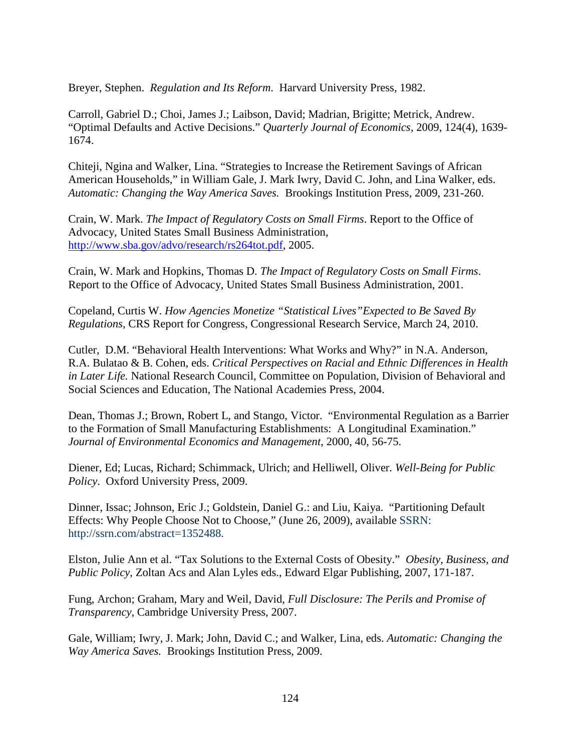Breyer, Stephen. *Regulation and Its Reform*. Harvard University Press, 1982.

Carroll, Gabriel D.; Choi, James J.; Laibson, David; Madrian, Brigitte; Metrick, Andrew. "Optimal Defaults and Active Decisions." *Quarterly Journal of Economics*, 2009, 124(4), 1639-1674.

Chiteji, Ngina and Walker, Lina. "Strategies to Increase the Retirement Savings of African American Households," in William Gale, J. Mark Iwry, David C. John, and Lina Walker, eds. *Automatic: Changing the Way America Saves.* Brookings Institution Press, 2009, 231-260.

Crain, W. Mark. *The Impact of Regulatory Costs on Small Firms*. Report to the Office of Advocacy, United States Small Business Administration, http://www.sba.gov/advo/research/rs264tot.pdf, 2005.

Crain, W. Mark and Hopkins, Thomas D. *The Impact of Regulatory Costs on Small Firms*. Report to the Office of Advocacy, United States Small Business Administration, 2001.

Copeland, Curtis W. *How Agencies Monetize "Statistical Lives" Expected to Be Saved By Regulations*, CRS Report for Congress, Congressional Research Service, March 24, 2010.

Cutler, D.M. "Behavioral Health Interventions: What Works and Why?" in N.A. Anderson, R.A. Bulatao & B. Cohen, eds. *Critical Perspectives on Racial and Ethnic Differences in Health in Later Life.* National Research Council, Committee on Population, Division of Behavioral and Social Sciences and Education, The National Academies Press, 2004.

Dean, Thomas J.; Brown, Robert L, and Stango, Victor. "Environmental Regulation as a Barrier to the Formation of Small Manufacturing Establishments: A Longitudinal Examination." *Journal of Environmental Economics and Management*, 2000, 40, 56-75.

Diener, Ed; Lucas, Richard; Schimmack, Ulrich; and Helliwell, Oliver. *Well-Being for Public Policy*. Oxford University Press, 2009.

Dinner, Issac; Johnson, Eric J.; Goldstein, Daniel G.: and Liu, Kaiya. "Partitioning Default Effects: Why People Choose Not to Choose," (June 26, 2009), available SSRN: http://ssrn.com/abstract=1352488.

Elston, Julie Ann et al. "Tax Solutions to the External Costs of Obesity." *Obesity, Business, and Public Policy*, Zoltan Acs and Alan Lyles eds., Edward Elgar Publishing, 2007, 171-187.

Fung, Archon; Graham, Mary and Weil, David, *Full Disclosure: The Perils and Promise of Transparency*, Cambridge University Press, 2007.

Gale, William; Iwry, J. Mark; John, David C.; and Walker, Lina, eds. *Automatic: Changing the Way America Saves.* Brookings Institution Press, 2009.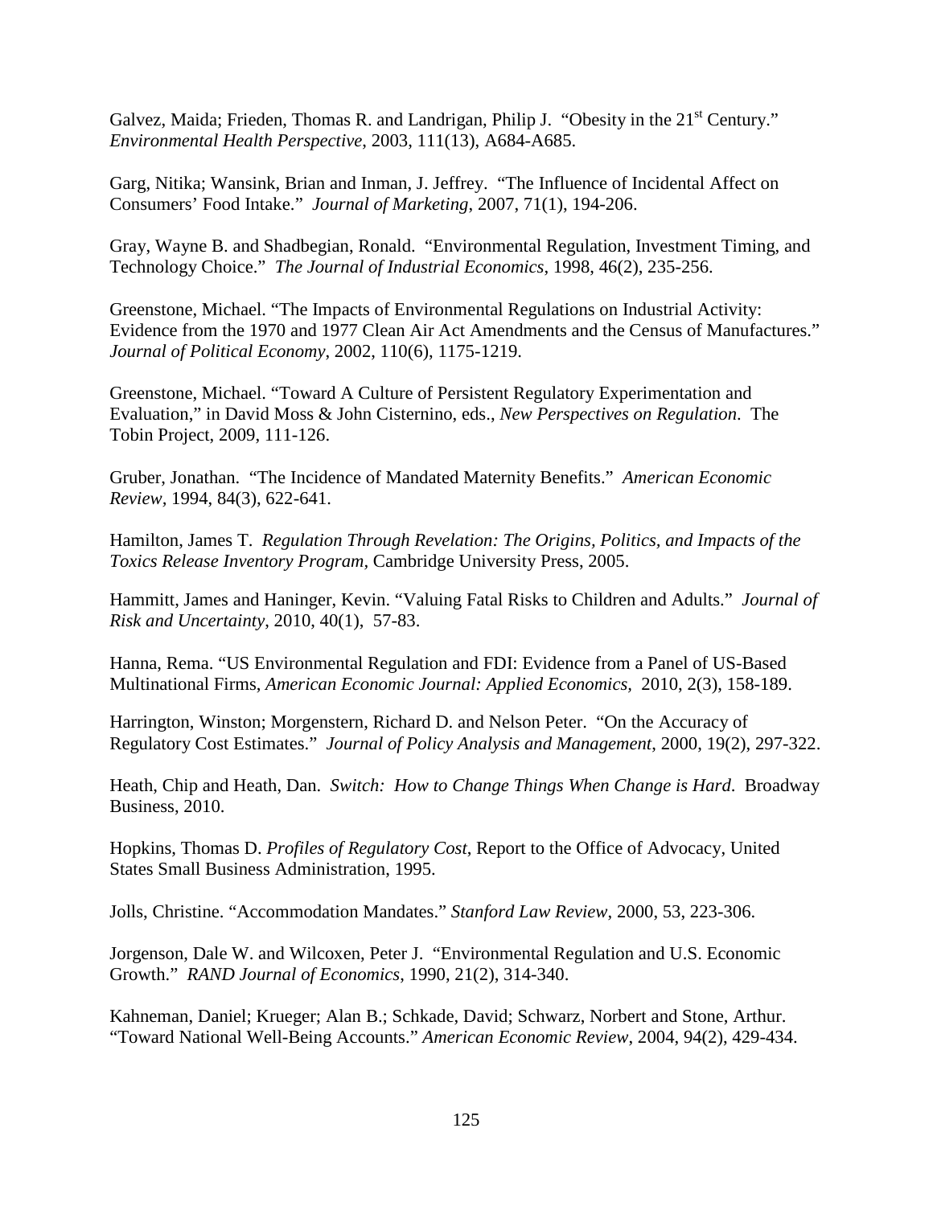Galvez, Maida; Frieden, Thomas R. and Landrigan, Philip J. "Obesity in the 21st Century." *Environmental Health Perspective*, 2003, 111(13), A684-A685.

Garg, Nitika; Wansink, Brian and Inman, J. Jeffrey. "The Influence of Incidental Affect on Consumers' Food Intake." *Journal of Marketing*, 2007, 71(1), 194-206.

Gray, Wayne B. and Shadbegian, Ronald. "Environmental Regulation, Investment Timing, and Technology Choice." *The Journal of Industrial Economics*, 1998, 46(2), 235-256.

Greenstone, Michael. "The Impacts of Environmental Regulations on Industrial Activity: Evidence from the 1970 and 1977 Clean Air Act Amendments and the Census of Manufactures." *Journal of Political Economy*, 2002, 110(6), 1175-1219.

Greenstone, Michael. "Toward A Culture of Persistent Regulatory Experimentation and Evaluation," in David Moss & John Cisternino, eds., *New Perspectives on Regulation*. The Tobin Project, 2009, 111-126.

Gruber, Jonathan. "The Incidence of Mandated Maternity Benefits." *American Economic Review*, 1994, 84(3), 622-641.

Hamilton, James T. *Regulation Through Revelation: The Origins, Politics, and Impacts of the Toxics Release Inventory Program*, Cambridge University Press, 2005.

Hammitt, James and Haninger, Kevin. "Valuing Fatal Risks to Children and Adults." *Journal of Risk and Uncertainty*, 2010, 40(1), 57-83.

Hanna, Rema. "US Environmental Regulation and FDI: Evidence from a Panel of US-Based Multinational Firms, *American Economic Journal: Applied Economics*, 2010, 2(3), 158-189.

Harrington, Winston; Morgenstern, Richard D. and Nelson Peter. "On the Accuracy of Regulatory Cost Estimates." *Journal of Policy Analysis and Management*, 2000, 19(2), 297-322.

Heath, Chip and Heath, Dan. *Switch: How to Change Things When Change is Hard*. Broadway Business, 2010.

Hopkins, Thomas D. *Profiles of Regulatory Cost*, Report to the Office of Advocacy, United States Small Business Administration, 1995.

Jolls, Christine. "Accommodation Mandates." *Stanford Law Review*, 2000, 53, 223-306.

Jorgenson, Dale W. and Wilcoxen, Peter J. "Environmental Regulation and U.S. Economic Growth." *RAND Journal of Economics*, 1990, 21(2), 314-340.

Kahneman, Daniel; Krueger; Alan B.; Schkade, David; Schwarz, Norbert and Stone, Arthur. "Toward National Well-Being Accounts." *American Economic Review*, 2004, 94(2), 429-434.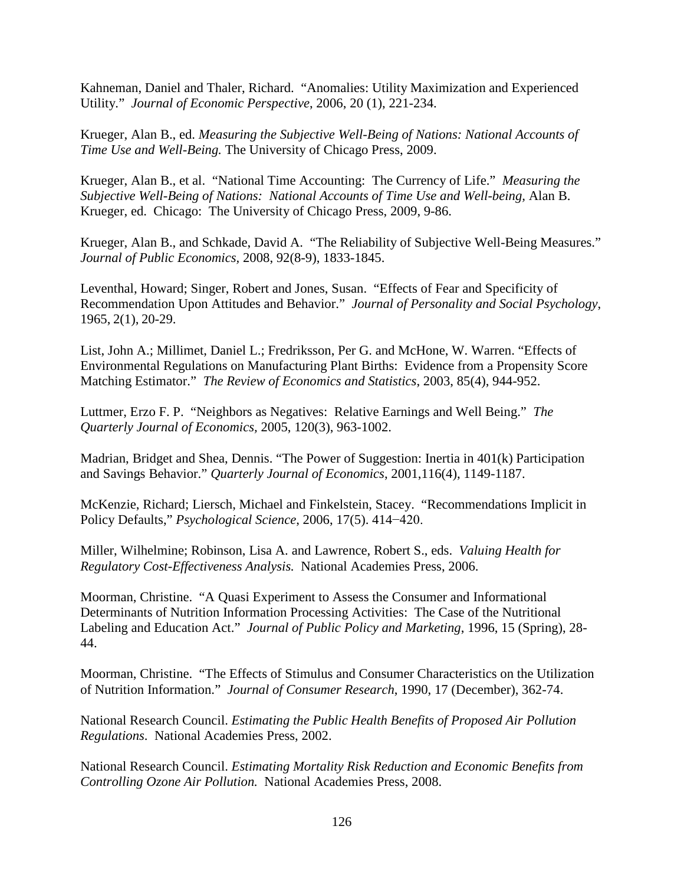Kahneman, Daniel and Thaler, Richard. "Anomalies: Utility Maximization and Experienced Utility." *Journal of Economic Perspective,* 2006, 20 (1), 221-234.

Krueger, Alan B., ed. *Measuring the Subjective Well-Being of Nations: National Accounts of Time Use and Well-Being.* The University of Chicago Press, 2009.

Krueger, Alan B., et al. "National Time Accounting: The Currency of Life." *Measuring the Subjective Well-Being of Nations: National Accounts of Time Use and Well-being,* Alan B. Krueger, ed. Chicago: The University of Chicago Press, 2009, 9-86.

Krueger, Alan B., and Schkade, David A. "The Reliability of Subjective Well-Being Measures." *Journal of Public Economics,* 2008, 92(8-9), 1833-1845.

Leventhal, Howard; Singer, Robert and Jones, Susan. "Effects of Fear and Specificity of Recommendation Upon Attitudes and Behavior." *Journal of Personality and Social Psychology*, 1965, 2(1), 20-29.

List, John A.; Millimet, Daniel L.; Fredriksson, Per G. and McHone, W. Warren. "Effects of Environmental Regulations on Manufacturing Plant Births: Evidence from a Propensity Score Matching Estimator." *The Review of Economics and Statistics*, 2003, 85(4), 944-952.

Luttmer, Erzo F. P. "Neighbors as Negatives: Relative Earnings and Well Being." *The Quarterly Journal of Economics,* 2005, 120(3), 963-1002.

Madrian, Bridget and Shea, Dennis. "The Power of Suggestion: Inertia in 401(k) Participation and Savings Behavior." *Quarterly Journal of Economics*, 2001,116(4), 1149-1187.

McKenzie, Richard; Liersch, Michael and Finkelstein, Stacey. "Recommendations Implicit in Policy Defaults," *Psychological Science*, 2006, 17(5). 414−420.

Miller, Wilhelmine; Robinson, Lisa A. and Lawrence, Robert S., eds. *Valuing Health for Regulatory Cost-Effectiveness Analysis.* National Academies Press, 2006.

Moorman, Christine. "A Quasi Experiment to Assess the Consumer and Informational Determinants of Nutrition Information Processing Activities: The Case of the Nutritional Labeling and Education Act." *Journal of Public Policy and Marketing,* 1996, 15 (Spring), 28-44.

Moorman, Christine. "The Effects of Stimulus and Consumer Characteristics on the Utilization of Nutrition Information." *Journal of Consumer Research*, 1990, 17 (December), 362-74.

National Research Council. *Estimating the Public Health Benefits of Proposed Air Pollution Regulations*. National Academies Press, 2002.

National Research Council. *Estimating Mortality Risk Reduction and Economic Benefits from Controlling Ozone Air Pollution.* National Academies Press, 2008.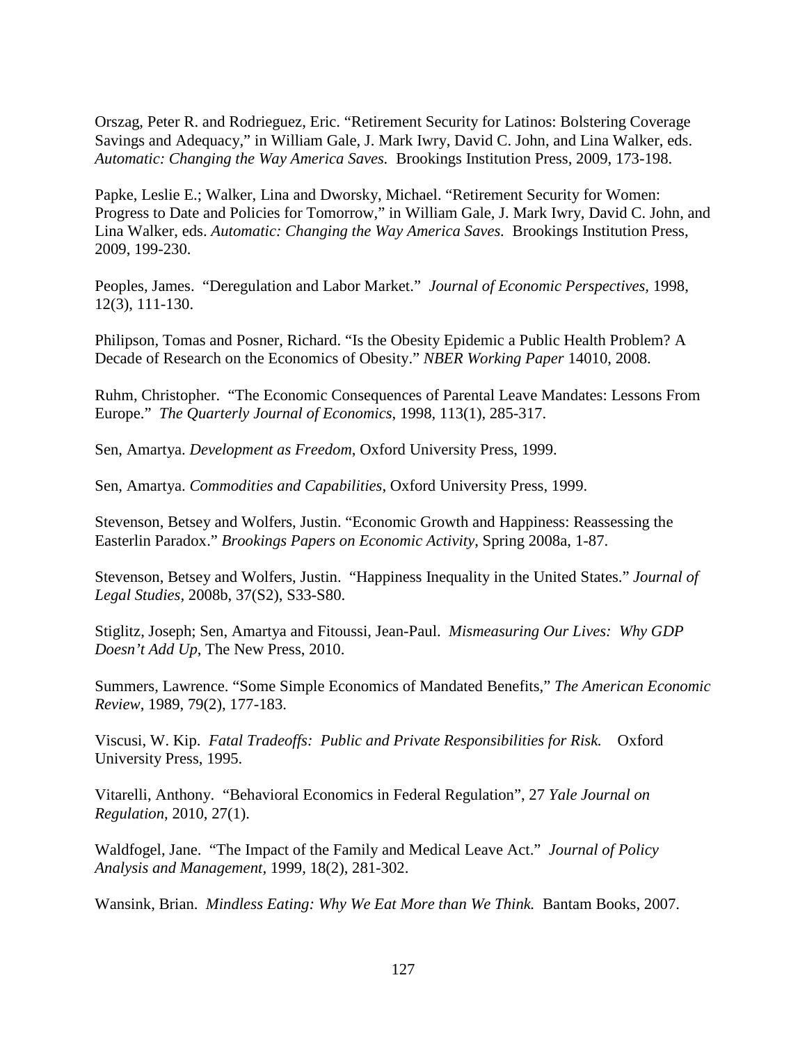Orszag, Peter R. and Rodrieguez, Eric. "Retirement Security for Latinos: Bolstering Coverage Savings and Adequacy," in William Gale, J. Mark Iwry, David C. John, and Lina Walker, eds. *Automatic: Changing the Way America Saves.* Brookings Institution Press, 2009, 173-198.

Papke, Leslie E.; Walker, Lina and Dworsky, Michael. "Retirement Security for Women: Progress to Date and Policies for Tomorrow," in William Gale, J. Mark Iwry, David C. John, and Lina Walker, eds. *Automatic: Changing the Way America Saves.* Brookings Institution Press, 2009, 199-230.

Peoples, James. "Deregulation and Labor Market." *Journal of Economic Perspectives*, 1998, 12(3), 111-130.

Philipson, Tomas and Posner, Richard. "Is the Obesity Epidemic a Public Health Problem? A Decade of Research on the Economics of Obesity." *NBER Working Paper* 14010, 2008.

Ruhm, Christopher. "The Economic Consequences of Parental Leave Mandates: Lessons From Europe." *The Quarterly Journal of Economics*, 1998, 113(1), 285-317.

Sen, Amartya. *Development as Freedom*, Oxford University Press, 1999.

Sen, Amartya. *Commodities and Capabilities*, Oxford University Press, 1999.

Stevenson, Betsey and Wolfers, Justin. "Economic Growth and Happiness: Reassessing the Easterlin Paradox." *Brookings Papers on Economic Activity*, Spring 2008a, 1-87.

Stevenson, Betsey and Wolfers, Justin. "Happiness Inequality in the United States." *Journal of Legal Studies*, 2008b, 37(S2), S33-S80.

Stiglitz, Joseph; Sen, Amartya and Fitoussi, Jean-Paul. *Mismeasuring Our Lives: Why GDP Doesn't Add Up*, The New Press, 2010.

Summers, Lawrence. "Some Simple Economics of Mandated Benefits," *The American Economic Review*, 1989, 79(2), 177-183.

Viscusi, W. Kip. *Fatal Tradeoffs: Public and Private Responsibilities for Risk.* Oxford University Press, 1995.

Vitarelli, Anthony. "Behavioral Economics in Federal Regulation", 27 *Yale Journal on Regulation*, 2010, 27(1).

Waldfogel, Jane. "The Impact of the Family and Medical Leave Act." *Journal of Policy Analysis and Management*, 1999, 18(2), 281-302.

Wansink, Brian. *Mindless Eating: Why We Eat More than We Think.* Bantam Books, 2007.